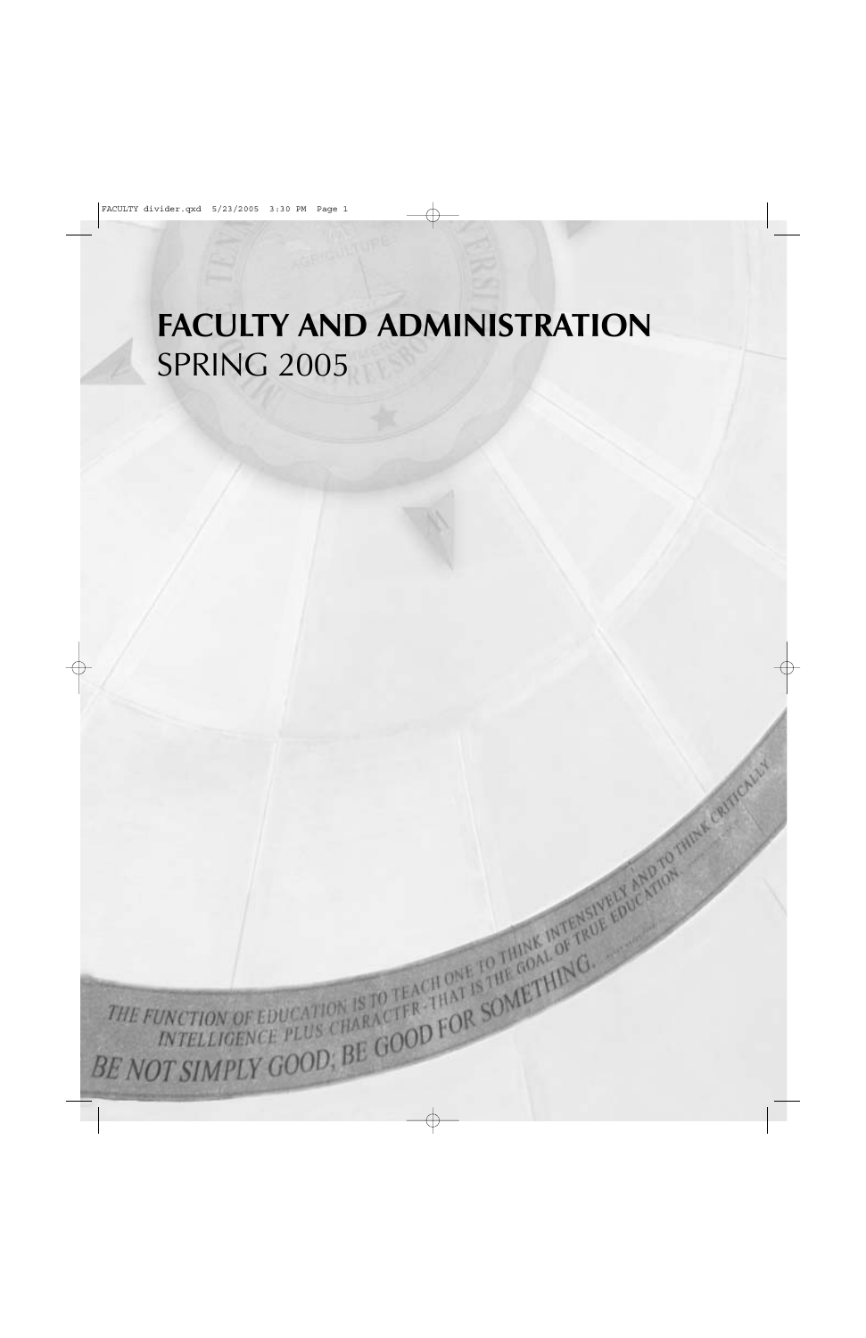# FACULTY AND ADMINISTRATION
SPRING 2005

THE FUNCTION OF EDUCATION IS TO TEACH ONE TO THINK INTENSIVELY AND TO THINK CRITICALLY
INTELLIGENCE PLUS CHARACTER - THAT IS THE GOAL OF TRUE EDUCATION.
BE NOT SIMPLY GOOD; BE GOOD FOR SOMETHING.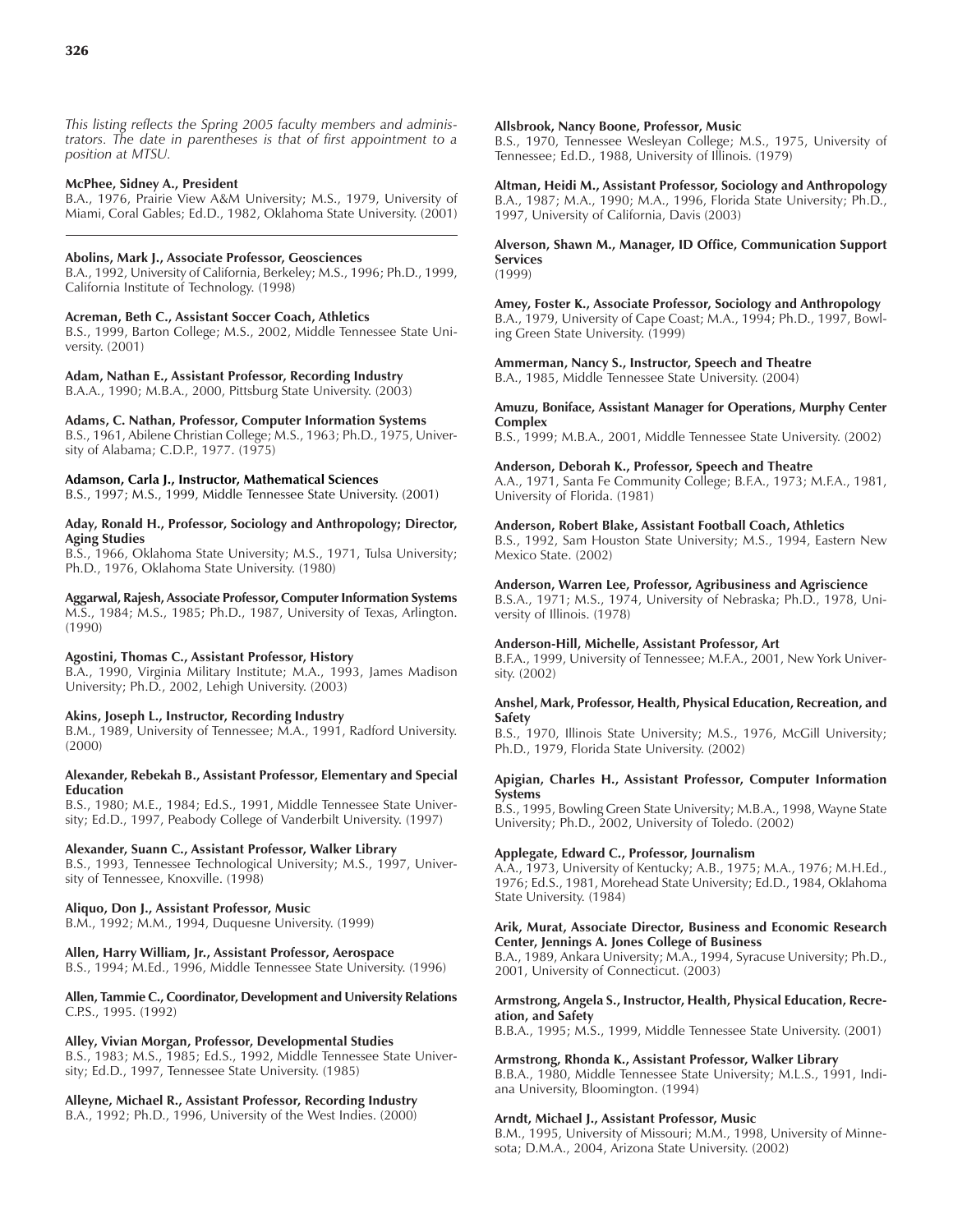*This listing reflects the Spring 2005 faculty members and administrators. The date in parentheses is that of first appointment to a position at MTSU.*

**McPhee, Sidney A., President**
B.A., 1976, Prairie View A&M University; M.S., 1979, University of Miami, Coral Gables; Ed.D., 1982, Oklahoma State University. (2001)

---

**Abolins, Mark J., Associate Professor, Geosciences**
B.A., 1992, University of California, Berkeley; M.S., 1996; Ph.D., 1999, California Institute of Technology. (1998)

**Acreman, Beth C., Assistant Soccer Coach, Athletics**
B.S., 1999, Barton College; M.S., 2002, Middle Tennessee State University. (2001)

**Adam, Nathan E., Assistant Professor, Recording Industry**
B.A.A., 1990; M.B.A., 2000, Pittsburg State University. (2003)

**Adams, C. Nathan, Professor, Computer Information Systems**
B.S., 1961, Abilene Christian College; M.S., 1963; Ph.D., 1975, University of Alabama; C.D.P., 1977. (1975)

**Adamson, Carla J., Instructor, Mathematical Sciences**
B.S., 1997; M.S., 1999, Middle Tennessee State University. (2001)

**Aday, Ronald H., Professor, Sociology and Anthropology; Director, Aging Studies**
B.S., 1966, Oklahoma State University; M.S., 1971, Tulsa University; Ph.D., 1976, Oklahoma State University. (1980)

**Aggarwal, Rajesh, Associate Professor, Computer Information Systems**
M.S., 1984; M.S., 1985; Ph.D., 1987, University of Texas, Arlington. (1990)

**Agostini, Thomas C., Assistant Professor, History**
B.A., 1990, Virginia Military Institute; M.A., 1993, James Madison University; Ph.D., 2002, Lehigh University. (2003)

**Akins, Joseph L., Instructor, Recording Industry**
B.M., 1989, University of Tennessee; M.A., 1991, Radford University. (2000)

**Alexander, Rebekah B., Assistant Professor, Elementary and Special Education**
B.S., 1980; M.E., 1984; Ed.S., 1991, Middle Tennessee State University; Ed.D., 1997, Peabody College of Vanderbilt University. (1997)

**Alexander, Suann C., Assistant Professor, Walker Library**
B.S., 1993, Tennessee Technological University; M.S., 1997, University of Tennessee, Knoxville. (1998)

**Aliquo, Don J., Assistant Professor, Music**
B.M., 1992; M.M., 1994, Duquesne University. (1999)

**Allen, Harry William, Jr., Assistant Professor, Aerospace**
B.S., 1994; M.Ed., 1996, Middle Tennessee State University. (1996)

**Allen, Tammie C., Coordinator, Development and University Relations**
C.P.S., 1995. (1992)

**Alley, Vivian Morgan, Professor, Developmental Studies**
B.S., 1983; M.S., 1985; Ed.S., 1992, Middle Tennessee State University; Ed.D., 1997, Tennessee State University. (1985)

**Alleyne, Michael R., Assistant Professor, Recording Industry**
B.A., 1992; Ph.D., 1996, University of the West Indies. (2000)

**Allsbrook, Nancy Boone, Professor, Music**
B.S., 1970, Tennessee Wesleyan College; M.S., 1975, University of Tennessee; Ed.D., 1988, University of Illinois. (1979)

**Altman, Heidi M., Assistant Professor, Sociology and Anthropology**
B.A., 1987; M.A., 1990; M.A., 1996, Florida State University; Ph.D., 1997, University of California, Davis (2003)

**Alverson, Shawn M., Manager, ID Office, Communication Support Services**
(1999)

**Amey, Foster K., Associate Professor, Sociology and Anthropology**
B.A., 1979, University of Cape Coast; M.A., 1994; Ph.D., 1997, Bowling Green State University. (1999)

**Ammerman, Nancy S., Instructor, Speech and Theatre**
B.A., 1985, Middle Tennessee State University. (2004)

**Amuzu, Boniface, Assistant Manager for Operations, Murphy Center Complex**
B.S., 1999; M.B.A., 2001, Middle Tennessee State University. (2002)

**Anderson, Deborah K., Professor, Speech and Theatre**
A.A., 1971, Santa Fe Community College; B.F.A., 1973; M.F.A., 1981, University of Florida. (1981)

**Anderson, Robert Blake, Assistant Football Coach, Athletics**
B.S., 1992, Sam Houston State University; M.S., 1994, Eastern New Mexico State. (2002)

**Anderson, Warren Lee, Professor, Agribusiness and Agriscience**
B.S.A., 1971; M.S., 1974, University of Nebraska; Ph.D., 1978, University of Illinois. (1978)

**Anderson-Hill, Michelle, Assistant Professor, Art**
B.F.A., 1999, University of Tennessee; M.F.A., 2001, New York University. (2002)

**Anshel, Mark, Professor, Health, Physical Education, Recreation, and Safety**
B.S., 1970, Illinois State University; M.S., 1976, McGill University; Ph.D., 1979, Florida State University. (2002)

**Apigian, Charles H., Assistant Professor, Computer Information Systems**
B.S., 1995, Bowling Green State University; M.B.A., 1998, Wayne State University; Ph.D., 2002, University of Toledo. (2002)

**Applegate, Edward C., Professor, Journalism**
A.A., 1973, University of Kentucky; A.B., 1975; M.A., 1976; M.H.Ed., 1976; Ed.S., 1981, Morehead State University; Ed.D., 1984, Oklahoma State University. (1984)

**Arik, Murat, Associate Director, Business and Economic Research Center, Jennings A. Jones College of Business**
B.A., 1989, Ankara University; M.A., 1994, Syracuse University; Ph.D., 2001, University of Connecticut. (2003)

**Armstrong, Angela S., Instructor, Health, Physical Education, Recreation, and Safety**
B.B.A., 1995; M.S., 1999, Middle Tennessee State University. (2001)

**Armstrong, Rhonda K., Assistant Professor, Walker Library**
B.B.A., 1980, Middle Tennessee State University; M.L.S., 1991, Indiana University, Bloomington. (1994)

**Arndt, Michael J., Assistant Professor, Music**
B.M., 1995, University of Missouri; M.M., 1998, University of Minnesota; D.M.A., 2004, Arizona State University. (2002)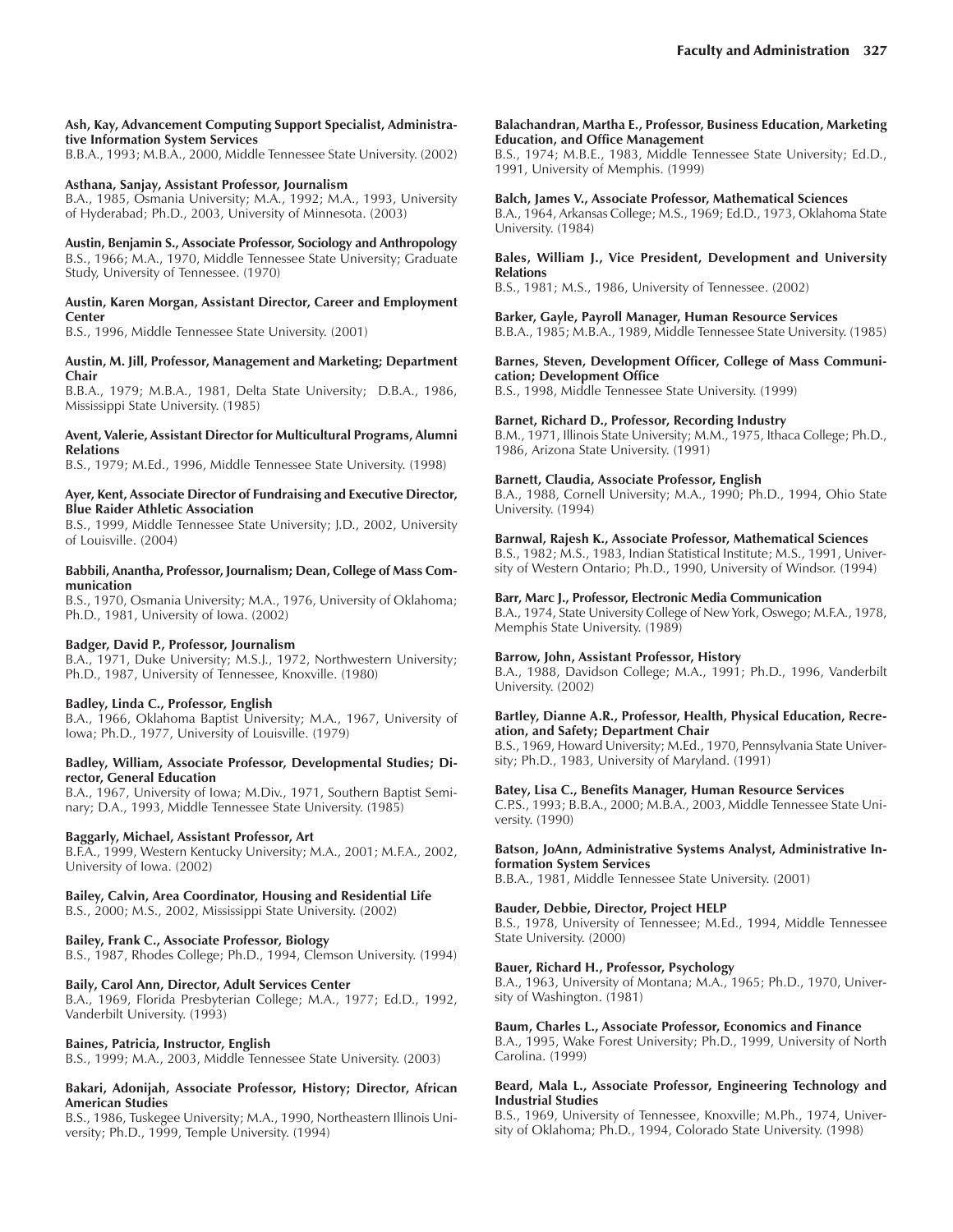**Ash, Kay, Advancement Computing Support Specialist, Administrative Information System Services**
B.B.A., 1993; M.B.A., 2000, Middle Tennessee State University. (2002)

**Asthana, Sanjay, Assistant Professor, Journalism**
B.A., 1985, Osmania University; M.A., 1992; M.A., 1993, University of Hyderabad; Ph.D., 2003, University of Minnesota. (2003)

**Austin, Benjamin S., Associate Professor, Sociology and Anthropology**
B.S., 1966; M.A., 1970, Middle Tennessee State University; Graduate Study, University of Tennessee. (1970)

**Austin, Karen Morgan, Assistant Director, Career and Employment Center**
B.S., 1996, Middle Tennessee State University. (2001)

**Austin, M. Jill, Professor, Management and Marketing; Department Chair**
B.B.A., 1979; M.B.A., 1981, Delta State University; D.B.A., 1986, Mississippi State University. (1985)

**Avent, Valerie, Assistant Director for Multicultural Programs, Alumni Relations**
B.S., 1979; M.Ed., 1996, Middle Tennessee State University. (1998)

**Ayer, Kent, Associate Director of Fundraising and Executive Director, Blue Raider Athletic Association**
B.S., 1999, Middle Tennessee State University; J.D., 2002, University of Louisville. (2004)

**Babbili, Anantha, Professor, Journalism; Dean, College of Mass Communication**
B.S., 1970, Osmania University; M.A., 1976, University of Oklahoma; Ph.D., 1981, University of Iowa. (2002)

**Badger, David P., Professor, Journalism**
B.A., 1971, Duke University; M.S.J., 1972, Northwestern University; Ph.D., 1987, University of Tennessee, Knoxville. (1980)

**Badley, Linda C., Professor, English**
B.A., 1966, Oklahoma Baptist University; M.A., 1967, University of Iowa; Ph.D., 1977, University of Louisville. (1979)

**Badley, William, Associate Professor, Developmental Studies; Director, General Education**
B.A., 1967, University of Iowa; M.Div., 1971, Southern Baptist Seminary; D.A., 1993, Middle Tennessee State University. (1985)

**Baggarly, Michael, Assistant Professor, Art**
B.F.A., 1999, Western Kentucky University; M.A., 2001; M.F.A., 2002, University of Iowa. (2002)

**Bailey, Calvin, Area Coordinator, Housing and Residential Life**
B.S., 2000; M.S., 2002, Mississippi State University. (2002)

**Bailey, Frank C., Associate Professor, Biology**
B.S., 1987, Rhodes College; Ph.D., 1994, Clemson University. (1994)

**Baily, Carol Ann, Director, Adult Services Center**
B.A., 1969, Florida Presbyterian College; M.A., 1977; Ed.D., 1992, Vanderbilt University. (1993)

**Baines, Patricia, Instructor, English**
B.S., 1999; M.A., 2003, Middle Tennessee State University. (2003)

**Bakari, Adonijah, Associate Professor, History; Director, African American Studies**
B.S., 1986, Tuskegee University; M.A., 1990, Northeastern Illinois University; Ph.D., 1999, Temple University. (1994)

**Balachandran, Martha E., Professor, Business Education, Marketing Education, and Office Management**
B.S., 1974; M.B.E., 1983, Middle Tennessee State University; Ed.D., 1991, University of Memphis. (1999)

**Balch, James V., Associate Professor, Mathematical Sciences**
B.A., 1964, Arkansas College; M.S., 1969; Ed.D., 1973, Oklahoma State University. (1984)

**Bales, William J., Vice President, Development and University Relations**
B.S., 1981; M.S., 1986, University of Tennessee. (2002)

**Barker, Gayle, Payroll Manager, Human Resource Services**
B.B.A., 1985; M.B.A., 1989, Middle Tennessee State University. (1985)

**Barnes, Steven, Development Officer, College of Mass Communication; Development Office**
B.S., 1998, Middle Tennessee State University. (1999)

**Barnet, Richard D., Professor, Recording Industry**
B.M., 1971, Illinois State University; M.M., 1975, Ithaca College; Ph.D., 1986, Arizona State University. (1991)

**Barnett, Claudia, Associate Professor, English**
B.A., 1988, Cornell University; M.A., 1990; Ph.D., 1994, Ohio State University. (1994)

**Barnwal, Rajesh K., Associate Professor, Mathematical Sciences**
B.S., 1982; M.S., 1983, Indian Statistical Institute; M.S., 1991, University of Western Ontario; Ph.D., 1990, University of Windsor. (1994)

**Barr, Marc J., Professor, Electronic Media Communication**
B.A., 1974, State University College of New York, Oswego; M.F.A., 1978, Memphis State University. (1989)

**Barrow, John, Assistant Professor, History**
B.A., 1988, Davidson College; M.A., 1991; Ph.D., 1996, Vanderbilt University. (2002)

**Bartley, Dianne A.R., Professor, Health, Physical Education, Recreation, and Safety; Department Chair**
B.S., 1969, Howard University; M.Ed., 1970, Pennsylvania State University; Ph.D., 1983, University of Maryland. (1991)

**Batey, Lisa C., Benefits Manager, Human Resource Services**
C.P.S., 1993; B.B.A., 2000; M.B.A., 2003, Middle Tennessee State University. (1990)

**Batson, JoAnn, Administrative Systems Analyst, Administrative Information System Services**
B.B.A., 1981, Middle Tennessee State University. (2001)

**Bauder, Debbie, Director, Project HELP**
B.S., 1978, University of Tennessee; M.Ed., 1994, Middle Tennessee State University. (2000)

**Bauer, Richard H., Professor, Psychology**
B.A., 1963, University of Montana; M.A., 1965; Ph.D., 1970, University of Washington. (1981)

**Baum, Charles L., Associate Professor, Economics and Finance**
B.A., 1995, Wake Forest University; Ph.D., 1999, University of North Carolina. (1999)

**Beard, Mala L., Associate Professor, Engineering Technology and Industrial Studies**
B.S., 1969, University of Tennessee, Knoxville; M.Ph., 1974, University of Oklahoma; Ph.D., 1994, Colorado State University. (1998)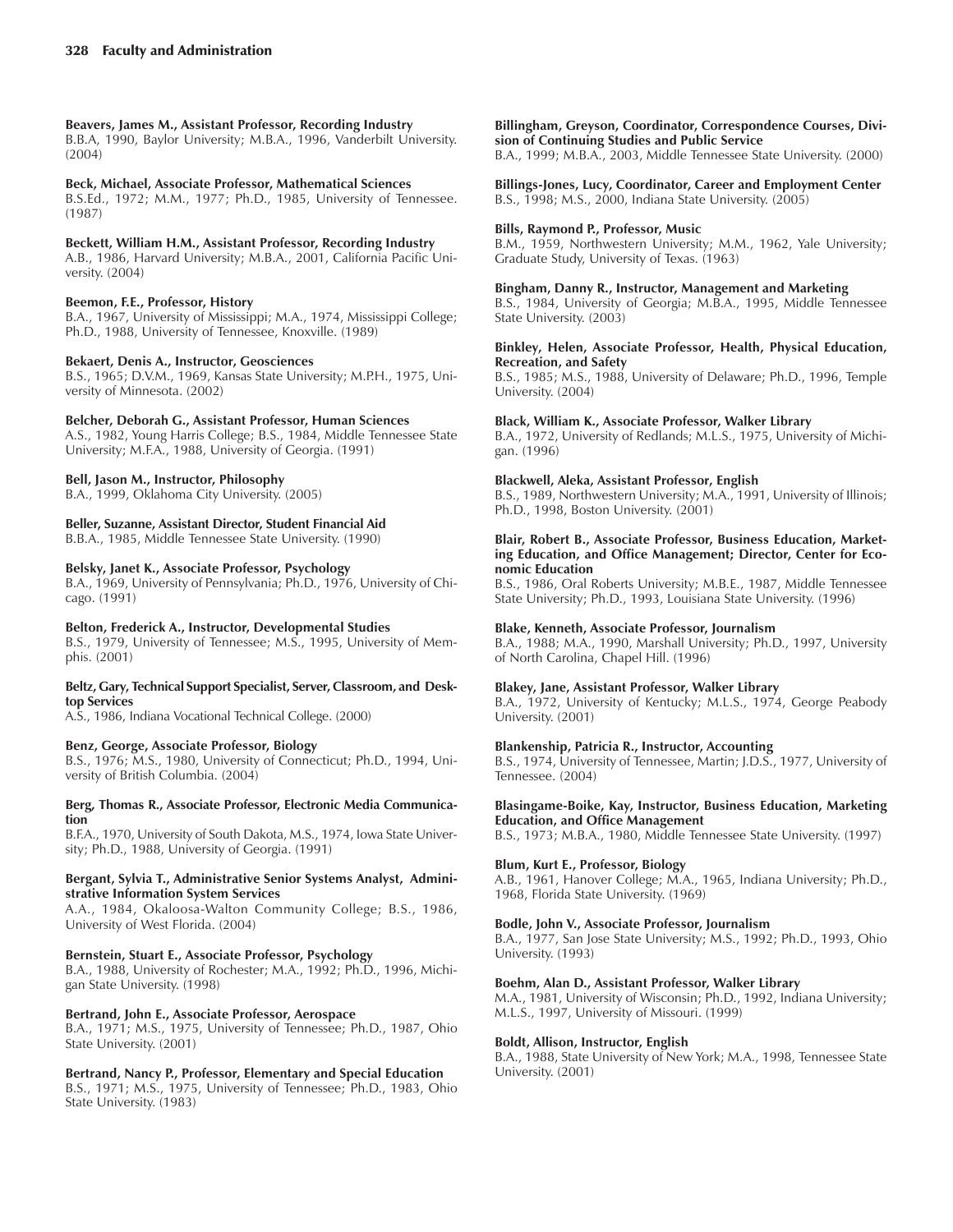**Beavers, James M., Assistant Professor, Recording Industry**
B.B.A, 1990, Baylor University; M.B.A., 1996, Vanderbilt University. (2004)

**Beck, Michael, Associate Professor, Mathematical Sciences**
B.S.Ed., 1972; M.M., 1977; Ph.D., 1985, University of Tennessee. (1987)

**Beckett, William H.M., Assistant Professor, Recording Industry**
A.B., 1986, Harvard University; M.B.A., 2001, California Pacific University. (2004)

**Beemon, F.E., Professor, History**
B.A., 1967, University of Mississippi; M.A., 1974, Mississippi College; Ph.D., 1988, University of Tennessee, Knoxville. (1989)

**Bekaert, Denis A., Instructor, Geosciences**
B.S., 1965; D.V.M., 1969, Kansas State University; M.P.H., 1975, University of Minnesota. (2002)

**Belcher, Deborah G., Assistant Professor, Human Sciences**
A.S., 1982, Young Harris College; B.S., 1984, Middle Tennessee State University; M.F.A., 1988, University of Georgia. (1991)

**Bell, Jason M., Instructor, Philosophy**
B.A., 1999, Oklahoma City University. (2005)

**Beller, Suzanne, Assistant Director, Student Financial Aid**
B.B.A., 1985, Middle Tennessee State University. (1990)

**Belsky, Janet K., Associate Professor, Psychology**
B.A., 1969, University of Pennsylvania; Ph.D., 1976, University of Chicago. (1991)

**Belton, Frederick A., Instructor, Developmental Studies**
B.S., 1979, University of Tennessee; M.S., 1995, University of Memphis. (2001)

**Beltz, Gary, Technical Support Specialist, Server, Classroom, and Desktop Services**
A.S., 1986, Indiana Vocational Technical College. (2000)

**Benz, George, Associate Professor, Biology**
B.S., 1976; M.S., 1980, University of Connecticut; Ph.D., 1994, University of British Columbia. (2004)

**Berg, Thomas R., Associate Professor, Electronic Media Communication**
B.F.A., 1970, University of South Dakota, M.S., 1974, Iowa State University; Ph.D., 1988, University of Georgia. (1991)

**Bergant, Sylvia T., Administrative Senior Systems Analyst, Administrative Information System Services**
A.A., 1984, Okaloosa-Walton Community College; B.S., 1986, University of West Florida. (2004)

**Bernstein, Stuart E., Associate Professor, Psychology**
B.A., 1988, University of Rochester; M.A., 1992; Ph.D., 1996, Michigan State University. (1998)

**Bertrand, John E., Associate Professor, Aerospace**
B.A., 1971; M.S., 1975, University of Tennessee; Ph.D., 1987, Ohio State University. (2001)

**Bertrand, Nancy P., Professor, Elementary and Special Education**
B.S., 1971; M.S., 1975, University of Tennessee; Ph.D., 1983, Ohio State University. (1983)

**Billingham, Greyson, Coordinator, Correspondence Courses, Division of Continuing Studies and Public Service**
B.A., 1999; M.B.A., 2003, Middle Tennessee State University. (2000)

**Billings-Jones, Lucy, Coordinator, Career and Employment Center**
B.S., 1998; M.S., 2000, Indiana State University. (2005)

**Bills, Raymond P., Professor, Music**
B.M., 1959, Northwestern University; M.M., 1962, Yale University; Graduate Study, University of Texas. (1963)

**Bingham, Danny R., Instructor, Management and Marketing**
B.S., 1984, University of Georgia; M.B.A., 1995, Middle Tennessee State University. (2003)

**Binkley, Helen, Associate Professor, Health, Physical Education, Recreation, and Safety**
B.S., 1985; M.S., 1988, University of Delaware; Ph.D., 1996, Temple University. (2004)

**Black, William K., Associate Professor, Walker Library**
B.A., 1972, University of Redlands; M.L.S., 1975, University of Michigan. (1996)

**Blackwell, Aleka, Assistant Professor, English**
B.S., 1989, Northwestern University; M.A., 1991, University of Illinois; Ph.D., 1998, Boston University. (2001)

**Blair, Robert B., Associate Professor, Business Education, Marketing Education, and Office Management; Director, Center for Economic Education**
B.S., 1986, Oral Roberts University; M.B.E., 1987, Middle Tennessee State University; Ph.D., 1993, Louisiana State University. (1996)

**Blake, Kenneth, Associate Professor, Journalism**
B.A., 1988; M.A., 1990, Marshall University; Ph.D., 1997, University of North Carolina, Chapel Hill. (1996)

**Blakey, Jane, Assistant Professor, Walker Library**
B.A., 1972, University of Kentucky; M.L.S., 1974, George Peabody University. (2001)

**Blankenship, Patricia R., Instructor, Accounting**
B.S., 1974, University of Tennessee, Martin; J.D.S., 1977, University of Tennessee. (2004)

**Blasingame-Boike, Kay, Instructor, Business Education, Marketing Education, and Office Management**
B.S., 1973; M.B.A., 1980, Middle Tennessee State University. (1997)

**Blum, Kurt E., Professor, Biology**
A.B., 1961, Hanover College; M.A., 1965, Indiana University; Ph.D., 1968, Florida State University. (1969)

**Bodle, John V., Associate Professor, Journalism**
B.A., 1977, San Jose State University; M.S., 1992; Ph.D., 1993, Ohio University. (1993)

**Boehm, Alan D., Assistant Professor, Walker Library**
M.A., 1981, University of Wisconsin; Ph.D., 1992, Indiana University; M.L.S., 1997, University of Missouri. (1999)

**Boldt, Allison, Instructor, English**
B.A., 1988, State University of New York; M.A., 1998, Tennessee State University. (2001)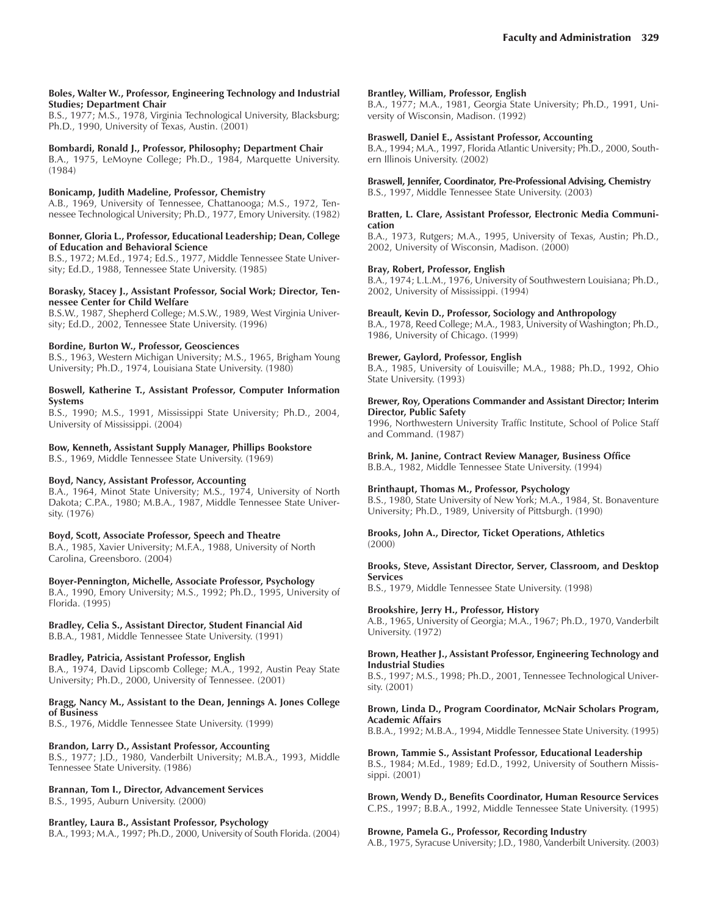**Boles, Walter W., Professor, Engineering Technology and Industrial Studies; Department Chair**
B.S., 1977; M.S., 1978, Virginia Technological University, Blacksburg; Ph.D., 1990, University of Texas, Austin. (2001)

**Bombardi, Ronald J., Professor, Philosophy; Department Chair**
B.A., 1975, LeMoyne College; Ph.D., 1984, Marquette University. (1984)

**Bonicamp, Judith Madeline, Professor, Chemistry**
A.B., 1969, University of Tennessee, Chattanooga; M.S., 1972, Tennessee Technological University; Ph.D., 1977, Emory University. (1982)

**Bonner, Gloria L., Professor, Educational Leadership; Dean, College of Education and Behavioral Science**
B.S., 1972; M.Ed., 1974; Ed.S., 1977, Middle Tennessee State University; Ed.D., 1988, Tennessee State University. (1985)

**Borasky, Stacey J., Assistant Professor, Social Work; Director, Tennessee Center for Child Welfare**
B.S.W., 1987, Shepherd College; M.S.W., 1989, West Virginia University; Ed.D., 2002, Tennessee State University. (1996)

**Bordine, Burton W., Professor, Geosciences**
B.S., 1963, Western Michigan University; M.S., 1965, Brigham Young University; Ph.D., 1974, Louisiana State University. (1980)

**Boswell, Katherine T., Assistant Professor, Computer Information Systems**
B.S., 1990; M.S., 1991, Mississippi State University; Ph.D., 2004, University of Mississippi. (2004)

**Bow, Kenneth, Assistant Supply Manager, Phillips Bookstore**
B.S., 1969, Middle Tennessee State University. (1969)

**Boyd, Nancy, Assistant Professor, Accounting**
B.A., 1964, Minot State University; M.S., 1974, University of North Dakota; C.P.A., 1980; M.B.A., 1987, Middle Tennessee State University. (1976)

**Boyd, Scott, Associate Professor, Speech and Theatre**
B.A., 1985, Xavier University; M.F.A., 1988, University of North Carolina, Greensboro. (2004)

**Boyer-Pennington, Michelle, Associate Professor, Psychology**
B.A., 1990, Emory University; M.S., 1992; Ph.D., 1995, University of Florida. (1995)

**Bradley, Celia S., Assistant Director, Student Financial Aid**
B.B.A., 1981, Middle Tennessee State University. (1991)

**Bradley, Patricia, Assistant Professor, English**
B.A., 1974, David Lipscomb College; M.A., 1992, Austin Peay State University; Ph.D., 2000, University of Tennessee. (2001)

**Bragg, Nancy M., Assistant to the Dean, Jennings A. Jones College of Business**
B.S., 1976, Middle Tennessee State University. (1999)

**Brandon, Larry D., Assistant Professor, Accounting**
B.S., 1977; J.D., 1980, Vanderbilt University; M.B.A., 1993, Middle Tennessee State University. (1986)

**Brannan, Tom I., Director, Advancement Services**
B.S., 1995, Auburn University. (2000)

**Brantley, Laura B., Assistant Professor, Psychology**
B.A., 1993; M.A., 1997; Ph.D., 2000, University of South Florida. (2004)

**Brantley, William, Professor, English**
B.A., 1977; M.A., 1981, Georgia State University; Ph.D., 1991, University of Wisconsin, Madison. (1992)

**Braswell, Daniel E., Assistant Professor, Accounting**
B.A., 1994; M.A., 1997, Florida Atlantic University; Ph.D., 2000, Southern Illinois University. (2002)

**Braswell, Jennifer, Coordinator, Pre-Professional Advising, Chemistry**
B.S., 1997, Middle Tennessee State University. (2003)

**Bratten, L. Clare, Assistant Professor, Electronic Media Communication**
B.A., 1973, Rutgers; M.A., 1995, University of Texas, Austin; Ph.D., 2002, University of Wisconsin, Madison. (2000)

**Bray, Robert, Professor, English**
B.A., 1974; L.L.M., 1976, University of Southwestern Louisiana; Ph.D., 2002, University of Mississippi. (1994)

**Breault, Kevin D., Professor, Sociology and Anthropology**
B.A., 1978, Reed College; M.A., 1983, University of Washington; Ph.D., 1986, University of Chicago. (1999)

**Brewer, Gaylord, Professor, English**
B.A., 1985, University of Louisville; M.A., 1988; Ph.D., 1992, Ohio State University. (1993)

**Brewer, Roy, Operations Commander and Assistant Director; Interim Director, Public Safety**
1996, Northwestern University Traffic Institute, School of Police Staff and Command. (1987)

**Brink, M. Janine, Contract Review Manager, Business Office**
B.B.A., 1982, Middle Tennessee State University. (1994)

**Brinthaupt, Thomas M., Professor, Psychology**
B.S., 1980, State University of New York; M.A., 1984, St. Bonaventure University; Ph.D., 1989, University of Pittsburgh. (1990)

**Brooks, John A., Director, Ticket Operations, Athletics**
(2000)

**Brooks, Steve, Assistant Director, Server, Classroom, and Desktop Services**
B.S., 1979, Middle Tennessee State University. (1998)

**Brookshire, Jerry H., Professor, History**
A.B., 1965, University of Georgia; M.A., 1967; Ph.D., 1970, Vanderbilt University. (1972)

**Brown, Heather J., Assistant Professor, Engineering Technology and Industrial Studies**
B.S., 1997; M.S., 1998; Ph.D., 2001, Tennessee Technological University. (2001)

**Brown, Linda D., Program Coordinator, McNair Scholars Program, Academic Affairs**
B.B.A., 1992; M.B.A., 1994, Middle Tennessee State University. (1995)

**Brown, Tammie S., Assistant Professor, Educational Leadership**
B.S., 1984; M.Ed., 1989; Ed.D., 1992, University of Southern Mississippi. (2001)

**Brown, Wendy D., Benefits Coordinator, Human Resource Services**
C.P.S., 1997; B.B.A., 1992, Middle Tennessee State University. (1995)

**Browne, Pamela G., Professor, Recording Industry**
A.B., 1975, Syracuse University; J.D., 1980, Vanderbilt University. (2003)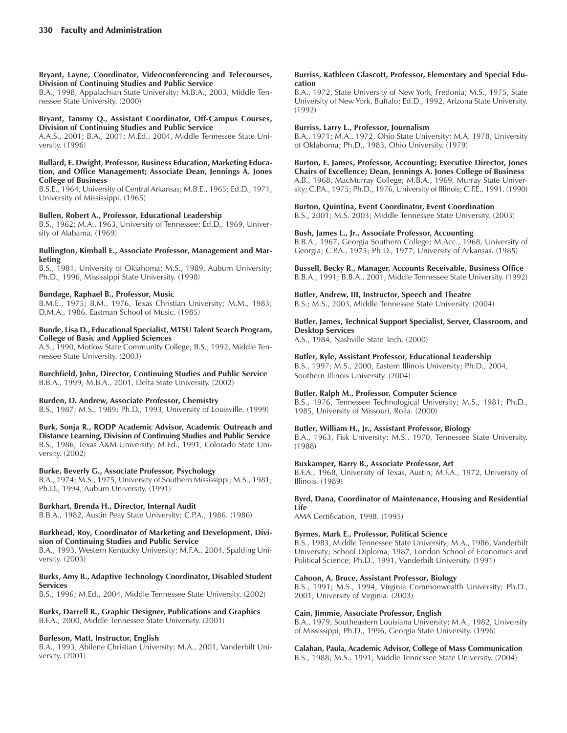**Bryant, Layne, Coordinator, Videoconferencing and Telecourses, Division of Continuing Studies and Public Service**
B.A., 1998, Appalachian State University; M.B.A., 2003, Middle Tennessee State University. (2000)

**Bryant, Tammy Q., Assistant Coordinator, Off-Campus Courses, Division of Continuing Studies and Public Service**
A.A.S., 2001; B.A., 2001; M.Ed., 2004, Middle Tennessee State University. (1996)

**Bullard, E. Dwight, Professor, Business Education, Marketing Education, and Office Management; Associate Dean, Jennings A. Jones College of Business**
B.S.E., 1964, University of Central Arkansas; M.B.E., 1965; Ed.D., 1971, University of Mississippi. (1965)

**Bullen, Robert A., Professor, Educational Leadership**
B.S., 1962; M.A., 1963, University of Tennessee; Ed.D., 1969, University of Alabama. (1969)

**Bullington, Kimball E., Associate Professor, Management and Marketing**
B.S., 1981, University of Oklahoma; M.S., 1989, Auburn University; Ph.D., 1996, Mississippi State University. (1998)

**Bundage, Raphael B., Professor, Music**
B.M.E., 1975; B.M., 1976, Texas Christian University; M.M., 1983; D.M.A., 1986, Eastman School of Music. (1985)

**Bunde, Lisa D., Educational Specialist, MTSU Talent Search Program, College of Basic and Applied Sciences**
A.S., 1990, Motlow State Community College; B.S., 1992, Middle Tennessee State University. (2003)

**Burchfield, John, Director, Continuing Studies and Public Service**
B.B.A., 1999; M.B.A., 2001, Delta State University. (2002)

**Burden, D. Andrew, Associate Professor, Chemistry**
B.S., 1987; M.S., 1989; Ph.D., 1993, University of Louisville. (1999)

**Burk, Sonja R., RODP Academic Advisor, Academic Outreach and Distance Learning, Division of Continuing Studies and Public Service**
B.S., 1986, Texas A&M University; M.Ed., 1991, Colorado State University. (2002)

**Burke, Beverly G., Associate Professor, Psychology**
B.A., 1974; M.S., 1975, University of Southern Mississippi; M.S., 1981; Ph.D., 1994, Auburn University. (1991)

**Burkhart, Brenda H., Director, Internal Audit**
B.B.A., 1982, Austin Peay State University; C.P.A., 1986. (1986)

**Burkhead, Roy, Coordinator of Marketing and Development, Division of Continuing Studies and Public Service**
B.A., 1993, Western Kentucky University; M.F.A., 2004, Spalding University. (2003)

**Burks, Amy B., Adaptive Technology Coordinator, Disabled Student Services**
B.S., 1996; M.Ed., 2004, Middle Tennessee State University. (2002)

**Burks, Darrell R., Graphic Designer, Publications and Graphics**
B.F.A., 2000, Middle Tennessee State University. (2001)

**Burleson, Matt, Instructor, English**
B.A., 1993, Abilene Christian University; M.A., 2001, Vanderbilt University. (2001)

**Burriss, Kathleen Glascott, Professor, Elementary and Special Education**
B.A., 1972, State University of New York, Fredonia; M.S., 1975, State University of New York, Buffalo; Ed.D., 1992, Arizona State University. (1992)

**Burriss, Larry L., Professor, Journalism**
B.A., 1971; M.A., 1972, Ohio State University; M.A. 1978, University of Oklahoma; Ph.D., 1983, Ohio University. (1979)

**Burton, E. James, Professor, Accounting; Executive Director, Jones Chairs of Excellence; Dean, Jennings A. Jones College of Business**
A.B., 1968, MacMurray College; M.B.A., 1969, Murray State University; C.P.A., 1975; Ph.D., 1976, University of Illinois; C.F.E., 1991. (1990)

**Burton, Quintina, Event Coordinator, Event Coordination**
B.S., 2001; M.S. 2003; Middle Tennessee State University. (2003)

**Bush, James L., Jr., Associate Professor, Accounting**
B.B.A., 1967, Georgia Southern College; M.Acc., 1968, University of Georgia; C.P.A., 1975; Ph.D., 1977, University of Arkansas. (1985)

**Bussell, Becky R., Manager, Accounts Receivable, Business Office**
B.B.A., 1991; B.B.A., 2001, Middle Tennessee State University. (1992)

**Butler, Andrew, III, Instructor, Speech and Theatre**
B.S.; M.S., 2003, Middle Tennessee State University. (2004)

**Butler, James, Technical Support Specialist, Server, Classroom, and Desktop Services**
A.S., 1984, Nashville State Tech. (2000)

**Butler, Kyle, Assistant Professor, Educational Leadership**
B.S., 1997; M.S., 2000, Eastern Illinois University; Ph.D., 2004, Southern Illinois University. (2004)

**Butler, Ralph M., Professor, Computer Science**
B.S., 1976, Tennessee Technological University; M.S., 1981; Ph.D., 1985, University of Missouri, Rolla. (2000)

**Butler, William H., Jr., Assistant Professor, Biology**
B.A., 1963, Fisk University; M.S., 1970, Tennessee State University. (1988)

**Buxkamper, Barry B., Associate Professor, Art**
B.F.A., 1968, University of Texas, Austin; M.F.A., 1972, University of Illinois. (1989)

**Byrd, Dana, Coordinator of Maintenance, Housing and Residential Life**
AMA Certification, 1998. (1995)

**Byrnes, Mark E., Professor, Political Science**
B.S., 1983, Middle Tennessee State University; M.A., 1986, Vanderbilt University; School Diploma, 1987, London School of Economics and Political Science; Ph.D., 1991, Vanderbilt University. (1991)

**Cahoon, A. Bruce, Assistant Professor, Biology**
B.S., 1991; M.S., 1994, Virginia Commonwealth University; Ph.D., 2001, University of Virginia. (2003)

**Cain, Jimmie, Associate Professor, English**
B.A., 1979, Southeastern Louisiana University; M.A., 1982, University of Mississippi; Ph.D., 1996, Georgia State University. (1996)

**Calahan, Paula, Academic Advisor, College of Mass Communication**
B.S., 1988; M.S., 1991; Middle Tennessee State University. (2004)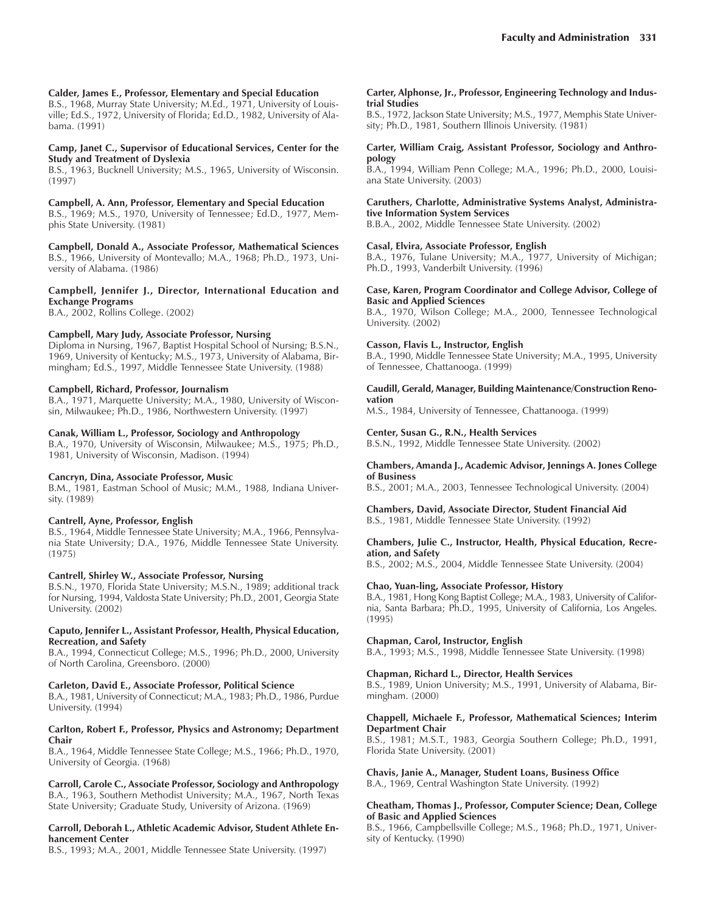**Calder, James E., Professor, Elementary and Special Education**
B.S., 1968, Murray State University; M.Ed., 1971, University of Louisville; Ed.S., 1972, University of Florida; Ed.D., 1982, University of Alabama. (1991)

**Camp, Janet C., Supervisor of Educational Services, Center for the Study and Treatment of Dyslexia**
B.S., 1963, Bucknell University; M.S., 1965, University of Wisconsin. (1997)

**Campbell, A. Ann, Professor, Elementary and Special Education**
B.S., 1969; M.S., 1970, University of Tennessee; Ed.D., 1977, Memphis State University. (1981)

**Campbell, Donald A., Associate Professor, Mathematical Sciences**
B.S., 1966, University of Montevallo; M.A., 1968; Ph.D., 1973, University of Alabama. (1986)

**Campbell, Jennifer J., Director, International Education and Exchange Programs**
B.A., 2002, Rollins College. (2002)

**Campbell, Mary Judy, Associate Professor, Nursing**
Diploma in Nursing, 1967, Baptist Hospital School of Nursing; B.S.N., 1969, University of Kentucky; M.S., 1973, University of Alabama, Birmingham; Ed.S., 1997, Middle Tennessee State University. (1988)

**Campbell, Richard, Professor, Journalism**
B.A., 1971, Marquette University; M.A., 1980, University of Wisconsin, Milwaukee; Ph.D., 1986, Northwestern University. (1997)

**Canak, William L., Professor, Sociology and Anthropology**
B.A., 1970, University of Wisconsin, Milwaukee; M.S., 1975; Ph.D., 1981, University of Wisconsin, Madison. (1994)

**Cancryn, Dina, Associate Professor, Music**
B.M., 1981, Eastman School of Music; M.M., 1988, Indiana University. (1989)

**Cantrell, Ayne, Professor, English**
B.S., 1964, Middle Tennessee State University; M.A., 1966, Pennsylvania State University; D.A., 1976, Middle Tennessee State University. (1975)

**Cantrell, Shirley W., Associate Professor, Nursing**
B.S.N., 1970, Florida State University; M.S.N., 1989; additional track for Nursing, 1994, Valdosta State University; Ph.D., 2001, Georgia State University. (2002)

**Caputo, Jennifer L., Assistant Professor, Health, Physical Education, Recreation, and Safety**
B.A., 1994, Connecticut College; M.S., 1996; Ph.D., 2000, University of North Carolina, Greensboro. (2000)

**Carleton, David E., Associate Professor, Political Science**
B.A., 1981, University of Connecticut; M.A., 1983; Ph.D., 1986, Purdue University. (1994)

**Carlton, Robert F., Professor, Physics and Astronomy; Department Chair**
B.A., 1964, Middle Tennessee State College; M.S., 1966; Ph.D., 1970, University of Georgia. (1968)

**Carroll, Carole C., Associate Professor, Sociology and Anthropology**
B.A., 1963, Southern Methodist University; M.A., 1967, North Texas State University; Graduate Study, University of Arizona. (1969)

**Carroll, Deborah L., Athletic Academic Advisor, Student Athlete Enhancement Center**
B.S., 1993; M.A., 2001, Middle Tennessee State University. (1997)

**Carter, Alphonse, Jr., Professor, Engineering Technology and Industrial Studies**
B.S., 1972, Jackson State University; M.S., 1977, Memphis State University; Ph.D., 1981, Southern Illinois University. (1981)

**Carter, William Craig, Assistant Professor, Sociology and Anthropology**
B.A., 1994, William Penn College; M.A., 1996; Ph.D., 2000, Louisiana State University. (2003)

**Caruthers, Charlotte, Administrative Systems Analyst, Administrative Information System Services**
B.B.A., 2002, Middle Tennessee State University. (2002)

**Casal, Elvira, Associate Professor, English**
B.A., 1976, Tulane University; M.A., 1977, University of Michigan; Ph.D., 1993, Vanderbilt University. (1996)

**Case, Karen, Program Coordinator and College Advisor, College of Basic and Applied Sciences**
B.A., 1970, Wilson College; M.A., 2000, Tennessee Technological University. (2002)

**Casson, Flavis L., Instructor, English**
B.A., 1990, Middle Tennessee State University; M.A., 1995, University of Tennessee, Chattanooga. (1999)

**Caudill, Gerald, Manager, Building Maintenance/Construction Renovation**
M.S., 1984, University of Tennessee, Chattanooga. (1999)

**Center, Susan G., R.N., Health Services**
B.S.N., 1992, Middle Tennessee State University. (2002)

**Chambers, Amanda J., Academic Advisor, Jennings A. Jones College of Business**
B.S., 2001; M.A., 2003, Tennessee Technological University. (2004)

**Chambers, David, Associate Director, Student Financial Aid**
B.S., 1981, Middle Tennessee State University. (1992)

**Chambers, Julie C., Instructor, Health, Physical Education, Recreation, and Safety**
B.S., 2002; M.S., 2004, Middle Tennessee State University. (2004)

**Chao, Yuan-ling, Associate Professor, History**
B.A., 1981, Hong Kong Baptist College; M.A., 1983, University of California, Santa Barbara; Ph.D., 1995, University of California, Los Angeles. (1995)

**Chapman, Carol, Instructor, English**
B.A., 1993; M.S., 1998, Middle Tennessee State University. (1998)

**Chapman, Richard L., Director, Health Services**
B.S., 1989, Union University; M.S., 1991, University of Alabama, Birmingham. (2000)

**Chappell, Michaele F., Professor, Mathematical Sciences; Interim Department Chair**
B.S., 1981; M.S.T., 1983, Georgia Southern College; Ph.D., 1991, Florida State University. (2001)

**Chavis, Janie A., Manager, Student Loans, Business Office**
B.A., 1969, Central Washington State University. (1992)

**Cheatham, Thomas J., Professor, Computer Science; Dean, College of Basic and Applied Sciences**
B.S., 1966, Campbellsville College; M.S., 1968; Ph.D., 1971, University of Kentucky. (1990)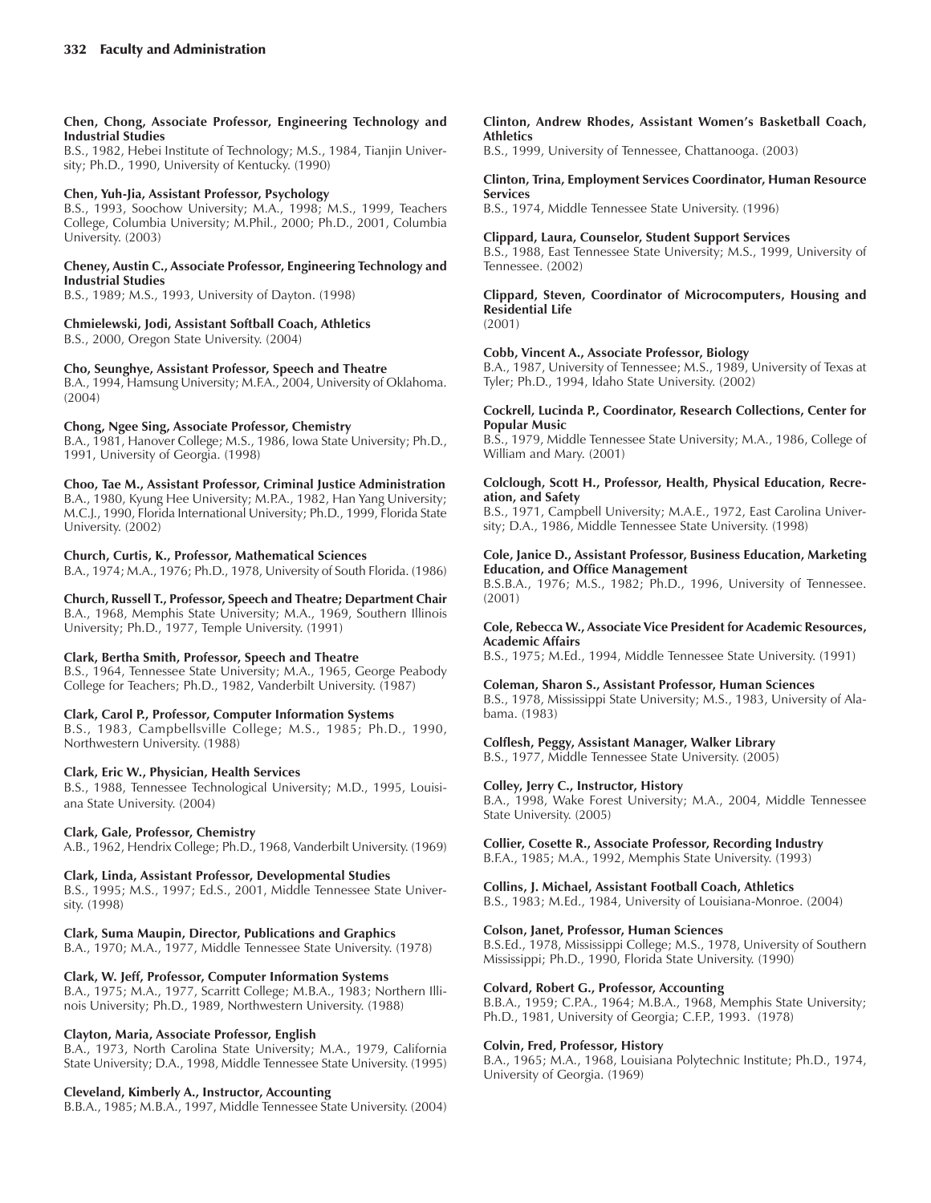**Chen, Chong, Associate Professor, Engineering Technology and Industrial Studies**
B.S., 1982, Hebei Institute of Technology; M.S., 1984, Tianjin University; Ph.D., 1990, University of Kentucky. (1990)

**Chen, Yuh-Jia, Assistant Professor, Psychology**
B.S., 1993, Soochow University; M.A., 1998; M.S., 1999, Teachers College, Columbia University; M.Phil., 2000; Ph.D., 2001, Columbia University. (2003)

**Cheney, Austin C., Associate Professor, Engineering Technology and Industrial Studies**
B.S., 1989; M.S., 1993, University of Dayton. (1998)

**Chmielewski, Jodi, Assistant Softball Coach, Athletics**
B.S., 2000, Oregon State University. (2004)

**Cho, Seunghye, Assistant Professor, Speech and Theatre**
B.A., 1994, Hamsung University; M.F.A., 2004, University of Oklahoma. (2004)

**Chong, Ngee Sing, Associate Professor, Chemistry**
B.A., 1981, Hanover College; M.S., 1986, Iowa State University; Ph.D., 1991, University of Georgia. (1998)

**Choo, Tae M., Assistant Professor, Criminal Justice Administration**
B.A., 1980, Kyung Hee University; M.P.A., 1982, Han Yang University; M.C.J., 1990, Florida International University; Ph.D., 1999, Florida State University. (2002)

**Church, Curtis, K., Professor, Mathematical Sciences**
B.A., 1974; M.A., 1976; Ph.D., 1978, University of South Florida. (1986)

**Church, Russell T., Professor, Speech and Theatre; Department Chair**
B.A., 1968, Memphis State University; M.A., 1969, Southern Illinois University; Ph.D., 1977, Temple University. (1991)

**Clark, Bertha Smith, Professor, Speech and Theatre**
B.S., 1964, Tennessee State University; M.A., 1965, George Peabody College for Teachers; Ph.D., 1982, Vanderbilt University. (1987)

**Clark, Carol P., Professor, Computer Information Systems**
B.S., 1983, Campbellsville College; M.S., 1985; Ph.D., 1990, Northwestern University. (1988)

**Clark, Eric W., Physician, Health Services**
B.S., 1988, Tennessee Technological University; M.D., 1995, Louisiana State University. (2004)

**Clark, Gale, Professor, Chemistry**
A.B., 1962, Hendrix College; Ph.D., 1968, Vanderbilt University. (1969)

**Clark, Linda, Assistant Professor, Developmental Studies**
B.S., 1995; M.S., 1997; Ed.S., 2001, Middle Tennessee State University. (1998)

**Clark, Suma Maupin, Director, Publications and Graphics**
B.A., 1970; M.A., 1977, Middle Tennessee State University. (1978)

**Clark, W. Jeff, Professor, Computer Information Systems**
B.A., 1975; M.A., 1977, Scarritt College; M.B.A., 1983; Northern Illinois University; Ph.D., 1989, Northwestern University. (1988)

**Clayton, Maria, Associate Professor, English**
B.A., 1973, North Carolina State University; M.A., 1979, California State University; D.A., 1998, Middle Tennessee State University. (1995)

**Cleveland, Kimberly A., Instructor, Accounting**
B.B.A., 1985; M.B.A., 1997, Middle Tennessee State University. (2004)

**Clinton, Andrew Rhodes, Assistant Women's Basketball Coach, Athletics**
B.S., 1999, University of Tennessee, Chattanooga. (2003)

**Clinton, Trina, Employment Services Coordinator, Human Resource Services**
B.S., 1974, Middle Tennessee State University. (1996)

**Clippard, Laura, Counselor, Student Support Services**
B.S., 1988, East Tennessee State University; M.S., 1999, University of Tennessee. (2002)

**Clippard, Steven, Coordinator of Microcomputers, Housing and Residential Life**
(2001)

**Cobb, Vincent A., Associate Professor, Biology**
B.A., 1987, University of Tennessee; M.S., 1989, University of Texas at Tyler; Ph.D., 1994, Idaho State University. (2002)

**Cockrell, Lucinda P., Coordinator, Research Collections, Center for Popular Music**
B.S., 1979, Middle Tennessee State University; M.A., 1986, College of William and Mary. (2001)

**Colclough, Scott H., Professor, Health, Physical Education, Recreation, and Safety**
B.S., 1971, Campbell University; M.A.E., 1972, East Carolina University; D.A., 1986, Middle Tennessee State University. (1998)

**Cole, Janice D., Assistant Professor, Business Education, Marketing Education, and Office Management**
B.S.B.A., 1976; M.S., 1982; Ph.D., 1996, University of Tennessee. (2001)

**Cole, Rebecca W., Associate Vice President for Academic Resources, Academic Affairs**
B.S., 1975; M.Ed., 1994, Middle Tennessee State University. (1991)

**Coleman, Sharon S., Assistant Professor, Human Sciences**
B.S., 1978, Mississippi State University; M.S., 1983, University of Alabama. (1983)

**Colflesh, Peggy, Assistant Manager, Walker Library**
B.S., 1977, Middle Tennessee State University. (2005)

**Colley, Jerry C., Instructor, History**
B.A., 1998, Wake Forest University; M.A., 2004, Middle Tennessee State University. (2005)

**Collier, Cosette R., Associate Professor, Recording Industry**
B.F.A., 1985; M.A., 1992, Memphis State University. (1993)

**Collins, J. Michael, Assistant Football Coach, Athletics**
B.S., 1983; M.Ed., 1984, University of Louisiana-Monroe. (2004)

**Colson, Janet, Professor, Human Sciences**
B.S.Ed., 1978, Mississippi College; M.S., 1978, University of Southern Mississippi; Ph.D., 1990, Florida State University. (1990)

**Colvard, Robert G., Professor, Accounting**
B.B.A., 1959; C.P.A., 1964; M.B.A., 1968, Memphis State University; Ph.D., 1981, University of Georgia; C.F.P., 1993. (1978)

**Colvin, Fred, Professor, History**
B.A., 1965; M.A., 1968, Louisiana Polytechnic Institute; Ph.D., 1974, University of Georgia. (1969)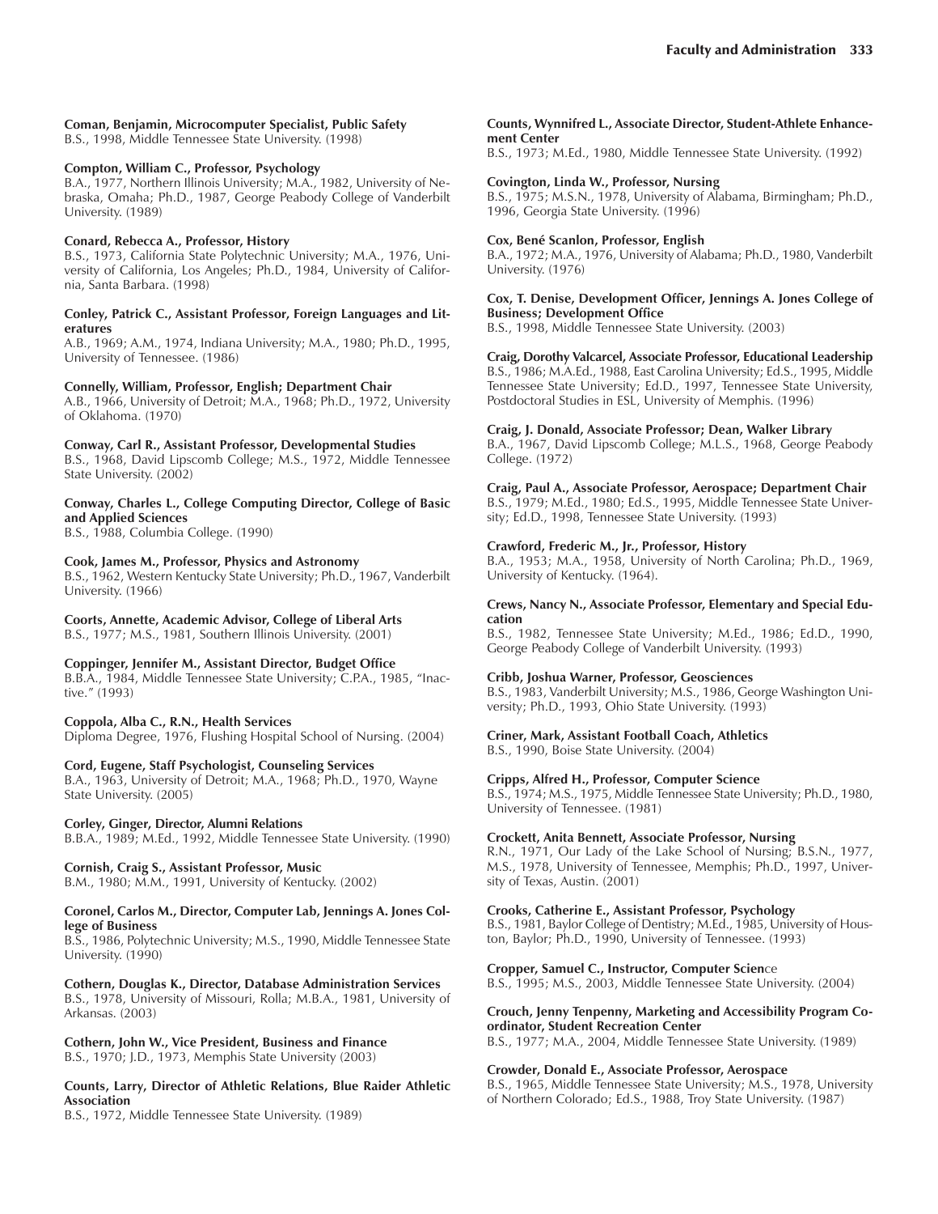**Coman, Benjamin, Microcomputer Specialist, Public Safety**
B.S., 1998, Middle Tennessee State University. (1998)

**Compton, William C., Professor, Psychology**
B.A., 1977, Northern Illinois University; M.A., 1982, University of Nebraska, Omaha; Ph.D., 1987, George Peabody College of Vanderbilt University. (1989)

**Conard, Rebecca A., Professor, History**
B.S., 1973, California State Polytechnic University; M.A., 1976, University of California, Los Angeles; Ph.D., 1984, University of California, Santa Barbara. (1998)

**Conley, Patrick C., Assistant Professor, Foreign Languages and Literatures**
A.B., 1969; A.M., 1974, Indiana University; M.A., 1980; Ph.D., 1995, University of Tennessee. (1986)

**Connelly, William, Professor, English; Department Chair**
A.B., 1966, University of Detroit; M.A., 1968; Ph.D., 1972, University of Oklahoma. (1970)

**Conway, Carl R., Assistant Professor, Developmental Studies**
B.S., 1968, David Lipscomb College; M.S., 1972, Middle Tennessee State University. (2002)

**Conway, Charles L., College Computing Director, College of Basic and Applied Sciences**
B.S., 1988, Columbia College. (1990)

**Cook, James M., Professor, Physics and Astronomy**
B.S., 1962, Western Kentucky State University; Ph.D., 1967, Vanderbilt University. (1966)

**Coorts, Annette, Academic Advisor, College of Liberal Arts**
B.S., 1977; M.S., 1981, Southern Illinois University. (2001)

**Coppinger, Jennifer M., Assistant Director, Budget Office**
B.B.A., 1984, Middle Tennessee State University; C.P.A., 1985, "Inactive." (1993)

**Coppola, Alba C., R.N., Health Services**
Diploma Degree, 1976, Flushing Hospital School of Nursing. (2004)

**Cord, Eugene, Staff Psychologist, Counseling Services**
B.A., 1963, University of Detroit; M.A., 1968; Ph.D., 1970, Wayne State University. (2005)

**Corley, Ginger, Director, Alumni Relations**
B.B.A., 1989; M.Ed., 1992, Middle Tennessee State University. (1990)

**Cornish, Craig S., Assistant Professor, Music**
B.M., 1980; M.M., 1991, University of Kentucky. (2002)

**Coronel, Carlos M., Director, Computer Lab, Jennings A. Jones College of Business**
B.S., 1986, Polytechnic University; M.S., 1990, Middle Tennessee State University. (1990)

**Cothern, Douglas K., Director, Database Administration Services**
B.S., 1978, University of Missouri, Rolla; M.B.A., 1981, University of Arkansas. (2003)

**Cothern, John W., Vice President, Business and Finance**
B.S., 1970; J.D., 1973, Memphis State University (2003)

**Counts, Larry, Director of Athletic Relations, Blue Raider Athletic Association**
B.S., 1972, Middle Tennessee State University. (1989)

**Counts, Wynnifred L., Associate Director, Student-Athlete Enhancement Center**
B.S., 1973; M.Ed., 1980, Middle Tennessee State University. (1992)

**Covington, Linda W., Professor, Nursing**
B.S., 1975; M.S.N., 1978, University of Alabama, Birmingham; Ph.D., 1996, Georgia State University. (1996)

**Cox, Bené Scanlon, Professor, English**
B.A., 1972; M.A., 1976, University of Alabama; Ph.D., 1980, Vanderbilt University. (1976)

**Cox, T. Denise, Development Officer, Jennings A. Jones College of Business; Development Office**
B.S., 1998, Middle Tennessee State University. (2003)

**Craig, Dorothy Valcarcel, Associate Professor, Educational Leadership**
B.S., 1986; M.A.Ed., 1988, East Carolina University; Ed.S., 1995, Middle Tennessee State University; Ed.D., 1997, Tennessee State University, Postdoctoral Studies in ESL, University of Memphis. (1996)

**Craig, J. Donald, Associate Professor; Dean, Walker Library**
B.A., 1967, David Lipscomb College; M.L.S., 1968, George Peabody College. (1972)

**Craig, Paul A., Associate Professor, Aerospace; Department Chair**
B.S., 1979; M.Ed., 1980; Ed.S., 1995, Middle Tennessee State University; Ed.D., 1998, Tennessee State University. (1993)

**Crawford, Frederic M., Jr., Professor, History**
B.A., 1953; M.A., 1958, University of North Carolina; Ph.D., 1969, University of Kentucky. (1964).

**Crews, Nancy N., Associate Professor, Elementary and Special Education**
B.S., 1982, Tennessee State University; M.Ed., 1986; Ed.D., 1990, George Peabody College of Vanderbilt University. (1993)

**Cribb, Joshua Warner, Professor, Geosciences**
B.S., 1983, Vanderbilt University; M.S., 1986, George Washington University; Ph.D., 1993, Ohio State University. (1993)

**Criner, Mark, Assistant Football Coach, Athletics**
B.S., 1990, Boise State University. (2004)

**Cripps, Alfred H., Professor, Computer Science**
B.S., 1974; M.S., 1975, Middle Tennessee State University; Ph.D., 1980, University of Tennessee. (1981)

**Crockett, Anita Bennett, Associate Professor, Nursing**
R.N., 1971, Our Lady of the Lake School of Nursing; B.S.N., 1977, M.S., 1978, University of Tennessee, Memphis; Ph.D., 1997, University of Texas, Austin. (2001)

**Crooks, Catherine E., Assistant Professor, Psychology**
B.S., 1981, Baylor College of Dentistry; M.Ed., 1985, University of Houston, Baylor; Ph.D., 1990, University of Tennessee. (1993)

**Cropper, Samuel C., Instructor, Computer Science**
B.S., 1995; M.S., 2003, Middle Tennessee State University. (2004)

**Crouch, Jenny Tenpenny, Marketing and Accessibility Program Coordinator, Student Recreation Center**
B.S., 1977; M.A., 2004, Middle Tennessee State University. (1989)

**Crowder, Donald E., Associate Professor, Aerospace**
B.S., 1965, Middle Tennessee State University; M.S., 1978, University of Northern Colorado; Ed.S., 1988, Troy State University. (1987)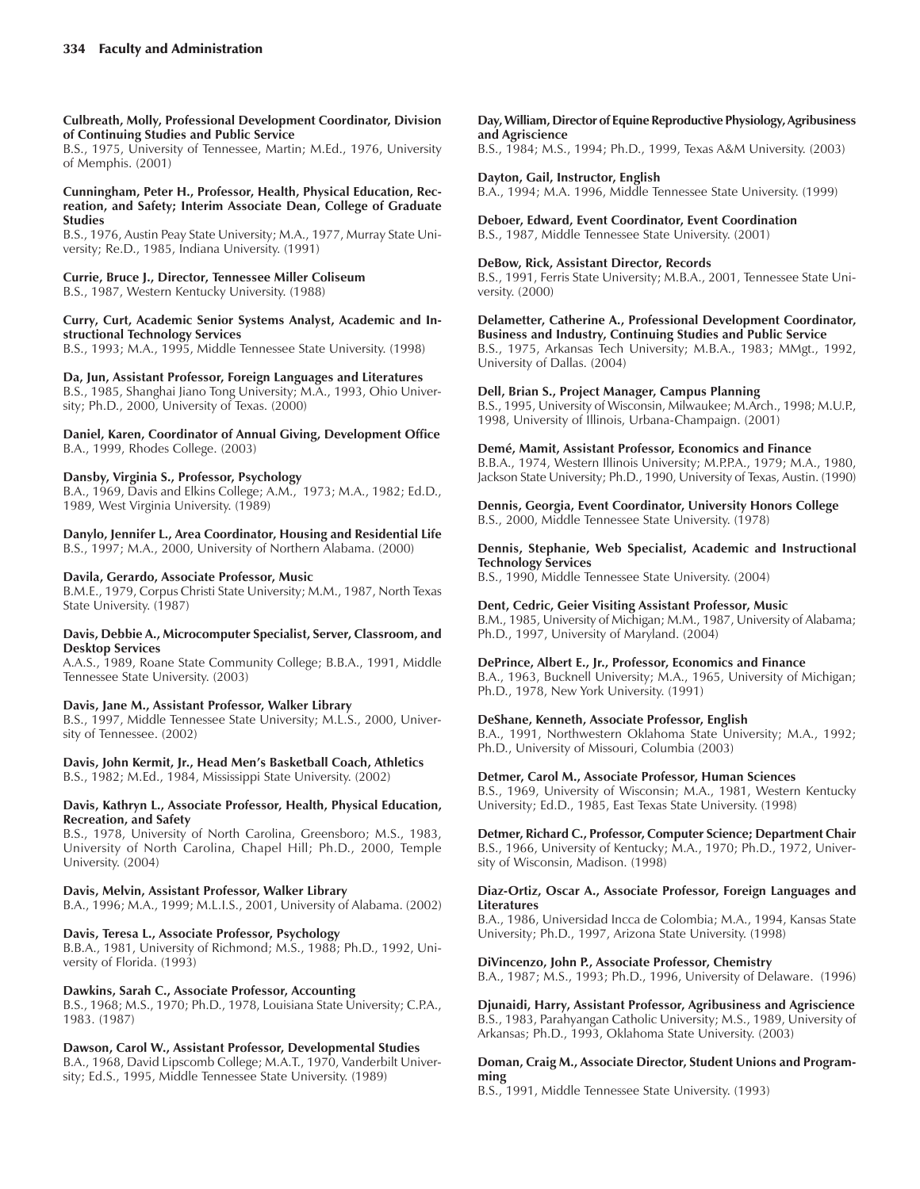**Culbreath, Molly, Professional Development Coordinator, Division of Continuing Studies and Public Service**
B.S., 1975, University of Tennessee, Martin; M.Ed., 1976, University of Memphis. (2001)

**Cunningham, Peter H., Professor, Health, Physical Education, Recreation, and Safety; Interim Associate Dean, College of Graduate Studies**
B.S., 1976, Austin Peay State University; M.A., 1977, Murray State University; Re.D., 1985, Indiana University. (1991)

**Currie, Bruce J., Director, Tennessee Miller Coliseum**
B.S., 1987, Western Kentucky University. (1988)

**Curry, Curt, Academic Senior Systems Analyst, Academic and Instructional Technology Services**
B.S., 1993; M.A., 1995, Middle Tennessee State University. (1998)

**Da, Jun, Assistant Professor, Foreign Languages and Literatures**
B.S., 1985, Shanghai Jiano Tong University; M.A., 1993, Ohio University; Ph.D., 2000, University of Texas. (2000)

**Daniel, Karen, Coordinator of Annual Giving, Development Office**
B.A., 1999, Rhodes College. (2003)

**Dansby, Virginia S., Professor, Psychology**
B.A., 1969, Davis and Elkins College; A.M., 1973; M.A., 1982; Ed.D., 1989, West Virginia University. (1989)

**Danylo, Jennifer L., Area Coordinator, Housing and Residential Life**
B.S., 1997; M.A., 2000, University of Northern Alabama. (2000)

**Davila, Gerardo, Associate Professor, Music**
B.M.E., 1979, Corpus Christi State University; M.M., 1987, North Texas State University. (1987)

**Davis, Debbie A., Microcomputer Specialist, Server, Classroom, and Desktop Services**
A.A.S., 1989, Roane State Community College; B.B.A., 1991, Middle Tennessee State University. (2003)

**Davis, Jane M., Assistant Professor, Walker Library**
B.S., 1997, Middle Tennessee State University; M.L.S., 2000, University of Tennessee. (2002)

**Davis, John Kermit, Jr., Head Men's Basketball Coach, Athletics**
B.S., 1982; M.Ed., 1984, Mississippi State University. (2002)

**Davis, Kathryn L., Associate Professor, Health, Physical Education, Recreation, and Safety**
B.S., 1978, University of North Carolina, Greensboro; M.S., 1983, University of North Carolina, Chapel Hill; Ph.D., 2000, Temple University. (2004)

**Davis, Melvin, Assistant Professor, Walker Library**
B.A., 1996; M.A., 1999; M.L.I.S., 2001, University of Alabama. (2002)

**Davis, Teresa L., Associate Professor, Psychology**
B.B.A., 1981, University of Richmond; M.S., 1988; Ph.D., 1992, University of Florida. (1993)

**Dawkins, Sarah C., Associate Professor, Accounting**
B.S., 1968; M.S., 1970; Ph.D., 1978, Louisiana State University; C.P.A., 1983. (1987)

**Dawson, Carol W., Assistant Professor, Developmental Studies**
B.A., 1968, David Lipscomb College; M.A.T., 1970, Vanderbilt University; Ed.S., 1995, Middle Tennessee State University. (1989)

**Day, William, Director of Equine Reproductive Physiology, Agribusiness and Agriscience**
B.S., 1984; M.S., 1994; Ph.D., 1999, Texas A&M University. (2003)

**Dayton, Gail, Instructor, English**
B.A., 1994; M.A. 1996, Middle Tennessee State University. (1999)

**Deboer, Edward, Event Coordinator, Event Coordination**
B.S., 1987, Middle Tennessee State University. (2001)

**DeBow, Rick, Assistant Director, Records**
B.S., 1991, Ferris State University; M.B.A., 2001, Tennessee State University. (2000)

**Delametter, Catherine A., Professional Development Coordinator, Business and Industry, Continuing Studies and Public Service**
B.S., 1975, Arkansas Tech University; M.B.A., 1983; MMgt., 1992, University of Dallas. (2004)

**Dell, Brian S., Project Manager, Campus Planning**
B.S., 1995, University of Wisconsin, Milwaukee; M.Arch., 1998; M.U.P., 1998, University of Illinois, Urbana-Champaign. (2001)

**Demé, Mamit, Assistant Professor, Economics and Finance**
B.B.A., 1974, Western Illinois University; M.P.P.A., 1979; M.A., 1980, Jackson State University; Ph.D., 1990, University of Texas, Austin. (1990)

**Dennis, Georgia, Event Coordinator, University Honors College**
B.S., 2000, Middle Tennessee State University. (1978)

**Dennis, Stephanie, Web Specialist, Academic and Instructional Technology Services**
B.S., 1990, Middle Tennessee State University. (2004)

**Dent, Cedric, Geier Visiting Assistant Professor, Music**
B.M., 1985, University of Michigan; M.M., 1987, University of Alabama; Ph.D., 1997, University of Maryland. (2004)

**DePrince, Albert E., Jr., Professor, Economics and Finance**
B.A., 1963, Bucknell University; M.A., 1965, University of Michigan; Ph.D., 1978, New York University. (1991)

**DeShane, Kenneth, Associate Professor, English**
B.A., 1991, Northwestern Oklahoma State University; M.A., 1992; Ph.D., University of Missouri, Columbia (2003)

**Detmer, Carol M., Associate Professor, Human Sciences**
B.S., 1969, University of Wisconsin; M.A., 1981, Western Kentucky University; Ed.D., 1985, East Texas State University. (1998)

**Detmer, Richard C., Professor, Computer Science; Department Chair**
B.S., 1966, University of Kentucky; M.A., 1970; Ph.D., 1972, University of Wisconsin, Madison. (1998)

**Diaz-Ortiz, Oscar A., Associate Professor, Foreign Languages and Literatures**
B.A., 1986, Universidad Incca de Colombia; M.A., 1994, Kansas State University; Ph.D., 1997, Arizona State University. (1998)

**DiVincenzo, John P., Associate Professor, Chemistry**
B.A., 1987; M.S., 1993; Ph.D., 1996, University of Delaware. (1996)

**Djunaidi, Harry, Assistant Professor, Agribusiness and Agriscience**
B.S., 1983, Parahyangan Catholic University; M.S., 1989, University of Arkansas; Ph.D., 1993, Oklahoma State University. (2003)

**Doman, Craig M., Associate Director, Student Unions and Programming**
B.S., 1991, Middle Tennessee State University. (1993)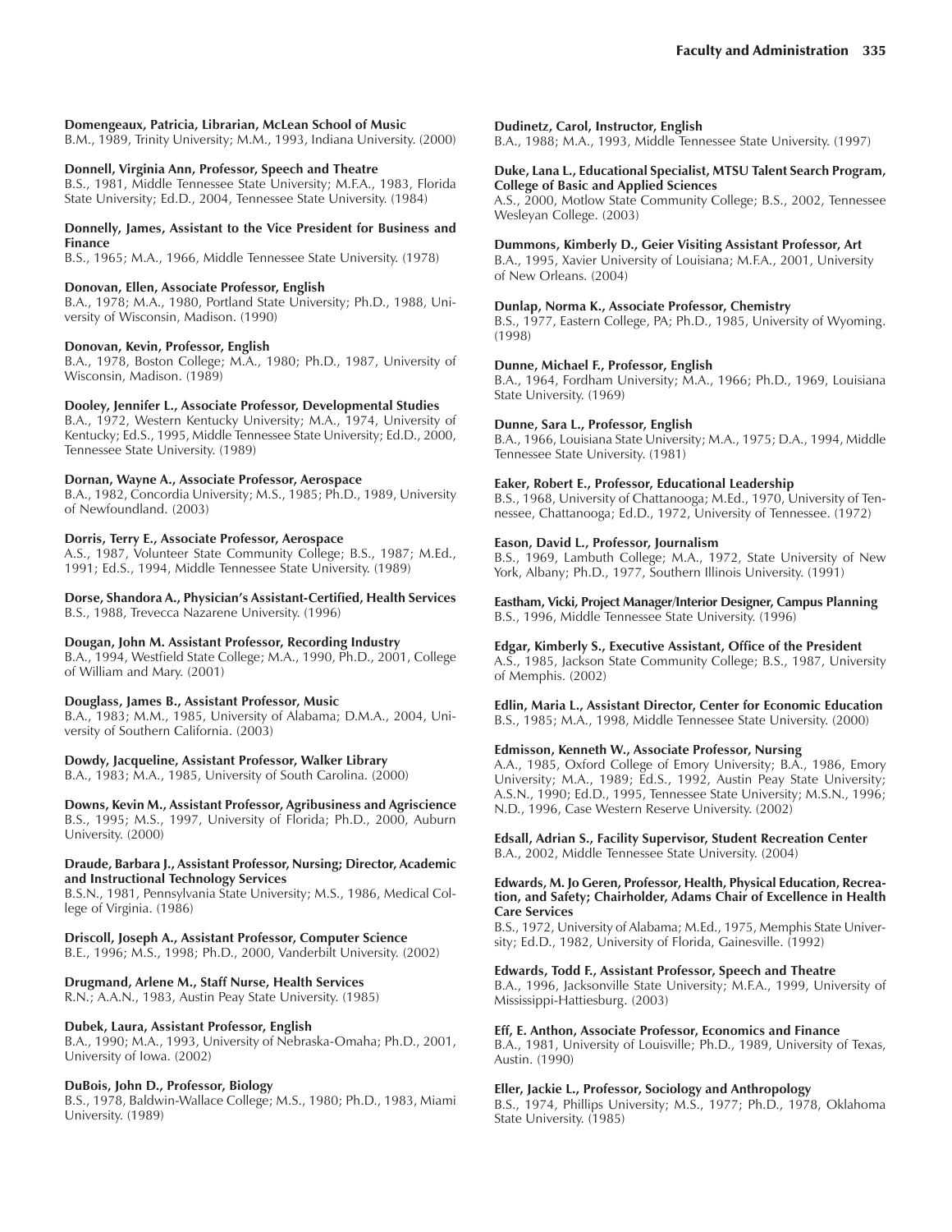**Domengeaux, Patricia, Librarian, McLean School of Music**
B.M., 1989, Trinity University; M.M., 1993, Indiana University. (2000)

**Donnell, Virginia Ann, Professor, Speech and Theatre**
B.S., 1981, Middle Tennessee State University; M.F.A., 1983, Florida State University; Ed.D., 2004, Tennessee State University. (1984)

**Donnelly, James, Assistant to the Vice President for Business and Finance**
B.S., 1965; M.A., 1966, Middle Tennessee State University. (1978)

**Donovan, Ellen, Associate Professor, English**
B.A., 1978; M.A., 1980, Portland State University; Ph.D., 1988, University of Wisconsin, Madison. (1990)

**Donovan, Kevin, Professor, English**
B.A., 1978, Boston College; M.A., 1980; Ph.D., 1987, University of Wisconsin, Madison. (1989)

**Dooley, Jennifer L., Associate Professor, Developmental Studies**
B.A., 1972, Western Kentucky University; M.A., 1974, University of Kentucky; Ed.S., 1995, Middle Tennessee State University; Ed.D., 2000, Tennessee State University. (1989)

**Dornan, Wayne A., Associate Professor, Aerospace**
B.A., 1982, Concordia University; M.S., 1985; Ph.D., 1989, University of Newfoundland. (2003)

**Dorris, Terry E., Associate Professor, Aerospace**
A.S., 1987, Volunteer State Community College; B.S., 1987; M.Ed., 1991; Ed.S., 1994, Middle Tennessee State University. (1989)

**Dorse, Shandora A., Physician's Assistant-Certified, Health Services**
B.S., 1988, Trevecca Nazarene University. (1996)

**Dougan, John M. Assistant Professor, Recording Industry**
B.A., 1994, Westfield State College; M.A., 1990, Ph.D., 2001, College of William and Mary. (2001)

**Douglass, James B., Assistant Professor, Music**
B.A., 1983; M.M., 1985, University of Alabama; D.M.A., 2004, University of Southern California. (2003)

**Dowdy, Jacqueline, Assistant Professor, Walker Library**
B.A., 1983; M.A., 1985, University of South Carolina. (2000)

**Downs, Kevin M., Assistant Professor, Agribusiness and Agriscience**
B.S., 1995; M.S., 1997, University of Florida; Ph.D., 2000, Auburn University. (2000)

**Draude, Barbara J., Assistant Professor, Nursing; Director, Academic and Instructional Technology Services**
B.S.N., 1981, Pennsylvania State University; M.S., 1986, Medical College of Virginia. (1986)

**Driscoll, Joseph A., Assistant Professor, Computer Science**
B.E., 1996; M.S., 1998; Ph.D., 2000, Vanderbilt University. (2002)

**Drugmand, Arlene M., Staff Nurse, Health Services**
R.N.; A.A.N., 1983, Austin Peay State University. (1985)

**Dubek, Laura, Assistant Professor, English**
B.A., 1990; M.A., 1993, University of Nebraska-Omaha; Ph.D., 2001, University of Iowa. (2002)

**DuBois, John D., Professor, Biology**
B.S., 1978, Baldwin-Wallace College; M.S., 1980; Ph.D., 1983, Miami University. (1989)

**Dudinetz, Carol, Instructor, English**
B.A., 1988; M.A., 1993, Middle Tennessee State University. (1997)

**Duke, Lana L., Educational Specialist, MTSU Talent Search Program, College of Basic and Applied Sciences**
A.S., 2000, Motlow State Community College; B.S., 2002, Tennessee Wesleyan College. (2003)

**Dummons, Kimberly D., Geier Visiting Assistant Professor, Art**
B.A., 1995, Xavier University of Louisiana; M.F.A., 2001, University of New Orleans. (2004)

**Dunlap, Norma K., Associate Professor, Chemistry**
B.S., 1977, Eastern College, PA; Ph.D., 1985, University of Wyoming. (1998)

**Dunne, Michael F., Professor, English**
B.A., 1964, Fordham University; M.A., 1966; Ph.D., 1969, Louisiana State University. (1969)

**Dunne, Sara L., Professor, English**
B.A., 1966, Louisiana State University; M.A., 1975; D.A., 1994, Middle Tennessee State University. (1981)

**Eaker, Robert E., Professor, Educational Leadership**
B.S., 1968, University of Chattanooga; M.Ed., 1970, University of Tennessee, Chattanooga; Ed.D., 1972, University of Tennessee. (1972)

**Eason, David L., Professor, Journalism**
B.S., 1969, Lambuth College; M.A., 1972, State University of New York, Albany; Ph.D., 1977, Southern Illinois University. (1991)

**Eastham, Vicki, Project Manager/Interior Designer, Campus Planning**
B.S., 1996, Middle Tennessee State University. (1996)

**Edgar, Kimberly S., Executive Assistant, Office of the President**
A.S., 1985, Jackson State Community College; B.S., 1987, University of Memphis. (2002)

**Edlin, Maria L., Assistant Director, Center for Economic Education**
B.S., 1985; M.A., 1998, Middle Tennessee State University. (2000)

**Edmisson, Kenneth W., Associate Professor, Nursing**
A.A., 1985, Oxford College of Emory University; B.A., 1986, Emory University; M.A., 1989; Ed.S., 1992, Austin Peay State University; A.S.N., 1990; Ed.D., 1995, Tennessee State University; M.S.N., 1996; N.D., 1996, Case Western Reserve University. (2002)

**Edsall, Adrian S., Facility Supervisor, Student Recreation Center**
B.A., 2002, Middle Tennessee State University. (2004)

**Edwards, M. Jo Geren, Professor, Health, Physical Education, Recreation, and Safety; Chairholder, Adams Chair of Excellence in Health Care Services**
B.S., 1972, University of Alabama; M.Ed., 1975, Memphis State University; Ed.D., 1982, University of Florida, Gainesville. (1992)

**Edwards, Todd F., Assistant Professor, Speech and Theatre**
B.A., 1996, Jacksonville State University; M.F.A., 1999, University of Mississippi-Hattiesburg. (2003)

**Eff, E. Anthon, Associate Professor, Economics and Finance**
B.A., 1981, University of Louisville; Ph.D., 1989, University of Texas, Austin. (1990)

**Eller, Jackie L., Professor, Sociology and Anthropology**
B.S., 1974, Phillips University; M.S., 1977; Ph.D., 1978, Oklahoma State University. (1985)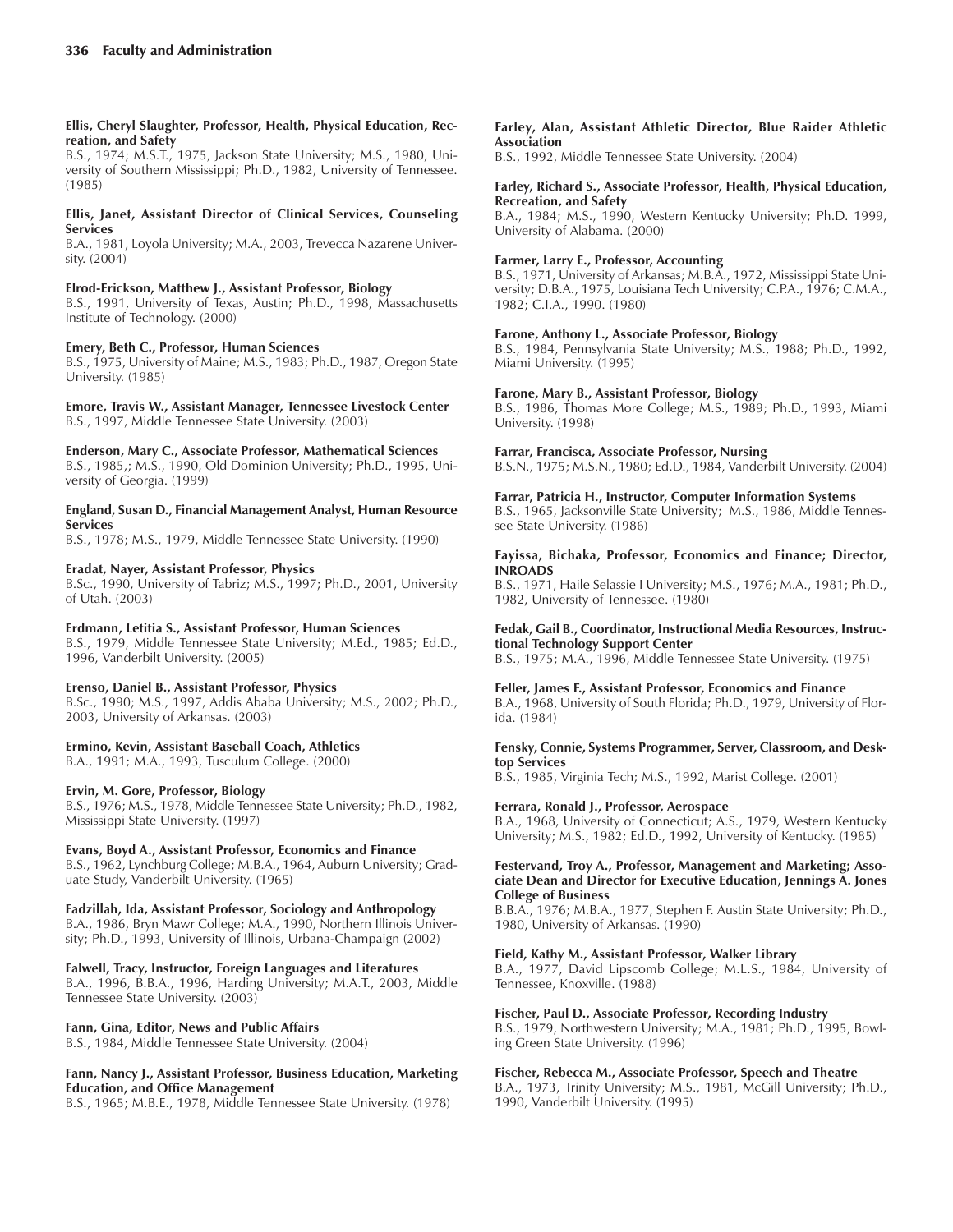**Ellis, Cheryl Slaughter, Professor, Health, Physical Education, Recreation, and Safety**
B.S., 1974; M.S.T., 1975, Jackson State University; M.S., 1980, University of Southern Mississippi; Ph.D., 1982, University of Tennessee. (1985)

**Ellis, Janet, Assistant Director of Clinical Services, Counseling Services**
B.A., 1981, Loyola University; M.A., 2003, Trevecca Nazarene University. (2004)

**Elrod-Erickson, Matthew J., Assistant Professor, Biology**
B.S., 1991, University of Texas, Austin; Ph.D., 1998, Massachusetts Institute of Technology. (2000)

**Emery, Beth C., Professor, Human Sciences**
B.S., 1975, University of Maine; M.S., 1983; Ph.D., 1987, Oregon State University. (1985)

**Emore, Travis W., Assistant Manager, Tennessee Livestock Center**
B.S., 1997, Middle Tennessee State University. (2003)

**Enderson, Mary C., Associate Professor, Mathematical Sciences**
B.S., 1985,; M.S., 1990, Old Dominion University; Ph.D., 1995, University of Georgia. (1999)

**England, Susan D., Financial Management Analyst, Human Resource Services**
B.S., 1978; M.S., 1979, Middle Tennessee State University. (1990)

**Eradat, Nayer, Assistant Professor, Physics**
B.Sc., 1990, University of Tabriz; M.S., 1997; Ph.D., 2001, University of Utah. (2003)

**Erdmann, Letitia S., Assistant Professor, Human Sciences**
B.S., 1979, Middle Tennessee State University; M.Ed., 1985; Ed.D., 1996, Vanderbilt University. (2005)

**Erenso, Daniel B., Assistant Professor, Physics**
B.Sc., 1990; M.S., 1997, Addis Ababa University; M.S., 2002; Ph.D., 2003, University of Arkansas. (2003)

**Ermino, Kevin, Assistant Baseball Coach, Athletics**
B.A., 1991; M.A., 1993, Tusculum College. (2000)

**Ervin, M. Gore, Professor, Biology**
B.S., 1976; M.S., 1978, Middle Tennessee State University; Ph.D., 1982, Mississippi State University. (1997)

**Evans, Boyd A., Assistant Professor, Economics and Finance**
B.S., 1962, Lynchburg College; M.B.A., 1964, Auburn University; Graduate Study, Vanderbilt University. (1965)

**Fadzillah, Ida, Assistant Professor, Sociology and Anthropology**
B.A., 1986, Bryn Mawr College; M.A., 1990, Northern Illinois University; Ph.D., 1993, University of Illinois, Urbana-Champaign (2002)

**Falwell, Tracy, Instructor, Foreign Languages and Literatures**
B.A., 1996, B.B.A., 1996, Harding University; M.A.T., 2003, Middle Tennessee State University. (2003)

**Fann, Gina, Editor, News and Public Affairs**
B.S., 1984, Middle Tennessee State University. (2004)

**Fann, Nancy J., Assistant Professor, Business Education, Marketing Education, and Office Management**
B.S., 1965; M.B.E., 1978, Middle Tennessee State University. (1978)

**Farley, Alan, Assistant Athletic Director, Blue Raider Athletic Association**
B.S., 1992, Middle Tennessee State University. (2004)

**Farley, Richard S., Associate Professor, Health, Physical Education, Recreation, and Safety**
B.A., 1984; M.S., 1990, Western Kentucky University; Ph.D. 1999, University of Alabama. (2000)

**Farmer, Larry E., Professor, Accounting**
B.S., 1971, University of Arkansas; M.B.A., 1972, Mississippi State University; D.B.A., 1975, Louisiana Tech University; C.P.A., 1976; C.M.A., 1982; C.I.A., 1990. (1980)

**Farone, Anthony L., Associate Professor, Biology**
B.S., 1984, Pennsylvania State University; M.S., 1988; Ph.D., 1992, Miami University. (1995)

**Farone, Mary B., Assistant Professor, Biology**
B.S., 1986, Thomas More College; M.S., 1989; Ph.D., 1993, Miami University. (1998)

**Farrar, Francisca, Associate Professor, Nursing**
B.S.N., 1975; M.S.N., 1980; Ed.D., 1984, Vanderbilt University. (2004)

**Farrar, Patricia H., Instructor, Computer Information Systems**
B.S., 1965, Jacksonville State University; M.S., 1986, Middle Tennessee State University. (1986)

**Fayissa, Bichaka, Professor, Economics and Finance; Director, INROADS**
B.S., 1971, Haile Selassie I University; M.S., 1976; M.A., 1981; Ph.D., 1982, University of Tennessee. (1980)

**Fedak, Gail B., Coordinator, Instructional Media Resources, Instructional Technology Support Center**
B.S., 1975; M.A., 1996, Middle Tennessee State University. (1975)

**Feller, James F., Assistant Professor, Economics and Finance**
B.A., 1968, University of South Florida; Ph.D., 1979, University of Florida. (1984)

**Fensky, Connie, Systems Programmer, Server, Classroom, and Desktop Services**
B.S., 1985, Virginia Tech; M.S., 1992, Marist College. (2001)

**Ferrara, Ronald J., Professor, Aerospace**
B.A., 1968, University of Connecticut; A.S., 1979, Western Kentucky University; M.S., 1982; Ed.D., 1992, University of Kentucky. (1985)

**Festervand, Troy A., Professor, Management and Marketing; Associate Dean and Director for Executive Education, Jennings A. Jones College of Business**
B.B.A., 1976; M.B.A., 1977, Stephen F. Austin State University; Ph.D., 1980, University of Arkansas. (1990)

**Field, Kathy M., Assistant Professor, Walker Library**
B.A., 1977, David Lipscomb College; M.L.S., 1984, University of Tennessee, Knoxville. (1988)

**Fischer, Paul D., Associate Professor, Recording Industry**
B.S., 1979, Northwestern University; M.A., 1981; Ph.D., 1995, Bowling Green State University. (1996)

**Fischer, Rebecca M., Associate Professor, Speech and Theatre**
B.A., 1973, Trinity University; M.S., 1981, McGill University; Ph.D., 1990, Vanderbilt University. (1995)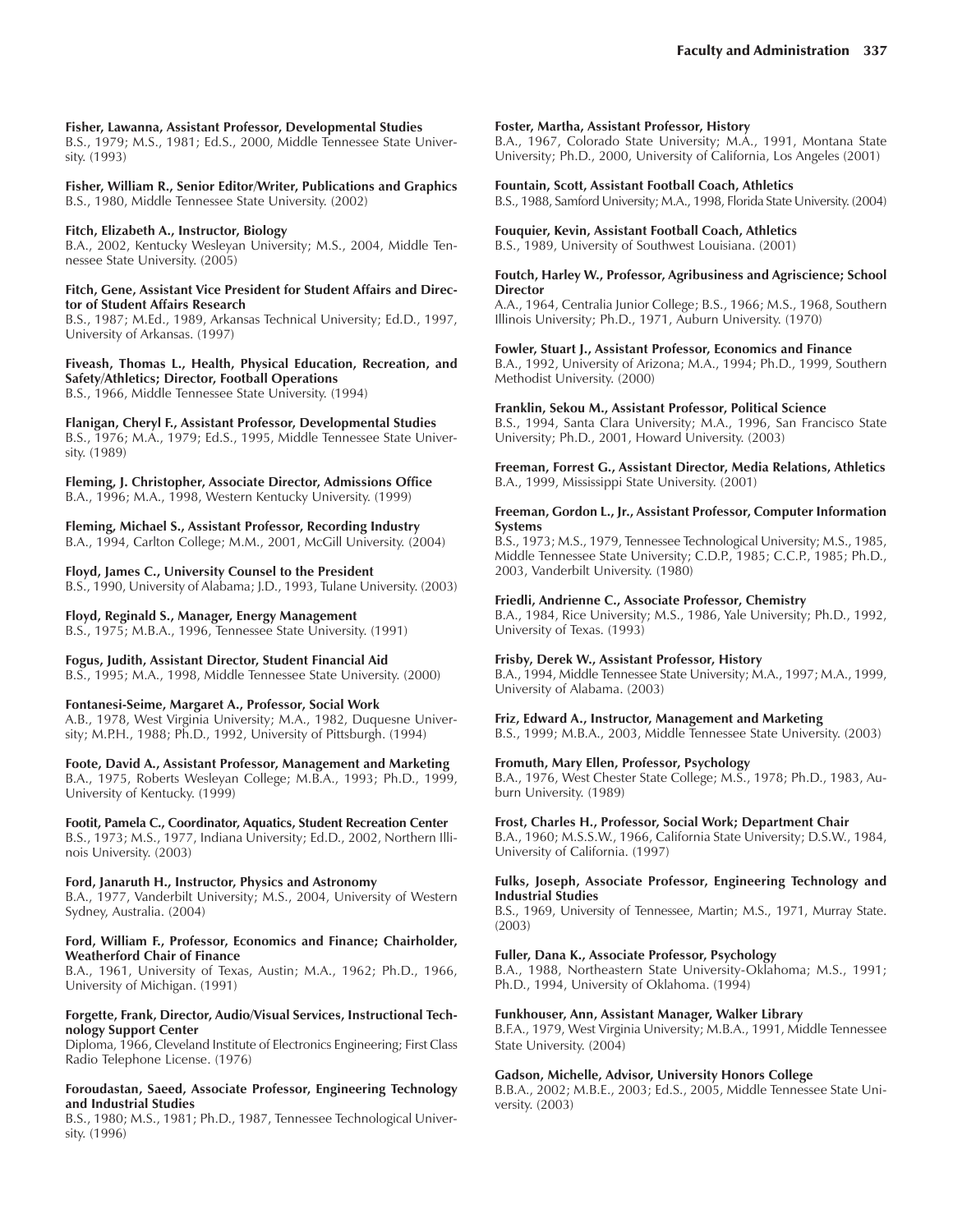**Fisher, Lawanna, Assistant Professor, Developmental Studies**
B.S., 1979; M.S., 1981; Ed.S., 2000, Middle Tennessee State University. (1993)

**Fisher, William R., Senior Editor/Writer, Publications and Graphics**
B.S., 1980, Middle Tennessee State University. (2002)

**Fitch, Elizabeth A., Instructor, Biology**
B.A., 2002, Kentucky Wesleyan University; M.S., 2004, Middle Tennessee State University. (2005)

**Fitch, Gene, Assistant Vice President for Student Affairs and Director of Student Affairs Research**
B.S., 1987; M.Ed., 1989, Arkansas Technical University; Ed.D., 1997, University of Arkansas. (1997)

**Fiveash, Thomas L., Health, Physical Education, Recreation, and Safety/Athletics; Director, Football Operations**
B.S., 1966, Middle Tennessee State University. (1994)

**Flanigan, Cheryl F., Assistant Professor, Developmental Studies**
B.S., 1976; M.A., 1979; Ed.S., 1995, Middle Tennessee State University. (1989)

**Fleming, J. Christopher, Associate Director, Admissions Office**
B.A., 1996; M.A., 1998, Western Kentucky University. (1999)

**Fleming, Michael S., Assistant Professor, Recording Industry**
B.A., 1994, Carlton College; M.M., 2001, McGill University. (2004)

**Floyd, James C., University Counsel to the President**
B.S., 1990, University of Alabama; J.D., 1993, Tulane University. (2003)

**Floyd, Reginald S., Manager, Energy Management**
B.S., 1975; M.B.A., 1996, Tennessee State University. (1991)

**Fogus, Judith, Assistant Director, Student Financial Aid**
B.S., 1995; M.A., 1998, Middle Tennessee State University. (2000)

**Fontanesi-Seime, Margaret A., Professor, Social Work**
A.B., 1978, West Virginia University; M.A., 1982, Duquesne University; M.P.H., 1988; Ph.D., 1992, University of Pittsburgh. (1994)

**Foote, David A., Assistant Professor, Management and Marketing**
B.A., 1975, Roberts Wesleyan College; M.B.A., 1993; Ph.D., 1999, University of Kentucky. (1999)

**Footit, Pamela C., Coordinator, Aquatics, Student Recreation Center**
B.S., 1973; M.S., 1977, Indiana University; Ed.D., 2002, Northern Illinois University. (2003)

**Ford, Janaruth H., Instructor, Physics and Astronomy**
B.A., 1977, Vanderbilt University; M.S., 2004, University of Western Sydney, Australia. (2004)

**Ford, William F., Professor, Economics and Finance; Chairholder, Weatherford Chair of Finance**
B.A., 1961, University of Texas, Austin; M.A., 1962; Ph.D., 1966, University of Michigan. (1991)

**Forgette, Frank, Director, Audio/Visual Services, Instructional Technology Support Center**
Diploma, 1966, Cleveland Institute of Electronics Engineering; First Class Radio Telephone License. (1976)

**Foroudastan, Saeed, Associate Professor, Engineering Technology and Industrial Studies**
B.S., 1980; M.S., 1981; Ph.D., 1987, Tennessee Technological University. (1996)

**Foster, Martha, Assistant Professor, History**
B.A., 1967, Colorado State University; M.A., 1991, Montana State University; Ph.D., 2000, University of California, Los Angeles (2001)

**Fountain, Scott, Assistant Football Coach, Athletics**
B.S., 1988, Samford University; M.A., 1998, Florida State University. (2004)

**Fouquier, Kevin, Assistant Football Coach, Athletics**
B.S., 1989, University of Southwest Louisiana. (2001)

**Foutch, Harley W., Professor, Agribusiness and Agriscience; School Director**
A.A., 1964, Centralia Junior College; B.S., 1966; M.S., 1968, Southern Illinois University; Ph.D., 1971, Auburn University. (1970)

**Fowler, Stuart J., Assistant Professor, Economics and Finance**
B.A., 1992, University of Arizona; M.A., 1994; Ph.D., 1999, Southern Methodist University. (2000)

**Franklin, Sekou M., Assistant Professor, Political Science**
B.S., 1994, Santa Clara University; M.A., 1996, San Francisco State University; Ph.D., 2001, Howard University. (2003)

**Freeman, Forrest G., Assistant Director, Media Relations, Athletics**
B.A., 1999, Mississippi State University. (2001)

**Freeman, Gordon L., Jr., Assistant Professor, Computer Information Systems**
B.S., 1973; M.S., 1979, Tennessee Technological University; M.S., 1985, Middle Tennessee State University; C.D.P., 1985; C.C.P., 1985; Ph.D., 2003, Vanderbilt University. (1980)

**Friedli, Andrienne C., Associate Professor, Chemistry**
B.A., 1984, Rice University; M.S., 1986, Yale University; Ph.D., 1992, University of Texas. (1993)

**Frisby, Derek W., Assistant Professor, History**
B.A., 1994, Middle Tennessee State University; M.A., 1997; M.A., 1999, University of Alabama. (2003)

**Friz, Edward A., Instructor, Management and Marketing**
B.S., 1999; M.B.A., 2003, Middle Tennessee State University. (2003)

**Fromuth, Mary Ellen, Professor, Psychology**
B.A., 1976, West Chester State College; M.S., 1978; Ph.D., 1983, Auburn University. (1989)

**Frost, Charles H., Professor, Social Work; Department Chair**
B.A., 1960; M.S.S.W., 1966, California State University; D.S.W., 1984, University of California. (1997)

**Fulks, Joseph, Associate Professor, Engineering Technology and Industrial Studies**
B.S., 1969, University of Tennessee, Martin; M.S., 1971, Murray State. (2003)

**Fuller, Dana K., Associate Professor, Psychology**
B.A., 1988, Northeastern State University-Oklahoma; M.S., 1991; Ph.D., 1994, University of Oklahoma. (1994)

**Funkhouser, Ann, Assistant Manager, Walker Library**
B.F.A., 1979, West Virginia University; M.B.A., 1991, Middle Tennessee State University. (2004)

**Gadson, Michelle, Advisor, University Honors College**
B.B.A., 2002; M.B.E., 2003; Ed.S., 2005, Middle Tennessee State University. (2003)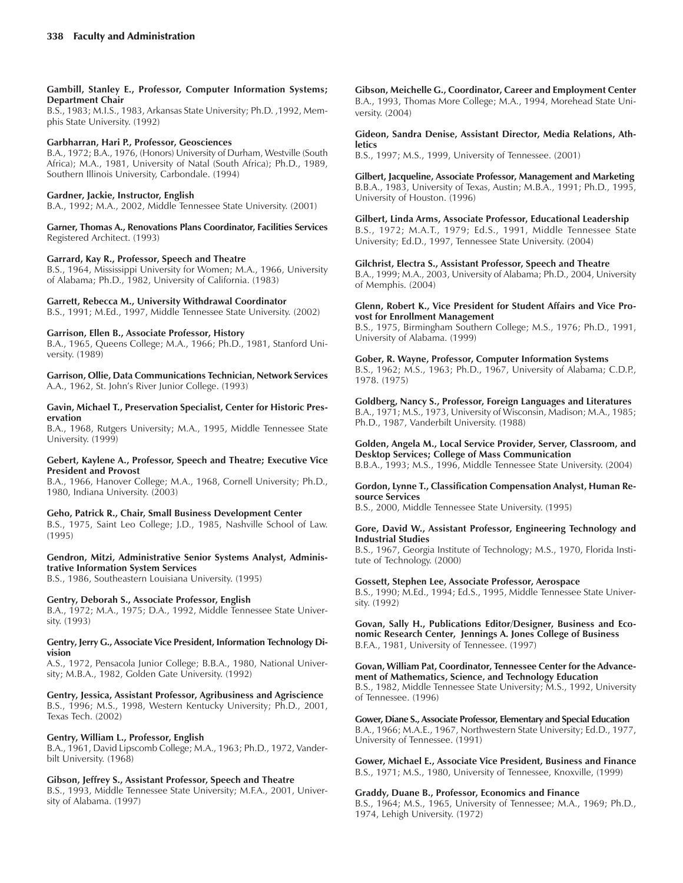**Gambill, Stanley E., Professor, Computer Information Systems; Department Chair**
B.S., 1983; M.I.S., 1983, Arkansas State University; Ph.D. ,1992, Memphis State University. (1992)

**Garbharran, Hari P., Professor, Geosciences**
B.A., 1972; B.A., 1976, (Honors) University of Durham, Westville (South Africa); M.A., 1981, University of Natal (South Africa); Ph.D., 1989, Southern Illinois University, Carbondale. (1994)

**Gardner, Jackie, Instructor, English**
B.A., 1992; M.A., 2002, Middle Tennessee State University. (2001)

**Garner, Thomas A., Renovations Plans Coordinator, Facilities Services**
Registered Architect. (1993)

**Garrard, Kay R., Professor, Speech and Theatre**
B.S., 1964, Mississippi University for Women; M.A., 1966, University of Alabama; Ph.D., 1982, University of California. (1983)

**Garrett, Rebecca M., University Withdrawal Coordinator**
B.S., 1991; M.Ed., 1997, Middle Tennessee State University. (2002)

**Garrison, Ellen B., Associate Professor, History**
B.A., 1965, Queens College; M.A., 1966; Ph.D., 1981, Stanford University. (1989)

**Garrison, Ollie, Data Communications Technician, Network Services**
A.A., 1962, St. John's River Junior College. (1993)

**Gavin, Michael T., Preservation Specialist, Center for Historic Preservation**
B.A., 1968, Rutgers University; M.A., 1995, Middle Tennessee State University. (1999)

**Gebert, Kaylene A., Professor, Speech and Theatre; Executive Vice President and Provost**
B.A., 1966, Hanover College; M.A., 1968, Cornell University; Ph.D., 1980, Indiana University. (2003)

**Geho, Patrick R., Chair, Small Business Development Center**
B.S., 1975, Saint Leo College; J.D., 1985, Nashville School of Law. (1995)

**Gendron, Mitzi, Administrative Senior Systems Analyst, Administrative Information System Services**
B.S., 1986, Southeastern Louisiana University. (1995)

**Gentry, Deborah S., Associate Professor, English**
B.A., 1972; M.A., 1975; D.A., 1992, Middle Tennessee State University. (1993)

**Gentry, Jerry G., Associate Vice President, Information Technology Division**
A.S., 1972, Pensacola Junior College; B.B.A., 1980, National University; M.B.A., 1982, Golden Gate University. (1992)

**Gentry, Jessica, Assistant Professor, Agribusiness and Agriscience**
B.S., 1996; M.S., 1998, Western Kentucky University; Ph.D., 2001, Texas Tech. (2002)

**Gentry, William L., Professor, English**
B.A., 1961, David Lipscomb College; M.A., 1963; Ph.D., 1972, Vanderbilt University. (1968)

**Gibson, Jeffrey S., Assistant Professor, Speech and Theatre**
B.S., 1993, Middle Tennessee State University; M.F.A., 2001, University of Alabama. (1997)

**Gibson, Meichelle G., Coordinator, Career and Employment Center**
B.A., 1993, Thomas More College; M.A., 1994, Morehead State University. (2004)

**Gideon, Sandra Denise, Assistant Director, Media Relations, Athletics**
B.S., 1997; M.S., 1999, University of Tennessee. (2001)

**Gilbert, Jacqueline, Associate Professor, Management and Marketing**
B.B.A., 1983, University of Texas, Austin; M.B.A., 1991; Ph.D., 1995, University of Houston. (1996)

**Gilbert, Linda Arms, Associate Professor, Educational Leadership**
B.S., 1972; M.A.T., 1979; Ed.S., 1991, Middle Tennessee State University; Ed.D., 1997, Tennessee State University. (2004)

**Gilchrist, Electra S., Assistant Professor, Speech and Theatre**
B.A., 1999; M.A., 2003, University of Alabama; Ph.D., 2004, University of Memphis. (2004)

**Glenn, Robert K., Vice President for Student Affairs and Vice Provost for Enrollment Management**
B.S., 1975, Birmingham Southern College; M.S., 1976; Ph.D., 1991, University of Alabama. (1999)

**Gober, R. Wayne, Professor, Computer Information Systems**
B.S., 1962; M.S., 1963; Ph.D., 1967, University of Alabama; C.D.P., 1978. (1975)

**Goldberg, Nancy S., Professor, Foreign Languages and Literatures**
B.A., 1971; M.S., 1973, University of Wisconsin, Madison; M.A., 1985; Ph.D., 1987, Vanderbilt University. (1988)

**Golden, Angela M., Local Service Provider, Server, Classroom, and Desktop Services; College of Mass Communication**
B.B.A., 1993; M.S., 1996, Middle Tennessee State University. (2004)

**Gordon, Lynne T., Classification Compensation Analyst, Human Resource Services**
B.S., 2000, Middle Tennessee State University. (1995)

**Gore, David W., Assistant Professor, Engineering Technology and Industrial Studies**
B.S., 1967, Georgia Institute of Technology; M.S., 1970, Florida Institute of Technology. (2000)

**Gossett, Stephen Lee, Associate Professor, Aerospace**
B.S., 1990; M.Ed., 1994; Ed.S., 1995, Middle Tennessee State University. (1992)

**Govan, Sally H., Publications Editor/Designer, Business and Economic Research Center, Jennings A. Jones College of Business**
B.F.A., 1981, University of Tennessee. (1997)

**Govan, William Pat, Coordinator, Tennessee Center for the Advancement of Mathematics, Science, and Technology Education**
B.S., 1982, Middle Tennessee State University; M.S., 1992, University of Tennessee. (1996)

**Gower, Diane S., Associate Professor, Elementary and Special Education**
B.A., 1966; M.A.E., 1967, Northwestern State University; Ed.D., 1977, University of Tennessee. (1991)

**Gower, Michael E., Associate Vice President, Business and Finance**
B.S., 1971; M.S., 1980, University of Tennessee, Knoxville, (1999)

**Graddy, Duane B., Professor, Economics and Finance**
B.S., 1964; M.S., 1965, University of Tennessee; M.A., 1969; Ph.D., 1974, Lehigh University. (1972)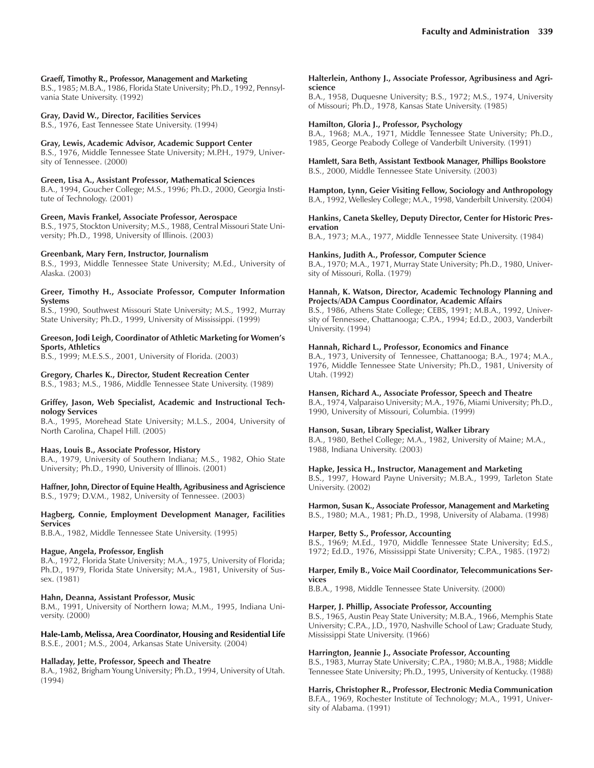**Graeff, Timothy R., Professor, Management and Marketing**
B.S., 1985; M.B.A., 1986, Florida State University; Ph.D., 1992, Pennsylvania State University. (1992)

**Gray, David W., Director, Facilities Services**
B.S., 1976, East Tennessee State University. (1994)

**Gray, Lewis, Academic Advisor, Academic Support Center**
B.S., 1976, Middle Tennessee State University; M.P.H., 1979, University of Tennessee. (2000)

**Green, Lisa A., Assistant Professor, Mathematical Sciences**
B.A., 1994, Goucher College; M.S., 1996; Ph.D., 2000, Georgia Institute of Technology. (2001)

**Green, Mavis Frankel, Associate Professor, Aerospace**
B.S., 1975, Stockton University; M.S., 1988, Central Missouri State University; Ph.D., 1998, University of Illinois. (2003)

**Greenbank, Mary Fern, Instructor, Journalism**
B.S., 1993, Middle Tennessee State University; M.Ed., University of Alaska. (2003)

**Greer, Timothy H., Associate Professor, Computer Information Systems**
B.S., 1990, Southwest Missouri State University; M.S., 1992, Murray State University; Ph.D., 1999, University of Mississippi. (1999)

**Greeson, Jodi Leigh, Coordinator of Athletic Marketing for Women's Sports, Athletics**
B.S., 1999; M.E.S.S., 2001, University of Florida. (2003)

**Gregory, Charles K., Director, Student Recreation Center**
B.S., 1983; M.S., 1986, Middle Tennessee State University. (1989)

**Griffey, Jason, Web Specialist, Academic and Instructional Technology Services**
B.A., 1995, Morehead State University; M.L.S., 2004, University of North Carolina, Chapel Hill. (2005)

**Haas, Louis B., Associate Professor, History**
B.A., 1979, University of Southern Indiana; M.S., 1982, Ohio State University; Ph.D., 1990, University of Illinois. (2001)

**Haffner, John, Director of Equine Health, Agribusiness and Agriscience**
B.S., 1979; D.V.M., 1982, University of Tennessee. (2003)

**Hagberg, Connie, Employment Development Manager, Facilities Services**
B.B.A., 1982, Middle Tennessee State University. (1995)

**Hague, Angela, Professor, English**
B.A., 1972, Florida State University; M.A., 1975, University of Florida; Ph.D., 1979, Florida State University; M.A., 1981, University of Sussex. (1981)

**Hahn, Deanna, Assistant Professor, Music**
B.M., 1991, University of Northern Iowa; M.M., 1995, Indiana University. (2000)

**Hale-Lamb, Melissa, Area Coordinator, Housing and Residential Life**
B.S.E., 2001; M.S., 2004, Arkansas State University. (2004)

**Halladay, Jette, Professor, Speech and Theatre**
B.A., 1982, Brigham Young University; Ph.D., 1994, University of Utah. (1994)

**Halterlein, Anthony J., Associate Professor, Agribusiness and Agriscience**
B.A., 1958, Duquesne University; B.S., 1972; M.S., 1974, University of Missouri; Ph.D., 1978, Kansas State University. (1985)

**Hamilton, Gloria J., Professor, Psychology**
B.A., 1968; M.A., 1971, Middle Tennessee State University; Ph.D., 1985, George Peabody College of Vanderbilt University. (1991)

**Hamlett, Sara Beth, Assistant Textbook Manager, Phillips Bookstore**
B.S., 2000, Middle Tennessee State University. (2003)

**Hampton, Lynn, Geier Visiting Fellow, Sociology and Anthropology**
B.A., 1992, Wellesley College; M.A., 1998, Vanderbilt University. (2004)

**Hankins, Caneta Skelley, Deputy Director, Center for Historic Preservation**
B.A., 1973; M.A., 1977, Middle Tennessee State University. (1984)

**Hankins, Judith A., Professor, Computer Science**
B.A., 1970; M.A., 1971, Murray State University; Ph.D., 1980, University of Missouri, Rolla. (1979)

**Hannah, K. Watson, Director, Academic Technology Planning and Projects/ADA Campus Coordinator, Academic Affairs**
B.S., 1986, Athens State College; CEBS, 1991; M.B.A., 1992, University of Tennessee, Chattanooga; C.P.A., 1994; Ed.D., 2003, Vanderbilt University. (1994)

**Hannah, Richard L., Professor, Economics and Finance**
B.A., 1973, University of Tennessee, Chattanooga; B.A., 1974; M.A., 1976, Middle Tennessee State University; Ph.D., 1981, University of Utah. (1992)

**Hansen, Richard A., Associate Professor, Speech and Theatre**
B.A., 1974, Valparaiso University; M.A., 1976, Miami University; Ph.D., 1990, University of Missouri, Columbia. (1999)

**Hanson, Susan, Library Specialist, Walker Library**
B.A., 1980, Bethel College; M.A., 1982, University of Maine; M.A., 1988, Indiana University. (2003)

**Hapke, Jessica H., Instructor, Management and Marketing**
B.S., 1997, Howard Payne University; M.B.A., 1999, Tarleton State University. (2002)

**Harmon, Susan K., Associate Professor, Management and Marketing**
B.S., 1980; M.A., 1981; Ph.D., 1998, University of Alabama. (1998)

**Harper, Betty S., Professor, Accounting**
B.S., 1969; M.Ed., 1970, Middle Tennessee State University; Ed.S., 1972; Ed.D., 1976, Mississippi State University; C.P.A., 1985. (1972)

**Harper, Emily B., Voice Mail Coordinator, Telecommunications Services**
B.B.A., 1998, Middle Tennessee State University. (2000)

**Harper, J. Phillip, Associate Professor, Accounting**
B.S., 1965, Austin Peay State University; M.B.A., 1966, Memphis State University; C.P.A., J.D., 1970, Nashville School of Law; Graduate Study, Mississippi State University. (1966)

**Harrington, Jeannie J., Associate Professor, Accounting**
B.S., 1983, Murray State University; C.P.A., 1980; M.B.A., 1988; Middle Tennessee State University; Ph.D., 1995, University of Kentucky. (1988)

**Harris, Christopher R., Professor, Electronic Media Communication**
B.F.A., 1969, Rochester Institute of Technology; M.A., 1991, University of Alabama. (1991)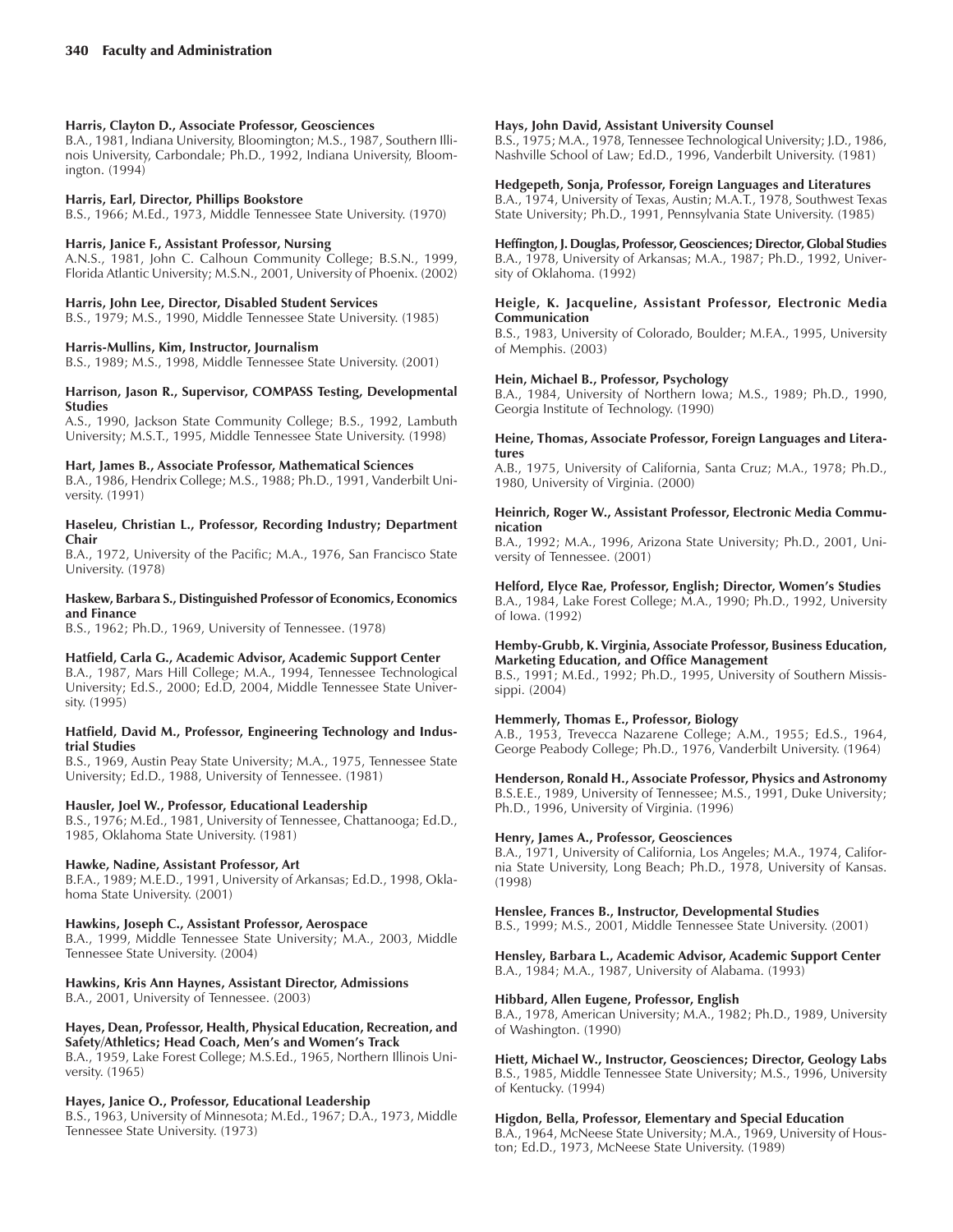**Harris, Clayton D., Associate Professor, Geosciences**
B.A., 1981, Indiana University, Bloomington; M.S., 1987, Southern Illinois University, Carbondale; Ph.D., 1992, Indiana University, Bloomington. (1994)

**Harris, Earl, Director, Phillips Bookstore**
B.S., 1966; M.Ed., 1973, Middle Tennessee State University. (1970)

**Harris, Janice F., Assistant Professor, Nursing**
A.N.S., 1981, John C. Calhoun Community College; B.S.N., 1999, Florida Atlantic University; M.S.N., 2001, University of Phoenix. (2002)

**Harris, John Lee, Director, Disabled Student Services**
B.S., 1979; M.S., 1990, Middle Tennessee State University. (1985)

**Harris-Mullins, Kim, Instructor, Journalism**
B.S., 1989; M.S., 1998, Middle Tennessee State University. (2001)

**Harrison, Jason R., Supervisor, COMPASS Testing, Developmental Studies**
A.S., 1990, Jackson State Community College; B.S., 1992, Lambuth University; M.S.T., 1995, Middle Tennessee State University. (1998)

**Hart, James B., Associate Professor, Mathematical Sciences**
B.A., 1986, Hendrix College; M.S., 1988; Ph.D., 1991, Vanderbilt University. (1991)

**Haseleu, Christian L., Professor, Recording Industry; Department Chair**
B.A., 1972, University of the Pacific; M.A., 1976, San Francisco State University. (1978)

**Haskew, Barbara S., Distinguished Professor of Economics, Economics and Finance**
B.S., 1962; Ph.D., 1969, University of Tennessee. (1978)

**Hatfield, Carla G., Academic Advisor, Academic Support Center**
B.A., 1987, Mars Hill College; M.A., 1994, Tennessee Technological University; Ed.S., 2000; Ed.D, 2004, Middle Tennessee State University. (1995)

**Hatfield, David M., Professor, Engineering Technology and Industrial Studies**
B.S., 1969, Austin Peay State University; M.A., 1975, Tennessee State University; Ed.D., 1988, University of Tennessee. (1981)

**Hausler, Joel W., Professor, Educational Leadership**
B.S., 1976; M.Ed., 1981, University of Tennessee, Chattanooga; Ed.D., 1985, Oklahoma State University. (1981)

**Hawke, Nadine, Assistant Professor, Art**
B.F.A., 1989; M.E.D., 1991, University of Arkansas; Ed.D., 1998, Oklahoma State University. (2001)

**Hawkins, Joseph C., Assistant Professor, Aerospace**
B.A., 1999, Middle Tennessee State University; M.A., 2003, Middle Tennessee State University. (2004)

**Hawkins, Kris Ann Haynes, Assistant Director, Admissions**
B.A., 2001, University of Tennessee. (2003)

**Hayes, Dean, Professor, Health, Physical Education, Recreation, and Safety/Athletics; Head Coach, Men's and Women's Track**
B.A., 1959, Lake Forest College; M.S.Ed., 1965, Northern Illinois University. (1965)

**Hayes, Janice O., Professor, Educational Leadership**
B.S., 1963, University of Minnesota; M.Ed., 1967; D.A., 1973, Middle Tennessee State University. (1973)

**Hays, John David, Assistant University Counsel**
B.S., 1975; M.A., 1978, Tennessee Technological University; J.D., 1986, Nashville School of Law; Ed.D., 1996, Vanderbilt University. (1981)

**Hedgepeth, Sonja, Professor, Foreign Languages and Literatures**
B.A., 1974, University of Texas, Austin; M.A.T., 1978, Southwest Texas State University; Ph.D., 1991, Pennsylvania State University. (1985)

**Heffington, J. Douglas, Professor, Geosciences; Director, Global Studies**
B.A., 1978, University of Arkansas; M.A., 1987; Ph.D., 1992, University of Oklahoma. (1992)

**Heigle, K. Jacqueline, Assistant Professor, Electronic Media Communication**
B.S., 1983, University of Colorado, Boulder; M.F.A., 1995, University of Memphis. (2003)

**Hein, Michael B., Professor, Psychology**
B.A., 1984, University of Northern Iowa; M.S., 1989; Ph.D., 1990, Georgia Institute of Technology. (1990)

**Heine, Thomas, Associate Professor, Foreign Languages and Literatures**
A.B., 1975, University of California, Santa Cruz; M.A., 1978; Ph.D., 1980, University of Virginia. (2000)

**Heinrich, Roger W., Assistant Professor, Electronic Media Communication**
B.A., 1992; M.A., 1996, Arizona State University; Ph.D., 2001, University of Tennessee. (2001)

**Helford, Elyce Rae, Professor, English; Director, Women's Studies**
B.A., 1984, Lake Forest College; M.A., 1990; Ph.D., 1992, University of Iowa. (1992)

**Hemby-Grubb, K. Virginia, Associate Professor, Business Education, Marketing Education, and Office Management**
B.S., 1991; M.Ed., 1992; Ph.D., 1995, University of Southern Mississippi. (2004)

**Hemmerly, Thomas E., Professor, Biology**
A.B., 1953, Trevecca Nazarene College; A.M., 1955; Ed.S., 1964, George Peabody College; Ph.D., 1976, Vanderbilt University. (1964)

**Henderson, Ronald H., Associate Professor, Physics and Astronomy**
B.S.E.E., 1989, University of Tennessee; M.S., 1991, Duke University; Ph.D., 1996, University of Virginia. (1996)

**Henry, James A., Professor, Geosciences**
B.A., 1971, University of California, Los Angeles; M.A., 1974, California State University, Long Beach; Ph.D., 1978, University of Kansas. (1998)

**Henslee, Frances B., Instructor, Developmental Studies**
B.S., 1999; M.S., 2001, Middle Tennessee State University. (2001)

**Hensley, Barbara L., Academic Advisor, Academic Support Center**
B.A., 1984; M.A., 1987, University of Alabama. (1993)

**Hibbard, Allen Eugene, Professor, English**
B.A., 1978, American University; M.A., 1982; Ph.D., 1989, University of Washington. (1990)

**Hiett, Michael W., Instructor, Geosciences; Director, Geology Labs**
B.S., 1985, Middle Tennessee State University; M.S., 1996, University of Kentucky. (1994)

**Higdon, Bella, Professor, Elementary and Special Education**
B.A., 1964, McNeese State University; M.A., 1969, University of Houston; Ed.D., 1973, McNeese State University. (1989)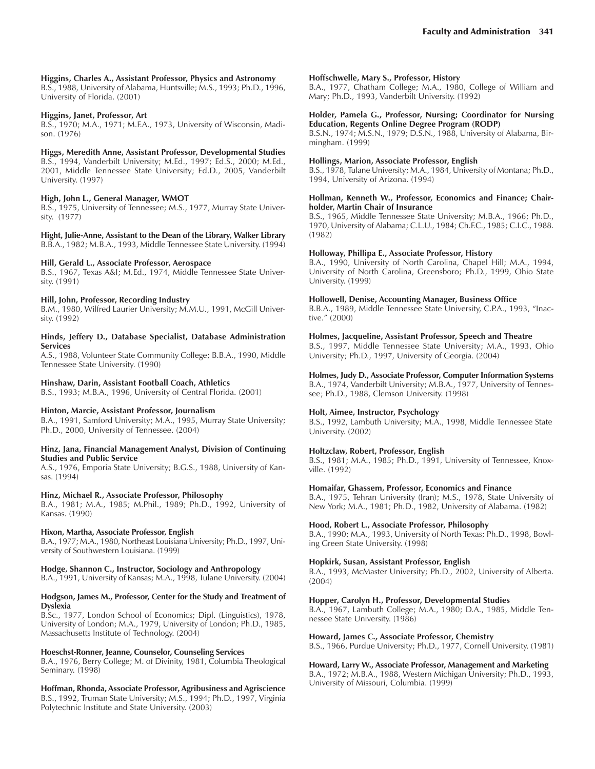**Higgins, Charles A., Assistant Professor, Physics and Astronomy**
B.S., 1988, University of Alabama, Huntsville; M.S., 1993; Ph.D., 1996, University of Florida. (2001)

**Higgins, Janet, Professor, Art**
B.S., 1970; M.A., 1971; M.F.A., 1973, University of Wisconsin, Madison. (1976)

**Higgs, Meredith Anne, Assistant Professor, Developmental Studies**
B.S., 1994, Vanderbilt University; M.Ed., 1997; Ed.S., 2000; M.Ed., 2001, Middle Tennessee State University; Ed.D., 2005, Vanderbilt University. (1997)

**High, John L., General Manager, WMOT**
B.S., 1975, University of Tennessee; M.S., 1977, Murray State University. (1977)

**Hight, Julie-Anne, Assistant to the Dean of the Library, Walker Library**
B.B.A., 1982; M.B.A., 1993, Middle Tennessee State University. (1994)

**Hill, Gerald L., Associate Professor, Aerospace**
B.S., 1967, Texas A&I; M.Ed., 1974, Middle Tennessee State University. (1991)

**Hill, John, Professor, Recording Industry**
B.M., 1980, Wilfred Laurier University; M.M.U., 1991, McGill University. (1992)

**Hinds, Jeffery D., Database Specialist, Database Administration Services**
A.S., 1988, Volunteer State Community College; B.B.A., 1990, Middle Tennessee State University. (1990)

**Hinshaw, Darin, Assistant Football Coach, Athletics**
B.S., 1993; M.B.A., 1996, University of Central Florida. (2001)

**Hinton, Marcie, Assistant Professor, Journalism**
B.A., 1991, Samford University; M.A., 1995, Murray State University; Ph.D., 2000, University of Tennessee. (2004)

**Hinz, Jana, Financial Management Analyst, Division of Continuing Studies and Public Service**
A.S., 1976, Emporia State University; B.G.S., 1988, University of Kansas. (1994)

**Hinz, Michael R., Associate Professor, Philosophy**
B.A., 1981; M.A., 1985; M.Phil., 1989; Ph.D., 1992, University of Kansas. (1990)

**Hixon, Martha, Associate Professor, English**
B.A., 1977; M.A., 1980, Northeast Louisiana University; Ph.D., 1997, University of Southwestern Louisiana. (1999)

**Hodge, Shannon C., Instructor, Sociology and Anthropology**
B.A., 1991, University of Kansas; M.A., 1998, Tulane University. (2004)

**Hodgson, James M., Professor, Center for the Study and Treatment of Dyslexia**
B.Sc., 1977, London School of Economics; Dipl. (Linguistics), 1978, University of London; M.A., 1979, University of London; Ph.D., 1985, Massachusetts Institute of Technology. (2004)

**Hoeschst-Ronner, Jeanne, Counselor, Counseling Services**
B.A., 1976, Berry College; M. of Divinity, 1981, Columbia Theological Seminary. (1998)

**Hoffman, Rhonda, Associate Professor, Agribusiness and Agriscience**
B.S., 1992, Truman State University; M.S., 1994; Ph.D., 1997, Virginia Polytechnic Institute and State University. (2003)

**Hoffschwelle, Mary S., Professor, History**
B.A., 1977, Chatham College; M.A., 1980, College of William and Mary; Ph.D., 1993, Vanderbilt University. (1992)

**Holder, Pamela G., Professor, Nursing; Coordinator for Nursing Education, Regents Online Degree Program (RODP)**
B.S.N., 1974; M.S.N., 1979; D.S.N., 1988, University of Alabama, Birmingham. (1999)

**Hollings, Marion, Associate Professor, English**
B.S., 1978, Tulane University; M.A., 1984, University of Montana; Ph.D., 1994, University of Arizona. (1994)

**Hollman, Kenneth W., Professor, Economics and Finance; Chairholder, Martin Chair of Insurance**
B.S., 1965, Middle Tennessee State University; M.B.A., 1966; Ph.D., 1970, University of Alabama; C.L.U., 1984; Ch.F.C., 1985; C.I.C., 1988. (1982)

**Holloway, Phillipa E., Associate Professor, History**
B.A., 1990, University of North Carolina, Chapel Hill; M.A., 1994, University of North Carolina, Greensboro; Ph.D., 1999, Ohio State University. (1999)

**Hollowell, Denise, Accounting Manager, Business Office**
B.B.A., 1989, Middle Tennessee State University, C.P.A., 1993, "Inactive." (2000)

**Holmes, Jacqueline, Assistant Professor, Speech and Theatre**
B.S., 1997, Middle Tennessee State University; M.A., 1993, Ohio University; Ph.D., 1997, University of Georgia. (2004)

**Holmes, Judy D., Associate Professor, Computer Information Systems**
B.A., 1974, Vanderbilt University; M.B.A., 1977, University of Tennessee; Ph.D., 1988, Clemson University. (1998)

**Holt, Aimee, Instructor, Psychology**
B.S., 1992, Lambuth University; M.A., 1998, Middle Tennessee State University. (2002)

**Holtzclaw, Robert, Professor, English**
B.S., 1981; M.A., 1985; Ph.D., 1991, University of Tennessee, Knoxville. (1992)

**Homaifar, Ghassem, Professor, Economics and Finance**
B.A., 1975, Tehran University (Iran); M.S., 1978, State University of New York; M.A., 1981; Ph.D., 1982, University of Alabama. (1982)

**Hood, Robert L., Associate Professor, Philosophy**
B.A., 1990; M.A., 1993, University of North Texas; Ph.D., 1998, Bowling Green State University. (1998)

**Hopkirk, Susan, Assistant Professor, English**
B.A., 1993, McMaster University; Ph.D., 2002, University of Alberta. (2004)

**Hopper, Carolyn H., Professor, Developmental Studies**
B.A., 1967, Lambuth College; M.A., 1980; D.A., 1985, Middle Tennessee State University. (1986)

**Howard, James C., Associate Professor, Chemistry**
B.S., 1966, Purdue University; Ph.D., 1977, Cornell University. (1981)

**Howard, Larry W., Associate Professor, Management and Marketing**
B.A., 1972; M.B.A., 1988, Western Michigan University; Ph.D., 1993, University of Missouri, Columbia. (1999)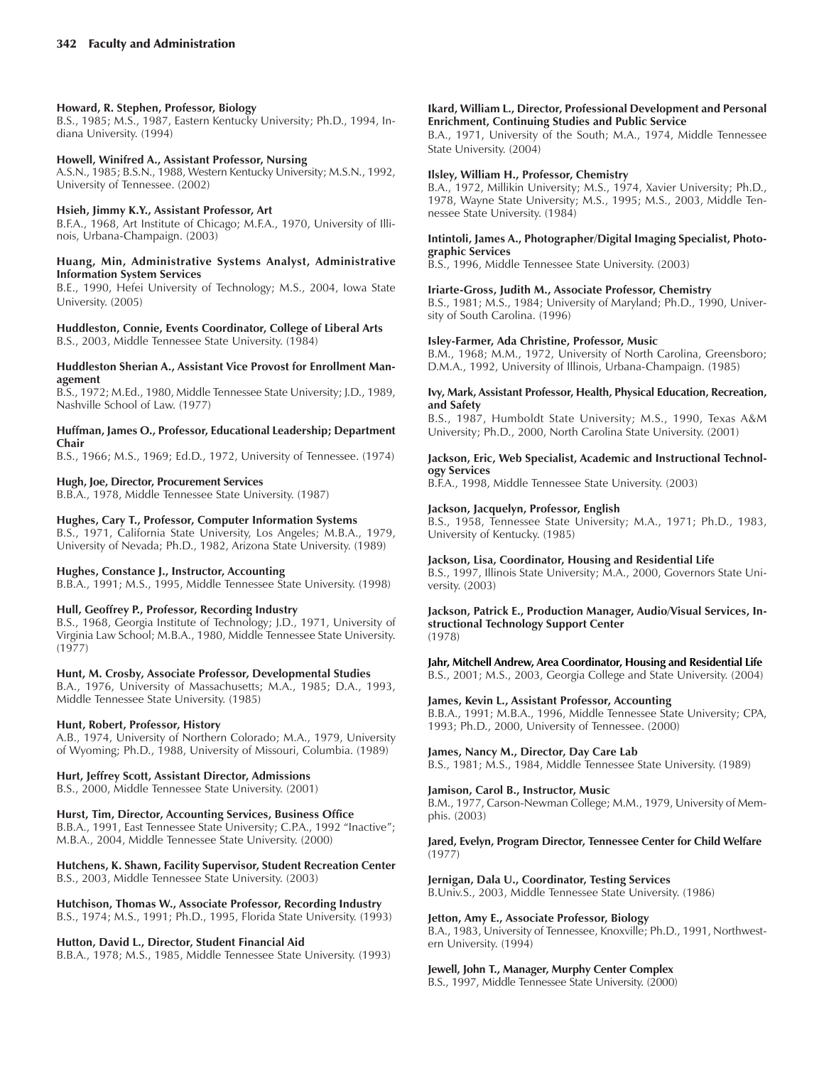**Howard, R. Stephen, Professor, Biology**
B.S., 1985; M.S., 1987, Eastern Kentucky University; Ph.D., 1994, Indiana University. (1994)

**Howell, Winifred A., Assistant Professor, Nursing**
A.S.N., 1985; B.S.N., 1988, Western Kentucky University; M.S.N., 1992, University of Tennessee. (2002)

**Hsieh, Jimmy K.Y., Assistant Professor, Art**
B.F.A., 1968, Art Institute of Chicago; M.F.A., 1970, University of Illinois, Urbana-Champaign. (2003)

**Huang, Min, Administrative Systems Analyst, Administrative Information System Services**
B.E., 1990, Hefei University of Technology; M.S., 2004, Iowa State University. (2005)

**Huddleston, Connie, Events Coordinator, College of Liberal Arts**
B.S., 2003, Middle Tennessee State University. (1984)

**Huddleston Sherian A., Assistant Vice Provost for Enrollment Management**
B.S., 1972; M.Ed., 1980, Middle Tennessee State University; J.D., 1989, Nashville School of Law. (1977)

**Huffman, James O., Professor, Educational Leadership; Department Chair**
B.S., 1966; M.S., 1969; Ed.D., 1972, University of Tennessee. (1974)

**Hugh, Joe, Director, Procurement Services**
B.B.A., 1978, Middle Tennessee State University. (1987)

**Hughes, Cary T., Professor, Computer Information Systems**
B.S., 1971, California State University, Los Angeles; M.B.A., 1979, University of Nevada; Ph.D., 1982, Arizona State University. (1989)

**Hughes, Constance J., Instructor, Accounting**
B.B.A., 1991; M.S., 1995, Middle Tennessee State University. (1998)

**Hull, Geoffrey P., Professor, Recording Industry**
B.S., 1968, Georgia Institute of Technology; J.D., 1971, University of Virginia Law School; M.B.A., 1980, Middle Tennessee State University. (1977)

**Hunt, M. Crosby, Associate Professor, Developmental Studies**
B.A., 1976, University of Massachusetts; M.A., 1985; D.A., 1993, Middle Tennessee State University. (1985)

**Hunt, Robert, Professor, History**
A.B., 1974, University of Northern Colorado; M.A., 1979, University of Wyoming; Ph.D., 1988, University of Missouri, Columbia. (1989)

**Hurt, Jeffrey Scott, Assistant Director, Admissions**
B.S., 2000, Middle Tennessee State University. (2001)

**Hurst, Tim, Director, Accounting Services, Business Office**
B.B.A., 1991, East Tennessee State University; C.P.A., 1992 "Inactive"; M.B.A., 2004, Middle Tennessee State University. (2000)

**Hutchens, K. Shawn, Facility Supervisor, Student Recreation Center**
B.S., 2003, Middle Tennessee State University. (2003)

**Hutchison, Thomas W., Associate Professor, Recording Industry**
B.S., 1974; M.S., 1991; Ph.D., 1995, Florida State University. (1993)

**Hutton, David L., Director, Student Financial Aid**
B.B.A., 1978; M.S., 1985, Middle Tennessee State University. (1993)

**Ikard, William L., Director, Professional Development and Personal Enrichment, Continuing Studies and Public Service**
B.A., 1971, University of the South; M.A., 1974, Middle Tennessee State University. (2004)

**Ilsley, William H., Professor, Chemistry**
B.A., 1972, Millikin University; M.S., 1974, Xavier University; Ph.D., 1978, Wayne State University; M.S., 1995; M.S., 2003, Middle Tennessee State University. (1984)

**Intintoli, James A., Photographer/Digital Imaging Specialist, Photographic Services**
B.S., 1996, Middle Tennessee State University. (2003)

**Iriarte-Gross, Judith M., Associate Professor, Chemistry**
B.S., 1981; M.S., 1984; University of Maryland; Ph.D., 1990, University of South Carolina. (1996)

**Isley-Farmer, Ada Christine, Professor, Music**
B.M., 1968; M.M., 1972, University of North Carolina, Greensboro; D.M.A., 1992, University of Illinois, Urbana-Champaign. (1985)

**Ivy, Mark, Assistant Professor, Health, Physical Education, Recreation, and Safety**
B.S., 1987, Humboldt State University; M.S., 1990, Texas A&M University; Ph.D., 2000, North Carolina State University. (2001)

**Jackson, Eric, Web Specialist, Academic and Instructional Technology Services**
B.F.A., 1998, Middle Tennessee State University. (2003)

**Jackson, Jacquelyn, Professor, English**
B.S., 1958, Tennessee State University; M.A., 1971; Ph.D., 1983, University of Kentucky. (1985)

**Jackson, Lisa, Coordinator, Housing and Residential Life**
B.S., 1997, Illinois State University; M.A., 2000, Governors State University. (2003)

**Jackson, Patrick E., Production Manager, Audio/Visual Services, Instructional Technology Support Center**
(1978)

**Jahr, Mitchell Andrew, Area Coordinator, Housing and Residential Life**
B.S., 2001; M.S., 2003, Georgia College and State University. (2004)

**James, Kevin L., Assistant Professor, Accounting**
B.B.A., 1991; M.B.A., 1996, Middle Tennessee State University; CPA, 1993; Ph.D., 2000, University of Tennessee. (2000)

**James, Nancy M., Director, Day Care Lab**
B.S., 1981; M.S., 1984, Middle Tennessee State University. (1989)

**Jamison, Carol B., Instructor, Music**
B.M., 1977, Carson-Newman College; M.M., 1979, University of Memphis. (2003)

**Jared, Evelyn, Program Director, Tennessee Center for Child Welfare**
(1977)

**Jernigan, Dala U., Coordinator, Testing Services**
B.Univ.S., 2003, Middle Tennessee State University. (1986)

**Jetton, Amy E., Associate Professor, Biology**
B.A., 1983, University of Tennessee, Knoxville; Ph.D., 1991, Northwestern University. (1994)

**Jewell, John T., Manager, Murphy Center Complex**
B.S., 1997, Middle Tennessee State University. (2000)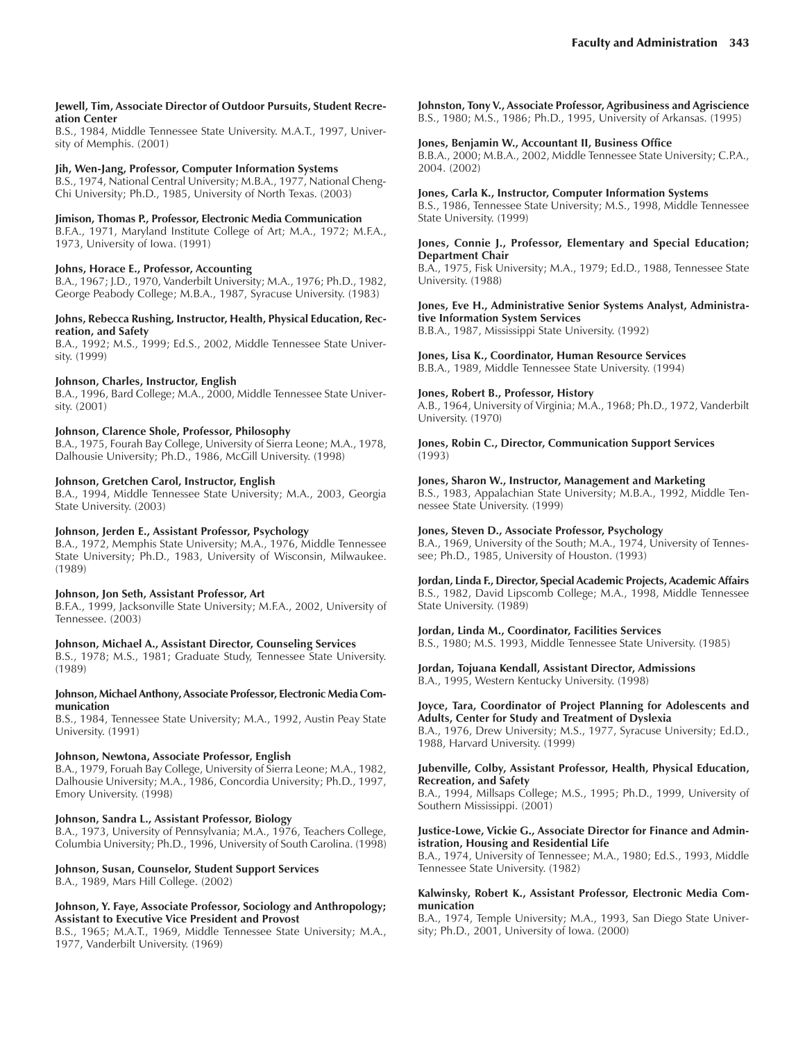**Jewell, Tim, Associate Director of Outdoor Pursuits, Student Recreation Center**
B.S., 1984, Middle Tennessee State University. M.A.T., 1997, University of Memphis. (2001)

**Jih, Wen-Jang, Professor, Computer Information Systems**
B.S., 1974, National Central University; M.B.A., 1977, National Cheng-Chi University; Ph.D., 1985, University of North Texas. (2003)

**Jimison, Thomas P., Professor, Electronic Media Communication**
B.F.A., 1971, Maryland Institute College of Art; M.A., 1972; M.F.A., 1973, University of Iowa. (1991)

**Johns, Horace E., Professor, Accounting**
B.A., 1967; J.D., 1970, Vanderbilt University; M.A., 1976; Ph.D., 1982, George Peabody College; M.B.A., 1987, Syracuse University. (1983)

**Johns, Rebecca Rushing, Instructor, Health, Physical Education, Recreation, and Safety**
B.A., 1992; M.S., 1999; Ed.S., 2002, Middle Tennessee State University. (1999)

**Johnson, Charles, Instructor, English**
B.A., 1996, Bard College; M.A., 2000, Middle Tennessee State University. (2001)

**Johnson, Clarence Shole, Professor, Philosophy**
B.A., 1975, Fourah Bay College, University of Sierra Leone; M.A., 1978, Dalhousie University; Ph.D., 1986, McGill University. (1998)

**Johnson, Gretchen Carol, Instructor, English**
B.A., 1994, Middle Tennessee State University; M.A., 2003, Georgia State University. (2003)

**Johnson, Jerden E., Assistant Professor, Psychology**
B.A., 1972, Memphis State University; M.A., 1976, Middle Tennessee State University; Ph.D., 1983, University of Wisconsin, Milwaukee. (1989)

**Johnson, Jon Seth, Assistant Professor, Art**
B.F.A., 1999, Jacksonville State University; M.F.A., 2002, University of Tennessee. (2003)

**Johnson, Michael A., Assistant Director, Counseling Services**
B.S., 1978; M.S., 1981; Graduate Study, Tennessee State University. (1989)

**Johnson, Michael Anthony, Associate Professor, Electronic Media Communication**
B.S., 1984, Tennessee State University; M.A., 1992, Austin Peay State University. (1991)

**Johnson, Newtona, Associate Professor, English**
B.A., 1979, Foruah Bay College, University of Sierra Leone; M.A., 1982, Dalhousie University; M.A., 1986, Concordia University; Ph.D., 1997, Emory University. (1998)

**Johnson, Sandra L., Assistant Professor, Biology**
B.A., 1973, University of Pennsylvania; M.A., 1976, Teachers College, Columbia University; Ph.D., 1996, University of South Carolina. (1998)

**Johnson, Susan, Counselor, Student Support Services**
B.A., 1989, Mars Hill College. (2002)

**Johnson, Y. Faye, Associate Professor, Sociology and Anthropology; Assistant to Executive Vice President and Provost**
B.S., 1965; M.A.T., 1969, Middle Tennessee State University; M.A., 1977, Vanderbilt University. (1969)

**Johnston, Tony V., Associate Professor, Agribusiness and Agriscience**
B.S., 1980; M.S., 1986; Ph.D., 1995, University of Arkansas. (1995)

**Jones, Benjamin W., Accountant II, Business Office**
B.B.A., 2000; M.B.A., 2002, Middle Tennessee State University; C.P.A., 2004. (2002)

**Jones, Carla K., Instructor, Computer Information Systems**
B.S., 1986, Tennessee State University; M.S., 1998, Middle Tennessee State University. (1999)

**Jones, Connie J., Professor, Elementary and Special Education; Department Chair**
B.A., 1975, Fisk University; M.A., 1979; Ed.D., 1988, Tennessee State University. (1988)

**Jones, Eve H., Administrative Senior Systems Analyst, Administrative Information System Services**
B.B.A., 1987, Mississippi State University. (1992)

**Jones, Lisa K., Coordinator, Human Resource Services**
B.B.A., 1989, Middle Tennessee State University. (1994)

**Jones, Robert B., Professor, History**
A.B., 1964, University of Virginia; M.A., 1968; Ph.D., 1972, Vanderbilt University. (1970)

**Jones, Robin C., Director, Communication Support Services**
(1993)

**Jones, Sharon W., Instructor, Management and Marketing**
B.S., 1983, Appalachian State University; M.B.A., 1992, Middle Tennessee State University. (1999)

**Jones, Steven D., Associate Professor, Psychology**
B.A., 1969, University of the South; M.A., 1974, University of Tennessee; Ph.D., 1985, University of Houston. (1993)

**Jordan, Linda F., Director, Special Academic Projects, Academic Affairs**
B.S., 1982, David Lipscomb College; M.A., 1998, Middle Tennessee State University. (1989)

**Jordan, Linda M., Coordinator, Facilities Services**
B.S., 1980; M.S. 1993, Middle Tennessee State University. (1985)

**Jordan, Tojuana Kendall, Assistant Director, Admissions**
B.A., 1995, Western Kentucky University. (1998)

**Joyce, Tara, Coordinator of Project Planning for Adolescents and Adults, Center for Study and Treatment of Dyslexia**
B.A., 1976, Drew University; M.S., 1977, Syracuse University; Ed.D., 1988, Harvard University. (1999)

**Jubenville, Colby, Assistant Professor, Health, Physical Education, Recreation, and Safety**
B.A., 1994, Millsaps College; M.S., 1995; Ph.D., 1999, University of Southern Mississippi. (2001)

**Justice-Lowe, Vickie G., Associate Director for Finance and Administration, Housing and Residential Life**
B.A., 1974, University of Tennessee; M.A., 1980; Ed.S., 1993, Middle Tennessee State University. (1982)

**Kalwinsky, Robert K., Assistant Professor, Electronic Media Communication**
B.A., 1974, Temple University; M.A., 1993, San Diego State University; Ph.D., 2001, University of Iowa. (2000)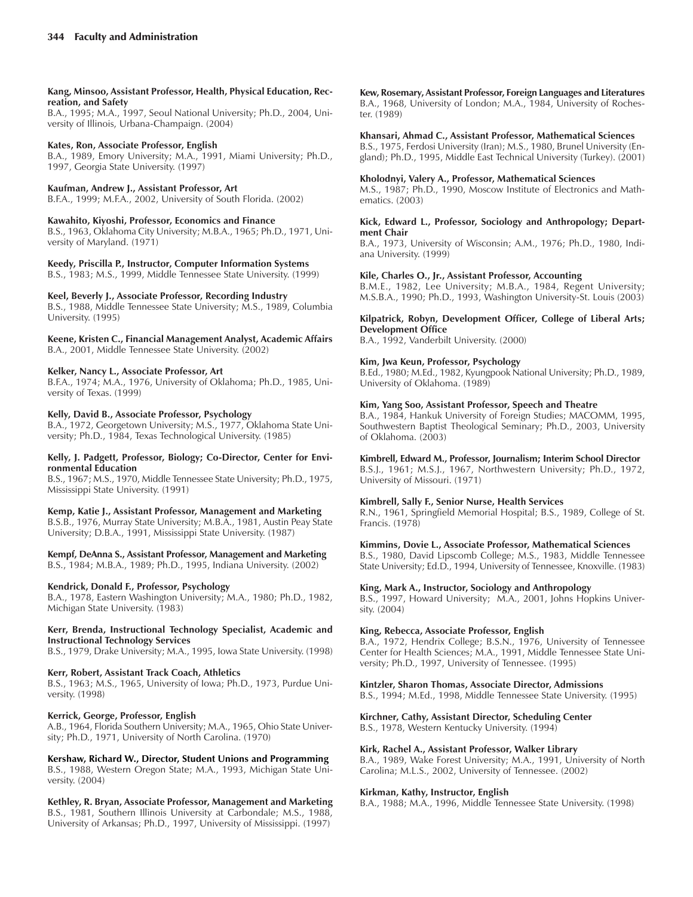**Kang, Minsoo, Assistant Professor, Health, Physical Education, Recreation, and Safety**
B.A., 1995; M.A., 1997, Seoul National University; Ph.D., 2004, University of Illinois, Urbana-Champaign. (2004)

**Kates, Ron, Associate Professor, English**
B.A., 1989, Emory University; M.A., 1991, Miami University; Ph.D., 1997, Georgia State University. (1997)

**Kaufman, Andrew J., Assistant Professor, Art**
B.F.A., 1999; M.F.A., 2002, University of South Florida. (2002)

**Kawahito, Kiyoshi, Professor, Economics and Finance**
B.S., 1963, Oklahoma City University; M.B.A., 1965; Ph.D., 1971, University of Maryland. (1971)

**Keedy, Priscilla P., Instructor, Computer Information Systems**
B.S., 1983; M.S., 1999, Middle Tennessee State University. (1999)

**Keel, Beverly J., Associate Professor, Recording Industry**
B.S., 1988, Middle Tennessee State University; M.S., 1989, Columbia University. (1995)

**Keene, Kristen C., Financial Management Analyst, Academic Affairs**
B.A., 2001, Middle Tennessee State University. (2002)

**Kelker, Nancy L., Associate Professor, Art**
B.F.A., 1974; M.A., 1976, University of Oklahoma; Ph.D., 1985, University of Texas. (1999)

**Kelly, David B., Associate Professor, Psychology**
B.A., 1972, Georgetown University; M.S., 1977, Oklahoma State University; Ph.D., 1984, Texas Technological University. (1985)

**Kelly, J. Padgett, Professor, Biology; Co-Director, Center for Environmental Education**
B.S., 1967; M.S., 1970, Middle Tennessee State University; Ph.D., 1975, Mississippi State University. (1991)

**Kemp, Katie J., Assistant Professor, Management and Marketing**
B.S.B., 1976, Murray State University; M.B.A., 1981, Austin Peay State University; D.B.A., 1991, Mississippi State University. (1987)

**Kempf, DeAnna S., Assistant Professor, Management and Marketing**
B.S., 1984; M.B.A., 1989; Ph.D., 1995, Indiana University. (2002)

**Kendrick, Donald F., Professor, Psychology**
B.A., 1978, Eastern Washington University; M.A., 1980; Ph.D., 1982, Michigan State University. (1983)

**Kerr, Brenda, Instructional Technology Specialist, Academic and Instructional Technology Services**
B.S., 1979, Drake University; M.A., 1995, Iowa State University. (1998)

**Kerr, Robert, Assistant Track Coach, Athletics**
B.S., 1963; M.S., 1965, University of Iowa; Ph.D., 1973, Purdue University. (1998)

**Kerrick, George, Professor, English**
A.B., 1964, Florida Southern University; M.A., 1965, Ohio State University; Ph.D., 1971, University of North Carolina. (1970)

**Kershaw, Richard W., Director, Student Unions and Programming**
B.S., 1988, Western Oregon State; M.A., 1993, Michigan State University. (2004)

**Kethley, R. Bryan, Associate Professor, Management and Marketing**
B.S., 1981, Southern Illinois University at Carbondale; M.S., 1988, University of Arkansas; Ph.D., 1997, University of Mississippi. (1997)

**Kew, Rosemary, Assistant Professor, Foreign Languages and Literatures**
B.A., 1968, University of London; M.A., 1984, University of Rochester. (1989)

**Khansari, Ahmad C., Assistant Professor, Mathematical Sciences**
B.S., 1975, Ferdosi University (Iran); M.S., 1980, Brunel University (England); Ph.D., 1995, Middle East Technical University (Turkey). (2001)

**Kholodnyi, Valery A., Professor, Mathematical Sciences**
M.S., 1987; Ph.D., 1990, Moscow Institute of Electronics and Mathematics. (2003)

**Kick, Edward L., Professor, Sociology and Anthropology; Department Chair**
B.A., 1973, University of Wisconsin; A.M., 1976; Ph.D., 1980, Indiana University. (1999)

**Kile, Charles O., Jr., Assistant Professor, Accounting**
B.M.E., 1982, Lee University; M.B.A., 1984, Regent University; M.S.B.A., 1990; Ph.D., 1993, Washington University-St. Louis (2003)

**Kilpatrick, Robyn, Development Officer, College of Liberal Arts; Development Office**
B.A., 1992, Vanderbilt University. (2000)

**Kim, Jwa Keun, Professor, Psychology**
B.Ed., 1980; M.Ed., 1982, Kyungpook National University; Ph.D., 1989, University of Oklahoma. (1989)

**Kim, Yang Soo, Assistant Professor, Speech and Theatre**
B.A., 1984, Hankuk University of Foreign Studies; MACOMM, 1995, Southwestern Baptist Theological Seminary; Ph.D., 2003, University of Oklahoma. (2003)

**Kimbrell, Edward M., Professor, Journalism; Interim School Director**
B.S.J., 1961; M.S.J., 1967, Northwestern University; Ph.D., 1972, University of Missouri. (1971)

**Kimbrell, Sally F., Senior Nurse, Health Services**
R.N., 1961, Springfield Memorial Hospital; B.S., 1989, College of St. Francis. (1978)

**Kimmins, Dovie L., Associate Professor, Mathematical Sciences**
B.S., 1980, David Lipscomb College; M.S., 1983, Middle Tennessee State University; Ed.D., 1994, University of Tennessee, Knoxville. (1983)

**King, Mark A., Instructor, Sociology and Anthropology**
B.S., 1997, Howard University; M.A., 2001, Johns Hopkins University. (2004)

**King, Rebecca, Associate Professor, English**
B.A., 1972, Hendrix College; B.S.N., 1976, University of Tennessee Center for Health Sciences; M.A., 1991, Middle Tennessee State University; Ph.D., 1997, University of Tennessee. (1995)

**Kintzler, Sharon Thomas, Associate Director, Admissions**
B.S., 1994; M.Ed., 1998, Middle Tennessee State University. (1995)

**Kirchner, Cathy, Assistant Director, Scheduling Center**
B.S., 1978, Western Kentucky University. (1994)

**Kirk, Rachel A., Assistant Professor, Walker Library**
B.A., 1989, Wake Forest University; M.A., 1991, University of North Carolina; M.L.S., 2002, University of Tennessee. (2002)

**Kirkman, Kathy, Instructor, English**
B.A., 1988; M.A., 1996, Middle Tennessee State University. (1998)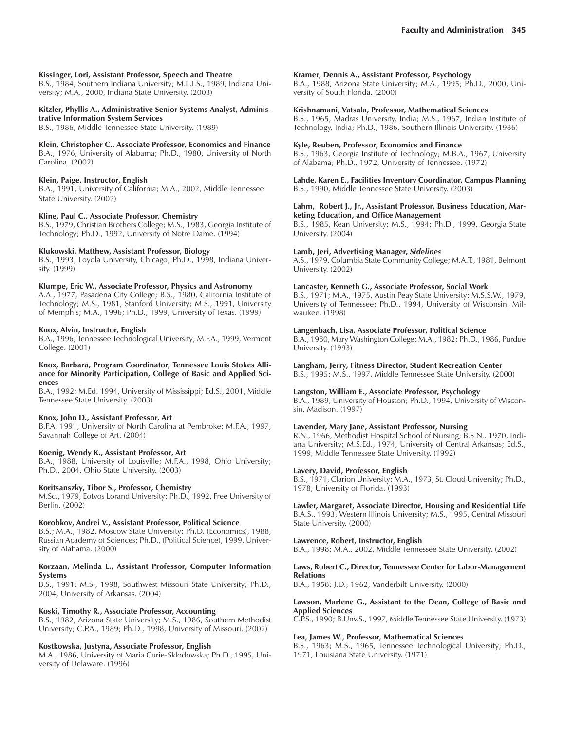**Kissinger, Lori, Assistant Professor, Speech and Theatre**
B.S., 1984, Southern Indiana University; M.L.I.S., 1989, Indiana University; M.A., 2000, Indiana State University. (2003)

**Kitzler, Phyllis A., Administrative Senior Systems Analyst, Administrative Information System Services**
B.S., 1986, Middle Tennessee State University. (1989)

**Klein, Christopher C., Associate Professor, Economics and Finance**
B.A., 1976, University of Alabama; Ph.D., 1980, University of North Carolina. (2002)

**Klein, Paige, Instructor, English**
B.A., 1991, University of California; M.A., 2002, Middle Tennessee State University. (2002)

**Kline, Paul C., Associate Professor, Chemistry**
B.S., 1979, Christian Brothers College; M.S., 1983, Georgia Institute of Technology; Ph.D., 1992, University of Notre Dame. (1994)

**Klukowski, Matthew, Assistant Professor, Biology**
B.S., 1993, Loyola University, Chicago; Ph.D., 1998, Indiana University. (1999)

**Klumpe, Eric W., Associate Professor, Physics and Astronomy**
A.A., 1977, Pasadena City College; B.S., 1980, California Institute of Technology; M.S., 1981, Stanford University; M.S., 1991, University of Memphis; M.A., 1996; Ph.D., 1999, University of Texas. (1999)

**Knox, Alvin, Instructor, English**
B.A., 1996, Tennessee Technological University; M.F.A., 1999, Vermont College. (2001)

**Knox, Barbara, Program Coordinator, Tennessee Louis Stokes Alliance for Minority Participation, College of Basic and Applied Sciences**
B.A., 1992; M.Ed. 1994, University of Mississippi; Ed.S., 2001, Middle Tennessee State University. (2003)

**Knox, John D., Assistant Professor, Art**
B.F.A, 1991, University of North Carolina at Pembroke; M.F.A., 1997, Savannah College of Art. (2004)

**Koenig, Wendy K., Assistant Professor, Art**
B.A., 1988, University of Louisville; M.F.A., 1998, Ohio University; Ph.D., 2004, Ohio State University. (2003)

**Koritsanszky, Tibor S., Professor, Chemistry**
M.Sc., 1979, Eotvos Lorand University; Ph.D., 1992, Free University of Berlin. (2002)

**Korobkov, Andrei V., Assistant Professor, Political Science**
B.S.; M.A., 1982, Moscow State University; Ph.D. (Economics), 1988, Russian Academy of Sciences; Ph.D., (Political Science), 1999, University of Alabama. (2000)

**Korzaan, Melinda L., Assistant Professor, Computer Information Systems**
B.S., 1991; M.S., 1998, Southwest Missouri State University; Ph.D., 2004, University of Arkansas. (2004)

**Koski, Timothy R., Associate Professor, Accounting**
B.S., 1982, Arizona State University; M.S., 1986, Southern Methodist University; C.P.A., 1989; Ph.D., 1998, University of Missouri. (2002)

**Kostkowska, Justyna, Associate Professor, English**
M.A., 1986, University of Maria Curie-Sklodowska; Ph.D., 1995, University of Delaware. (1996)

**Kramer, Dennis A., Assistant Professor, Psychology**
B.A., 1988, Arizona State University; M.A., 1995; Ph.D., 2000, University of South Florida. (2000)

**Krishnamani, Vatsala, Professor, Mathematical Sciences**
B.S., 1965, Madras University, India; M.S., 1967, Indian Institute of Technology, India; Ph.D., 1986, Southern Illinois University. (1986)

**Kyle, Reuben, Professor, Economics and Finance**
B.S., 1963, Georgia Institute of Technology; M.B.A., 1967, University of Alabama; Ph.D., 1972, University of Tennessee. (1972)

**Lahde, Karen E., Facilities Inventory Coordinator, Campus Planning**
B.S., 1990, Middle Tennessee State University. (2003)

**Lahm, Robert J., Jr., Assistant Professor, Business Education, Marketing Education, and Office Management**
B.S., 1985, Kean University; M.S., 1994; Ph.D., 1999, Georgia State University. (2004)

**Lamb, Jeri, Advertising Manager, *Sidelines***
A.S., 1979, Columbia State Community College; M.A.T., 1981, Belmont University. (2002)

**Lancaster, Kenneth G., Associate Professor, Social Work**
B.S., 1971; M.A., 1975, Austin Peay State University; M.S.S.W., 1979, University of Tennessee; Ph.D., 1994, University of Wisconsin, Milwaukee. (1998)

**Langenbach, Lisa, Associate Professor, Political Science**
B.A., 1980, Mary Washington College; M.A., 1982; Ph.D., 1986, Purdue University. (1993)

**Langham, Jerry, Fitness Director, Student Recreation Center**
B.S., 1995; M.S., 1997, Middle Tennessee State University. (2000)

**Langston, William E., Associate Professor, Psychology**
B.A., 1989, University of Houston; Ph.D., 1994, University of Wisconsin, Madison. (1997)

**Lavender, Mary Jane, Assistant Professor, Nursing**
R.N., 1966, Methodist Hospital School of Nursing; B.S.N., 1970, Indiana University; M.S.Ed., 1974, University of Central Arkansas; Ed.S., 1999, Middle Tennessee State University. (1992)

**Lavery, David, Professor, English**
B.S., 1971, Clarion University; M.A., 1973, St. Cloud University; Ph.D., 1978, University of Florida. (1993)

**Lawler, Margaret, Associate Director, Housing and Residential Life**
B.A.S., 1993, Western Illinois University; M.S., 1995, Central Missouri State University. (2000)

**Lawrence, Robert, Instructor, English**
B.A., 1998; M.A., 2002, Middle Tennessee State University. (2002)

**Laws, Robert C., Director, Tennessee Center for Labor-Management Relations**
B.A., 1958; J.D., 1962, Vanderbilt University. (2000)

**Lawson, Marlene G., Assistant to the Dean, College of Basic and Applied Sciences**
C.P.S., 1990; B.Unv.S., 1997, Middle Tennessee State University. (1973)

**Lea, James W., Professor, Mathematical Sciences**
B.S., 1963; M.S., 1965, Tennessee Technological University; Ph.D., 1971, Louisiana State University. (1971)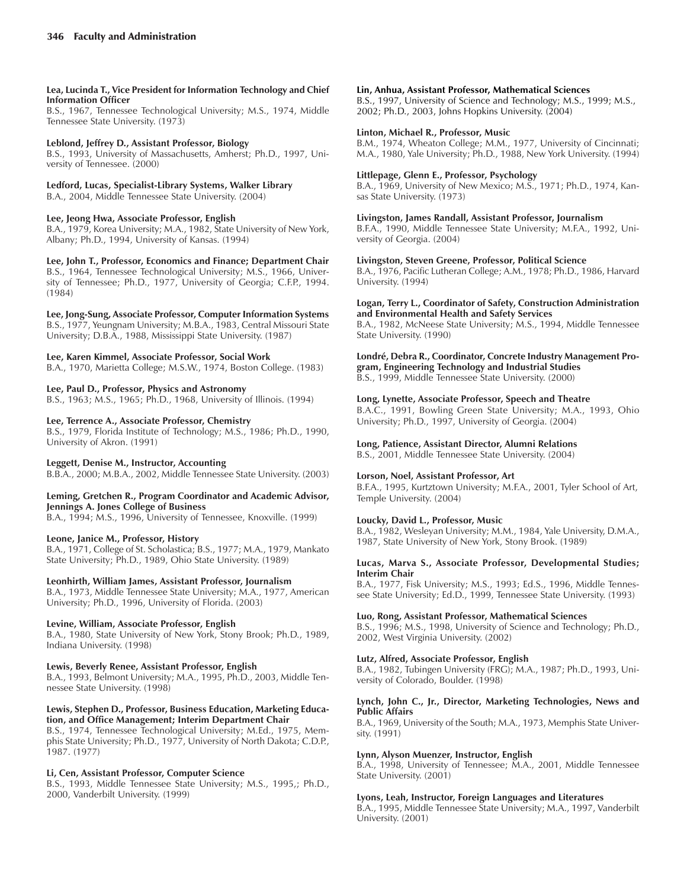**Lea, Lucinda T., Vice President for Information Technology and Chief Information Officer**
B.S., 1967, Tennessee Technological University; M.S., 1974, Middle Tennessee State University. (1973)

**Leblond, Jeffrey D., Assistant Professor, Biology**
B.S., 1993, University of Massachusetts, Amherst; Ph.D., 1997, University of Tennessee. (2000)

**Ledford, Lucas, Specialist-Library Systems, Walker Library**
B.A., 2004, Middle Tennessee State University. (2004)

**Lee, Jeong Hwa, Associate Professor, English**
B.A., 1979, Korea University; M.A., 1982, State University of New York, Albany; Ph.D., 1994, University of Kansas. (1994)

**Lee, John T., Professor, Economics and Finance; Department Chair**
B.S., 1964, Tennessee Technological University; M.S., 1966, University of Tennessee; Ph.D., 1977, University of Georgia; C.F.P., 1994. (1984)

**Lee, Jong-Sung, Associate Professor, Computer Information Systems**
B.S., 1977, Yeungnam University; M.B.A., 1983, Central Missouri State University; D.B.A., 1988, Mississippi State University. (1987)

**Lee, Karen Kimmel, Associate Professor, Social Work**
B.A., 1970, Marietta College; M.S.W., 1974, Boston College. (1983)

**Lee, Paul D., Professor, Physics and Astronomy**
B.S., 1963; M.S., 1965; Ph.D., 1968, University of Illinois. (1994)

**Lee, Terrence A., Associate Professor, Chemistry**
B.S., 1979, Florida Institute of Technology; M.S., 1986; Ph.D., 1990, University of Akron. (1991)

**Leggett, Denise M., Instructor, Accounting**
B.B.A., 2000; M.B.A., 2002, Middle Tennessee State University. (2003)

**Leming, Gretchen R., Program Coordinator and Academic Advisor, Jennings A. Jones College of Business**
B.A., 1994; M.S., 1996, University of Tennessee, Knoxville. (1999)

**Leone, Janice M., Professor, History**
B.A., 1971, College of St. Scholastica; B.S., 1977; M.A., 1979, Mankato State University; Ph.D., 1989, Ohio State University. (1989)

**Leonhirth, William James, Assistant Professor, Journalism**
B.A., 1973, Middle Tennessee State University; M.A., 1977, American University; Ph.D., 1996, University of Florida. (2003)

**Levine, William, Associate Professor, English**
B.A., 1980, State University of New York, Stony Brook; Ph.D., 1989, Indiana University. (1998)

**Lewis, Beverly Renee, Assistant Professor, English**
B.A., 1993, Belmont University; M.A., 1995, Ph.D., 2003, Middle Tennessee State University. (1998)

**Lewis, Stephen D., Professor, Business Education, Marketing Education, and Office Management; Interim Department Chair**
B.S., 1974, Tennessee Technological University; M.Ed., 1975, Memphis State University; Ph.D., 1977, University of North Dakota; C.D.P., 1987. (1977)

**Li, Cen, Assistant Professor, Computer Science**
B.S., 1993, Middle Tennessee State University; M.S., 1995,; Ph.D., 2000, Vanderbilt University. (1999)

**Lin, Anhua, Assistant Professor, Mathematical Sciences**
B.S., 1997, University of Science and Technology; M.S., 1999; M.S., 2002; Ph.D., 2003, Johns Hopkins University. (2004)

**Linton, Michael R., Professor, Music**
B.M., 1974, Wheaton College; M.M., 1977, University of Cincinnati; M.A., 1980, Yale University; Ph.D., 1988, New York University. (1994)

**Littlepage, Glenn E., Professor, Psychology**
B.A., 1969, University of New Mexico; M.S., 1971; Ph.D., 1974, Kansas State University. (1973)

**Livingston, James Randall, Assistant Professor, Journalism**
B.F.A., 1990, Middle Tennessee State University; M.F.A., 1992, University of Georgia. (2004)

**Livingston, Steven Greene, Professor, Political Science**
B.A., 1976, Pacific Lutheran College; A.M., 1978; Ph.D., 1986, Harvard University. (1994)

**Logan, Terry L., Coordinator of Safety, Construction Administration and Environmental Health and Safety Services**
B.A., 1982, McNeese State University; M.S., 1994, Middle Tennessee State University. (1990)

**Londré, Debra R., Coordinator, Concrete Industry Management Program, Engineering Technology and Industrial Studies**
B.S., 1999, Middle Tennessee State University. (2000)

**Long, Lynette, Associate Professor, Speech and Theatre**
B.A.C., 1991, Bowling Green State University; M.A., 1993, Ohio University; Ph.D., 1997, University of Georgia. (2004)

**Long, Patience, Assistant Director, Alumni Relations**
B.S., 2001, Middle Tennessee State University. (2004)

**Lorson, Noel, Assistant Professor, Art**
B.F.A., 1995, Kurtztown University; M.F.A., 2001, Tyler School of Art, Temple University. (2004)

**Loucky, David L., Professor, Music**
B.A., 1982, Wesleyan University; M.M., 1984, Yale University, D.M.A., 1987, State University of New York, Stony Brook. (1989)

**Lucas, Marva S., Associate Professor, Developmental Studies; Interim Chair**
B.A., 1977, Fisk University; M.S., 1993; Ed.S., 1996, Middle Tennessee State University; Ed.D., 1999, Tennessee State University. (1993)

**Luo, Rong, Assistant Professor, Mathematical Sciences**
B.S., 1996; M.S., 1998, University of Science and Technology; Ph.D., 2002, West Virginia University. (2002)

**Lutz, Alfred, Associate Professor, English**
B.A., 1982, Tubingen University (FRG); M.A., 1987; Ph.D., 1993, University of Colorado, Boulder. (1998)

**Lynch, John C., Jr., Director, Marketing Technologies, News and Public Affairs**
B.A., 1969, University of the South; M.A., 1973, Memphis State University. (1991)

**Lynn, Alyson Muenzer, Instructor, English**
B.A., 1998, University of Tennessee; M.A., 2001, Middle Tennessee State University. (2001)

**Lyons, Leah, Instructor, Foreign Languages and Literatures**
B.A., 1995, Middle Tennessee State University; M.A., 1997, Vanderbilt University. (2001)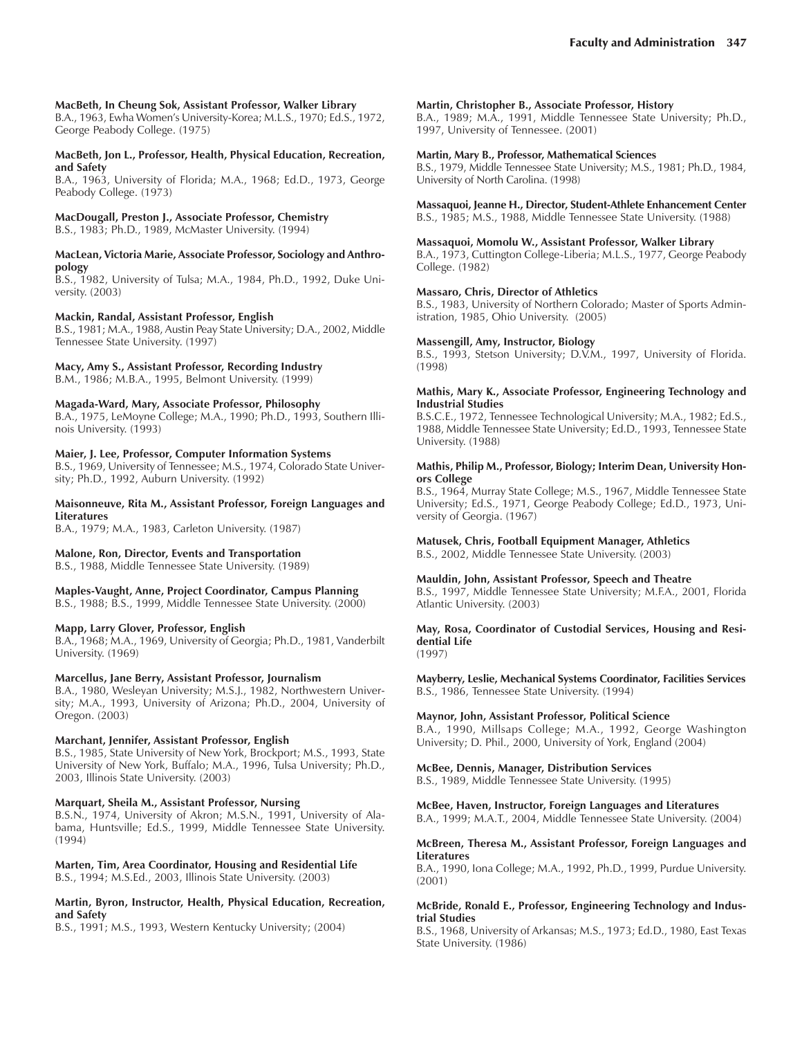**MacBeth, In Cheung Sok, Assistant Professor, Walker Library**
B.A., 1963, Ewha Women's University-Korea; M.L.S., 1970; Ed.S., 1972, George Peabody College. (1975)

**MacBeth, Jon L., Professor, Health, Physical Education, Recreation, and Safety**
B.A., 1963, University of Florida; M.A., 1968; Ed.D., 1973, George Peabody College. (1973)

**MacDougall, Preston J., Associate Professor, Chemistry**
B.S., 1983; Ph.D., 1989, McMaster University. (1994)

**MacLean, Victoria Marie, Associate Professor, Sociology and Anthropology**
B.S., 1982, University of Tulsa; M.A., 1984, Ph.D., 1992, Duke University. (2003)

**Mackin, Randal, Assistant Professor, English**
B.S., 1981; M.A., 1988, Austin Peay State University; D.A., 2002, Middle Tennessee State University. (1997)

**Macy, Amy S., Assistant Professor, Recording Industry**
B.M., 1986; M.B.A., 1995, Belmont University. (1999)

**Magada-Ward, Mary, Associate Professor, Philosophy**
B.A., 1975, LeMoyne College; M.A., 1990; Ph.D., 1993, Southern Illinois University. (1993)

**Maier, J. Lee, Professor, Computer Information Systems**
B.S., 1969, University of Tennessee; M.S., 1974, Colorado State University; Ph.D., 1992, Auburn University. (1992)

**Maisonneuve, Rita M., Assistant Professor, Foreign Languages and Literatures**
B.A., 1979; M.A., 1983, Carleton University. (1987)

**Malone, Ron, Director, Events and Transportation**
B.S., 1988, Middle Tennessee State University. (1989)

**Maples-Vaught, Anne, Project Coordinator, Campus Planning**
B.S., 1988; B.S., 1999, Middle Tennessee State University. (2000)

**Mapp, Larry Glover, Professor, English**
B.A., 1968; M.A., 1969, University of Georgia; Ph.D., 1981, Vanderbilt University. (1969)

**Marcellus, Jane Berry, Assistant Professor, Journalism**
B.A., 1980, Wesleyan University; M.S.J., 1982, Northwestern University; M.A., 1993, University of Arizona; Ph.D., 2004, University of Oregon. (2003)

**Marchant, Jennifer, Assistant Professor, English**
B.S., 1985, State University of New York, Brockport; M.S., 1993, State University of New York, Buffalo; M.A., 1996, Tulsa University; Ph.D., 2003, Illinois State University. (2003)

**Marquart, Sheila M., Assistant Professor, Nursing**
B.S.N., 1974, University of Akron; M.S.N., 1991, University of Alabama, Huntsville; Ed.S., 1999, Middle Tennessee State University. (1994)

**Marten, Tim, Area Coordinator, Housing and Residential Life**
B.S., 1994; M.S.Ed., 2003, Illinois State University. (2003)

**Martin, Byron, Instructor, Health, Physical Education, Recreation, and Safety**
B.S., 1991; M.S., 1993, Western Kentucky University; (2004)

**Martin, Christopher B., Associate Professor, History**
B.A., 1989; M.A., 1991, Middle Tennessee State University; Ph.D., 1997, University of Tennessee. (2001)

**Martin, Mary B., Professor, Mathematical Sciences**
B.S., 1979, Middle Tennessee State University; M.S., 1981; Ph.D., 1984, University of North Carolina. (1998)

**Massaquoi, Jeanne H., Director, Student-Athlete Enhancement Center**
B.S., 1985; M.S., 1988, Middle Tennessee State University. (1988)

**Massaquoi, Momolu W., Assistant Professor, Walker Library**
B.A., 1973, Cuttington College-Liberia; M.L.S., 1977, George Peabody College. (1982)

**Massaro, Chris, Director of Athletics**
B.S., 1983, University of Northern Colorado; Master of Sports Administration, 1985, Ohio University. (2005)

**Massengill, Amy, Instructor, Biology**
B.S., 1993, Stetson University; D.V.M., 1997, University of Florida. (1998)

**Mathis, Mary K., Associate Professor, Engineering Technology and Industrial Studies**
B.S.C.E., 1972, Tennessee Technological University; M.A., 1982; Ed.S., 1988, Middle Tennessee State University; Ed.D., 1993, Tennessee State University. (1988)

**Mathis, Philip M., Professor, Biology; Interim Dean, University Honors College**
B.S., 1964, Murray State College; M.S., 1967, Middle Tennessee State University; Ed.S., 1971, George Peabody College; Ed.D., 1973, University of Georgia. (1967)

**Matusek, Chris, Football Equipment Manager, Athletics**
B.S., 2002, Middle Tennessee State University. (2003)

**Mauldin, John, Assistant Professor, Speech and Theatre**
B.S., 1997, Middle Tennessee State University; M.F.A., 2001, Florida Atlantic University. (2003)

**May, Rosa, Coordinator of Custodial Services, Housing and Residential Life**
(1997)

**Mayberry, Leslie, Mechanical Systems Coordinator, Facilities Services**
B.S., 1986, Tennessee State University. (1994)

**Maynor, John, Assistant Professor, Political Science**
B.A., 1990, Millsaps College; M.A., 1992, George Washington University; D. Phil., 2000, University of York, England (2004)

**McBee, Dennis, Manager, Distribution Services**
B.S., 1989, Middle Tennessee State University. (1995)

**McBee, Haven, Instructor, Foreign Languages and Literatures**
B.A., 1999; M.A.T., 2004, Middle Tennessee State University. (2004)

**McBreen, Theresa M., Assistant Professor, Foreign Languages and Literatures**
B.A., 1990, Iona College; M.A., 1992, Ph.D., 1999, Purdue University. (2001)

**McBride, Ronald E., Professor, Engineering Technology and Industrial Studies**
B.S., 1968, University of Arkansas; M.S., 1973; Ed.D., 1980, East Texas State University. (1986)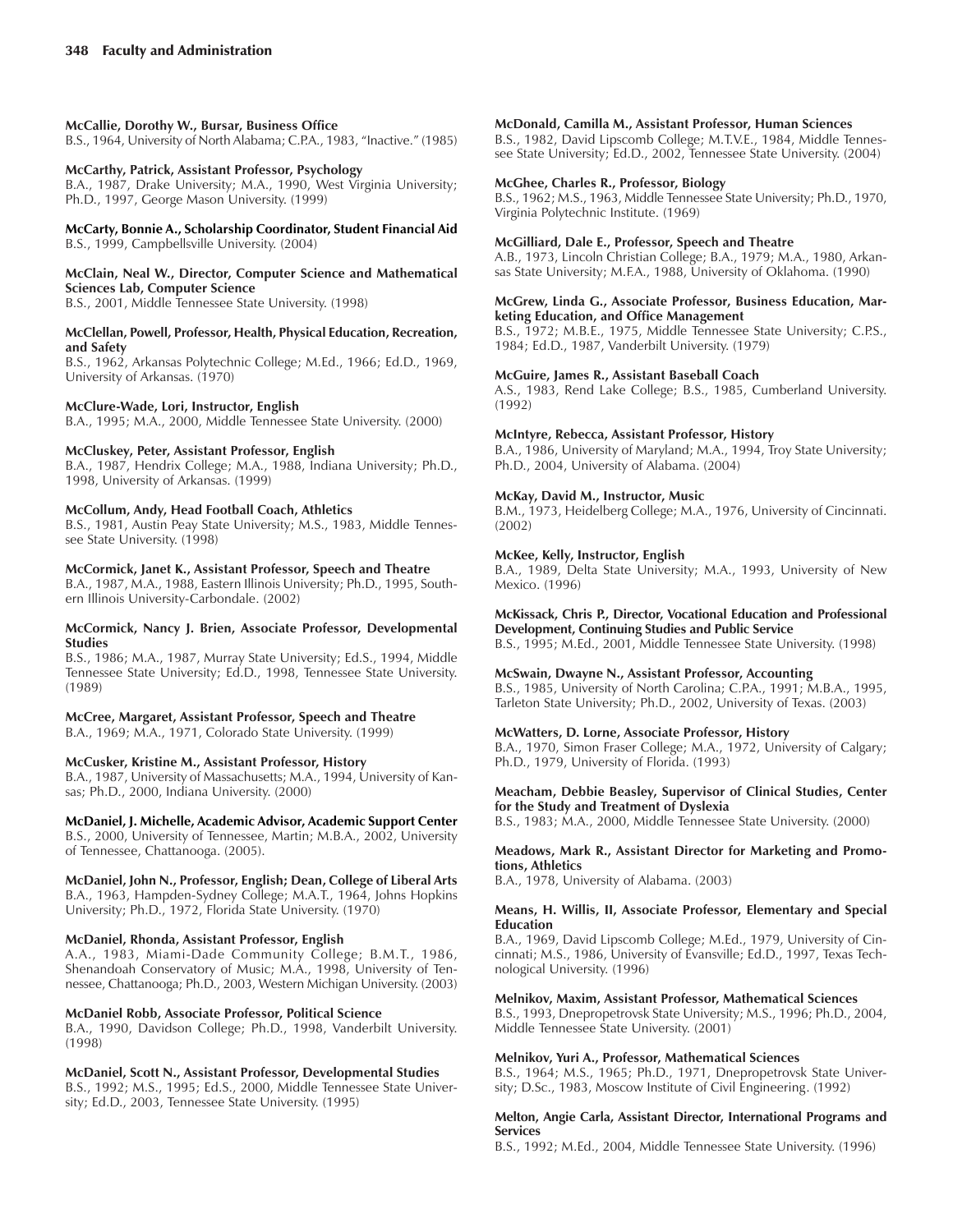**McCallie, Dorothy W., Bursar, Business Office**
B.S., 1964, University of North Alabama; C.P.A., 1983, "Inactive." (1985)

**McCarthy, Patrick, Assistant Professor, Psychology**
B.A., 1987, Drake University; M.A., 1990, West Virginia University; Ph.D., 1997, George Mason University. (1999)

**McCarty, Bonnie A., Scholarship Coordinator, Student Financial Aid**
B.S., 1999, Campbellsville University. (2004)

**McClain, Neal W., Director, Computer Science and Mathematical Sciences Lab, Computer Science**
B.S., 2001, Middle Tennessee State University. (1998)

**McClellan, Powell, Professor, Health, Physical Education, Recreation, and Safety**
B.S., 1962, Arkansas Polytechnic College; M.Ed., 1966; Ed.D., 1969, University of Arkansas. (1970)

**McClure-Wade, Lori, Instructor, English**
B.A., 1995; M.A., 2000, Middle Tennessee State University. (2000)

**McCluskey, Peter, Assistant Professor, English**
B.A., 1987, Hendrix College; M.A., 1988, Indiana University; Ph.D., 1998, University of Arkansas. (1999)

**McCollum, Andy, Head Football Coach, Athletics**
B.S., 1981, Austin Peay State University; M.S., 1983, Middle Tennessee State University. (1998)

**McCormick, Janet K., Assistant Professor, Speech and Theatre**
B.A., 1987, M.A., 1988, Eastern Illinois University; Ph.D., 1995, Southern Illinois University-Carbondale. (2002)

**McCormick, Nancy J. Brien, Associate Professor, Developmental Studies**
B.S., 1986; M.A., 1987, Murray State University; Ed.S., 1994, Middle Tennessee State University; Ed.D., 1998, Tennessee State University. (1989)

**McCree, Margaret, Assistant Professor, Speech and Theatre**
B.A., 1969; M.A., 1971, Colorado State University. (1999)

**McCusker, Kristine M., Assistant Professor, History**
B.A., 1987, University of Massachusetts; M.A., 1994, University of Kansas; Ph.D., 2000, Indiana University. (2000)

**McDaniel, J. Michelle, Academic Advisor, Academic Support Center**
B.S., 2000, University of Tennessee, Martin; M.B.A., 2002, University of Tennessee, Chattanooga. (2005).

**McDaniel, John N., Professor, English; Dean, College of Liberal Arts**
B.A., 1963, Hampden-Sydney College; M.A.T., 1964, Johns Hopkins University; Ph.D., 1972, Florida State University. (1970)

**McDaniel, Rhonda, Assistant Professor, English**
A.A., 1983, Miami-Dade Community College; B.M.T., 1986, Shenandoah Conservatory of Music; M.A., 1998, University of Tennessee, Chattanooga; Ph.D., 2003, Western Michigan University. (2003)

**McDaniel Robb, Associate Professor, Political Science**
B.A., 1990, Davidson College; Ph.D., 1998, Vanderbilt University. (1998)

**McDaniel, Scott N., Assistant Professor, Developmental Studies**
B.S., 1992; M.S., 1995; Ed.S., 2000, Middle Tennessee State University; Ed.D., 2003, Tennessee State University. (1995)

**McDonald, Camilla M., Assistant Professor, Human Sciences**
B.S., 1982, David Lipscomb College; M.T.V.E., 1984, Middle Tennessee State University; Ed.D., 2002, Tennessee State University. (2004)

**McGhee, Charles R., Professor, Biology**
B.S., 1962; M.S., 1963, Middle Tennessee State University; Ph.D., 1970, Virginia Polytechnic Institute. (1969)

**McGilliard, Dale E., Professor, Speech and Theatre**
A.B., 1973, Lincoln Christian College; B.A., 1979; M.A., 1980, Arkansas State University; M.F.A., 1988, University of Oklahoma. (1990)

**McGrew, Linda G., Associate Professor, Business Education, Marketing Education, and Office Management**
B.S., 1972; M.B.E., 1975, Middle Tennessee State University; C.P.S., 1984; Ed.D., 1987, Vanderbilt University. (1979)

**McGuire, James R., Assistant Baseball Coach**
A.S., 1983, Rend Lake College; B.S., 1985, Cumberland University. (1992)

**McIntyre, Rebecca, Assistant Professor, History**
B.A., 1986, University of Maryland; M.A., 1994, Troy State University; Ph.D., 2004, University of Alabama. (2004)

**McKay, David M., Instructor, Music**
B.M., 1973, Heidelberg College; M.A., 1976, University of Cincinnati. (2002)

**McKee, Kelly, Instructor, English**
B.A., 1989, Delta State University; M.A., 1993, University of New Mexico. (1996)

**McKissack, Chris P., Director, Vocational Education and Professional Development, Continuing Studies and Public Service**
B.S., 1995; M.Ed., 2001, Middle Tennessee State University. (1998)

**McSwain, Dwayne N., Assistant Professor, Accounting**
B.S., 1985, University of North Carolina; C.P.A., 1991; M.B.A., 1995, Tarleton State University; Ph.D., 2002, University of Texas. (2003)

**McWatters, D. Lorne, Associate Professor, History**
B.A., 1970, Simon Fraser College; M.A., 1972, University of Calgary; Ph.D., 1979, University of Florida. (1993)

**Meacham, Debbie Beasley, Supervisor of Clinical Studies, Center for the Study and Treatment of Dyslexia**
B.S., 1983; M.A., 2000, Middle Tennessee State University. (2000)

**Meadows, Mark R., Assistant Director for Marketing and Promotions, Athletics**
B.A., 1978, University of Alabama. (2003)

**Means, H. Willis, II, Associate Professor, Elementary and Special Education**
B.A., 1969, David Lipscomb College; M.Ed., 1979, University of Cincinnati; M.S., 1986, University of Evansville; Ed.D., 1997, Texas Technological University. (1996)

**Melnikov, Maxim, Assistant Professor, Mathematical Sciences**
B.S., 1993, Dnepropetrovsk State University; M.S., 1996; Ph.D., 2004, Middle Tennessee State University. (2001)

**Melnikov, Yuri A., Professor, Mathematical Sciences**
B.S., 1964; M.S., 1965; Ph.D., 1971, Dnepropetrovsk State University; D.Sc., 1983, Moscow Institute of Civil Engineering. (1992)

**Melton, Angie Carla, Assistant Director, International Programs and Services**
B.S., 1992; M.Ed., 2004, Middle Tennessee State University. (1996)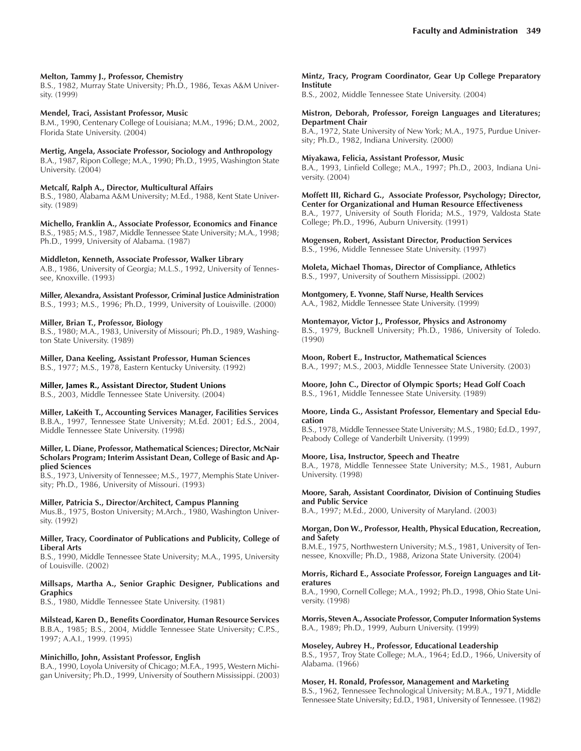**Melton, Tammy J., Professor, Chemistry**
B.S., 1982, Murray State University; Ph.D., 1986, Texas A&M University. (1999)

**Mendel, Traci, Assistant Professor, Music**
B.M., 1990, Centenary College of Louisiana; M.M., 1996; D.M., 2002, Florida State University. (2004)

**Mertig, Angela, Associate Professor, Sociology and Anthropology**
B.A., 1987, Ripon College; M.A., 1990; Ph.D., 1995, Washington State University. (2004)

**Metcalf, Ralph A., Director, Multicultural Affairs**
B.S., 1980, Alabama A&M University; M.Ed., 1988, Kent State University. (1989)

**Michello, Franklin A., Associate Professor, Economics and Finance**
B.S., 1985; M.S., 1987, Middle Tennessee State University; M.A., 1998; Ph.D., 1999, University of Alabama. (1987)

**Middleton, Kenneth, Associate Professor, Walker Library**
A.B., 1986, University of Georgia; M.L.S., 1992, University of Tennessee, Knoxville. (1993)

**Miller, Alexandra, Assistant Professor, Criminal Justice Administration**
B.S., 1993; M.S., 1996; Ph.D., 1999, University of Louisville. (2000)

**Miller, Brian T., Professor, Biology**
B.S., 1980; M.A., 1983, University of Missouri; Ph.D., 1989, Washington State University. (1989)

**Miller, Dana Keeling, Assistant Professor, Human Sciences**
B.S., 1977; M.S., 1978, Eastern Kentucky University. (1992)

**Miller, James R., Assistant Director, Student Unions**
B.S., 2003, Middle Tennessee State University. (2004)

**Miller, LaKeith T., Accounting Services Manager, Facilities Services**
B.B.A., 1997, Tennessee State University; M.Ed. 2001; Ed.S., 2004, Middle Tennessee State University. (1998)

**Miller, L. Diane, Professor, Mathematical Sciences; Director, McNair Scholars Program; Interim Assistant Dean, College of Basic and Applied Sciences**
B.S., 1973, University of Tennessee; M.S., 1977, Memphis State University; Ph.D., 1986, University of Missouri. (1993)

**Miller, Patricia S., Director/Architect, Campus Planning**
Mus.B., 1975, Boston University; M.Arch., 1980, Washington University. (1992)

**Miller, Tracy, Coordinator of Publications and Publicity, College of Liberal Arts**
B.S., 1990, Middle Tennessee State University; M.A., 1995, University of Louisville. (2002)

**Millsaps, Martha A., Senior Graphic Designer, Publications and Graphics**
B.S., 1980, Middle Tennessee State University. (1981)

**Milstead, Karen D., Benefits Coordinator, Human Resource Services**
B.B.A., 1985; B.S., 2004, Middle Tennessee State University; C.P.S., 1997; A.A.I., 1999. (1995)

**Minichillo, John, Assistant Professor, English**
B.A., 1990, Loyola University of Chicago; M.F.A., 1995, Western Michigan University; Ph.D., 1999, University of Southern Mississippi. (2003)

**Mintz, Tracy, Program Coordinator, Gear Up College Preparatory Institute**
B.S., 2002, Middle Tennessee State University. (2004)

**Mistron, Deborah, Professor, Foreign Languages and Literatures; Department Chair**
B.A., 1972, State University of New York; M.A., 1975, Purdue University; Ph.D., 1982, Indiana University. (2000)

**Miyakawa, Felicia, Assistant Professor, Music**
B.A., 1993, Linfield College; M.A., 1997; Ph.D., 2003, Indiana University. (2004)

**Moffett III, Richard G., Associate Professor, Psychology; Director, Center for Organizational and Human Resource Effectiveness**
B.A., 1977, University of South Florida; M.S., 1979, Valdosta State College; Ph.D., 1996, Auburn University. (1991)

**Mogensen, Robert, Assistant Director, Production Services**
B.S., 1996, Middle Tennessee State University. (1997)

**Moleta, Michael Thomas, Director of Compliance, Athletics**
B.S., 1997, University of Southern Mississippi. (2002)

**Montgomery, E. Yvonne, Staff Nurse, Health Services**
A.A., 1982, Middle Tennessee State University. (1999)

**Montemayor, Victor J., Professor, Physics and Astronomy**
B.S., 1979, Bucknell University; Ph.D., 1986, University of Toledo. (1990)

**Moon, Robert E., Instructor, Mathematical Sciences**
B.A., 1997; M.S., 2003, Middle Tennessee State University. (2003)

**Moore, John C., Director of Olympic Sports; Head Golf Coach**
B.S., 1961, Middle Tennessee State University. (1989)

**Moore, Linda G., Assistant Professor, Elementary and Special Education**
B.S., 1978, Middle Tennessee State University; M.S., 1980; Ed.D., 1997, Peabody College of Vanderbilt University. (1999)

**Moore, Lisa, Instructor, Speech and Theatre**
B.A., 1978, Middle Tennessee State University; M.S., 1981, Auburn University. (1998)

**Moore, Sarah, Assistant Coordinator, Division of Continuing Studies and Public Service**
B.A., 1997; M.Ed., 2000, University of Maryland. (2003)

**Morgan, Don W., Professor, Health, Physical Education, Recreation, and Safety**
B.M.E., 1975, Northwestern University; M.S., 1981, University of Tennessee, Knoxville; Ph.D., 1988, Arizona State University. (2004)

**Morris, Richard E., Associate Professor, Foreign Languages and Literatures**
B.A., 1990, Cornell College; M.A., 1992; Ph.D., 1998, Ohio State University. (1998)

**Morris, Steven A., Associate Professor, Computer Information Systems**
B.A., 1989; Ph.D., 1999, Auburn University. (1999)

**Moseley, Aubrey H., Professor, Educational Leadership**
B.S., 1957, Troy State College; M.A., 1964; Ed.D., 1966, University of Alabama. (1966)

**Moser, H. Ronald, Professor, Management and Marketing**
B.S., 1962, Tennessee Technological University; M.B.A., 1971, Middle Tennessee State University; Ed.D., 1981, University of Tennessee. (1982)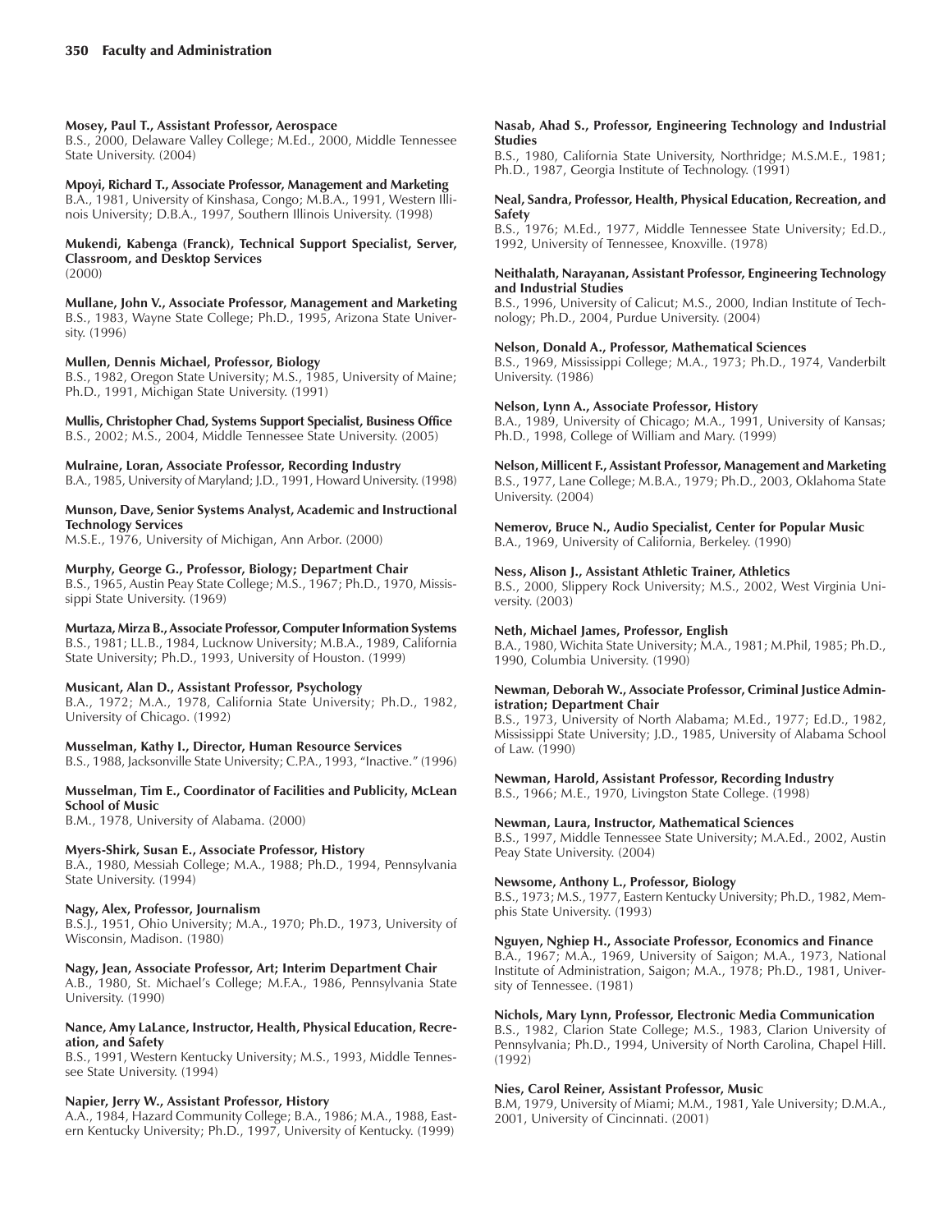**Mosey, Paul T., Assistant Professor, Aerospace**
B.S., 2000, Delaware Valley College; M.Ed., 2000, Middle Tennessee State University. (2004)

**Mpoyi, Richard T., Associate Professor, Management and Marketing**
B.A., 1981, University of Kinshasa, Congo; M.B.A., 1991, Western Illinois University; D.B.A., 1997, Southern Illinois University. (1998)

**Mukendi, Kabenga (Franck), Technical Support Specialist, Server, Classroom, and Desktop Services**
(2000)

**Mullane, John V., Associate Professor, Management and Marketing**
B.S., 1983, Wayne State College; Ph.D., 1995, Arizona State University. (1996)

**Mullen, Dennis Michael, Professor, Biology**
B.S., 1982, Oregon State University; M.S., 1985, University of Maine; Ph.D., 1991, Michigan State University. (1991)

**Mullis, Christopher Chad, Systems Support Specialist, Business Office**
B.S., 2002; M.S., 2004, Middle Tennessee State University. (2005)

**Mulraine, Loran, Associate Professor, Recording Industry**
B.A., 1985, University of Maryland; J.D., 1991, Howard University. (1998)

**Munson, Dave, Senior Systems Analyst, Academic and Instructional Technology Services**
M.S.E., 1976, University of Michigan, Ann Arbor. (2000)

**Murphy, George G., Professor, Biology; Department Chair**
B.S., 1965, Austin Peay State College; M.S., 1967; Ph.D., 1970, Mississippi State University. (1969)

**Murtaza, Mirza B., Associate Professor, Computer Information Systems**
B.S., 1981; LL.B., 1984, Lucknow University; M.B.A., 1989, California State University; Ph.D., 1993, University of Houston. (1999)

**Musicant, Alan D., Assistant Professor, Psychology**
B.A., 1972; M.A., 1978, California State University; Ph.D., 1982, University of Chicago. (1992)

**Musselman, Kathy I., Director, Human Resource Services**
B.S., 1988, Jacksonville State University; C.P.A., 1993, "Inactive." (1996)

**Musselman, Tim E., Coordinator of Facilities and Publicity, McLean School of Music**
B.M., 1978, University of Alabama. (2000)

**Myers-Shirk, Susan E., Associate Professor, History**
B.A., 1980, Messiah College; M.A., 1988; Ph.D., 1994, Pennsylvania State University. (1994)

**Nagy, Alex, Professor, Journalism**
B.S.J., 1951, Ohio University; M.A., 1970; Ph.D., 1973, University of Wisconsin, Madison. (1980)

**Nagy, Jean, Associate Professor, Art; Interim Department Chair**
A.B., 1980, St. Michael's College; M.F.A., 1986, Pennsylvania State University. (1990)

**Nance, Amy LaLance, Instructor, Health, Physical Education, Recreation, and Safety**
B.S., 1991, Western Kentucky University; M.S., 1993, Middle Tennessee State University. (1994)

**Napier, Jerry W., Assistant Professor, History**
A.A., 1984, Hazard Community College; B.A., 1986; M.A., 1988, Eastern Kentucky University; Ph.D., 1997, University of Kentucky. (1999)

**Nasab, Ahad S., Professor, Engineering Technology and Industrial Studies**
B.S., 1980, California State University, Northridge; M.S.M.E., 1981; Ph.D., 1987, Georgia Institute of Technology. (1991)

**Neal, Sandra, Professor, Health, Physical Education, Recreation, and Safety**
B.S., 1976; M.Ed., 1977, Middle Tennessee State University; Ed.D., 1992, University of Tennessee, Knoxville. (1978)

**Neithalath, Narayanan, Assistant Professor, Engineering Technology and Industrial Studies**
B.S., 1996, University of Calicut; M.S., 2000, Indian Institute of Technology; Ph.D., 2004, Purdue University. (2004)

**Nelson, Donald A., Professor, Mathematical Sciences**
B.S., 1969, Mississippi College; M.A., 1973; Ph.D., 1974, Vanderbilt University. (1986)

**Nelson, Lynn A., Associate Professor, History**
B.A., 1989, University of Chicago; M.A., 1991, University of Kansas; Ph.D., 1998, College of William and Mary. (1999)

**Nelson, Millicent F., Assistant Professor, Management and Marketing**
B.S., 1977, Lane College; M.B.A., 1979; Ph.D., 2003, Oklahoma State University. (2004)

**Nemerov, Bruce N., Audio Specialist, Center for Popular Music**
B.A., 1969, University of California, Berkeley. (1990)

**Ness, Alison J., Assistant Athletic Trainer, Athletics**
B.S., 2000, Slippery Rock University; M.S., 2002, West Virginia University. (2003)

**Neth, Michael James, Professor, English**
B.A., 1980, Wichita State University; M.A., 1981; M.Phil, 1985; Ph.D., 1990, Columbia University. (1990)

**Newman, Deborah W., Associate Professor, Criminal Justice Administration; Department Chair**
B.S., 1973, University of North Alabama; M.Ed., 1977; Ed.D., 1982, Mississippi State University; J.D., 1985, University of Alabama School of Law. (1990)

**Newman, Harold, Assistant Professor, Recording Industry**
B.S., 1966; M.E., 1970, Livingston State College. (1998)

**Newman, Laura, Instructor, Mathematical Sciences**
B.S., 1997, Middle Tennessee State University; M.A.Ed., 2002, Austin Peay State University. (2004)

**Newsome, Anthony L., Professor, Biology**
B.S., 1973; M.S., 1977, Eastern Kentucky University; Ph.D., 1982, Memphis State University. (1993)

**Nguyen, Nghiep H., Associate Professor, Economics and Finance**
B.A., 1967; M.A., 1969, University of Saigon; M.A., 1973, National Institute of Administration, Saigon; M.A., 1978; Ph.D., 1981, University of Tennessee. (1981)

**Nichols, Mary Lynn, Professor, Electronic Media Communication**
B.S., 1982, Clarion State College; M.S., 1983, Clarion University of Pennsylvania; Ph.D., 1994, University of North Carolina, Chapel Hill. (1992)

**Nies, Carol Reiner, Assistant Professor, Music**
B.M, 1979, University of Miami; M.M., 1981, Yale University; D.M.A., 2001, University of Cincinnati. (2001)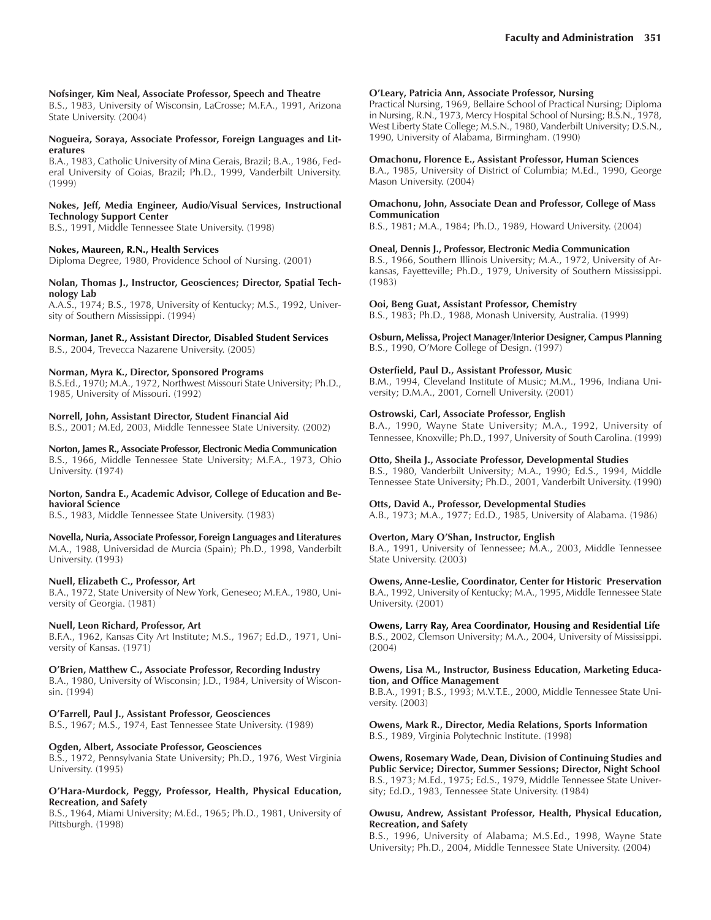**Nofsinger, Kim Neal, Associate Professor, Speech and Theatre**
B.S., 1983, University of Wisconsin, LaCrosse; M.F.A., 1991, Arizona State University. (2004)

**Nogueira, Soraya, Associate Professor, Foreign Languages and Literatures**
B.A., 1983, Catholic University of Mina Gerais, Brazil; B.A., 1986, Federal University of Goias, Brazil; Ph.D., 1999, Vanderbilt University. (1999)

**Nokes, Jeff, Media Engineer, Audio/Visual Services, Instructional Technology Support Center**
B.S., 1991, Middle Tennessee State University. (1998)

**Nokes, Maureen, R.N., Health Services**
Diploma Degree, 1980, Providence School of Nursing. (2001)

**Nolan, Thomas J., Instructor, Geosciences; Director, Spatial Technology Lab**
A.A.S., 1974; B.S., 1978, University of Kentucky; M.S., 1992, University of Southern Mississippi. (1994)

**Norman, Janet R., Assistant Director, Disabled Student Services**
B.S., 2004, Trevecca Nazarene University. (2005)

**Norman, Myra K., Director, Sponsored Programs**
B.S.Ed., 1970; M.A., 1972, Northwest Missouri State University; Ph.D., 1985, University of Missouri. (1992)

**Norrell, John, Assistant Director, Student Financial Aid**
B.S., 2001; M.Ed, 2003, Middle Tennessee State University. (2002)

**Norton, James R., Associate Professor, Electronic Media Communication**
B.S., 1966, Middle Tennessee State University; M.F.A., 1973, Ohio University. (1974)

**Norton, Sandra E., Academic Advisor, College of Education and Behavioral Science**
B.S., 1983, Middle Tennessee State University. (1983)

**Novella, Nuria, Associate Professor, Foreign Languages and Literatures**
M.A., 1988, Universidad de Murcia (Spain); Ph.D., 1998, Vanderbilt University. (1993)

**Nuell, Elizabeth C., Professor, Art**
B.A., 1972, State University of New York, Geneseo; M.F.A., 1980, University of Georgia. (1981)

**Nuell, Leon Richard, Professor, Art**
B.F.A., 1962, Kansas City Art Institute; M.S., 1967; Ed.D., 1971, University of Kansas. (1971)

**O'Brien, Matthew C., Associate Professor, Recording Industry**
B.A., 1980, University of Wisconsin; J.D., 1984, University of Wisconsin. (1994)

**O'Farrell, Paul J., Assistant Professor, Geosciences**
B.S., 1967; M.S., 1974, East Tennessee State University. (1989)

**Ogden, Albert, Associate Professor, Geosciences**
B.S., 1972, Pennsylvania State University; Ph.D., 1976, West Virginia University. (1995)

**O'Hara-Murdock, Peggy, Professor, Health, Physical Education, Recreation, and Safety**
B.S., 1964, Miami University; M.Ed., 1965; Ph.D., 1981, University of Pittsburgh. (1998)

**O'Leary, Patricia Ann, Associate Professor, Nursing**
Practical Nursing, 1969, Bellaire School of Practical Nursing; Diploma in Nursing, R.N., 1973, Mercy Hospital School of Nursing; B.S.N., 1978, West Liberty State College; M.S.N., 1980, Vanderbilt University; D.S.N., 1990, University of Alabama, Birmingham. (1990)

**Omachonu, Florence E., Assistant Professor, Human Sciences**
B.A., 1985, University of District of Columbia; M.Ed., 1990, George Mason University. (2004)

**Omachonu, John, Associate Dean and Professor, College of Mass Communication**
B.S., 1981; M.A., 1984; Ph.D., 1989, Howard University. (2004)

**Oneal, Dennis J., Professor, Electronic Media Communication**
B.S., 1966, Southern Illinois University; M.A., 1972, University of Arkansas, Fayetteville; Ph.D., 1979, University of Southern Mississippi. (1983)

**Ooi, Beng Guat, Assistant Professor, Chemistry**
B.S., 1983; Ph.D., 1988, Monash University, Australia. (1999)

**Osburn, Melissa, Project Manager/Interior Designer, Campus Planning**
B.S., 1990, O'More College of Design. (1997)

**Osterfield, Paul D., Assistant Professor, Music**
B.M., 1994, Cleveland Institute of Music; M.M., 1996, Indiana University; D.M.A., 2001, Cornell University. (2001)

**Ostrowski, Carl, Associate Professor, English**
B.A., 1990, Wayne State University; M.A., 1992, University of Tennessee, Knoxville; Ph.D., 1997, University of South Carolina. (1999)

**Otto, Sheila J., Associate Professor, Developmental Studies**
B.S., 1980, Vanderbilt University; M.A., 1990; Ed.S., 1994, Middle Tennessee State University; Ph.D., 2001, Vanderbilt University. (1990)

**Otts, David A., Professor, Developmental Studies**
A.B., 1973; M.A., 1977; Ed.D., 1985, University of Alabama. (1986)

**Overton, Mary O'Shan, Instructor, English**
B.A., 1991, University of Tennessee; M.A., 2003, Middle Tennessee State University. (2003)

**Owens, Anne-Leslie, Coordinator, Center for Historic Preservation**
B.A., 1992, University of Kentucky; M.A., 1995, Middle Tennessee State University. (2001)

**Owens, Larry Ray, Area Coordinator, Housing and Residential Life**
B.S., 2002, Clemson University; M.A., 2004, University of Mississippi. (2004)

**Owens, Lisa M., Instructor, Business Education, Marketing Education, and Office Management**
B.B.A., 1991; B.S., 1993; M.V.T.E., 2000, Middle Tennessee State University. (2003)

**Owens, Mark R., Director, Media Relations, Sports Information**
B.S., 1989, Virginia Polytechnic Institute. (1998)

**Owens, Rosemary Wade, Dean, Division of Continuing Studies and Public Service; Director, Summer Sessions; Director, Night School**
B.S., 1973; M.Ed., 1975; Ed.S., 1979, Middle Tennessee State University; Ed.D., 1983, Tennessee State University. (1984)

**Owusu, Andrew, Assistant Professor, Health, Physical Education, Recreation, and Safety**
B.S., 1996, University of Alabama; M.S.Ed., 1998, Wayne State University; Ph.D., 2004, Middle Tennessee State University. (2004)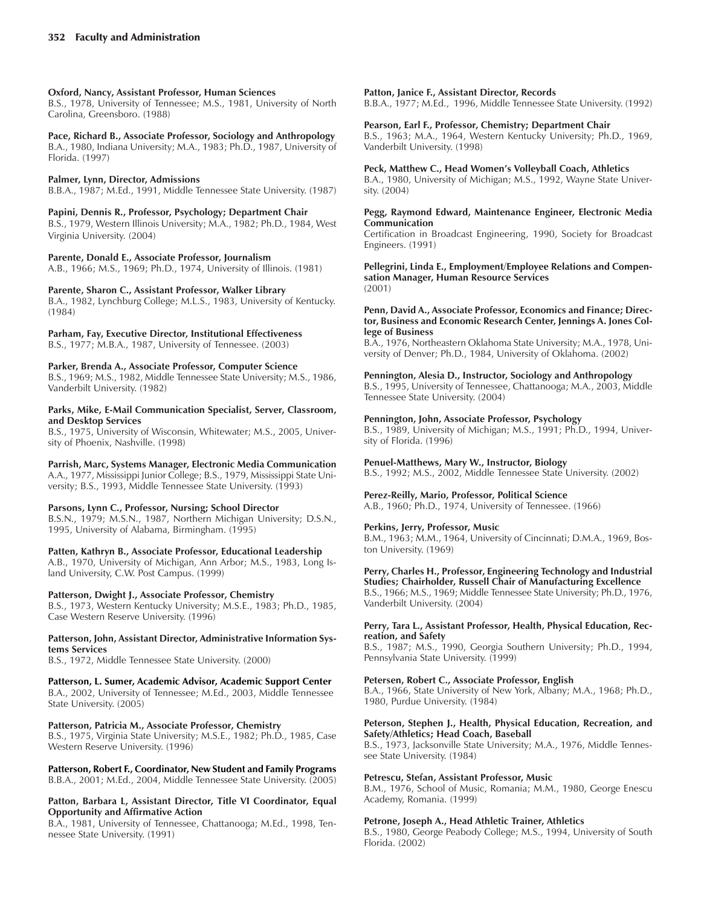**Oxford, Nancy, Assistant Professor, Human Sciences**
B.S., 1978, University of Tennessee; M.S., 1981, University of North Carolina, Greensboro. (1988)

**Pace, Richard B., Associate Professor, Sociology and Anthropology**
B.A., 1980, Indiana University; M.A., 1983; Ph.D., 1987, University of Florida. (1997)

**Palmer, Lynn, Director, Admissions**
B.B.A., 1987; M.Ed., 1991, Middle Tennessee State University. (1987)

**Papini, Dennis R., Professor, Psychology; Department Chair**
B.S., 1979, Western Illinois University; M.A., 1982; Ph.D., 1984, West Virginia University. (2004)

**Parente, Donald E., Associate Professor, Journalism**
A.B., 1966; M.S., 1969; Ph.D., 1974, University of Illinois. (1981)

**Parente, Sharon C., Assistant Professor, Walker Library**
B.A., 1982, Lynchburg College; M.L.S., 1983, University of Kentucky. (1984)

**Parham, Fay, Executive Director, Institutional Effectiveness**
B.S., 1977; M.B.A., 1987, University of Tennessee. (2003)

**Parker, Brenda A., Associate Professor, Computer Science**
B.S., 1969; M.S., 1982, Middle Tennessee State University; M.S., 1986, Vanderbilt University. (1982)

**Parks, Mike, E-Mail Communication Specialist, Server, Classroom, and Desktop Services**
B.S., 1975, University of Wisconsin, Whitewater; M.S., 2005, University of Phoenix, Nashville. (1998)

**Parrish, Marc, Systems Manager, Electronic Media Communication**
A.A., 1977, Mississippi Junior College; B.S., 1979, Mississippi State University; B.S., 1993, Middle Tennessee State University. (1993)

**Parsons, Lynn C., Professor, Nursing; School Director**
B.S.N., 1979; M.S.N., 1987, Northern Michigan University; D.S.N., 1995, University of Alabama, Birmingham. (1995)

**Patten, Kathryn B., Associate Professor, Educational Leadership**
A.B., 1970, University of Michigan, Ann Arbor; M.S., 1983, Long Island University, C.W. Post Campus. (1999)

**Patterson, Dwight J., Associate Professor, Chemistry**
B.S., 1973, Western Kentucky University; M.S.E., 1983; Ph.D., 1985, Case Western Reserve University. (1996)

**Patterson, John, Assistant Director, Administrative Information Systems Services**
B.S., 1972, Middle Tennessee State University. (2000)

**Patterson, L. Sumer, Academic Advisor, Academic Support Center**
B.A., 2002, University of Tennessee; M.Ed., 2003, Middle Tennessee State University. (2005)

**Patterson, Patricia M., Associate Professor, Chemistry**
B.S., 1975, Virginia State University; M.S.E., 1982; Ph.D., 1985, Case Western Reserve University. (1996)

**Patterson, Robert F., Coordinator, New Student and Family Programs**
B.B.A., 2001; M.Ed., 2004, Middle Tennessee State University. (2005)

**Patton, Barbara L, Assistant Director, Title VI Coordinator, Equal Opportunity and Affirmative Action**
B.A., 1981, University of Tennessee, Chattanooga; M.Ed., 1998, Tennessee State University. (1991)

**Patton, Janice F., Assistant Director, Records**
B.B.A., 1977; M.Ed., 1996, Middle Tennessee State University. (1992)

**Pearson, Earl F., Professor, Chemistry; Department Chair**
B.S., 1963; M.A., 1964, Western Kentucky University; Ph.D., 1969, Vanderbilt University. (1998)

**Peck, Matthew C., Head Women's Volleyball Coach, Athletics**
B.A., 1980, University of Michigan; M.S., 1992, Wayne State University. (2004)

**Pegg, Raymond Edward, Maintenance Engineer, Electronic Media Communication**
Certification in Broadcast Engineering, 1990, Society for Broadcast Engineers. (1991)

**Pellegrini, Linda E., Employment/Employee Relations and Compensation Manager, Human Resource Services**
(2001)

**Penn, David A., Associate Professor, Economics and Finance; Director, Business and Economic Research Center, Jennings A. Jones College of Business**
B.A., 1976, Northeastern Oklahoma State University; M.A., 1978, University of Denver; Ph.D., 1984, University of Oklahoma. (2002)

**Pennington, Alesia D., Instructor, Sociology and Anthropology**
B.S., 1995, University of Tennessee, Chattanooga; M.A., 2003, Middle Tennessee State University. (2004)

**Pennington, John, Associate Professor, Psychology**
B.S., 1989, University of Michigan; M.S., 1991; Ph.D., 1994, University of Florida. (1996)

**Penuel-Matthews, Mary W., Instructor, Biology**
B.S., 1992; M.S., 2002, Middle Tennessee State University. (2002)

**Perez-Reilly, Mario, Professor, Political Science**
A.B., 1960; Ph.D., 1974, University of Tennessee. (1966)

**Perkins, Jerry, Professor, Music**
B.M., 1963; M.M., 1964, University of Cincinnati; D.M.A., 1969, Boston University. (1969)

**Perry, Charles H., Professor, Engineering Technology and Industrial Studies; Chairholder, Russell Chair of Manufacturing Excellence**
B.S., 1966; M.S., 1969; Middle Tennessee State University; Ph.D., 1976, Vanderbilt University. (2004)

**Perry, Tara L., Assistant Professor, Health, Physical Education, Recreation, and Safety**
B.S., 1987; M.S., 1990, Georgia Southern University; Ph.D., 1994, Pennsylvania State University. (1999)

**Petersen, Robert C., Associate Professor, English**
B.A., 1966, State University of New York, Albany; M.A., 1968; Ph.D., 1980, Purdue University. (1984)

**Peterson, Stephen J., Health, Physical Education, Recreation, and Safety/Athletics; Head Coach, Baseball**
B.S., 1973, Jacksonville State University; M.A., 1976, Middle Tennessee State University. (1984)

**Petrescu, Stefan, Assistant Professor, Music**
B.M., 1976, School of Music, Romania; M.M., 1980, George Enescu Academy, Romania. (1999)

**Petrone, Joseph A., Head Athletic Trainer, Athletics**
B.S., 1980, George Peabody College; M.S., 1994, University of South Florida. (2002)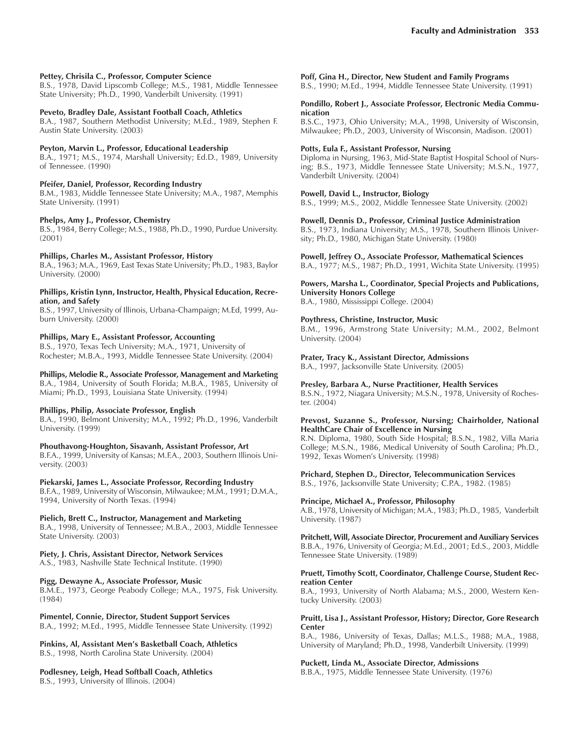**Pettey, Chrisila C., Professor, Computer Science**
B.S., 1978, David Lipscomb College; M.S., 1981, Middle Tennessee State University; Ph.D., 1990, Vanderbilt University. (1991)

**Peveto, Bradley Dale, Assistant Football Coach, Athletics**
B.A., 1987, Southern Methodist University; M.Ed., 1989, Stephen F. Austin State University. (2003)

**Peyton, Marvin L., Professor, Educational Leadership**
B.A., 1971; M.S., 1974, Marshall University; Ed.D., 1989, University of Tennessee. (1990)

**Pfeifer, Daniel, Professor, Recording Industry**
B.M., 1983, Middle Tennessee State University; M.A., 1987, Memphis State University. (1991)

**Phelps, Amy J., Professor, Chemistry**
B.S., 1984, Berry College; M.S., 1988, Ph.D., 1990, Purdue University. (2001)

**Phillips, Charles M., Assistant Professor, History**
B.A., 1963; M.A., 1969, East Texas State University; Ph.D., 1983, Baylor University. (2000)

**Phillips, Kristin Lynn, Instructor, Health, Physical Education, Recreation, and Safety**
B.S., 1997, University of Illinois, Urbana-Champaign; M.Ed, 1999, Auburn University. (2000)

**Phillips, Mary E., Assistant Professor, Accounting**
B.S., 1970, Texas Tech University; M.A., 1971, University of Rochester; M.B.A., 1993, Middle Tennessee State University. (2004)

**Phillips, Melodie R., Associate Professor, Management and Marketing**
B.A., 1984, University of South Florida; M.B.A., 1985, University of Miami; Ph.D., 1993, Louisiana State University. (1994)

**Phillips, Philip, Associate Professor, English**
B.A., 1990, Belmont University; M.A., 1992; Ph.D., 1996, Vanderbilt University. (1999)

**Phouthavong-Houghton, Sisavanh, Assistant Professor, Art**
B.F.A., 1999, University of Kansas; M.F.A., 2003, Southern Illinois University. (2003)

**Piekarski, James L., Associate Professor, Recording Industry**
B.F.A., 1989, University of Wisconsin, Milwaukee; M.M., 1991; D.M.A., 1994, University of North Texas. (1994)

**Pielich, Brett C., Instructor, Management and Marketing**
B.A., 1998, University of Tennessee; M.B.A., 2003, Middle Tennessee State University. (2003)

**Piety, J. Chris, Assistant Director, Network Services**
A.S., 1983, Nashville State Technical Institute. (1990)

**Pigg, Dewayne A., Associate Professor, Music**
B.M.E., 1973, George Peabody College; M.A., 1975, Fisk University. (1984)

**Pimentel, Connie, Director, Student Support Services**
B.A., 1992; M.Ed., 1995, Middle Tennessee State University. (1992)

**Pinkins, Al, Assistant Men's Basketball Coach, Athletics**
B.S., 1998, North Carolina State University. (2004)

**Podlesney, Leigh, Head Softball Coach, Athletics**
B.S., 1993, University of Illinois. (2004)

**Poff, Gina H., Director, New Student and Family Programs**
B.S., 1990; M.Ed., 1994, Middle Tennessee State University. (1991)

**Pondillo, Robert J., Associate Professor, Electronic Media Communication**
B.S.C., 1973, Ohio University; M.A., 1998, University of Wisconsin, Milwaukee; Ph.D., 2003, University of Wisconsin, Madison. (2001)

**Potts, Eula F., Assistant Professor, Nursing**
Diploma in Nursing, 1963, Mid-State Baptist Hospital School of Nursing; B.S., 1973, Middle Tennessee State University; M.S.N., 1977, Vanderbilt University. (2004)

**Powell, David L., Instructor, Biology**
B.S., 1999; M.S., 2002, Middle Tennessee State University. (2002)

**Powell, Dennis D., Professor, Criminal Justice Administration**
B.S., 1973, Indiana University; M.S., 1978, Southern Illinois University; Ph.D., 1980, Michigan State University. (1980)

**Powell, Jeffrey O., Associate Professor, Mathematical Sciences**
B.A., 1977; M.S., 1987; Ph.D., 1991, Wichita State University. (1995)

**Powers, Marsha L., Coordinator, Special Projects and Publications, University Honors College**
B.A., 1980, Mississippi College. (2004)

**Poythress, Christine, Instructor, Music**
B.M., 1996, Armstrong State University; M.M., 2002, Belmont University. (2004)

**Prater, Tracy K., Assistant Director, Admissions**
B.A., 1997, Jacksonville State University. (2005)

**Presley, Barbara A., Nurse Practitioner, Health Services**
B.S.N., 1972, Niagara University; M.S.N., 1978, University of Rochester. (2004)

**Prevost, Suzanne S., Professor, Nursing; Chairholder, National HealthCare Chair of Excellence in Nursing**
R.N. Diploma, 1980, South Side Hospital; B.S.N., 1982, Villa Maria College; M.S.N., 1986, Medical University of South Carolina; Ph.D., 1992, Texas Women's University. (1998)

**Prichard, Stephen D., Director, Telecommunication Services**
B.S., 1976, Jacksonville State University; C.P.A., 1982. (1985)

**Principe, Michael A., Professor, Philosophy**
A.B., 1978, University of Michigan; M.A., 1983; Ph.D., 1985, Vanderbilt University. (1987)

**Pritchett, Will, Associate Director, Procurement and Auxiliary Services**
B.B.A., 1976, University of Georgia; M.Ed., 2001; Ed.S., 2003, Middle Tennessee State University. (1989)

**Pruett, Timothy Scott, Coordinator, Challenge Course, Student Recreation Center**
B.A., 1993, University of North Alabama; M.S., 2000, Western Kentucky University. (2003)

**Pruitt, Lisa J., Assistant Professor, History; Director, Gore Research Center**
B.A., 1986, University of Texas, Dallas; M.L.S., 1988; M.A., 1988, University of Maryland; Ph.D., 1998, Vanderbilt University. (1999)

**Puckett, Linda M., Associate Director, Admissions**
B.B.A., 1975, Middle Tennessee State University. (1976)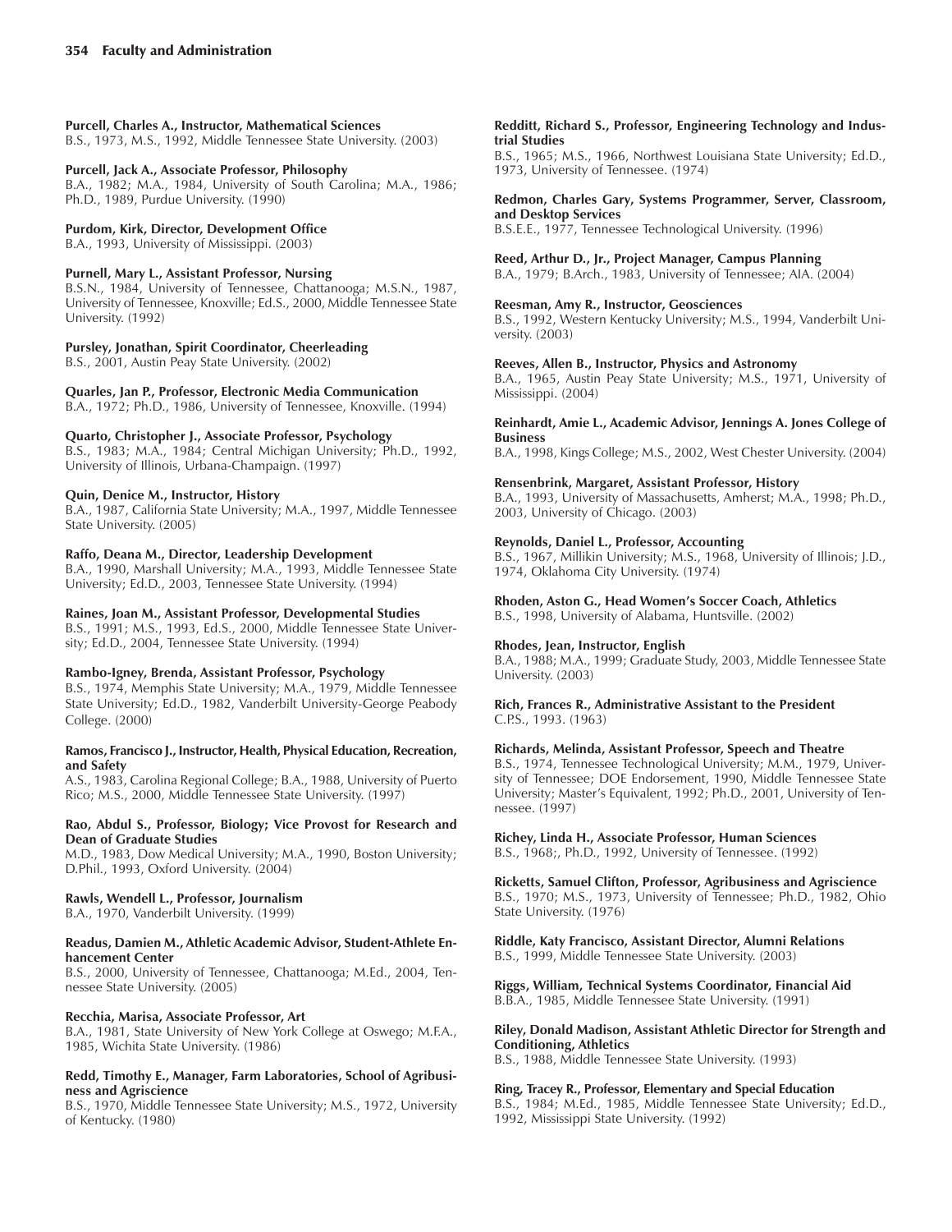**Purcell, Charles A., Instructor, Mathematical Sciences**
B.S., 1973, M.S., 1992, Middle Tennessee State University. (2003)

**Purcell, Jack A., Associate Professor, Philosophy**
B.A., 1982; M.A., 1984, University of South Carolina; M.A., 1986; Ph.D., 1989, Purdue University. (1990)

**Purdom, Kirk, Director, Development Office**
B.A., 1993, University of Mississippi. (2003)

**Purnell, Mary L., Assistant Professor, Nursing**
B.S.N., 1984, University of Tennessee, Chattanooga; M.S.N., 1987, University of Tennessee, Knoxville; Ed.S., 2000, Middle Tennessee State University. (1992)

**Pursley, Jonathan, Spirit Coordinator, Cheerleading**
B.S., 2001, Austin Peay State University. (2002)

**Quarles, Jan P., Professor, Electronic Media Communication**
B.A., 1972; Ph.D., 1986, University of Tennessee, Knoxville. (1994)

**Quarto, Christopher J., Associate Professor, Psychology**
B.S., 1983; M.A., 1984; Central Michigan University; Ph.D., 1992, University of Illinois, Urbana-Champaign. (1997)

**Quin, Denice M., Instructor, History**
B.A., 1987, California State University; M.A., 1997, Middle Tennessee State University. (2005)

**Raffo, Deana M., Director, Leadership Development**
B.A., 1990, Marshall University; M.A., 1993, Middle Tennessee State University; Ed.D., 2003, Tennessee State University. (1994)

**Raines, Joan M., Assistant Professor, Developmental Studies**
B.S., 1991; M.S., 1993, Ed.S., 2000, Middle Tennessee State University; Ed.D., 2004, Tennessee State University. (1994)

**Rambo-Igney, Brenda, Assistant Professor, Psychology**
B.S., 1974, Memphis State University; M.A., 1979, Middle Tennessee State University; Ed.D., 1982, Vanderbilt University-George Peabody College. (2000)

**Ramos, Francisco J., Instructor, Health, Physical Education, Recreation, and Safety**
A.S., 1983, Carolina Regional College; B.A., 1988, University of Puerto Rico; M.S., 2000, Middle Tennessee State University. (1997)

**Rao, Abdul S., Professor, Biology; Vice Provost for Research and Dean of Graduate Studies**
M.D., 1983, Dow Medical University; M.A., 1990, Boston University; D.Phil., 1993, Oxford University. (2004)

**Rawls, Wendell L., Professor, Journalism**
B.A., 1970, Vanderbilt University. (1999)

**Readus, Damien M., Athletic Academic Advisor, Student-Athlete Enhancement Center**
B.S., 2000, University of Tennessee, Chattanooga; M.Ed., 2004, Tennessee State University. (2005)

**Recchia, Marisa, Associate Professor, Art**
B.A., 1981, State University of New York College at Oswego; M.F.A., 1985, Wichita State University. (1986)

**Redd, Timothy E., Manager, Farm Laboratories, School of Agribusiness and Agriscience**
B.S., 1970, Middle Tennessee State University; M.S., 1972, University of Kentucky. (1980)

**Redditt, Richard S., Professor, Engineering Technology and Industrial Studies**
B.S., 1965; M.S., 1966, Northwest Louisiana State University; Ed.D., 1973, University of Tennessee. (1974)

**Redmon, Charles Gary, Systems Programmer, Server, Classroom, and Desktop Services**
B.S.E.E., 1977, Tennessee Technological University. (1996)

**Reed, Arthur D., Jr., Project Manager, Campus Planning**
B.A., 1979; B.Arch., 1983, University of Tennessee; AIA. (2004)

**Reesman, Amy R., Instructor, Geosciences**
B.S., 1992, Western Kentucky University; M.S., 1994, Vanderbilt University. (2003)

**Reeves, Allen B., Instructor, Physics and Astronomy**
B.A., 1965, Austin Peay State University; M.S., 1971, University of Mississippi. (2004)

**Reinhardt, Amie L., Academic Advisor, Jennings A. Jones College of Business**
B.A., 1998, Kings College; M.S., 2002, West Chester University. (2004)

**Rensenbrink, Margaret, Assistant Professor, History**
B.A., 1993, University of Massachusetts, Amherst; M.A., 1998; Ph.D., 2003, University of Chicago. (2003)

**Reynolds, Daniel L., Professor, Accounting**
B.S., 1967, Millikin University; M.S., 1968, University of Illinois; J.D., 1974, Oklahoma City University. (1974)

**Rhoden, Aston G., Head Women's Soccer Coach, Athletics**
B.S., 1998, University of Alabama, Huntsville. (2002)

**Rhodes, Jean, Instructor, English**
B.A., 1988; M.A., 1999; Graduate Study, 2003, Middle Tennessee State University. (2003)

**Rich, Frances R., Administrative Assistant to the President**
C.P.S., 1993. (1963)

**Richards, Melinda, Assistant Professor, Speech and Theatre**
B.S., 1974, Tennessee Technological University; M.M., 1979, University of Tennessee; DOE Endorsement, 1990, Middle Tennessee State University; Master's Equivalent, 1992; Ph.D., 2001, University of Tennessee. (1997)

**Richey, Linda H., Associate Professor, Human Sciences**
B.S., 1968;, Ph.D., 1992, University of Tennessee. (1992)

**Ricketts, Samuel Clifton, Professor, Agribusiness and Agriscience**
B.S., 1970; M.S., 1973, University of Tennessee; Ph.D., 1982, Ohio State University. (1976)

**Riddle, Katy Francisco, Assistant Director, Alumni Relations**
B.S., 1999, Middle Tennessee State University. (2003)

**Riggs, William, Technical Systems Coordinator, Financial Aid**
B.B.A., 1985, Middle Tennessee State University. (1991)

**Riley, Donald Madison, Assistant Athletic Director for Strength and Conditioning, Athletics**
B.S., 1988, Middle Tennessee State University. (1993)

**Ring, Tracey R., Professor, Elementary and Special Education**
B.S., 1984; M.Ed., 1985, Middle Tennessee State University; Ed.D., 1992, Mississippi State University. (1992)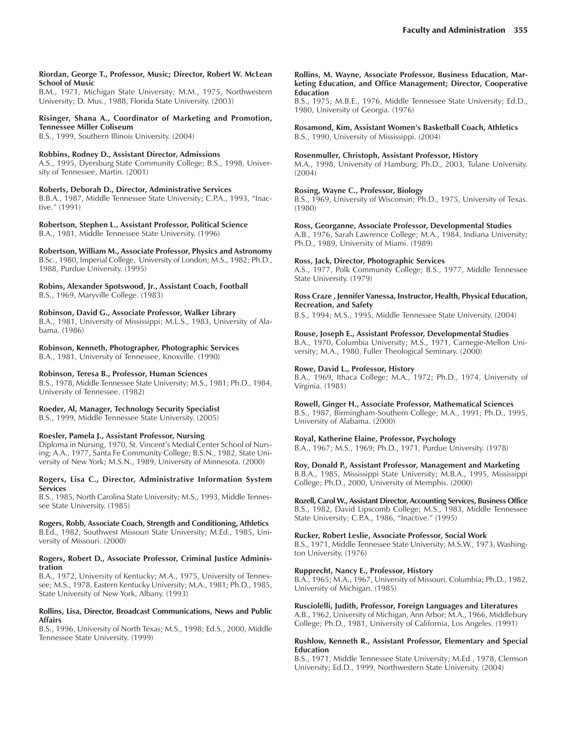**Riordan, George T., Professor, Music; Director, Robert W. McLean School of Music**
B.M., 1971, Michigan State University; M.M., 1975, Northwestern University; D. Mus., 1988, Florida State University. (2003)

**Risinger, Shana A., Coordinator of Marketing and Promotion, Tennessee Miller Coliseum**
B.S., 1999, Southern Illinois University. (2004)

**Robbins, Rodney D., Assistant Director, Admissions**
A.S., 1995, Dyersburg State Community College; B.S., 1998, University of Tennessee, Martin. (2001)

**Roberts, Deborah D., Director, Administrative Services**
B.B.A., 1987, Middle Tennessee State University; C.P.A., 1993, "Inactive." (1991)

**Robertson, Stephen L., Assistant Professor, Political Science**
B.A., 1981, Middle Tennessee State University. (1996)

**Robertson, William M., Associate Professor, Physics and Astronomy**
B.Sc., 1980, Imperial College, University of London; M.S., 1982; Ph.D., 1988, Purdue University. (1995)

**Robins, Alexander Spotswood, Jr., Assistant Coach, Football**
B.S., 1969, Maryville College. (1983)

**Robinson, David G., Associate Professor, Walker Library**
B.A., 1981, University of Mississippi; M.L.S., 1983, University of Alabama. (1986)

**Robinson, Kenneth, Photographer, Photographic Services**
B.A., 1981, University of Tennessee, Knoxville. (1990)

**Robinson, Teresa B., Professor, Human Sciences**
B.S., 1978, Middle Tennessee State University; M.S., 1981; Ph.D., 1984, University of Tennessee. (1982)

**Roeder, Al, Manager, Technology Security Specialist**
B.S., 1999, Middle Tennessee State University. (2005)

**Roesler, Pamela J., Assistant Professor, Nursing**
Diploma in Nursing, 1970, St. Vincent's Medial Center School of Nursing; A.A., 1977, Santa Fe Community College; B.S.N., 1982, State University of New York; M.S.N., 1989, University of Minnesota. (2000)

**Rogers, Lisa C., Director, Administrative Information System Services**
B.S., 1985, North Carolina State University; M.S., 1993, Middle Tennessee State University. (1985)

**Rogers, Robb, Associate Coach, Strength and Conditioning, Athletics**
B.Ed., 1982, Southwest Missouri State University; M.Ed., 1985, University of Missouri. (2000)

**Rogers, Robert D., Associate Professor, Criminal Justice Administration**
B.A., 1972, University of Kentucky; M.A., 1975, University of Tennessee; M.S., 1978, Eastern Kentucky University; M.A., 1981; Ph.D., 1985, State University of New York, Albany. (1993)

**Rollins, Lisa, Director, Broadcast Communications, News and Public Affairs**
B.S., 1996, University of North Texas; M.S., 1998; Ed.S., 2000, Middle Tennessee State University. (1999)

**Rollins, M. Wayne, Associate Professor, Business Education, Marketing Education, and Office Management; Director, Cooperative Education**
B.S., 1975; M.B.E., 1976, Middle Tennessee State University; Ed.D., 1980, University of Georgia. (1976)

**Rosamond, Kim, Assistant Women's Basketball Coach, Athletics**
B.S., 1990, University of Mississippi. (2004)

**Rosenmuller, Christoph, Assistant Professor, History**
M.A., 1998, University of Hamburg; Ph.D., 2003, Tulane University. (2004)

**Rosing, Wayne C., Professor, Biology**
B.S., 1969, University of Wisconsin; Ph.D., 1975, University of Texas. (1980)

**Ross, Georganne, Associate Professor, Developmental Studies**
A.B., 1976, Sarah Lawrence College; M.A., 1984, Indiana University; Ph.D., 1989, University of Miami. (1989)

**Ross, Jack, Director, Photographic Services**
A.S., 1977, Polk Community College; B.S., 1977, Middle Tennessee State University. (1979)

**Ross Craze , Jennifer Vanessa, Instructor, Health, Physical Education, Recreation, and Safety**
B.S., 1994; M.S., 1995, Middle Tennessee State University. (2004)

**Rouse, Joseph E., Assistant Professor, Developmental Studies**
B.A., 1970, Columbia University; M.S., 1971, Carnegie-Mellon University; M.A., 1980, Fuller Theological Seminary. (2000)

**Rowe, David L., Professor, History**
B.A., 1969, Ithaca College; M.A., 1972; Ph.D., 1974, University of Virginia. (1981)

**Rowell, Ginger H., Associate Professor, Mathematical Sciences**
B.S., 1987, Birmingham-Southern College; M.A., 1991; Ph.D., 1995, University of Alabama. (2000)

**Royal, Katherine Elaine, Professor, Psychology**
B.A., 1967; M.S., 1969; Ph.D., 1971, Purdue University. (1978)

**Roy, Donald P., Assistant Professor, Management and Marketing**
B.B.A., 1985, Mississippi State University; M.B.A., 1995, Mississippi College; Ph.D., 2000, University of Memphis. (2000)

**Rozell, Carol W., Assistant Director, Accounting Services, Business Office**
B.S., 1982, David Lipscomb College; M.S., 1983, Middle Tennessee State University; C.P.A., 1986, "Inactive." (1995)

**Rucker, Robert Leslie, Associate Professor, Social Work**
B.S., 1971, Middle Tennessee State University; M.S.W., 1973, Washington University. (1976)

**Rupprecht, Nancy E., Professor, History**
B.A., 1965; M.A., 1967, University of Missouri, Columbia; Ph.D., 1982, University of Michigan. (1985)

**Rusciolelli, Judith, Professor, Foreign Languages and Literatures**
A.B., 1962, University of Michigan, Ann Arbor; M.A., 1966, Middlebury College; Ph.D., 1981, University of California, Los Angeles. (1991)

**Rushlow, Kenneth R., Assistant Professor, Elementary and Special Education**
B.S., 1971, Middle Tennessee State University; M.Ed., 1978, Clemson University; Ed.D., 1999, Northwestern State University. (2004)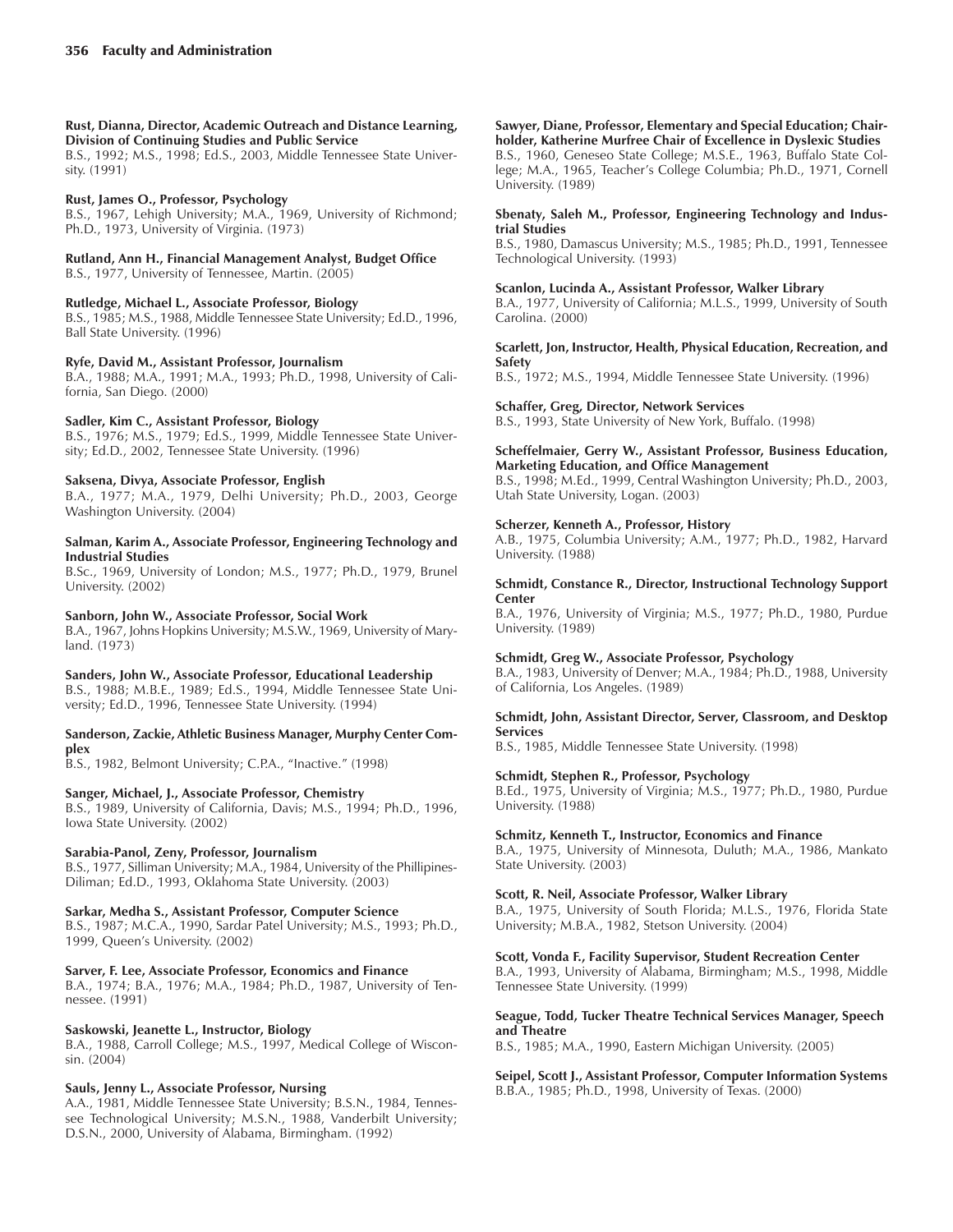**Rust, Dianna, Director, Academic Outreach and Distance Learning, Division of Continuing Studies and Public Service**
B.S., 1992; M.S., 1998; Ed.S., 2003, Middle Tennessee State University. (1991)

**Rust, James O., Professor, Psychology**
B.S., 1967, Lehigh University; M.A., 1969, University of Richmond; Ph.D., 1973, University of Virginia. (1973)

**Rutland, Ann H., Financial Management Analyst, Budget Office**
B.S., 1977, University of Tennessee, Martin. (2005)

**Rutledge, Michael L., Associate Professor, Biology**
B.S., 1985; M.S., 1988, Middle Tennessee State University; Ed.D., 1996, Ball State University. (1996)

**Ryfe, David M., Assistant Professor, Journalism**
B.A., 1988; M.A., 1991; M.A., 1993; Ph.D., 1998, University of California, San Diego. (2000)

**Sadler, Kim C., Assistant Professor, Biology**
B.S., 1976; M.S., 1979; Ed.S., 1999, Middle Tennessee State University; Ed.D., 2002, Tennessee State University. (1996)

**Saksena, Divya, Associate Professor, English**
B.A., 1977; M.A., 1979, Delhi University; Ph.D., 2003, George Washington University. (2004)

**Salman, Karim A., Associate Professor, Engineering Technology and Industrial Studies**
B.Sc., 1969, University of London; M.S., 1977; Ph.D., 1979, Brunel University. (2002)

**Sanborn, John W., Associate Professor, Social Work**
B.A., 1967, Johns Hopkins University; M.S.W., 1969, University of Maryland. (1973)

**Sanders, John W., Associate Professor, Educational Leadership**
B.S., 1988; M.B.E., 1989; Ed.S., 1994, Middle Tennessee State University; Ed.D., 1996, Tennessee State University. (1994)

**Sanderson, Zackie, Athletic Business Manager, Murphy Center Complex**
B.S., 1982, Belmont University; C.P.A., "Inactive." (1998)

**Sanger, Michael, J., Associate Professor, Chemistry**
B.S., 1989, University of California, Davis; M.S., 1994; Ph.D., 1996, Iowa State University. (2002)

**Sarabia-Panol, Zeny, Professor, Journalism**
B.S., 1977, Silliman University; M.A., 1984, University of the Phillipines-Diliman; Ed.D., 1993, Oklahoma State University. (2003)

**Sarkar, Medha S., Assistant Professor, Computer Science**
B.S., 1987; M.C.A., 1990, Sardar Patel University; M.S., 1993; Ph.D., 1999, Queen's University. (2002)

**Sarver, F. Lee, Associate Professor, Economics and Finance**
B.A., 1974; B.A., 1976; M.A., 1984; Ph.D., 1987, University of Tennessee. (1991)

**Saskowski, Jeanette L., Instructor, Biology**
B.A., 1988, Carroll College; M.S., 1997, Medical College of Wisconsin. (2004)

**Sauls, Jenny L., Associate Professor, Nursing**
A.A., 1981, Middle Tennessee State University; B.S.N., 1984, Tennessee Technological University; M.S.N., 1988, Vanderbilt University; D.S.N., 2000, University of Alabama, Birmingham. (1992)

**Sawyer, Diane, Professor, Elementary and Special Education; Chairholder, Katherine Murfree Chair of Excellence in Dyslexic Studies**
B.S., 1960, Geneseo State College; M.S.E., 1963, Buffalo State College; M.A., 1965, Teacher's College Columbia; Ph.D., 1971, Cornell University. (1989)

**Sbenaty, Saleh M., Professor, Engineering Technology and Industrial Studies**
B.S., 1980, Damascus University; M.S., 1985; Ph.D., 1991, Tennessee Technological University. (1993)

**Scanlon, Lucinda A., Assistant Professor, Walker Library**
B.A., 1977, University of California; M.L.S., 1999, University of South Carolina. (2000)

**Scarlett, Jon, Instructor, Health, Physical Education, Recreation, and Safety**
B.S., 1972; M.S., 1994, Middle Tennessee State University. (1996)

**Schaffer, Greg, Director, Network Services**
B.S., 1993, State University of New York, Buffalo. (1998)

**Scheffelmaier, Gerry W., Assistant Professor, Business Education, Marketing Education, and Office Management**
B.S., 1998; M.Ed., 1999, Central Washington University; Ph.D., 2003, Utah State University, Logan. (2003)

**Scherzer, Kenneth A., Professor, History**
A.B., 1975, Columbia University; A.M., 1977; Ph.D., 1982, Harvard University. (1988)

**Schmidt, Constance R., Director, Instructional Technology Support Center**
B.A., 1976, University of Virginia; M.S., 1977; Ph.D., 1980, Purdue University. (1989)

**Schmidt, Greg W., Associate Professor, Psychology**
B.A., 1983, University of Denver; M.A., 1984; Ph.D., 1988, University of California, Los Angeles. (1989)

**Schmidt, John, Assistant Director, Server, Classroom, and Desktop Services**
B.S., 1985, Middle Tennessee State University. (1998)

**Schmidt, Stephen R., Professor, Psychology**
B.Ed., 1975, University of Virginia; M.S., 1977; Ph.D., 1980, Purdue University. (1988)

**Schmitz, Kenneth T., Instructor, Economics and Finance**
B.A., 1975, University of Minnesota, Duluth; M.A., 1986, Mankato State University. (2003)

**Scott, R. Neil, Associate Professor, Walker Library**
B.A., 1975, University of South Florida; M.L.S., 1976, Florida State University; M.B.A., 1982, Stetson University. (2004)

**Scott, Vonda F., Facility Supervisor, Student Recreation Center**
B.A., 1993, University of Alabama, Birmingham; M.S., 1998, Middle Tennessee State University. (1999)

**Seague, Todd, Tucker Theatre Technical Services Manager, Speech and Theatre**
B.S., 1985; M.A., 1990, Eastern Michigan University. (2005)

**Seipel, Scott J., Assistant Professor, Computer Information Systems**
B.B.A., 1985; Ph.D., 1998, University of Texas. (2000)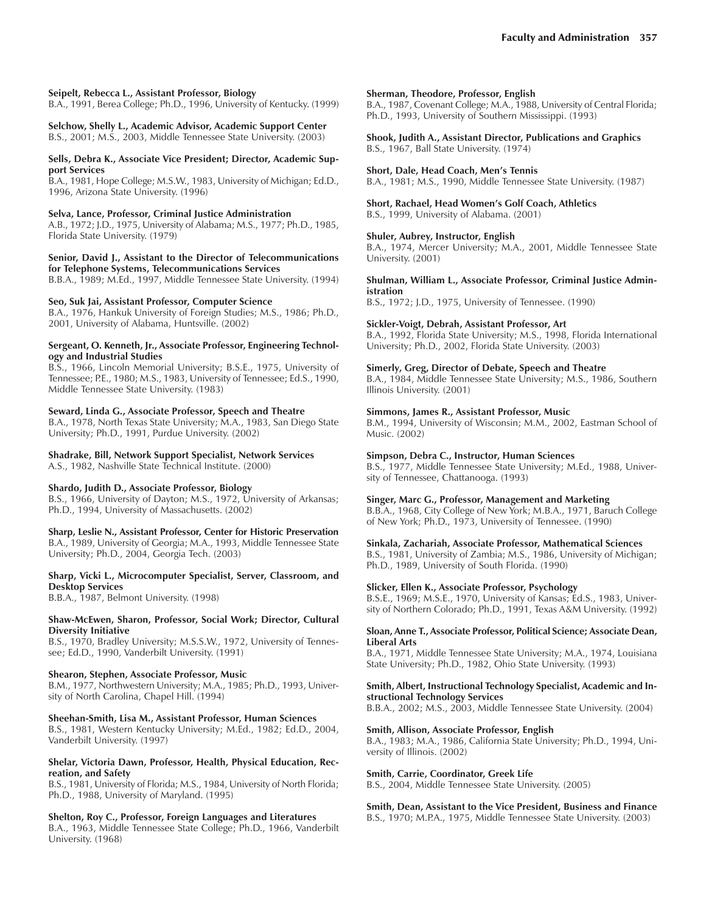**Seipelt, Rebecca L., Assistant Professor, Biology**
B.A., 1991, Berea College; Ph.D., 1996, University of Kentucky. (1999)

**Selchow, Shelly L., Academic Advisor, Academic Support Center**
B.S., 2001; M.S., 2003, Middle Tennessee State University. (2003)

**Sells, Debra K., Associate Vice President; Director, Academic Support Services**
B.A., 1981, Hope College; M.S.W., 1983, University of Michigan; Ed.D., 1996, Arizona State University. (1996)

**Selva, Lance, Professor, Criminal Justice Administration**
A.B., 1972; J.D., 1975, University of Alabama; M.S., 1977; Ph.D., 1985, Florida State University. (1979)

**Senior, David J., Assistant to the Director of Telecommunications for Telephone Systems, Telecommunications Services**
B.B.A., 1989; M.Ed., 1997, Middle Tennessee State University. (1994)

**Seo, Suk Jai, Assistant Professor, Computer Science**
B.A., 1976, Hankuk University of Foreign Studies; M.S., 1986; Ph.D., 2001, University of Alabama, Huntsville. (2002)

**Sergeant, O. Kenneth, Jr., Associate Professor, Engineering Technology and Industrial Studies**
B.S., 1966, Lincoln Memorial University; B.S.E., 1975, University of Tennessee; P.E., 1980; M.S., 1983, University of Tennessee; Ed.S., 1990, Middle Tennessee State University. (1983)

**Seward, Linda G., Associate Professor, Speech and Theatre**
B.A., 1978, North Texas State University; M.A., 1983, San Diego State University; Ph.D., 1991, Purdue University. (2002)

**Shadrake, Bill, Network Support Specialist, Network Services**
A.S., 1982, Nashville State Technical Institute. (2000)

**Shardo, Judith D., Associate Professor, Biology**
B.S., 1966, University of Dayton; M.S., 1972, University of Arkansas; Ph.D., 1994, University of Massachusetts. (2002)

**Sharp, Leslie N., Assistant Professor, Center for Historic Preservation**
B.A., 1989, University of Georgia; M.A., 1993, Middle Tennessee State University; Ph.D., 2004, Georgia Tech. (2003)

**Sharp, Vicki L., Microcomputer Specialist, Server, Classroom, and Desktop Services**
B.B.A., 1987, Belmont University. (1998)

**Shaw-McEwen, Sharon, Professor, Social Work; Director, Cultural Diversity Initiative**
B.S., 1970, Bradley University; M.S.S.W., 1972, University of Tennessee; Ed.D., 1990, Vanderbilt University. (1991)

**Shearon, Stephen, Associate Professor, Music**
B.M., 1977, Northwestern University; M.A., 1985; Ph.D., 1993, University of North Carolina, Chapel Hill. (1994)

**Sheehan-Smith, Lisa M., Assistant Professor, Human Sciences**
B.S., 1981, Western Kentucky University; M.Ed., 1982; Ed.D., 2004, Vanderbilt University. (1997)

**Shelar, Victoria Dawn, Professor, Health, Physical Education, Recreation, and Safety**
B.S., 1981, University of Florida; M.S., 1984, University of North Florida; Ph.D., 1988, University of Maryland. (1995)

**Shelton, Roy C., Professor, Foreign Languages and Literatures**
B.A., 1963, Middle Tennessee State College; Ph.D., 1966, Vanderbilt University. (1968)

**Sherman, Theodore, Professor, English**
B.A., 1987, Covenant College; M.A., 1988, University of Central Florida; Ph.D., 1993, University of Southern Mississippi. (1993)

**Shook, Judith A., Assistant Director, Publications and Graphics**
B.S., 1967, Ball State University. (1974)

**Short, Dale, Head Coach, Men's Tennis**
B.A., 1981; M.S., 1990, Middle Tennessee State University. (1987)

**Short, Rachael, Head Women's Golf Coach, Athletics**
B.S., 1999, University of Alabama. (2001)

**Shuler, Aubrey, Instructor, English**
B.A., 1974, Mercer University; M.A., 2001, Middle Tennessee State University. (2001)

**Shulman, William L., Associate Professor, Criminal Justice Administration**
B.S., 1972; J.D., 1975, University of Tennessee. (1990)

**Sickler-Voigt, Debrah, Assistant Professor, Art**
B.A., 1992, Florida State University; M.S., 1998, Florida International University; Ph.D., 2002, Florida State University. (2003)

**Simerly, Greg, Director of Debate, Speech and Theatre**
B.A., 1984, Middle Tennessee State University; M.S., 1986, Southern Illinois University. (2001)

**Simmons, James R., Assistant Professor, Music**
B.M., 1994, University of Wisconsin; M.M., 2002, Eastman School of Music. (2002)

**Simpson, Debra C., Instructor, Human Sciences**
B.S., 1977, Middle Tennessee State University; M.Ed., 1988, University of Tennessee, Chattanooga. (1993)

**Singer, Marc G., Professor, Management and Marketing**
B.B.A., 1968, City College of New York; M.B.A., 1971, Baruch College of New York; Ph.D., 1973, University of Tennessee. (1990)

**Sinkala, Zachariah, Associate Professor, Mathematical Sciences**
B.S., 1981, University of Zambia; M.S., 1986, University of Michigan; Ph.D., 1989, University of South Florida. (1990)

**Slicker, Ellen K., Associate Professor, Psychology**
B.S.E., 1969; M.S.E., 1970, University of Kansas; Ed.S., 1983, University of Northern Colorado; Ph.D., 1991, Texas A&M University. (1992)

**Sloan, Anne T., Associate Professor, Political Science; Associate Dean, Liberal Arts**
B.A., 1971, Middle Tennessee State University; M.A., 1974, Louisiana State University; Ph.D., 1982, Ohio State University. (1993)

**Smith, Albert, Instructional Technology Specialist, Academic and Instructional Technology Services**
B.B.A., 2002; M.S., 2003, Middle Tennessee State University. (2004)

**Smith, Allison, Associate Professor, English**
B.A., 1983; M.A., 1986, California State University; Ph.D., 1994, University of Illinois. (2002)

**Smith, Carrie, Coordinator, Greek Life**
B.S., 2004, Middle Tennessee State University. (2005)

**Smith, Dean, Assistant to the Vice President, Business and Finance**
B.S., 1970; M.P.A., 1975, Middle Tennessee State University. (2003)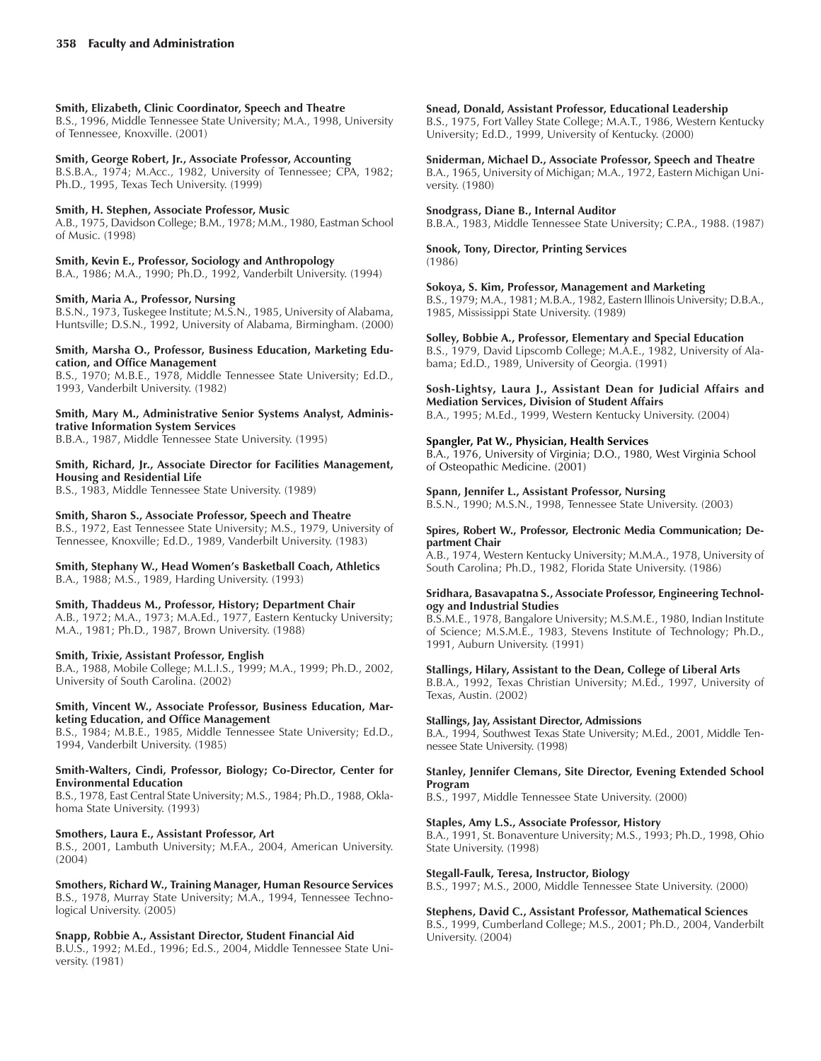**Smith, Elizabeth, Clinic Coordinator, Speech and Theatre**
B.S., 1996, Middle Tennessee State University; M.A., 1998, University of Tennessee, Knoxville. (2001)

**Smith, George Robert, Jr., Associate Professor, Accounting**
B.S.B.A., 1974; M.Acc., 1982, University of Tennessee; CPA, 1982; Ph.D., 1995, Texas Tech University. (1999)

**Smith, H. Stephen, Associate Professor, Music**
A.B., 1975, Davidson College; B.M., 1978; M.M., 1980, Eastman School of Music. (1998)

**Smith, Kevin E., Professor, Sociology and Anthropology**
B.A., 1986; M.A., 1990; Ph.D., 1992, Vanderbilt University. (1994)

**Smith, Maria A., Professor, Nursing**
B.S.N., 1973, Tuskegee Institute; M.S.N., 1985, University of Alabama, Huntsville; D.S.N., 1992, University of Alabama, Birmingham. (2000)

**Smith, Marsha O., Professor, Business Education, Marketing Education, and Office Management**
B.S., 1970; M.B.E., 1978, Middle Tennessee State University; Ed.D., 1993, Vanderbilt University. (1982)

**Smith, Mary M., Administrative Senior Systems Analyst, Administrative Information System Services**
B.B.A., 1987, Middle Tennessee State University. (1995)

**Smith, Richard, Jr., Associate Director for Facilities Management, Housing and Residential Life**
B.S., 1983, Middle Tennessee State University. (1989)

**Smith, Sharon S., Associate Professor, Speech and Theatre**
B.S., 1972, East Tennessee State University; M.S., 1979, University of Tennessee, Knoxville; Ed.D., 1989, Vanderbilt University. (1983)

**Smith, Stephany W., Head Women's Basketball Coach, Athletics**
B.A., 1988; M.S., 1989, Harding University. (1993)

**Smith, Thaddeus M., Professor, History; Department Chair**
A.B., 1972; M.A., 1973; M.A.Ed., 1977, Eastern Kentucky University; M.A., 1981; Ph.D., 1987, Brown University. (1988)

**Smith, Trixie, Assistant Professor, English**
B.A., 1988, Mobile College; M.L.I.S., 1999; M.A., 1999; Ph.D., 2002, University of South Carolina. (2002)

**Smith, Vincent W., Associate Professor, Business Education, Marketing Education, and Office Management**
B.S., 1984; M.B.E., 1985, Middle Tennessee State University; Ed.D., 1994, Vanderbilt University. (1985)

**Smith-Walters, Cindi, Professor, Biology; Co-Director, Center for Environmental Education**
B.S., 1978, East Central State University; M.S., 1984; Ph.D., 1988, Oklahoma State University. (1993)

**Smothers, Laura E., Assistant Professor, Art**
B.S., 2001, Lambuth University; M.F.A., 2004, American University. (2004)

**Smothers, Richard W., Training Manager, Human Resource Services**
B.S., 1978, Murray State University; M.A., 1994, Tennessee Technological University. (2005)

**Snapp, Robbie A., Assistant Director, Student Financial Aid**
B.U.S., 1992; M.Ed., 1996; Ed.S., 2004, Middle Tennessee State University. (1981)

**Snead, Donald, Assistant Professor, Educational Leadership**
B.S., 1975, Fort Valley State College; M.A.T., 1986, Western Kentucky University; Ed.D., 1999, University of Kentucky. (2000)

**Sniderman, Michael D., Associate Professor, Speech and Theatre**
B.A., 1965, University of Michigan; M.A., 1972, Eastern Michigan University. (1980)

**Snodgrass, Diane B., Internal Auditor**
B.B.A., 1983, Middle Tennessee State University; C.P.A., 1988. (1987)

**Snook, Tony, Director, Printing Services**
(1986)

**Sokoya, S. Kim, Professor, Management and Marketing**
B.S., 1979; M.A., 1981; M.B.A., 1982, Eastern Illinois University; D.B.A., 1985, Mississippi State University. (1989)

**Solley, Bobbie A., Professor, Elementary and Special Education**
B.S., 1979, David Lipscomb College; M.A.E., 1982, University of Alabama; Ed.D., 1989, University of Georgia. (1991)

**Sosh-Lightsy, Laura J., Assistant Dean for Judicial Affairs and Mediation Services, Division of Student Affairs**
B.A., 1995; M.Ed., 1999, Western Kentucky University. (2004)

**Spangler, Pat W., Physician, Health Services**
B.A., 1976, University of Virginia; D.O., 1980, West Virginia School of Osteopathic Medicine. (2001)

**Spann, Jennifer L., Assistant Professor, Nursing**
B.S.N., 1990; M.S.N., 1998, Tennessee State University. (2003)

**Spires, Robert W., Professor, Electronic Media Communication; Department Chair**
A.B., 1974, Western Kentucky University; M.M.A., 1978, University of South Carolina; Ph.D., 1982, Florida State University. (1986)

**Sridhara, Basavapatna S., Associate Professor, Engineering Technology and Industrial Studies**
B.S.M.E., 1978, Bangalore University; M.S.M.E., 1980, Indian Institute of Science; M.S.M.E., 1983, Stevens Institute of Technology; Ph.D., 1991, Auburn University. (1991)

**Stallings, Hilary, Assistant to the Dean, College of Liberal Arts**
B.B.A., 1992, Texas Christian University; M.Ed., 1997, University of Texas, Austin. (2002)

**Stallings, Jay, Assistant Director, Admissions**
B.A., 1994, Southwest Texas State University; M.Ed., 2001, Middle Tennessee State University. (1998)

**Stanley, Jennifer Clemans, Site Director, Evening Extended School Program**
B.S., 1997, Middle Tennessee State University. (2000)

**Staples, Amy L.S., Associate Professor, History**
B.A., 1991, St. Bonaventure University; M.S., 1993; Ph.D., 1998, Ohio State University. (1998)

**Stegall-Faulk, Teresa, Instructor, Biology**
B.S., 1997; M.S., 2000, Middle Tennessee State University. (2000)

**Stephens, David C., Assistant Professor, Mathematical Sciences**
B.S., 1999, Cumberland College; M.S., 2001; Ph.D., 2004, Vanderbilt University. (2004)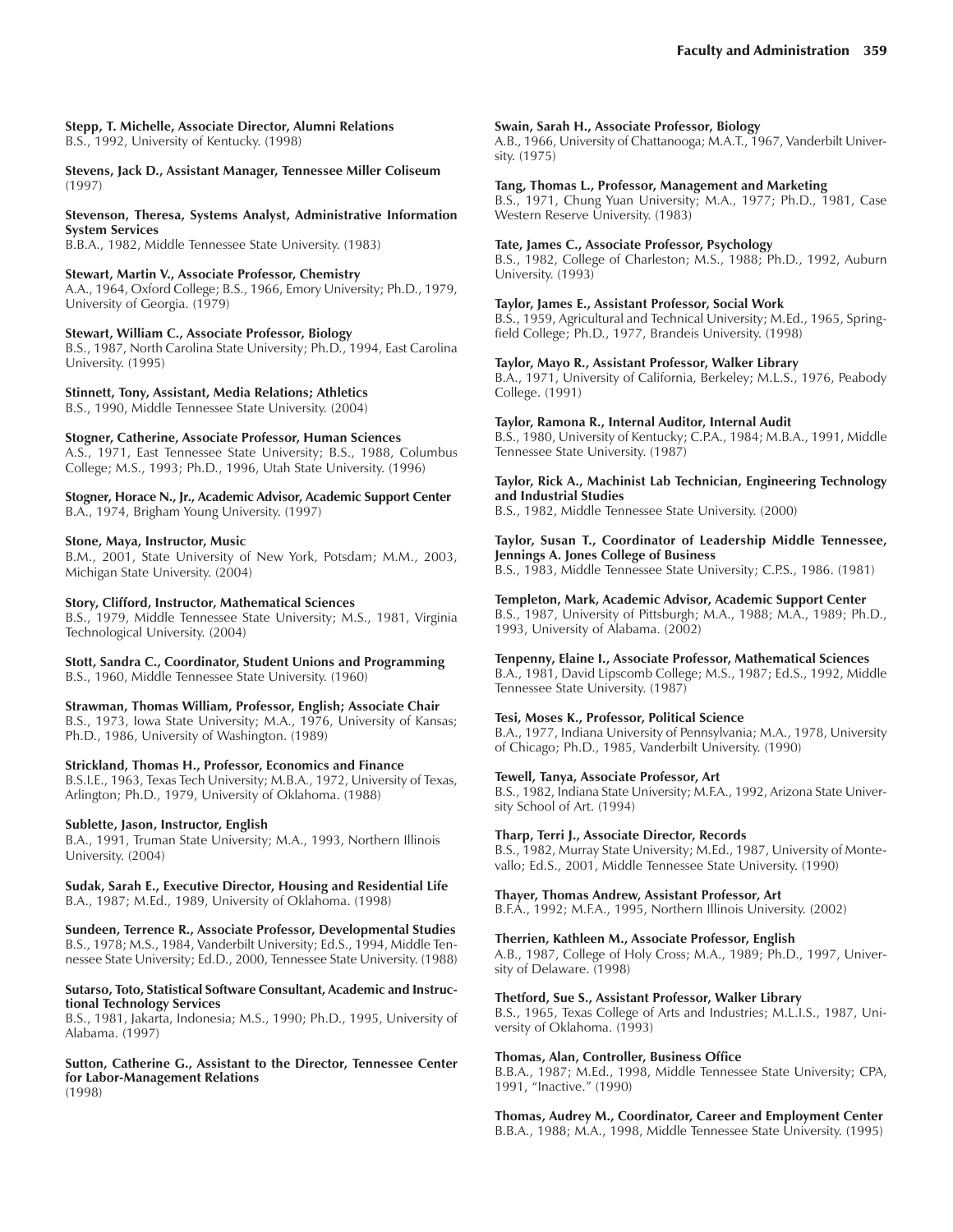**Stepp, T. Michelle, Associate Director, Alumni Relations**
B.S., 1992, University of Kentucky. (1998)

**Stevens, Jack D., Assistant Manager, Tennessee Miller Coliseum**
(1997)

**Stevenson, Theresa, Systems Analyst, Administrative Information System Services**
B.B.A., 1982, Middle Tennessee State University. (1983)

**Stewart, Martin V., Associate Professor, Chemistry**
A.A., 1964, Oxford College; B.S., 1966, Emory University; Ph.D., 1979, University of Georgia. (1979)

**Stewart, William C., Associate Professor, Biology**
B.S., 1987, North Carolina State University; Ph.D., 1994, East Carolina University. (1995)

**Stinnett, Tony, Assistant, Media Relations; Athletics**
B.S., 1990, Middle Tennessee State University. (2004)

**Stogner, Catherine, Associate Professor, Human Sciences**
A.S., 1971, East Tennessee State University; B.S., 1988, Columbus College; M.S., 1993; Ph.D., 1996, Utah State University. (1996)

**Stogner, Horace N., Jr., Academic Advisor, Academic Support Center**
B.A., 1974, Brigham Young University. (1997)

**Stone, Maya, Instructor, Music**
B.M., 2001, State University of New York, Potsdam; M.M., 2003, Michigan State University. (2004)

**Story, Clifford, Instructor, Mathematical Sciences**
B.S., 1979, Middle Tennessee State University; M.S., 1981, Virginia Technological University. (2004)

**Stott, Sandra C., Coordinator, Student Unions and Programming**
B.S., 1960, Middle Tennessee State University. (1960)

**Strawman, Thomas William, Professor, English; Associate Chair**
B.S., 1973, Iowa State University; M.A., 1976, University of Kansas; Ph.D., 1986, University of Washington. (1989)

**Strickland, Thomas H., Professor, Economics and Finance**
B.S.I.E., 1963, Texas Tech University; M.B.A., 1972, University of Texas, Arlington; Ph.D., 1979, University of Oklahoma. (1988)

**Sublette, Jason, Instructor, English**
B.A., 1991, Truman State University; M.A., 1993, Northern Illinois University. (2004)

**Sudak, Sarah E., Executive Director, Housing and Residential Life**
B.A., 1987; M.Ed., 1989, University of Oklahoma. (1998)

**Sundeen, Terrence R., Associate Professor, Developmental Studies**
B.S., 1978; M.S., 1984, Vanderbilt University; Ed.S., 1994, Middle Tennessee State University; Ed.D., 2000, Tennessee State University. (1988)

**Sutarso, Toto, Statistical Software Consultant, Academic and Instructional Technology Services**
B.S., 1981, Jakarta, Indonesia; M.S., 1990; Ph.D., 1995, University of Alabama. (1997)

**Sutton, Catherine G., Assistant to the Director, Tennessee Center for Labor-Management Relations**
(1998)

**Swain, Sarah H., Associate Professor, Biology**
A.B., 1966, University of Chattanooga; M.A.T., 1967, Vanderbilt University. (1975)

**Tang, Thomas L., Professor, Management and Marketing**
B.S., 1971, Chung Yuan University; M.A., 1977; Ph.D., 1981, Case Western Reserve University. (1983)

**Tate, James C., Associate Professor, Psychology**
B.S., 1982, College of Charleston; M.S., 1988; Ph.D., 1992, Auburn University. (1993)

**Taylor, James E., Assistant Professor, Social Work**
B.S., 1959, Agricultural and Technical University; M.Ed., 1965, Springfield College; Ph.D., 1977, Brandeis University. (1998)

**Taylor, Mayo R., Assistant Professor, Walker Library**
B.A., 1971, University of California, Berkeley; M.L.S., 1976, Peabody College. (1991)

**Taylor, Ramona R., Internal Auditor, Internal Audit**
B.S., 1980, University of Kentucky; C.P.A., 1984; M.B.A., 1991, Middle Tennessee State University. (1987)

**Taylor, Rick A., Machinist Lab Technician, Engineering Technology and Industrial Studies**
B.S., 1982, Middle Tennessee State University. (2000)

**Taylor, Susan T., Coordinator of Leadership Middle Tennessee, Jennings A. Jones College of Business**
B.S., 1983, Middle Tennessee State University; C.P.S., 1986. (1981)

**Templeton, Mark, Academic Advisor, Academic Support Center**
B.S., 1987, University of Pittsburgh; M.A., 1988; M.A., 1989; Ph.D., 1993, University of Alabama. (2002)

**Tenpenny, Elaine I., Associate Professor, Mathematical Sciences**
B.A., 1981, David Lipscomb College; M.S., 1987; Ed.S., 1992, Middle Tennessee State University. (1987)

**Tesi, Moses K., Professor, Political Science**
B.A., 1977, Indiana University of Pennsylvania; M.A., 1978, University of Chicago; Ph.D., 1985, Vanderbilt University. (1990)

**Tewell, Tanya, Associate Professor, Art**
B.S., 1982, Indiana State University; M.F.A., 1992, Arizona State University School of Art. (1994)

**Tharp, Terri J., Associate Director, Records**
B.S., 1982, Murray State University; M.Ed., 1987, University of Montevallo; Ed.S., 2001, Middle Tennessee State University. (1990)

**Thayer, Thomas Andrew, Assistant Professor, Art**
B.F.A., 1992; M.F.A., 1995, Northern Illinois University. (2002)

**Therrien, Kathleen M., Associate Professor, English**
A.B., 1987, College of Holy Cross; M.A., 1989; Ph.D., 1997, University of Delaware. (1998)

**Thetford, Sue S., Assistant Professor, Walker Library**
B.S., 1965, Texas College of Arts and Industries; M.L.I.S., 1987, University of Oklahoma. (1993)

**Thomas, Alan, Controller, Business Office**
B.B.A., 1987; M.Ed., 1998, Middle Tennessee State University; CPA, 1991, "Inactive." (1990)

**Thomas, Audrey M., Coordinator, Career and Employment Center**
B.B.A., 1988; M.A., 1998, Middle Tennessee State University. (1995)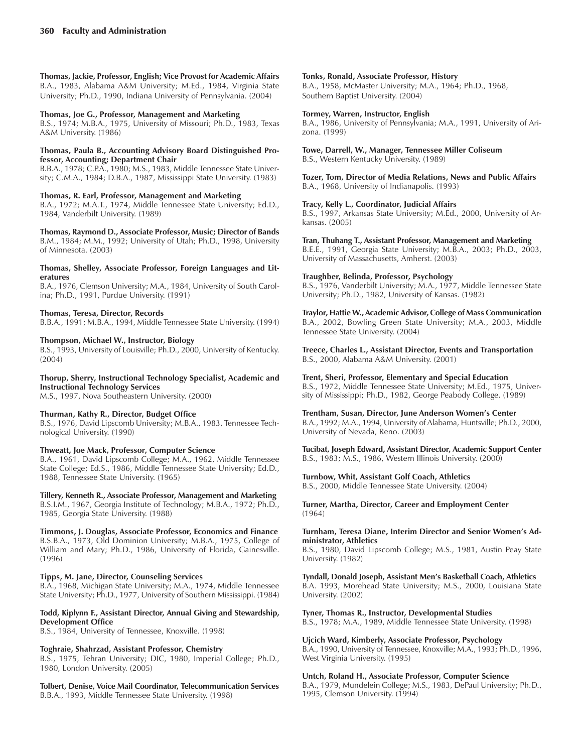**Thomas, Jackie, Professor, English; Vice Provost for Academic Affairs**
B.A., 1983, Alabama A&M University; M.Ed., 1984, Virginia State University; Ph.D., 1990, Indiana University of Pennsylvania. (2004)

**Thomas, Joe G., Professor, Management and Marketing**
B.S., 1974; M.B.A., 1975, University of Missouri; Ph.D., 1983, Texas A&M University. (1986)

**Thomas, Paula B., Accounting Advisory Board Distinguished Professor, Accounting; Department Chair**
B.B.A., 1978; C.P.A., 1980; M.S., 1983, Middle Tennessee State University; C.M.A., 1984; D.B.A., 1987, Mississippi State University. (1983)

**Thomas, R. Earl, Professor, Management and Marketing**
B.A., 1972; M.A.T., 1974, Middle Tennessee State University; Ed.D., 1984, Vanderbilt University. (1989)

**Thomas, Raymond D., Associate Professor, Music; Director of Bands**
B.M., 1984; M.M., 1992; University of Utah; Ph.D., 1998, University of Minnesota. (2003)

**Thomas, Shelley, Associate Professor, Foreign Languages and Literatures**
B.A., 1976, Clemson University; M.A., 1984, University of South Carolina; Ph.D., 1991, Purdue University. (1991)

**Thomas, Teresa, Director, Records**
B.B.A., 1991; M.B.A., 1994, Middle Tennessee State University. (1994)

**Thompson, Michael W., Instructor, Biology**
B.S., 1993, University of Louisville; Ph.D., 2000, University of Kentucky. (2004)

**Thorup, Sherry, Instructional Technology Specialist, Academic and Instructional Technology Services**
M.S., 1997, Nova Southeastern University. (2000)

**Thurman, Kathy R., Director, Budget Office**
B.S., 1976, David Lipscomb University; M.B.A., 1983, Tennessee Technological University. (1990)

**Thweatt, Joe Mack, Professor, Computer Science**
B.A., 1961, David Lipscomb College; M.A., 1962, Middle Tennessee State College; Ed.S., 1986, Middle Tennessee State University; Ed.D., 1988, Tennessee State University. (1965)

**Tillery, Kenneth R., Associate Professor, Management and Marketing**
B.S.I.M., 1967, Georgia Institute of Technology; M.B.A., 1972; Ph.D., 1985, Georgia State University. (1988)

**Timmons, J. Douglas, Associate Professor, Economics and Finance**
B.S.B.A., 1973, Old Dominion University; M.B.A., 1975, College of William and Mary; Ph.D., 1986, University of Florida, Gainesville. (1996)

**Tipps, M. Jane, Director, Counseling Services**
B.A., 1968, Michigan State University; M.A., 1974, Middle Tennessee State University; Ph.D., 1977, University of Southern Mississippi. (1984)

**Todd, Kiplynn F., Assistant Director, Annual Giving and Stewardship, Development Office**
B.S., 1984, University of Tennessee, Knoxville. (1998)

**Toghraie, Shahrzad, Assistant Professor, Chemistry**
B.S., 1975, Tehran University; DIC, 1980, Imperial College; Ph.D., 1980, London University. (2005)

**Tolbert, Denise, Voice Mail Coordinator, Telecommunication Services**
B.B.A., 1993, Middle Tennessee State University. (1998)

**Tonks, Ronald, Associate Professor, History**
B.A., 1958, McMaster University; M.A., 1964; Ph.D., 1968, Southern Baptist University. (2004)

**Tormey, Warren, Instructor, English**
B.A., 1986, University of Pennsylvania; M.A., 1991, University of Arizona. (1999)

**Towe, Darrell, W., Manager, Tennessee Miller Coliseum**
B.S., Western Kentucky University. (1989)

**Tozer, Tom, Director of Media Relations, News and Public Affairs**
B.A., 1968, University of Indianapolis. (1993)

**Tracy, Kelly L., Coordinator, Judicial Affairs**
B.S., 1997, Arkansas State University; M.Ed., 2000, University of Arkansas. (2005)

**Tran, Thuhang T., Assistant Professor, Management and Marketing**
B.E.E., 1991, Georgia State University; M.B.A., 2003; Ph.D., 2003, University of Massachusetts, Amherst. (2003)

**Traughber, Belinda, Professor, Psychology**
B.S., 1976, Vanderbilt University; M.A., 1977, Middle Tennessee State University; Ph.D., 1982, University of Kansas. (1982)

**Traylor, Hattie W., Academic Advisor, College of Mass Communication**
B.A., 2002, Bowling Green State University; M.A., 2003, Middle Tennessee State University. (2004)

**Treece, Charles L., Assistant Director, Events and Transportation**
B.S., 2000, Alabama A&M University. (2001)

**Trent, Sheri, Professor, Elementary and Special Education**
B.S., 1972, Middle Tennessee State University; M.Ed., 1975, University of Mississippi; Ph.D., 1982, George Peabody College. (1989)

**Trentham, Susan, Director, June Anderson Women's Center**
B.A., 1992; M.A., 1994, University of Alabama, Huntsville; Ph.D., 2000, University of Nevada, Reno. (2003)

**Tucibat, Joseph Edward, Assistant Director, Academic Support Center**
B.S., 1983; M.S., 1986, Western Illinois University. (2000)

**Turnbow, Whit, Assistant Golf Coach, Athletics**
B.S., 2000, Middle Tennessee State University. (2004)

**Turner, Martha, Director, Career and Employment Center**
(1964)

**Turnham, Teresa Diane, Interim Director and Senior Women's Administrator, Athletics**
B.S., 1980, David Lipscomb College; M.S., 1981, Austin Peay State University. (1982)

**Tyndall, Donald Joseph, Assistant Men's Basketball Coach, Athletics**
B.A. 1993, Morehead State University; M.S., 2000, Louisiana State University. (2002)

**Tyner, Thomas R., Instructor, Developmental Studies**
B.S., 1978; M.A., 1989, Middle Tennessee State University. (1998)

**Ujcich Ward, Kimberly, Associate Professor, Psychology**
B.A., 1990, University of Tennessee, Knoxville; M.A., 1993; Ph.D., 1996, West Virginia University. (1995)

**Untch, Roland H., Associate Professor, Computer Science**
B.A., 1979, Mundelein College; M.S., 1983, DePaul University; Ph.D., 1995, Clemson University. (1994)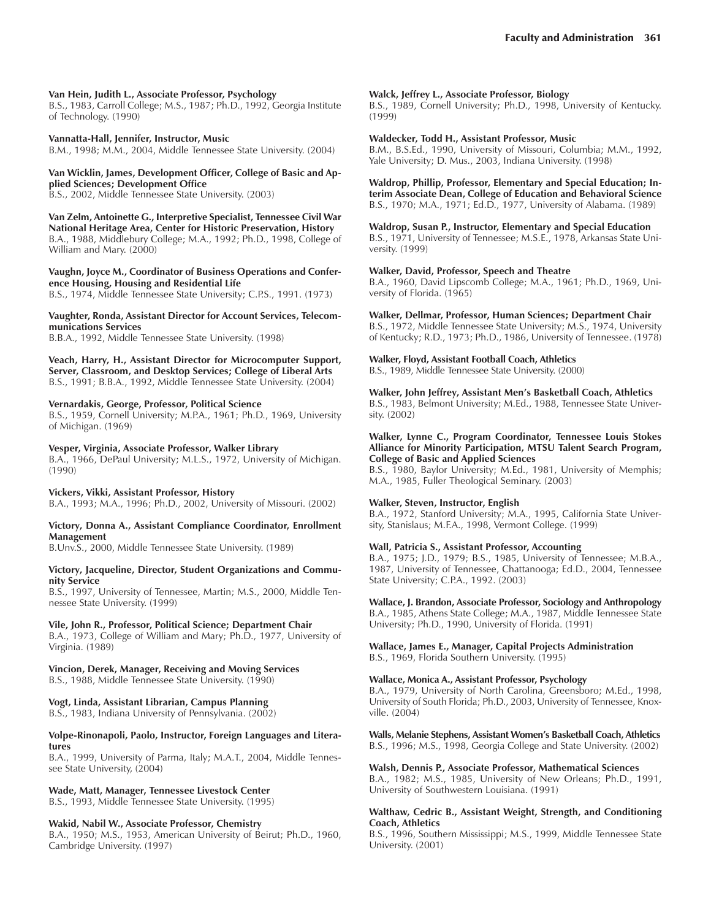**Van Hein, Judith L., Associate Professor, Psychology**
B.S., 1983, Carroll College; M.S., 1987; Ph.D., 1992, Georgia Institute of Technology. (1990)

**Vannatta-Hall, Jennifer, Instructor, Music**
B.M., 1998; M.M., 2004, Middle Tennessee State University. (2004)

**Van Wicklin, James, Development Officer, College of Basic and Applied Sciences; Development Office**
B.S., 2002, Middle Tennessee State University. (2003)

**Van Zelm, Antoinette G., Interpretive Specialist, Tennessee Civil War National Heritage Area, Center for Historic Preservation, History**
B.A., 1988, Middlebury College; M.A., 1992; Ph.D., 1998, College of William and Mary. (2000)

**Vaughn, Joyce M., Coordinator of Business Operations and Conference Housing, Housing and Residential Life**
B.S., 1974, Middle Tennessee State University; C.P.S., 1991. (1973)

**Vaughter, Ronda, Assistant Director for Account Services, Telecommunications Services**
B.B.A., 1992, Middle Tennessee State University. (1998)

**Veach, Harry, H., Assistant Director for Microcomputer Support, Server, Classroom, and Desktop Services; College of Liberal Arts**
B.S., 1991; B.B.A., 1992, Middle Tennessee State University. (2004)

**Vernardakis, George, Professor, Political Science**
B.S., 1959, Cornell University; M.P.A., 1961; Ph.D., 1969, University of Michigan. (1969)

**Vesper, Virginia, Associate Professor, Walker Library**
B.A., 1966, DePaul University; M.L.S., 1972, University of Michigan. (1990)

**Vickers, Vikki, Assistant Professor, History**
B.A., 1993; M.A., 1996; Ph.D., 2002, University of Missouri. (2002)

**Victory, Donna A., Assistant Compliance Coordinator, Enrollment Management**
B.Unv.S., 2000, Middle Tennessee State University. (1989)

**Victory, Jacqueline, Director, Student Organizations and Community Service**
B.S., 1997, University of Tennessee, Martin; M.S., 2000, Middle Tennessee State University. (1999)

**Vile, John R., Professor, Political Science; Department Chair**
B.A., 1973, College of William and Mary; Ph.D., 1977, University of Virginia. (1989)

**Vincion, Derek, Manager, Receiving and Moving Services**
B.S., 1988, Middle Tennessee State University. (1990)

**Vogt, Linda, Assistant Librarian, Campus Planning**
B.S., 1983, Indiana University of Pennsylvania. (2002)

**Volpe-Rinonapoli, Paolo, Instructor, Foreign Languages and Literatures**
B.A., 1999, University of Parma, Italy; M.A.T., 2004, Middle Tennessee State University, (2004)

**Wade, Matt, Manager, Tennessee Livestock Center**
B.S., 1993, Middle Tennessee State University. (1995)

**Wakid, Nabil W., Associate Professor, Chemistry**
B.A., 1950; M.S., 1953, American University of Beirut; Ph.D., 1960, Cambridge University. (1997)

**Walck, Jeffrey L., Associate Professor, Biology**
B.S., 1989, Cornell University; Ph.D., 1998, University of Kentucky. (1999)

**Waldecker, Todd H., Assistant Professor, Music**
B.M., B.S.Ed., 1990, University of Missouri, Columbia; M.M., 1992, Yale University; D. Mus., 2003, Indiana University. (1998)

**Waldrop, Phillip, Professor, Elementary and Special Education; Interim Associate Dean, College of Education and Behavioral Science**
B.S., 1970; M.A., 1971; Ed.D., 1977, University of Alabama. (1989)

**Waldrop, Susan P., Instructor, Elementary and Special Education**
B.S., 1971, University of Tennessee; M.S.E., 1978, Arkansas State University. (1999)

**Walker, David, Professor, Speech and Theatre**
B.A., 1960, David Lipscomb College; M.A., 1961; Ph.D., 1969, University of Florida. (1965)

**Walker, Dellmar, Professor, Human Sciences; Department Chair**
B.S., 1972, Middle Tennessee State University; M.S., 1974, University of Kentucky; R.D., 1973; Ph.D., 1986, University of Tennessee. (1978)

**Walker, Floyd, Assistant Football Coach, Athletics**
B.S., 1989, Middle Tennessee State University. (2000)

**Walker, John Jeffrey, Assistant Men's Basketball Coach, Athletics**
B.S., 1983, Belmont University; M.Ed., 1988, Tennessee State University. (2002)

**Walker, Lynne C., Program Coordinator, Tennessee Louis Stokes Alliance for Minority Participation, MTSU Talent Search Program, College of Basic and Applied Sciences**
B.S., 1980, Baylor University; M.Ed., 1981, University of Memphis; M.A., 1985, Fuller Theological Seminary. (2003)

**Walker, Steven, Instructor, English**
B.A., 1972, Stanford University; M.A., 1995, California State University, Stanislaus; M.F.A., 1998, Vermont College. (1999)

**Wall, Patricia S., Assistant Professor, Accounting**
B.A., 1975; J.D., 1979; B.S., 1985, University of Tennessee; M.B.A., 1987, University of Tennessee, Chattanooga; Ed.D., 2004, Tennessee State University; C.P.A., 1992. (2003)

**Wallace, J. Brandon, Associate Professor, Sociology and Anthropology**
B.A., 1985, Athens State College; M.A., 1987, Middle Tennessee State University; Ph.D., 1990, University of Florida. (1991)

**Wallace, James E., Manager, Capital Projects Administration**
B.S., 1969, Florida Southern University. (1995)

**Wallace, Monica A., Assistant Professor, Psychology**
B.A., 1979, University of North Carolina, Greensboro; M.Ed., 1998, University of South Florida; Ph.D., 2003, University of Tennessee, Knoxville. (2004)

**Walls, Melanie Stephens, Assistant Women's Basketball Coach, Athletics**
B.S., 1996; M.S., 1998, Georgia College and State University. (2002)

**Walsh, Dennis P., Associate Professor, Mathematical Sciences**
B.A., 1982; M.S., 1985, University of New Orleans; Ph.D., 1991, University of Southwestern Louisiana. (1991)

**Walthaw, Cedric B., Assistant Weight, Strength, and Conditioning Coach, Athletics**
B.S., 1996, Southern Mississippi; M.S., 1999, Middle Tennessee State University. (2001)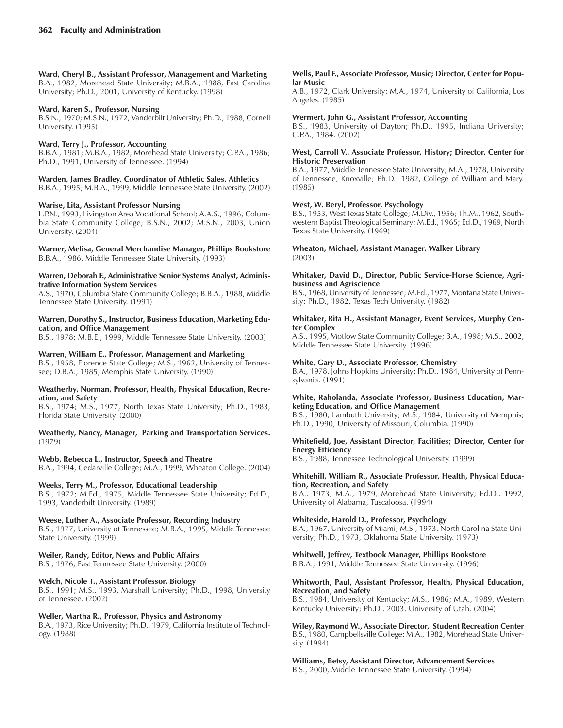**Ward, Cheryl B., Assistant Professor, Management and Marketing**
B.A., 1982, Morehead State University; M.B.A., 1988, East Carolina University; Ph.D., 2001, University of Kentucky. (1998)

**Ward, Karen S., Professor, Nursing**
B.S.N., 1970; M.S.N., 1972, Vanderbilt University; Ph.D., 1988, Cornell University. (1995)

**Ward, Terry J., Professor, Accounting**
B.B.A., 1981; M.B.A., 1982, Morehead State University; C.P.A., 1986; Ph.D., 1991, University of Tennessee. (1994)

**Warden, James Bradley, Coordinator of Athletic Sales, Athletics**
B.B.A., 1995; M.B.A., 1999, Middle Tennessee State University. (2002)

**Warise, Lita, Assistant Professor Nursing**
L.P.N., 1993, Livingston Area Vocational School; A.A.S., 1996, Columbia State Community College; B.S.N., 2002; M.S.N., 2003, Union University. (2004)

**Warner, Melisa, General Merchandise Manager, Phillips Bookstore**
B.B.A., 1986, Middle Tennessee State University. (1993)

**Warren, Deborah F., Administrative Senior Systems Analyst, Administrative Information System Services**
A.S., 1970, Columbia State Community College; B.B.A., 1988, Middle Tennessee State University. (1991)

**Warren, Dorothy S., Instructor, Business Education, Marketing Education, and Office Management**
B.S., 1978; M.B.E., 1999, Middle Tennessee State University. (2003)

**Warren, William E., Professor, Management and Marketing**
B.S., 1958, Florence State College; M.S., 1962, University of Tennessee; D.B.A., 1985, Memphis State University. (1990)

**Weatherby, Norman, Professor, Health, Physical Education, Recreation, and Safety**
B.S., 1974; M.S., 1977, North Texas State University; Ph.D., 1983, Florida State University. (2000)

**Weatherly, Nancy, Manager, Parking and Transportation Services.**
(1979)

**Webb, Rebecca L., Instructor, Speech and Theatre**
B.A., 1994, Cedarville College; M.A., 1999, Wheaton College. (2004)

**Weeks, Terry M., Professor, Educational Leadership**
B.S., 1972; M.Ed., 1975, Middle Tennessee State University; Ed.D., 1993, Vanderbilt University. (1989)

**Weese, Luther A., Associate Professor, Recording Industry**
B.S., 1977, University of Tennessee; M.B.A., 1995, Middle Tennessee State University. (1999)

**Weiler, Randy, Editor, News and Public Affairs**
B.S., 1976, East Tennessee State University. (2000)

**Welch, Nicole T., Assistant Professor, Biology**
B.S., 1991; M.S., 1993, Marshall University; Ph.D., 1998, University of Tennessee. (2002)

**Weller, Martha R., Professor, Physics and Astronomy**
B.A., 1973, Rice University; Ph.D., 1979, California Institute of Technology. (1988)

**Wells, Paul F., Associate Professor, Music; Director, Center for Popular Music**
A.B., 1972, Clark University; M.A., 1974, University of California, Los Angeles. (1985)

**Wermert, John G., Assistant Professor, Accounting**
B.S., 1983, University of Dayton; Ph.D., 1995, Indiana University; C.P.A., 1984. (2002)

**West, Carroll V., Associate Professor, History; Director, Center for Historic Preservation**
B.A., 1977, Middle Tennessee State University; M.A., 1978, University of Tennessee, Knoxville; Ph.D., 1982, College of William and Mary. (1985)

**West, W. Beryl, Professor, Psychology**
B.S., 1953, West Texas State College; M.Div., 1956; Th.M., 1962, Southwestern Baptist Theological Seminary; M.Ed., 1965; Ed.D., 1969, North Texas State University. (1969)

**Wheaton, Michael, Assistant Manager, Walker Library**
(2003)

**Whitaker, David D., Director, Public Service-Horse Science, Agribusiness and Agriscience**
B.S., 1968, University of Tennessee; M.Ed., 1977, Montana State University; Ph.D., 1982, Texas Tech University. (1982)

**Whitaker, Rita H., Assistant Manager, Event Services, Murphy Center Complex**
A.S., 1995, Motlow State Community College; B.A., 1998; M.S., 2002, Middle Tennessee State University. (1996)

**White, Gary D., Associate Professor, Chemistry**
B.A., 1978, Johns Hopkins University; Ph.D., 1984, University of Pennsylvania. (1991)

**White, Raholanda, Associate Professor, Business Education, Marketing Education, and Office Management**
B.S., 1980, Lambuth University; M.S., 1984, University of Memphis; Ph.D., 1990, University of Missouri, Columbia. (1990)

**Whitefield, Joe, Assistant Director, Facilities; Director, Center for Energy Efficiency**
B.S., 1988, Tennessee Technological University. (1999)

**Whitehill, William R., Associate Professor, Health, Physical Education, Recreation, and Safety**
B.A., 1973; M.A., 1979, Morehead State University; Ed.D., 1992, University of Alabama, Tuscaloosa. (1994)

**Whiteside, Harold D., Professor, Psychology**
B.A., 1967, University of Miami; M.S., 1973, North Carolina State University; Ph.D., 1973, Oklahoma State University. (1973)

**Whitwell, Jeffrey, Textbook Manager, Phillips Bookstore**
B.B.A., 1991, Middle Tennessee State University. (1996)

**Whitworth, Paul, Assistant Professor, Health, Physical Education, Recreation, and Safety**
B.S., 1984, University of Kentucky; M.S., 1986; M.A., 1989, Western Kentucky University; Ph.D., 2003, University of Utah. (2004)

**Wiley, Raymond W., Associate Director, Student Recreation Center**
B.S., 1980, Campbellsville College; M.A., 1982, Morehead State University. (1994)

**Williams, Betsy, Assistant Director, Advancement Services**
B.S., 2000, Middle Tennessee State University. (1994)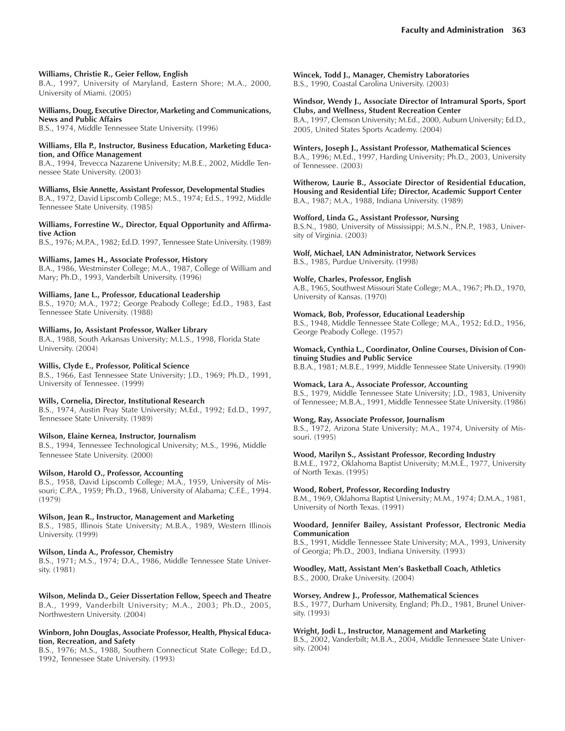**Williams, Christie R., Geier Fellow, English**
B.A., 1997, University of Maryland, Eastern Shore; M.A., 2000, University of Miami. (2005)

**Williams, Doug, Executive Director, Marketing and Communications, News and Public Affairs**
B.S., 1974, Middle Tennessee State University. (1996)

**Williams, Ella P., Instructor, Business Education, Marketing Education, and Office Management**
B.A., 1994, Trevecca Nazarene University; M.B.E., 2002, Middle Tennessee State University. (2003)

**Williams, Elsie Annette, Assistant Professor, Developmental Studies**
B.A., 1972, David Lipscomb College; M.S., 1974; Ed.S., 1992, Middle Tennessee State University. (1985)

**Williams, Forrestine W., Director, Equal Opportunity and Affirmative Action**
B.S., 1976; M.P.A., 1982; Ed.D. 1997, Tennessee State University. (1989)

**Williams, James H., Associate Professor, History**
B.A., 1986, Westminster College; M.A., 1987, College of William and Mary; Ph.D., 1993, Vanderbilt University. (1996)

**Williams, Jane L., Professor, Educational Leadership**
B.S., 1970; M.A., 1972; George Peabody College; Ed.D., 1983, East Tennessee State University. (1988)

**Williams, Jo, Assistant Professor, Walker Library**
B.A., 1988, South Arkansas University; M.L.S., 1998, Florida State University. (2004)

**Willis, Clyde E., Professor, Political Science**
B.S., 1966, East Tennessee State University; J.D., 1969; Ph.D., 1991, University of Tennessee. (1999)

**Wills, Cornelia, Director, Institutional Research**
B.S., 1974, Austin Peay State University; M.Ed., 1992; Ed.D., 1997, Tennessee State University. (1989)

**Wilson, Elaine Kernea, Instructor, Journalism**
B.S., 1994, Tennessee Technological University; M.S., 1996, Middle Tennessee State University. (2000)

**Wilson, Harold O., Professor, Accounting**
B.S., 1958, David Lipscomb College; M.A., 1959, University of Missouri; C.P.A., 1959; Ph.D., 1968, University of Alabama; C.F.E., 1994. (1979)

**Wilson, Jean R., Instructor, Management and Marketing**
B.S., 1985, Illinois State University; M.B.A., 1989, Western Illinois University. (1999)

**Wilson, Linda A., Professor, Chemistry**
B.S., 1971; M.S., 1974; D.A., 1986, Middle Tennessee State University. (1981)

**Wilson, Melinda D., Geier Dissertation Fellow, Speech and Theatre**
B.A., 1999, Vanderbilt University; M.A., 2003; Ph.D., 2005, Northwestern University. (2004)

**Winborn, John Douglas, Associate Professor, Health, Physical Education, Recreation, and Safety**
B.S., 1976; M.S., 1988, Southern Connecticut State College; Ed.D., 1992, Tennessee State University. (1993)

**Wincek, Todd J., Manager, Chemistry Laboratories**
B.S., 1990, Coastal Carolina University. (2003)

**Windsor, Wendy J., Associate Director of Intramural Sports, Sport Clubs, and Wellness, Student Recreation Center**
B.A., 1997, Clemson University; M.Ed., 2000, Auburn University; Ed.D., 2005, United States Sports Academy. (2004)

**Winters, Joseph J., Assistant Professor, Mathematical Sciences**
B.A., 1996; M.Ed., 1997, Harding University; Ph.D., 2003, University of Tennessee. (2003)

**Witherow, Laurie B., Associate Director of Residential Education, Housing and Residential Life; Director, Academic Support Center**
B.A., 1987; M.A., 1988, Indiana University. (1989)

**Wofford, Linda G., Assistant Professor, Nursing**
B.S.N., 1980, University of Mississippi; M.S.N., P.N.P., 1983, University of Virginia. (2003)

**Wolf, Michael, LAN Administrator, Network Services**
B.S., 1985, Purdue University. (1998)

**Wolfe, Charles, Professor, English**
A.B., 1965, Southwest Missouri State College; M.A., 1967; Ph.D., 1970, University of Kansas. (1970)

**Womack, Bob, Professor, Educational Leadership**
B.S., 1948, Middle Tennessee State College; M.A., 1952; Ed.D., 1956, George Peabody College. (1957)

**Womack, Cynthia L., Coordinator, Online Courses, Division of Continuing Studies and Public Service**
B.B.A., 1981; M.B.E., 1999, Middle Tennessee State University. (1990)

**Womack, Lara A., Associate Professor, Accounting**
B.S., 1979, Middle Tennessee State University; J.D., 1983, University of Tennessee; M.B.A., 1991, Middle Tennessee State University. (1986)

**Wong, Ray, Associate Professor, Journalism**
B.S., 1972, Arizona State University; M.A., 1974, University of Missouri. (1995)

**Wood, Marilyn S., Assistant Professor, Recording Industry**
B.M.E., 1972, Oklahoma Baptist University; M.M.E., 1977, University of North Texas. (1995)

**Wood, Robert, Professor, Recording Industry**
B.M., 1969, Oklahoma Baptist University; M.M., 1974; D.M.A., 1981, University of North Texas. (1991)

**Woodard, Jennifer Bailey, Assistant Professor, Electronic Media Communication**
B.S., 1991, Middle Tennessee State University; M.A., 1993, University of Georgia; Ph.D., 2003, Indiana University. (1993)

**Woodley, Matt, Assistant Men's Basketball Coach, Athletics**
B.S., 2000, Drake University. (2004)

**Worsey, Andrew J., Professor, Mathematical Sciences**
B.S., 1977, Durham University, England; Ph.D., 1981, Brunel University. (1993)

**Wright, Jodi L., Instructor, Management and Marketing**
B.S., 2002, Vanderbilt; M.B.A., 2004, Middle Tennessee State University. (2004)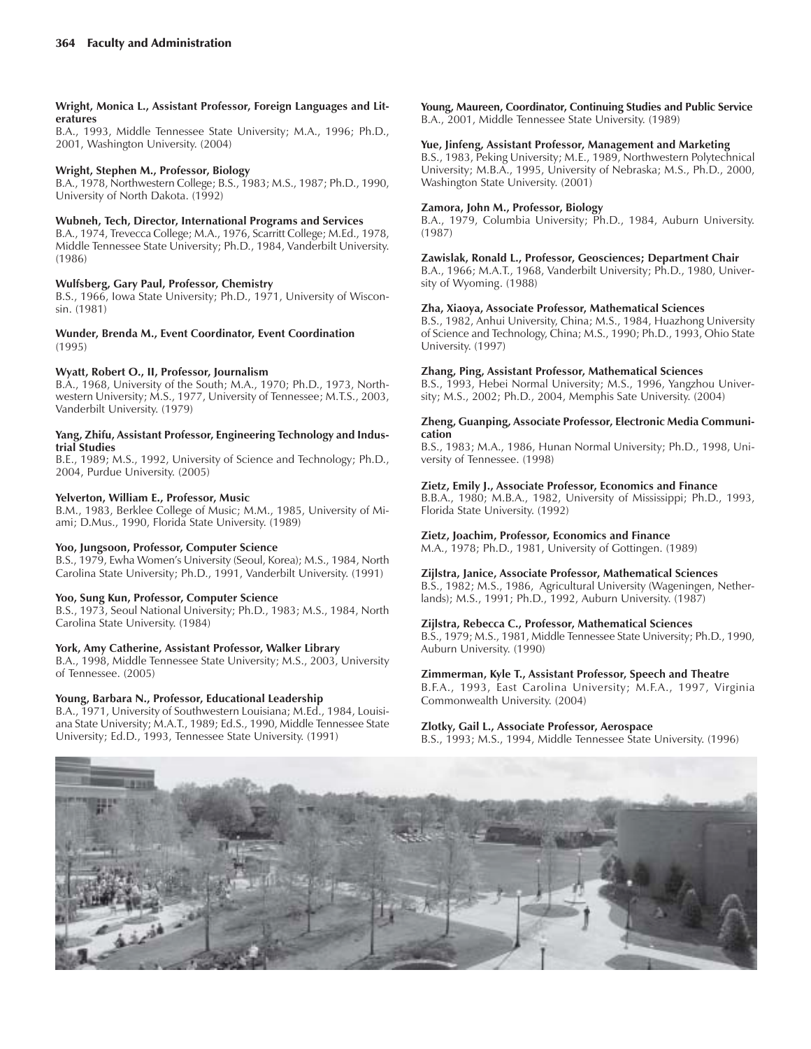**Wright, Monica L., Assistant Professor, Foreign Languages and Literatures**
B.A., 1993, Middle Tennessee State University; M.A., 1996; Ph.D., 2001, Washington University. (2004)

**Wright, Stephen M., Professor, Biology**
B.A., 1978, Northwestern College; B.S., 1983; M.S., 1987; Ph.D., 1990, University of North Dakota. (1992)

**Wubneh, Tech, Director, International Programs and Services**
B.A., 1974, Trevecca College; M.A., 1976, Scarritt College; M.Ed., 1978, Middle Tennessee State University; Ph.D., 1984, Vanderbilt University. (1986)

**Wulfsberg, Gary Paul, Professor, Chemistry**
B.S., 1966, Iowa State University; Ph.D., 1971, University of Wisconsin. (1981)

**Wunder, Brenda M., Event Coordinator, Event Coordination**
(1995)

**Wyatt, Robert O., II, Professor, Journalism**
B.A., 1968, University of the South; M.A., 1970; Ph.D., 1973, Northwestern University; M.S., 1977, University of Tennessee; M.T.S., 2003, Vanderbilt University. (1979)

**Yang, Zhifu, Assistant Professor, Engineering Technology and Industrial Studies**
B.E., 1989; M.S., 1992, University of Science and Technology; Ph.D., 2004, Purdue University. (2005)

**Yelverton, William E., Professor, Music**
B.M., 1983, Berklee College of Music; M.M., 1985, University of Miami; D.Mus., 1990, Florida State University. (1989)

**Yoo, Jungsoon, Professor, Computer Science**
B.S., 1979, Ewha Women's University (Seoul, Korea); M.S., 1984, North Carolina State University; Ph.D., 1991, Vanderbilt University. (1991)

**Yoo, Sung Kun, Professor, Computer Science**
B.S., 1973, Seoul National University; Ph.D., 1983; M.S., 1984, North Carolina State University. (1984)

**York, Amy Catherine, Assistant Professor, Walker Library**
B.A., 1998, Middle Tennessee State University; M.S., 2003, University of Tennessee. (2005)

**Young, Barbara N., Professor, Educational Leadership**
B.A., 1971, University of Southwestern Louisiana; M.Ed., 1984, Louisiana State University; M.A.T., 1989; Ed.S., 1990, Middle Tennessee State University; Ed.D., 1993, Tennessee State University. (1991)

**Young, Maureen, Coordinator, Continuing Studies and Public Service**
B.A., 2001, Middle Tennessee State University. (1989)

**Yue, Jinfeng, Assistant Professor, Management and Marketing**
B.S., 1983, Peking University; M.E., 1989, Northwestern Polytechnical University; M.B.A., 1995, University of Nebraska; M.S., Ph.D., 2000, Washington State University. (2001)

**Zamora, John M., Professor, Biology**
B.A., 1979, Columbia University; Ph.D., 1984, Auburn University. (1987)

**Zawislak, Ronald L., Professor, Geosciences; Department Chair**
B.A., 1966; M.A.T., 1968, Vanderbilt University; Ph.D., 1980, University of Wyoming. (1988)

**Zha, Xiaoya, Associate Professor, Mathematical Sciences**
B.S., 1982, Anhui University, China; M.S., 1984, Huazhong University of Science and Technology, China; M.S., 1990; Ph.D., 1993, Ohio State University. (1997)

**Zhang, Ping, Assistant Professor, Mathematical Sciences**
B.S., 1993, Hebei Normal University; M.S., 1996, Yangzhou University; M.S., 2002; Ph.D., 2004, Memphis Sate University. (2004)

**Zheng, Guanping, Associate Professor, Electronic Media Communication**
B.S., 1983; M.A., 1986, Hunan Normal University; Ph.D., 1998, University of Tennessee. (1998)

**Zietz, Emily J., Associate Professor, Economics and Finance**
B.B.A., 1980; M.B.A., 1982, University of Mississippi; Ph.D., 1993, Florida State University. (1992)

**Zietz, Joachim, Professor, Economics and Finance**
M.A., 1978; Ph.D., 1981, University of Gottingen. (1989)

**Zijlstra, Janice, Associate Professor, Mathematical Sciences**
B.S., 1982; M.S., 1986, Agricultural University (Wageningen, Netherlands); M.S., 1991; Ph.D., 1992, Auburn University. (1987)

**Zijlstra, Rebecca C., Professor, Mathematical Sciences**
B.S., 1979; M.S., 1981, Middle Tennessee State University; Ph.D., 1990, Auburn University. (1990)

**Zimmerman, Kyle T., Assistant Professor, Speech and Theatre**
B.F.A., 1993, East Carolina University; M.F.A., 1997, Virginia Commonwealth University. (2004)

**Zlotky, Gail L., Associate Professor, Aerospace**
B.S., 1993; M.S., 1994, Middle Tennessee State University. (1996)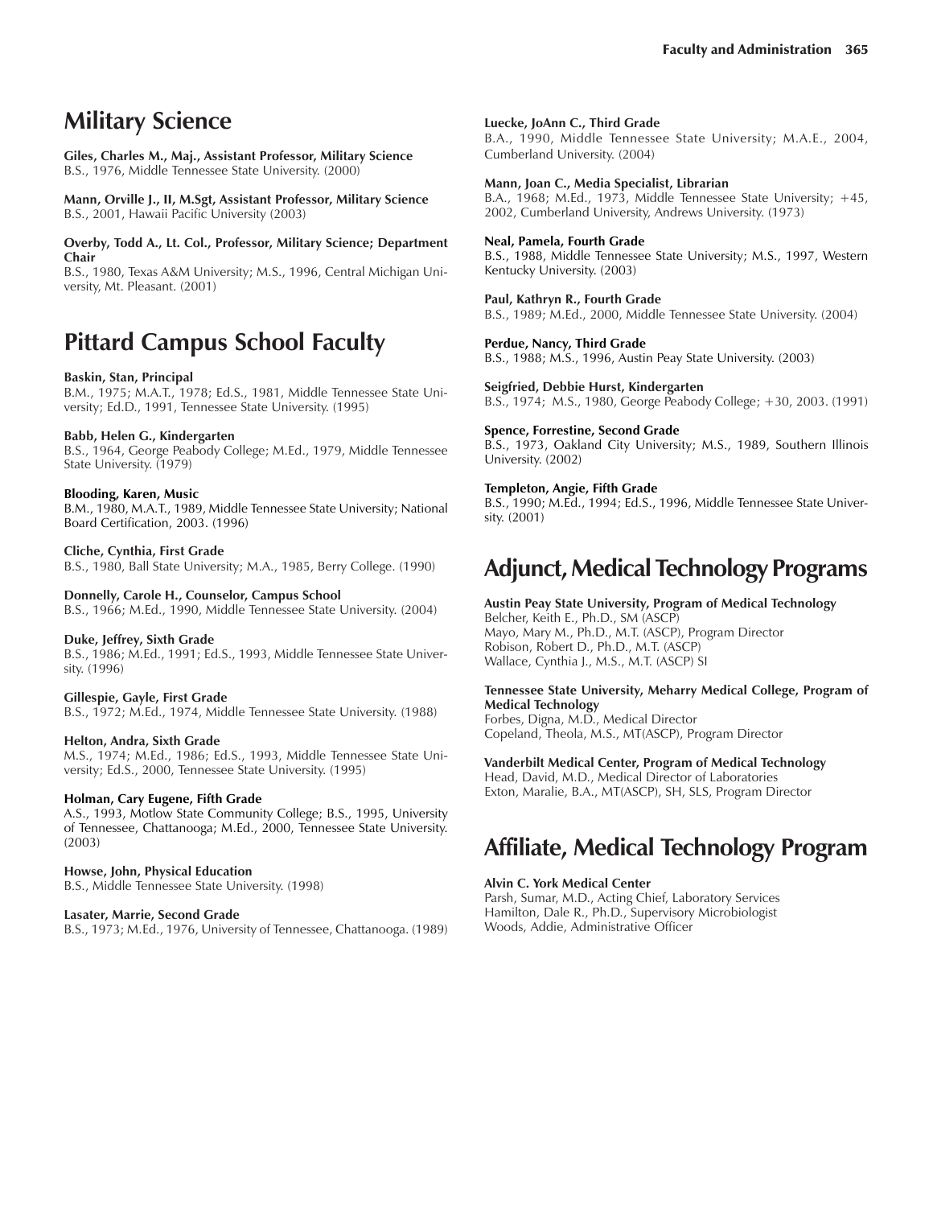## Military Science

**Giles, Charles M., Maj., Assistant Professor, Military Science**
B.S., 1976, Middle Tennessee State University. (2000)

**Mann, Orville J., II, M.Sgt, Assistant Professor, Military Science**
B.S., 2001, Hawaii Pacific University (2003)

**Overby, Todd A., Lt. Col., Professor, Military Science; Department Chair**
B.S., 1980, Texas A&M University; M.S., 1996, Central Michigan University, Mt. Pleasant. (2001)

## Pittard Campus School Faculty

**Baskin, Stan, Principal**
B.M., 1975; M.A.T., 1978; Ed.S., 1981, Middle Tennessee State University; Ed.D., 1991, Tennessee State University. (1995)

**Babb, Helen G., Kindergarten**
B.S., 1964, George Peabody College; M.Ed., 1979, Middle Tennessee State University. (1979)

**Blooding, Karen, Music**
B.M., 1980, M.A.T., 1989, Middle Tennessee State University; National Board Certification, 2003. (1996)

**Cliche, Cynthia, First Grade**
B.S., 1980, Ball State University; M.A., 1985, Berry College. (1990)

**Donnelly, Carole H., Counselor, Campus School**
B.S., 1966; M.Ed., 1990, Middle Tennessee State University. (2004)

**Duke, Jeffrey, Sixth Grade**
B.S., 1986; M.Ed., 1991; Ed.S., 1993, Middle Tennessee State University. (1996)

**Gillespie, Gayle, First Grade**
B.S., 1972; M.Ed., 1974, Middle Tennessee State University. (1988)

**Helton, Andra, Sixth Grade**
M.S., 1974; M.Ed., 1986; Ed.S., 1993, Middle Tennessee State University; Ed.S., 2000, Tennessee State University. (1995)

**Holman, Cary Eugene, Fifth Grade**
A.S., 1993, Motlow State Community College; B.S., 1995, University of Tennessee, Chattanooga; M.Ed., 2000, Tennessee State University. (2003)

**Howse, John, Physical Education**
B.S., Middle Tennessee State University. (1998)

**Lasater, Marrie, Second Grade**
B.S., 1973; M.Ed., 1976, University of Tennessee, Chattanooga. (1989)

**Luecke, JoAnn C., Third Grade**
B.A., 1990, Middle Tennessee State University; M.A.E., 2004, Cumberland University. (2004)

**Mann, Joan C., Media Specialist, Librarian**
B.A., 1968; M.Ed., 1973, Middle Tennessee State University; +45, 2002, Cumberland University, Andrews University. (1973)

**Neal, Pamela, Fourth Grade**
B.S., 1988, Middle Tennessee State University; M.S., 1997, Western Kentucky University. (2003)

**Paul, Kathryn R., Fourth Grade**
B.S., 1989; M.Ed., 2000, Middle Tennessee State University. (2004)

**Perdue, Nancy, Third Grade**
B.S., 1988; M.S., 1996, Austin Peay State University. (2003)

**Seigfried, Debbie Hurst, Kindergarten**
B.S., 1974; M.S., 1980, George Peabody College; +30, 2003. (1991)

**Spence, Forrestine, Second Grade**
B.S., 1973, Oakland City University; M.S., 1989, Southern Illinois University. (2002)

**Templeton, Angie, Fifth Grade**
B.S., 1990; M.Ed., 1994; Ed.S., 1996, Middle Tennessee State University. (2001)

## Adjunct, Medical Technology Programs

**Austin Peay State University, Program of Medical Technology**
Belcher, Keith E., Ph.D., SM (ASCP)
Mayo, Mary M., Ph.D., M.T. (ASCP), Program Director
Robison, Robert D., Ph.D., M.T. (ASCP)
Wallace, Cynthia J., M.S., M.T. (ASCP) SI

**Tennessee State University, Meharry Medical College, Program of Medical Technology**
Forbes, Digna, M.D., Medical Director
Copeland, Theola, M.S., MT(ASCP), Program Director

**Vanderbilt Medical Center, Program of Medical Technology**
Head, David, M.D., Medical Director of Laboratories
Exton, Maralie, B.A., MT(ASCP), SH, SLS, Program Director

## Affiliate, Medical Technology Program

**Alvin C. York Medical Center**
Parsh, Sumar, M.D., Acting Chief, Laboratory Services
Hamilton, Dale R., Ph.D., Supervisory Microbiologist
Woods, Addie, Administrative Officer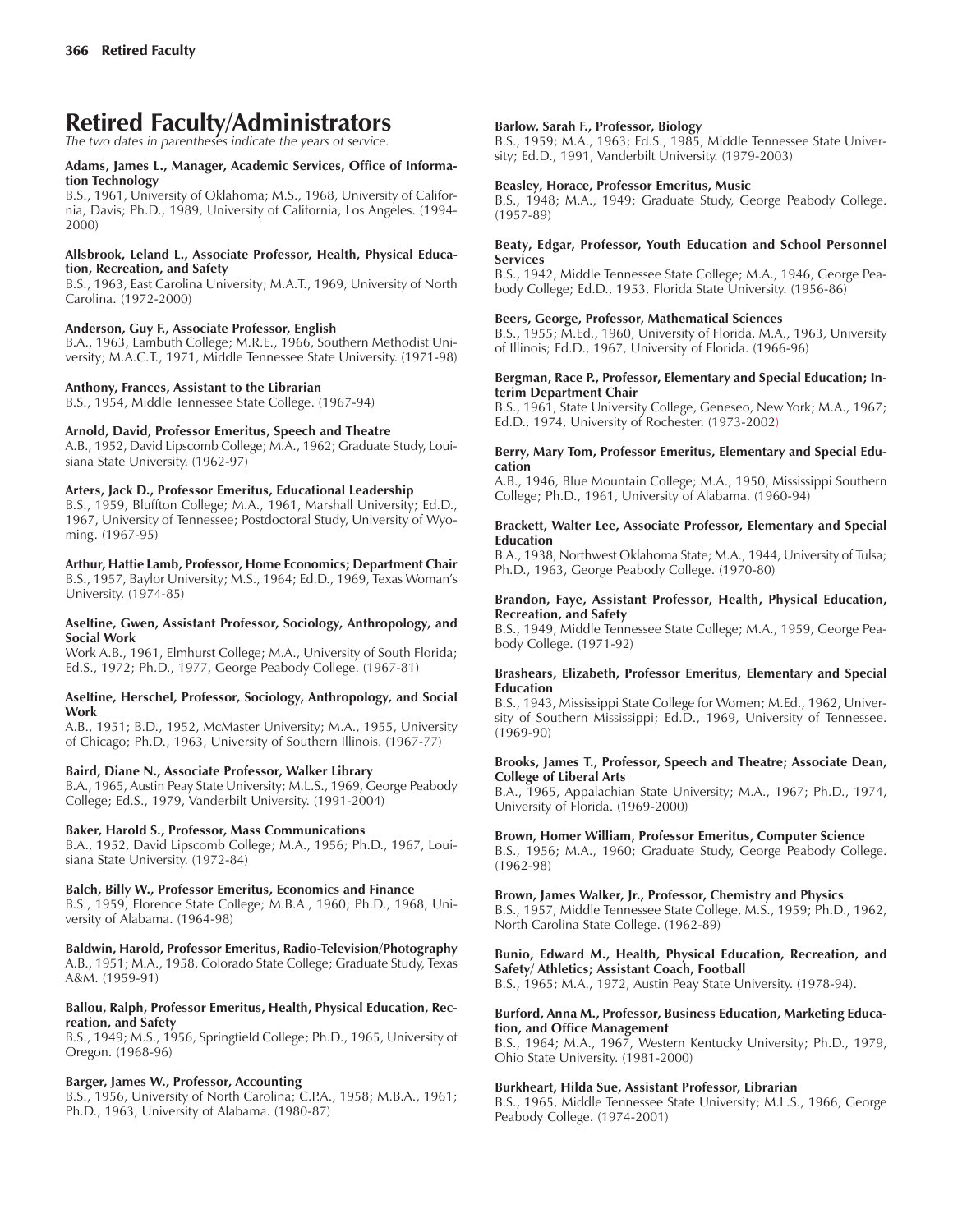# Retired Faculty/Administrators

*The two dates in parentheses indicate the years of service.*

**Adams, James L., Manager, Academic Services, Office of Information Technology**
B.S., 1961, University of Oklahoma; M.S., 1968, University of California, Davis; Ph.D., 1989, University of California, Los Angeles. (1994-2000)

**Allsbrook, Leland L., Associate Professor, Health, Physical Education, Recreation, and Safety**
B.S., 1963, East Carolina University; M.A.T., 1969, University of North Carolina. (1972-2000)

**Anderson, Guy F., Associate Professor, English**
B.A., 1963, Lambuth College; M.R.E., 1966, Southern Methodist University; M.A.C.T., 1971, Middle Tennessee State University. (1971-98)

**Anthony, Frances, Assistant to the Librarian**
B.S., 1954, Middle Tennessee State College. (1967-94)

**Arnold, David, Professor Emeritus, Speech and Theatre**
A.B., 1952, David Lipscomb College; M.A., 1962; Graduate Study, Louisiana State University. (1962-97)

**Arters, Jack D., Professor Emeritus, Educational Leadership**
B.S., 1959, Bluffton College; M.A., 1961, Marshall University; Ed.D., 1967, University of Tennessee; Postdoctoral Study, University of Wyoming. (1967-95)

**Arthur, Hattie Lamb, Professor, Home Economics; Department Chair**
B.S., 1957, Baylor University; M.S., 1964; Ed.D., 1969, Texas Woman's University. (1974-85)

**Aseltine, Gwen, Assistant Professor, Sociology, Anthropology, and Social Work**
Work A.B., 1961, Elmhurst College; M.A., University of South Florida; Ed.S., 1972; Ph.D., 1977, George Peabody College. (1967-81)

**Aseltine, Herschel, Professor, Sociology, Anthropology, and Social Work**
A.B., 1951; B.D., 1952, McMaster University; M.A., 1955, University of Chicago; Ph.D., 1963, University of Southern Illinois. (1967-77)

**Baird, Diane N., Associate Professor, Walker Library**
B.A., 1965, Austin Peay State University; M.L.S., 1969, George Peabody College; Ed.S., 1979, Vanderbilt University. (1991-2004)

**Baker, Harold S., Professor, Mass Communications**
B.A., 1952, David Lipscomb College; M.A., 1956; Ph.D., 1967, Louisiana State University. (1972-84)

**Balch, Billy W., Professor Emeritus, Economics and Finance**
B.S., 1959, Florence State College; M.B.A., 1960; Ph.D., 1968, University of Alabama. (1964-98)

**Baldwin, Harold, Professor Emeritus, Radio-Television/Photography**
A.B., 1951; M.A., 1958, Colorado State College; Graduate Study, Texas A&M. (1959-91)

**Ballou, Ralph, Professor Emeritus, Health, Physical Education, Recreation, and Safety**
B.S., 1949; M.S., 1956, Springfield College; Ph.D., 1965, University of Oregon. (1968-96)

**Barger, James W., Professor, Accounting**
B.S., 1956, University of North Carolina; C.P.A., 1958; M.B.A., 1961; Ph.D., 1963, University of Alabama. (1980-87)

**Barlow, Sarah F., Professor, Biology**
B.S., 1959; M.A., 1963; Ed.S., 1985, Middle Tennessee State University; Ed.D., 1991, Vanderbilt University. (1979-2003)

**Beasley, Horace, Professor Emeritus, Music**
B.S., 1948; M.A., 1949; Graduate Study, George Peabody College. (1957-89)

**Beaty, Edgar, Professor, Youth Education and School Personnel Services**
B.S., 1942, Middle Tennessee State College; M.A., 1946, George Peabody College; Ed.D., 1953, Florida State University. (1956-86)

**Beers, George, Professor, Mathematical Sciences**
B.S., 1955; M.Ed., 1960, University of Florida, M.A., 1963, University of Illinois; Ed.D., 1967, University of Florida. (1966-96)

**Bergman, Race P., Professor, Elementary and Special Education; Interim Department Chair**
B.S., 1961, State University College, Geneseo, New York; M.A., 1967; Ed.D., 1974, University of Rochester. (1973-2002)

**Berry, Mary Tom, Professor Emeritus, Elementary and Special Education**
A.B., 1946, Blue Mountain College; M.A., 1950, Mississippi Southern College; Ph.D., 1961, University of Alabama. (1960-94)

**Brackett, Walter Lee, Associate Professor, Elementary and Special Education**
B.A., 1938, Northwest Oklahoma State; M.A., 1944, University of Tulsa; Ph.D., 1963, George Peabody College. (1970-80)

**Brandon, Faye, Assistant Professor, Health, Physical Education, Recreation, and Safety**
B.S., 1949, Middle Tennessee State College; M.A., 1959, George Peabody College. (1971-92)

**Brashears, Elizabeth, Professor Emeritus, Elementary and Special Education**
B.S., 1943, Mississippi State College for Women; M.Ed., 1962, University of Southern Mississippi; Ed.D., 1969, University of Tennessee. (1969-90)

**Brooks, James T., Professor, Speech and Theatre; Associate Dean, College of Liberal Arts**
B.A., 1965, Appalachian State University; M.A., 1967; Ph.D., 1974, University of Florida. (1969-2000)

**Brown, Homer William, Professor Emeritus, Computer Science**
B.S., 1956; M.A., 1960; Graduate Study, George Peabody College. (1962-98)

**Brown, James Walker, Jr., Professor, Chemistry and Physics**
B.S., 1957, Middle Tennessee State College, M.S., 1959; Ph.D., 1962, North Carolina State College. (1962-89)

**Bunio, Edward M., Health, Physical Education, Recreation, and Safety/ Athletics; Assistant Coach, Football**
B.S., 1965; M.A., 1972, Austin Peay State University. (1978-94).

**Burford, Anna M., Professor, Business Education, Marketing Education, and Office Management**
B.S., 1964; M.A., 1967, Western Kentucky University; Ph.D., 1979, Ohio State University. (1981-2000)

**Burkheart, Hilda Sue, Assistant Professor, Librarian**
B.S., 1965, Middle Tennessee State University; M.L.S., 1966, George Peabody College. (1974-2001)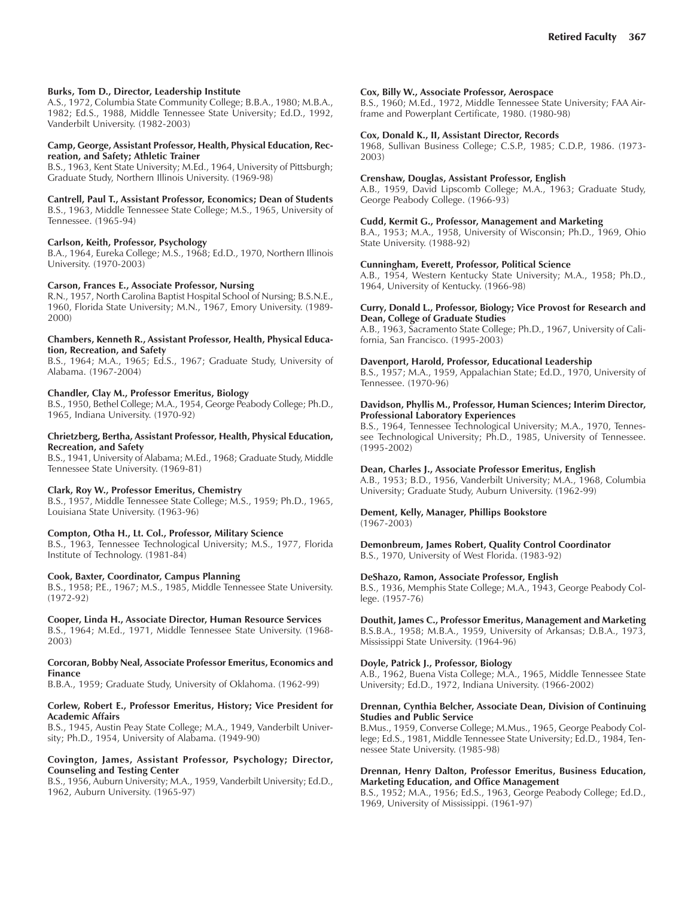**Burks, Tom D., Director, Leadership Institute**
A.S., 1972, Columbia State Community College; B.B.A., 1980; M.B.A., 1982; Ed.S., 1988, Middle Tennessee State University; Ed.D., 1992, Vanderbilt University. (1982-2003)

**Camp, George, Assistant Professor, Health, Physical Education, Recreation, and Safety; Athletic Trainer**
B.S., 1963, Kent State University; M.Ed., 1964, University of Pittsburgh; Graduate Study, Northern Illinois University. (1969-98)

**Cantrell, Paul T., Assistant Professor, Economics; Dean of Students**
B.S., 1963, Middle Tennessee State College; M.S., 1965, University of Tennessee. (1965-94)

**Carlson, Keith, Professor, Psychology**
B.A., 1964, Eureka College; M.S., 1968; Ed.D., 1970, Northern Illinois University. (1970-2003)

**Carson, Frances E., Associate Professor, Nursing**
R.N., 1957, North Carolina Baptist Hospital School of Nursing; B.S.N.E., 1960, Florida State University; M.N., 1967, Emory University. (1989-2000)

**Chambers, Kenneth R., Assistant Professor, Health, Physical Education, Recreation, and Safety**
B.S., 1964; M.A., 1965; Ed.S., 1967; Graduate Study, University of Alabama. (1967-2004)

**Chandler, Clay M., Professor Emeritus, Biology**
B.S., 1950, Bethel College; M.A., 1954, George Peabody College; Ph.D., 1965, Indiana University. (1970-92)

**Chrietzberg, Bertha, Assistant Professor, Health, Physical Education, Recreation, and Safety**
B.S., 1941, University of Alabama; M.Ed., 1968; Graduate Study, Middle Tennessee State University. (1969-81)

**Clark, Roy W., Professor Emeritus, Chemistry**
B.S., 1957, Middle Tennessee State College; M.S., 1959; Ph.D., 1965, Louisiana State University. (1963-96)

**Compton, Otha H., Lt. Col., Professor, Military Science**
B.S., 1963, Tennessee Technological University; M.S., 1977, Florida Institute of Technology. (1981-84)

**Cook, Baxter, Coordinator, Campus Planning**
B.S., 1958; P.E., 1967; M.S., 1985, Middle Tennessee State University. (1972-92)

**Cooper, Linda H., Associate Director, Human Resource Services**
B.S., 1964; M.Ed., 1971, Middle Tennessee State University. (1968-2003)

**Corcoran, Bobby Neal, Associate Professor Emeritus, Economics and Finance**
B.B.A., 1959; Graduate Study, University of Oklahoma. (1962-99)

**Corlew, Robert E., Professor Emeritus, History; Vice President for Academic Affairs**
B.S., 1945, Austin Peay State College; M.A., 1949, Vanderbilt University; Ph.D., 1954, University of Alabama. (1949-90)

**Covington, James, Assistant Professor, Psychology; Director, Counseling and Testing Center**
B.S., 1956, Auburn University; M.A., 1959, Vanderbilt University; Ed.D., 1962, Auburn University. (1965-97)

**Cox, Billy W., Associate Professor, Aerospace**
B.S., 1960; M.Ed., 1972, Middle Tennessee State University; FAA Airframe and Powerplant Certificate, 1980. (1980-98)

**Cox, Donald K., II, Assistant Director, Records**
1968, Sullivan Business College; C.S.P., 1985; C.D.P., 1986. (1973-2003)

**Crenshaw, Douglas, Assistant Professor, English**
A.B., 1959, David Lipscomb College; M.A., 1963; Graduate Study, George Peabody College. (1966-93)

**Cudd, Kermit G., Professor, Management and Marketing**
B.A., 1953; M.A., 1958, University of Wisconsin; Ph.D., 1969, Ohio State University. (1988-92)

**Cunningham, Everett, Professor, Political Science**
A.B., 1954, Western Kentucky State University; M.A., 1958; Ph.D., 1964, University of Kentucky. (1966-98)

**Curry, Donald L., Professor, Biology; Vice Provost for Research and Dean, College of Graduate Studies**
A.B., 1963, Sacramento State College; Ph.D., 1967, University of California, San Francisco. (1995-2003)

**Davenport, Harold, Professor, Educational Leadership**
B.S., 1957; M.A., 1959, Appalachian State; Ed.D., 1970, University of Tennessee. (1970-96)

**Davidson, Phyllis M., Professor, Human Sciences; Interim Director, Professional Laboratory Experiences**
B.S., 1964, Tennessee Technological University; M.A., 1970, Tennessee Technological University; Ph.D., 1985, University of Tennessee. (1995-2002)

**Dean, Charles J., Associate Professor Emeritus, English**
A.B., 1953; B.D., 1956, Vanderbilt University; M.A., 1968, Columbia University; Graduate Study, Auburn University. (1962-99)

**Dement, Kelly, Manager, Phillips Bookstore**
(1967-2003)

**Demonbreum, James Robert, Quality Control Coordinator**
B.S., 1970, University of West Florida. (1983-92)

**DeShazo, Ramon, Associate Professor, English**
B.S., 1936, Memphis State College; M.A., 1943, George Peabody College. (1957-76)

**Douthit, James C., Professor Emeritus, Management and Marketing**
B.S.B.A., 1958; M.B.A., 1959, University of Arkansas; D.B.A., 1973, Mississippi State University. (1964-96)

**Doyle, Patrick J., Professor, Biology**
A.B., 1962, Buena Vista College; M.A., 1965, Middle Tennessee State University; Ed.D., 1972, Indiana University. (1966-2002)

**Drennan, Cynthia Belcher, Associate Dean, Division of Continuing Studies and Public Service**
B.Mus., 1959, Converse College; M.Mus., 1965, George Peabody College; Ed.S., 1981, Middle Tennessee State University; Ed.D., 1984, Tennessee State University. (1985-98)

**Drennan, Henry Dalton, Professor Emeritus, Business Education, Marketing Education, and Office Management**
B.S., 1952; M.A., 1956; Ed.S., 1963, George Peabody College; Ed.D., 1969, University of Mississippi. (1961-97)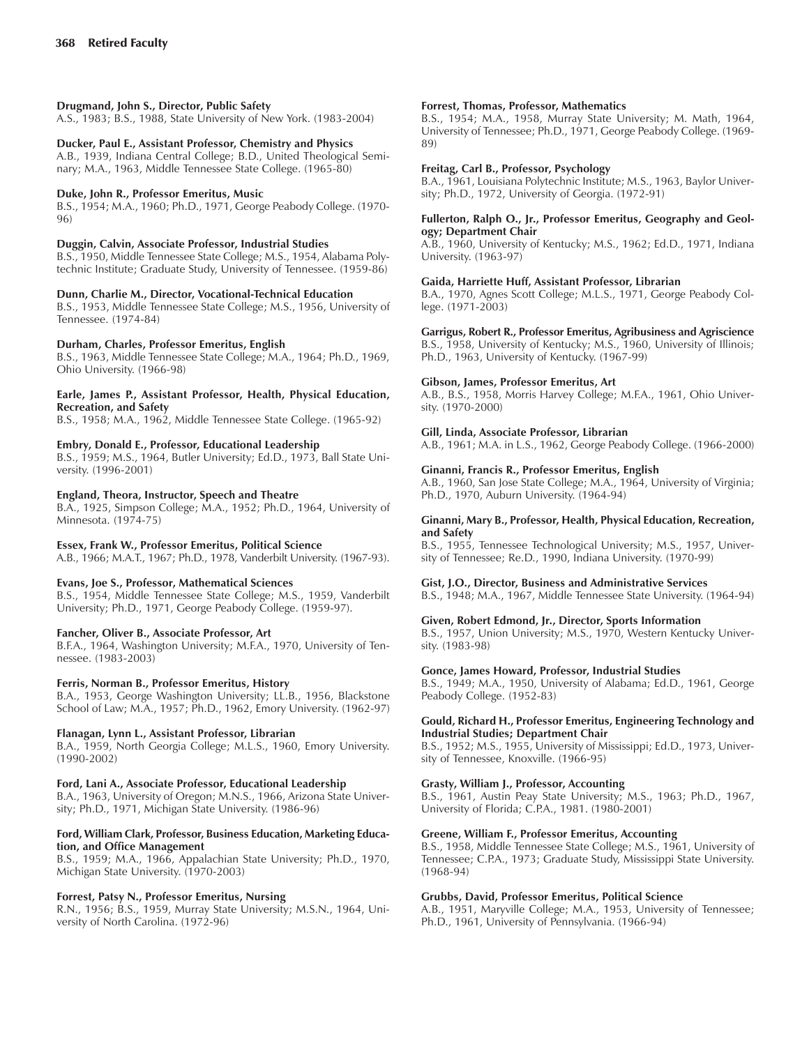**Drugmand, John S., Director, Public Safety**
A.S., 1983; B.S., 1988, State University of New York. (1983-2004)

**Ducker, Paul E., Assistant Professor, Chemistry and Physics**
A.B., 1939, Indiana Central College; B.D., United Theological Seminary; M.A., 1963, Middle Tennessee State College. (1965-80)

**Duke, John R., Professor Emeritus, Music**
B.S., 1954; M.A., 1960; Ph.D., 1971, George Peabody College. (1970-96)

**Duggin, Calvin, Associate Professor, Industrial Studies**
B.S., 1950, Middle Tennessee State College; M.S., 1954, Alabama Polytechnic Institute; Graduate Study, University of Tennessee. (1959-86)

**Dunn, Charlie M., Director, Vocational-Technical Education**
B.S., 1953, Middle Tennessee State College; M.S., 1956, University of Tennessee. (1974-84)

**Durham, Charles, Professor Emeritus, English**
B.S., 1963, Middle Tennessee State College; M.A., 1964; Ph.D., 1969, Ohio University. (1966-98)

**Earle, James P., Assistant Professor, Health, Physical Education, Recreation, and Safety**
B.S., 1958; M.A., 1962, Middle Tennessee State College. (1965-92)

**Embry, Donald E., Professor, Educational Leadership**
B.S., 1959; M.S., 1964, Butler University; Ed.D., 1973, Ball State University. (1996-2001)

**England, Theora, Instructor, Speech and Theatre**
B.A., 1925, Simpson College; M.A., 1952; Ph.D., 1964, University of Minnesota. (1974-75)

**Essex, Frank W., Professor Emeritus, Political Science**
A.B., 1966; M.A.T., 1967; Ph.D., 1978, Vanderbilt University. (1967-93).

**Evans, Joe S., Professor, Mathematical Sciences**
B.S., 1954, Middle Tennessee State College; M.S., 1959, Vanderbilt University; Ph.D., 1971, George Peabody College. (1959-97).

**Fancher, Oliver B., Associate Professor, Art**
B.F.A., 1964, Washington University; M.F.A., 1970, University of Tennessee. (1983-2003)

**Ferris, Norman B., Professor Emeritus, History**
B.A., 1953, George Washington University; LL.B., 1956, Blackstone School of Law; M.A., 1957; Ph.D., 1962, Emory University. (1962-97)

**Flanagan, Lynn L., Assistant Professor, Librarian**
B.A., 1959, North Georgia College; M.L.S., 1960, Emory University. (1990-2002)

**Ford, Lani A., Associate Professor, Educational Leadership**
B.A., 1963, University of Oregon; M.N.S., 1966, Arizona State University; Ph.D., 1971, Michigan State University. (1986-96)

**Ford, William Clark, Professor, Business Education, Marketing Education, and Office Management**
B.S., 1959; M.A., 1966, Appalachian State University; Ph.D., 1970, Michigan State University. (1970-2003)

**Forrest, Patsy N., Professor Emeritus, Nursing**
R.N., 1956; B.S., 1959, Murray State University; M.S.N., 1964, University of North Carolina. (1972-96)

**Forrest, Thomas, Professor, Mathematics**
B.S., 1954; M.A., 1958, Murray State University; M. Math, 1964, University of Tennessee; Ph.D., 1971, George Peabody College. (1969-89)

**Freitag, Carl B., Professor, Psychology**
B.A., 1961, Louisiana Polytechnic Institute; M.S., 1963, Baylor University; Ph.D., 1972, University of Georgia. (1972-91)

**Fullerton, Ralph O., Jr., Professor Emeritus, Geography and Geology; Department Chair**
A.B., 1960, University of Kentucky; M.S., 1962; Ed.D., 1971, Indiana University. (1963-97)

**Gaida, Harriette Huff, Assistant Professor, Librarian**
B.A., 1970, Agnes Scott College; M.L.S., 1971, George Peabody College. (1971-2003)

**Garrigus, Robert R., Professor Emeritus, Agribusiness and Agriscience**
B.S., 1958, University of Kentucky; M.S., 1960, University of Illinois; Ph.D., 1963, University of Kentucky. (1967-99)

**Gibson, James, Professor Emeritus, Art**
A.B., B.S., 1958, Morris Harvey College; M.F.A., 1961, Ohio University. (1970-2000)

**Gill, Linda, Associate Professor, Librarian**
A.B., 1961; M.A. in L.S., 1962, George Peabody College. (1966-2000)

**Ginanni, Francis R., Professor Emeritus, English**
A.B., 1960, San Jose State College; M.A., 1964, University of Virginia; Ph.D., 1970, Auburn University. (1964-94)

**Ginanni, Mary B., Professor, Health, Physical Education, Recreation, and Safety**
B.S., 1955, Tennessee Technological University; M.S., 1957, University of Tennessee; Re.D., 1990, Indiana University. (1970-99)

**Gist, J.O., Director, Business and Administrative Services**
B.S., 1948; M.A., 1967, Middle Tennessee State University. (1964-94)

**Given, Robert Edmond, Jr., Director, Sports Information**
B.S., 1957, Union University; M.S., 1970, Western Kentucky University. (1983-98)

**Gonce, James Howard, Professor, Industrial Studies**
B.S., 1949; M.A., 1950, University of Alabama; Ed.D., 1961, George Peabody College. (1952-83)

**Gould, Richard H., Professor Emeritus, Engineering Technology and Industrial Studies; Department Chair**
B.S., 1952; M.S., 1955, University of Mississippi; Ed.D., 1973, University of Tennessee, Knoxville. (1966-95)

**Grasty, William J., Professor, Accounting**
B.S., 1961, Austin Peay State University; M.S., 1963; Ph.D., 1967, University of Florida; C.P.A., 1981. (1980-2001)

**Greene, William F., Professor Emeritus, Accounting**
B.S., 1958, Middle Tennessee State College; M.S., 1961, University of Tennessee; C.P.A., 1973; Graduate Study, Mississippi State University. (1968-94)

**Grubbs, David, Professor Emeritus, Political Science**
A.B., 1951, Maryville College; M.A., 1953, University of Tennessee; Ph.D., 1961, University of Pennsylvania. (1966-94)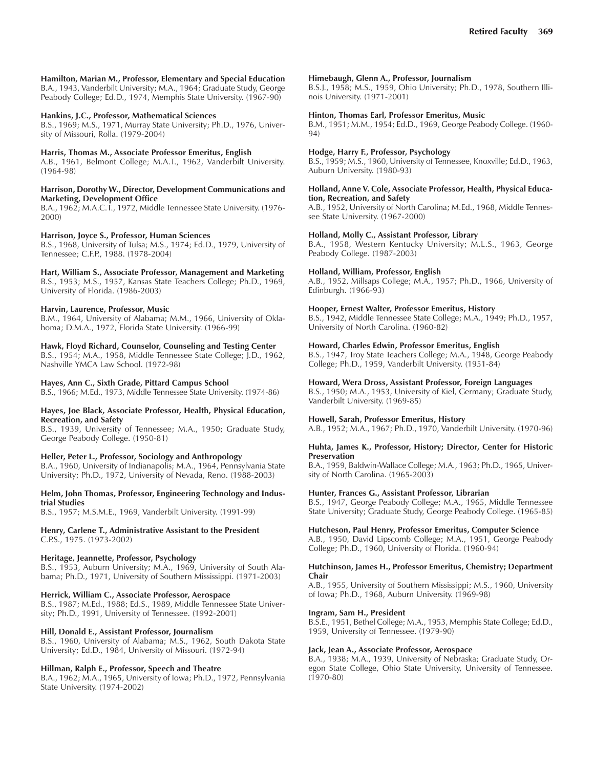**Hamilton, Marian M., Professor, Elementary and Special Education**
B.A., 1943, Vanderbilt University; M.A., 1964; Graduate Study, George Peabody College; Ed.D., 1974, Memphis State University. (1967-90)

**Hankins, J.C., Professor, Mathematical Sciences**
B.S., 1969; M.S., 1971, Murray State University; Ph.D., 1976, University of Missouri, Rolla. (1979-2004)

**Harris, Thomas M., Associate Professor Emeritus, English**
A.B., 1961, Belmont College; M.A.T., 1962, Vanderbilt University. (1964-98)

**Harrison, Dorothy W., Director, Development Communications and Marketing, Development Office**
B.A., 1962; M.A.C.T., 1972, Middle Tennessee State University. (1976-2000)

**Harrison, Joyce S., Professor, Human Sciences**
B.S., 1968, University of Tulsa; M.S., 1974; Ed.D., 1979, University of Tennessee; C.F.P., 1988. (1978-2004)

**Hart, William S., Associate Professor, Management and Marketing**
B.S., 1953; M.S., 1957, Kansas State Teachers College; Ph.D., 1969, University of Florida. (1986-2003)

**Harvin, Laurence, Professor, Music**
B.M., 1964, University of Alabama; M.M., 1966, University of Oklahoma; D.M.A., 1972, Florida State University. (1966-99)

**Hawk, Floyd Richard, Counselor, Counseling and Testing Center**
B.S., 1954; M.A., 1958, Middle Tennessee State College; J.D., 1962, Nashville YMCA Law School. (1972-98)

**Hayes, Ann C., Sixth Grade, Pittard Campus School**
B.S., 1966; M.Ed., 1973, Middle Tennessee State University. (1974-86)

**Hayes, Joe Black, Associate Professor, Health, Physical Education, Recreation, and Safety**
B.S., 1939, University of Tennessee; M.A., 1950; Graduate Study, George Peabody College. (1950-81)

**Heller, Peter L., Professor, Sociology and Anthropology**
B.A., 1960, University of Indianapolis; M.A., 1964, Pennsylvania State University; Ph.D., 1972, University of Nevada, Reno. (1988-2003)

**Helm, John Thomas, Professor, Engineering Technology and Industrial Studies**
B.S., 1957; M.S.M.E., 1969, Vanderbilt University. (1991-99)

**Henry, Carlene T., Administrative Assistant to the President**
C.P.S., 1975. (1973-2002)

**Heritage, Jeannette, Professor, Psychology**
B.S., 1953, Auburn University; M.A., 1969, University of South Alabama; Ph.D., 1971, University of Southern Mississippi. (1971-2003)

**Herrick, William C., Associate Professor, Aerospace**
B.S., 1987; M.Ed., 1988; Ed.S., 1989, Middle Tennessee State University; Ph.D., 1991, University of Tennessee. (1992-2001)

**Hill, Donald E., Assistant Professor, Journalism**
B.S., 1960, University of Alabama; M.S., 1962, South Dakota State University; Ed.D., 1984, University of Missouri. (1972-94)

**Hillman, Ralph E., Professor, Speech and Theatre**
B.A., 1962; M.A., 1965, University of Iowa; Ph.D., 1972, Pennsylvania State University. (1974-2002)

**Himebaugh, Glenn A., Professor, Journalism**
B.S.J., 1958; M.S., 1959, Ohio University; Ph.D., 1978, Southern Illinois University. (1971-2001)

**Hinton, Thomas Earl, Professor Emeritus, Music**
B.M., 1951; M.M., 1954; Ed.D., 1969, George Peabody College. (1960-94)

**Hodge, Harry F., Professor, Psychology**
B.S., 1959; M.S., 1960, University of Tennessee, Knoxville; Ed.D., 1963, Auburn University. (1980-93)

**Holland, Anne V. Cole, Associate Professor, Health, Physical Education, Recreation, and Safety**
A.B., 1952, University of North Carolina; M.Ed., 1968, Middle Tennessee State University. (1967-2000)

**Holland, Molly C., Assistant Professor, Library**
B.A., 1958, Western Kentucky University; M.L.S., 1963, George Peabody College. (1987-2003)

**Holland, William, Professor, English**
A.B., 1952, Millsaps College; M.A., 1957; Ph.D., 1966, University of Edinburgh. (1966-93)

**Hooper, Ernest Walter, Professor Emeritus, History**
B.S., 1942, Middle Tennessee State College; M.A., 1949; Ph.D., 1957, University of North Carolina. (1960-82)

**Howard, Charles Edwin, Professor Emeritus, English**
B.S., 1947, Troy State Teachers College; M.A., 1948, George Peabody College; Ph.D., 1959, Vanderbilt University. (1951-84)

**Howard, Wera Dross, Assistant Professor, Foreign Languages**
B.S., 1950; M.A., 1953, University of Kiel, Germany; Graduate Study, Vanderbilt University. (1969-85)

**Howell, Sarah, Professor Emeritus, History**
A.B., 1952; M.A., 1967; Ph.D., 1970, Vanderbilt University. (1970-96)

**Huhta, James K., Professor, History; Director, Center for Historic Preservation**
B.A., 1959, Baldwin-Wallace College; M.A., 1963; Ph.D., 1965, University of North Carolina. (1965-2003)

**Hunter, Frances G., Assistant Professor, Librarian**
B.S., 1947, George Peabody College; M.A., 1965, Middle Tennessee State University; Graduate Study, George Peabody College. (1965-85)

**Hutcheson, Paul Henry, Professor Emeritus, Computer Science**
A.B., 1950, David Lipscomb College; M.A., 1951, George Peabody College; Ph.D., 1960, University of Florida. (1960-94)

**Hutchinson, James H., Professor Emeritus, Chemistry; Department Chair**
A.B., 1955, University of Southern Mississippi; M.S., 1960, University of Iowa; Ph.D., 1968, Auburn University. (1969-98)

**Ingram, Sam H., President**
B.S.E., 1951, Bethel College; M.A., 1953, Memphis State College; Ed.D., 1959, University of Tennessee. (1979-90)

**Jack, Jean A., Associate Professor, Aerospace**
B.A., 1938; M.A., 1939, University of Nebraska; Graduate Study, Oregon State College, Ohio State University, University of Tennessee. (1970-80)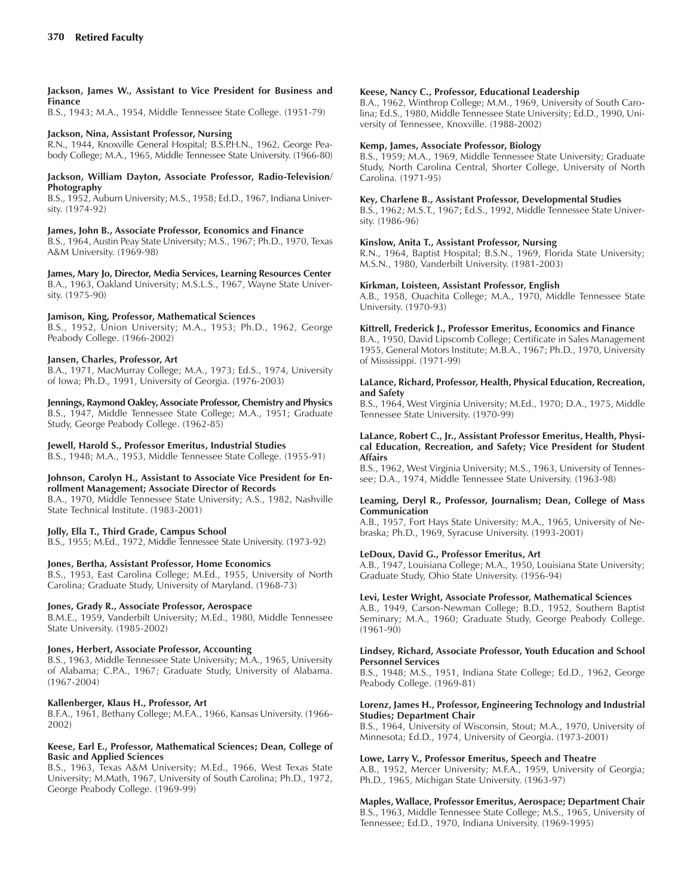**Jackson, James W., Assistant to Vice President for Business and Finance**
B.S., 1943; M.A., 1954, Middle Tennessee State College. (1951-79)

**Jackson, Nina, Assistant Professor, Nursing**
R.N., 1944, Knoxville General Hospital; B.S.P.H.N., 1962, George Peabody College; M.A., 1965, Middle Tennessee State University. (1966-80)

**Jackson, William Dayton, Associate Professor, Radio-Television/Photography**
B.S., 1952, Auburn University; M.S., 1958; Ed.D., 1967, Indiana University. (1974-92)

**James, John B., Associate Professor, Economics and Finance**
B.S., 1964, Austin Peay State University; M.S., 1967; Ph.D., 1970, Texas A&M University. (1969-98)

**James, Mary Jo, Director, Media Services, Learning Resources Center**
B.A., 1963, Oakland University; M.S.L.S., 1967, Wayne State University. (1975-90)

**Jamison, King, Professor, Mathematical Sciences**
B.S., 1952, Union University; M.A., 1953; Ph.D., 1962, George Peabody College. (1966-2002)

**Jansen, Charles, Professor, Art**
B.A., 1971, MacMurray College; M.A., 1973; Ed.S., 1974, University of Iowa; Ph.D., 1991, University of Georgia. (1976-2003)

**Jennings, Raymond Oakley, Associate Professor, Chemistry and Physics**
B.S., 1947, Middle Tennessee State College; M.A., 1951; Graduate Study, George Peabody College. (1962-85)

**Jewell, Harold S., Professor Emeritus, Industrial Studies**
B.S., 1948; M.A., 1953, Middle Tennessee State College. (1955-91)

**Johnson, Carolyn H., Assistant to Associate Vice President for Enrollment Management; Associate Director of Records**
B.A., 1970, Middle Tennessee State University; A.S., 1982, Nashville State Technical Institute. (1983-2001)

**Jolly, Ella T., Third Grade, Campus School**
B.S., 1955; M.Ed., 1972, Middle Tennessee State University. (1973-92)

**Jones, Bertha, Assistant Professor, Home Economics**
B.S., 1953, East Carolina College; M.Ed., 1955, University of North Carolina; Graduate Study, University of Maryland. (1968-73)

**Jones, Grady R., Associate Professor, Aerospace**
B.M.E., 1959, Vanderbilt University; M.Ed., 1980, Middle Tennessee State University. (1985-2002)

**Jones, Herbert, Associate Professor, Accounting**
B.S., 1963, Middle Tennessee State University; M.A., 1965, University of Alabama; C.P.A., 1967; Graduate Study, University of Alabama. (1967-2004)

**Kallenberger, Klaus H., Professor, Art**
B.F.A., 1961, Bethany College; M.F.A., 1966, Kansas University. (1966-2002)

**Keese, Earl E., Professor, Mathematical Sciences; Dean, College of Basic and Applied Sciences**
B.S., 1963, Texas A&M University; M.Ed., 1966, West Texas State University; M.Math, 1967, University of South Carolina; Ph.D., 1972, George Peabody College. (1969-99)

**Keese, Nancy C., Professor, Educational Leadership**
B.A., 1962, Winthrop College; M.M., 1969, University of South Carolina; Ed.S., 1980, Middle Tennessee State University; Ed.D., 1990, University of Tennessee, Knoxville. (1988-2002)

**Kemp, James, Associate Professor, Biology**
B.S., 1959; M.A., 1969, Middle Tennessee State University; Graduate Study, North Carolina Central, Shorter College, University of North Carolina. (1971-95)

**Key, Charlene B., Assistant Professor, Developmental Studies**
B.S., 1962; M.S.T., 1967; Ed.S., 1992, Middle Tennessee State University. (1986-96)

**Kinslow, Anita T., Assistant Professor, Nursing**
R.N., 1964, Baptist Hospital; B.S.N., 1969, Florida State University; M.S.N., 1980, Vanderbilt University. (1981-2003)

**Kirkman, Loisteen, Assistant Professor, English**
A.B., 1958, Ouachita College; M.A., 1970, Middle Tennessee State University. (1970-93)

**Kittrell, Frederick J., Professor Emeritus, Economics and Finance**
B.A., 1950, David Lipscomb College; Certificate in Sales Management 1955, General Motors Institute; M.B.A., 1967; Ph.D., 1970, University of Mississippi. (1971-99)

**LaLance, Richard, Professor, Health, Physical Education, Recreation, and Safety**
B.S., 1964, West Virginia University; M.Ed., 1970; D.A., 1975, Middle Tennessee State University. (1970-99)

**LaLance, Robert C., Jr., Assistant Professor Emeritus, Health, Physical Education, Recreation, and Safety; Vice President for Student Affairs**
B.S., 1962, West Virginia University; M.S., 1963, University of Tennessee; D.A., 1974, Middle Tennessee State University. (1963-98)

**Leaming, Deryl R., Professor, Journalism; Dean, College of Mass Communication**
A.B., 1957, Fort Hays State University; M.A., 1965, University of Nebraska; Ph.D., 1969, Syracuse University. (1993-2001)

**LeDoux, David G., Professor Emeritus, Art**
A.B., 1947, Louisiana College; M.A., 1950, Louisiana State University; Graduate Study, Ohio State University. (1956-94)

**Levi, Lester Wright, Associate Professor, Mathematical Sciences**
A.B., 1949, Carson-Newman College; B.D., 1952, Southern Baptist Seminary; M.A., 1960; Graduate Study, George Peabody College. (1961-90)

**Lindsey, Richard, Associate Professor, Youth Education and School Personnel Services**
B.S., 1948; M.S., 1951, Indiana State College; Ed.D., 1962, George Peabody College. (1969-81)

**Lorenz, James H., Professor, Engineering Technology and Industrial Studies; Department Chair**
B.S., 1964, University of Wisconsin, Stout; M.A., 1970, University of Minnesota; Ed.D., 1974, University of Georgia. (1973-2001)

**Lowe, Larry V., Professor Emeritus, Speech and Theatre**
A.B., 1952, Mercer University; M.F.A., 1959, University of Georgia; Ph.D., 1965, Michigan State University. (1963-97)

**Maples, Wallace, Professor Emeritus, Aerospace; Department Chair**
B.S., 1963, Middle Tennessee State College; M.S., 1965, University of Tennessee; Ed.D., 1970, Indiana University. (1969-1995)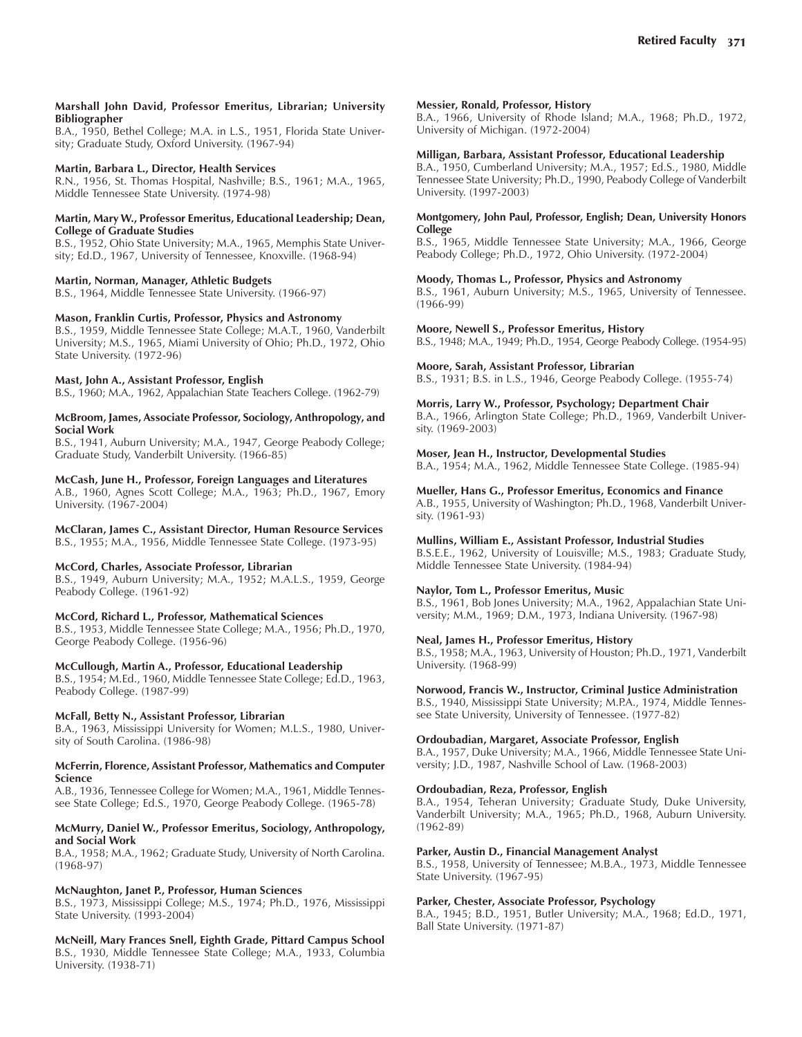**Marshall John David, Professor Emeritus, Librarian; University Bibliographer**
B.A., 1950, Bethel College; M.A. in L.S., 1951, Florida State University; Graduate Study, Oxford University. (1967-94)

**Martin, Barbara L., Director, Health Services**
R.N., 1956, St. Thomas Hospital, Nashville; B.S., 1961; M.A., 1965, Middle Tennessee State University. (1974-98)

**Martin, Mary W., Professor Emeritus, Educational Leadership; Dean, College of Graduate Studies**
B.S., 1952, Ohio State University; M.A., 1965, Memphis State University; Ed.D., 1967, University of Tennessee, Knoxville. (1968-94)

**Martin, Norman, Manager, Athletic Budgets**
B.S., 1964, Middle Tennessee State University. (1966-97)

**Mason, Franklin Curtis, Professor, Physics and Astronomy**
B.S., 1959, Middle Tennessee State College; M.A.T., 1960, Vanderbilt University; M.S., 1965, Miami University of Ohio; Ph.D., 1972, Ohio State University. (1972-96)

**Mast, John A., Assistant Professor, English**
B.S., 1960; M.A., 1962, Appalachian State Teachers College. (1962-79)

**McBroom, James, Associate Professor, Sociology, Anthropology, and Social Work**
B.S., 1941, Auburn University; M.A., 1947, George Peabody College; Graduate Study, Vanderbilt University. (1966-85)

**McCash, June H., Professor, Foreign Languages and Literatures**
A.B., 1960, Agnes Scott College; M.A., 1963; Ph.D., 1967, Emory University. (1967-2004)

**McClaran, James C., Assistant Director, Human Resource Services**
B.S., 1955; M.A., 1956, Middle Tennessee State College. (1973-95)

**McCord, Charles, Associate Professor, Librarian**
B.S., 1949, Auburn University; M.A., 1952; M.A.L.S., 1959, George Peabody College. (1961-92)

**McCord, Richard L., Professor, Mathematical Sciences**
B.S., 1953, Middle Tennessee State College; M.A., 1956; Ph.D., 1970, George Peabody College. (1956-96)

**McCullough, Martin A., Professor, Educational Leadership**
B.S., 1954; M.Ed., 1960, Middle Tennessee State College; Ed.D., 1963, Peabody College. (1987-99)

**McFall, Betty N., Assistant Professor, Librarian**
B.A., 1963, Mississippi University for Women; M.L.S., 1980, University of South Carolina. (1986-98)

**McFerrin, Florence, Assistant Professor, Mathematics and Computer Science**
A.B., 1936, Tennessee College for Women; M.A., 1961, Middle Tennessee State College; Ed.S., 1970, George Peabody College. (1965-78)

**McMurry, Daniel W., Professor Emeritus, Sociology, Anthropology, and Social Work**
B.A., 1958; M.A., 1962; Graduate Study, University of North Carolina. (1968-97)

**McNaughton, Janet P., Professor, Human Sciences**
B.S., 1973, Mississippi College; M.S., 1974; Ph.D., 1976, Mississippi State University. (1993-2004)

**McNeill, Mary Frances Snell, Eighth Grade, Pittard Campus School**
B.S., 1930, Middle Tennessee State College; M.A., 1933, Columbia University. (1938-71)

**Messier, Ronald, Professor, History**
B.A., 1966, University of Rhode Island; M.A., 1968; Ph.D., 1972, University of Michigan. (1972-2004)

**Milligan, Barbara, Assistant Professor, Educational Leadership**
B.A., 1950, Cumberland University; M.A., 1957; Ed.S., 1980, Middle Tennessee State University; Ph.D., 1990, Peabody College of Vanderbilt University. (1997-2003)

**Montgomery, John Paul, Professor, English; Dean, University Honors College**
B.S., 1965, Middle Tennessee State University; M.A., 1966, George Peabody College; Ph.D., 1972, Ohio University. (1972-2004)

**Moody, Thomas L., Professor, Physics and Astronomy**
B.S., 1961, Auburn University; M.S., 1965, University of Tennessee. (1966-99)

**Moore, Newell S., Professor Emeritus, History**
B.S., 1948; M.A., 1949; Ph.D., 1954, George Peabody College. (1954-95)

**Moore, Sarah, Assistant Professor, Librarian**
B.S., 1931; B.S. in L.S., 1946, George Peabody College. (1955-74)

**Morris, Larry W., Professor, Psychology; Department Chair**
B.A., 1966, Arlington State College; Ph.D., 1969, Vanderbilt University. (1969-2003)

**Moser, Jean H., Instructor, Developmental Studies**
B.A., 1954; M.A., 1962, Middle Tennessee State College. (1985-94)

**Mueller, Hans G., Professor Emeritus, Economics and Finance**
A.B., 1955, University of Washington; Ph.D., 1968, Vanderbilt University. (1961-93)

**Mullins, William E., Assistant Professor, Industrial Studies**
B.S.E.E., 1962, University of Louisville; M.S., 1983; Graduate Study, Middle Tennessee State University. (1984-94)

**Naylor, Tom L., Professor Emeritus, Music**
B.S., 1961, Bob Jones University; M.A., 1962, Appalachian State University; M.M., 1969; D.M., 1973, Indiana University. (1967-98)

**Neal, James H., Professor Emeritus, History**
B.S., 1958; M.A., 1963, University of Houston; Ph.D., 1971, Vanderbilt University. (1968-99)

**Norwood, Francis W., Instructor, Criminal Justice Administration**
B.S., 1940, Mississippi State University; M.P.A., 1974, Middle Tennessee State University, University of Tennessee. (1977-82)

**Ordoubadian, Margaret, Associate Professor, English**
B.A., 1957, Duke University; M.A., 1966, Middle Tennessee State University; J.D., 1987, Nashville School of Law. (1968-2003)

**Ordoubadian, Reza, Professor, English**
B.A., 1954, Teheran University; Graduate Study, Duke University, Vanderbilt University; M.A., 1965; Ph.D., 1968, Auburn University. (1962-89)

**Parker, Austin D., Financial Management Analyst**
B.S., 1958, University of Tennessee; M.B.A., 1973, Middle Tennessee State University. (1967-95)

**Parker, Chester, Associate Professor, Psychology**
B.A., 1945; B.D., 1951, Butler University; M.A., 1968; Ed.D., 1971, Ball State University. (1971-87)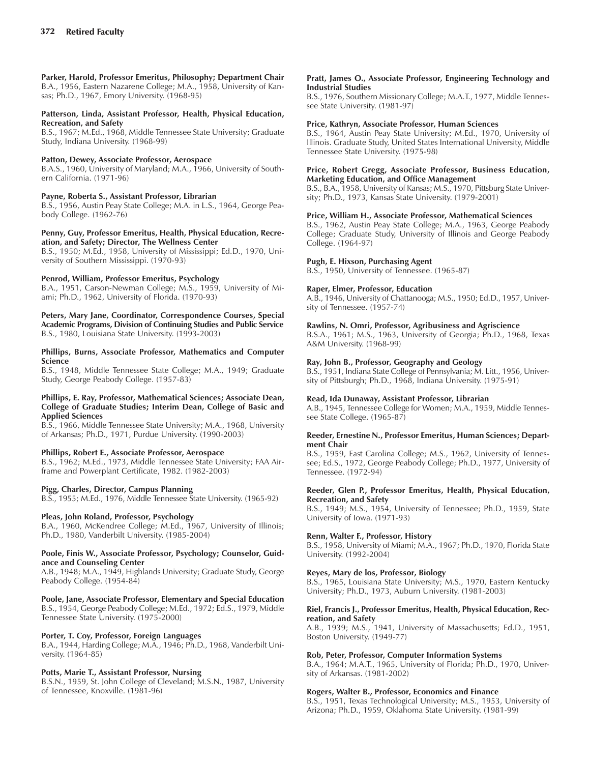**Parker, Harold, Professor Emeritus, Philosophy; Department Chair**
B.A., 1956, Eastern Nazarene College; M.A., 1958, University of Kansas; Ph.D., 1967, Emory University. (1968-95)

**Patterson, Linda, Assistant Professor, Health, Physical Education, Recreation, and Safety**
B.S., 1967; M.Ed., 1968, Middle Tennessee State University; Graduate Study, Indiana University. (1968-99)

**Patton, Dewey, Associate Professor, Aerospace**
B.A.S., 1960, University of Maryland; M.A., 1966, University of Southern California. (1971-96)

**Payne, Roberta S., Assistant Professor, Librarian**
B.S., 1956, Austin Peay State College; M.A. in L.S., 1964, George Peabody College. (1962-76)

**Penny, Guy, Professor Emeritus, Health, Physical Education, Recreation, and Safety; Director, The Wellness Center**
B.S., 1950; M.Ed., 1958, University of Mississippi; Ed.D., 1970, University of Southern Mississippi. (1970-93)

**Penrod, William, Professor Emeritus, Psychology**
B.A., 1951, Carson-Newman College; M.S., 1959, University of Miami; Ph.D., 1962, University of Florida. (1970-93)

**Peters, Mary Jane, Coordinator, Correspondence Courses, Special Academic Programs, Division of Continuing Studies and Public Service**
B.S., 1980, Louisiana State University. (1993-2003)

**Phillips, Burns, Associate Professor, Mathematics and Computer Science**
B.S., 1948, Middle Tennessee State College; M.A., 1949; Graduate Study, George Peabody College. (1957-83)

**Phillips, E. Ray, Professor, Mathematical Sciences; Associate Dean, College of Graduate Studies; Interim Dean, College of Basic and Applied Sciences**
B.S., 1966, Middle Tennessee State University; M.A., 1968, University of Arkansas; Ph.D., 1971, Purdue University. (1990-2003)

**Phillips, Robert E., Associate Professor, Aerospace**
B.S., 1962; M.Ed., 1973, Middle Tennessee State University; FAA Airframe and Powerplant Certificate, 1982. (1982-2003)

**Pigg, Charles, Director, Campus Planning**
B.S., 1955; M.Ed., 1976, Middle Tennessee State University. (1965-92)

**Pleas, John Roland, Professor, Psychology**
B.A., 1960, McKendree College; M.Ed., 1967, University of Illinois; Ph.D., 1980, Vanderbilt University. (1985-2004)

**Poole, Finis W., Associate Professor, Psychology; Counselor, Guidance and Counseling Center**
A.B., 1948; M.A., 1949, Highlands University; Graduate Study, George Peabody College. (1954-84)

**Poole, Jane, Associate Professor, Elementary and Special Education**
B.S., 1954, George Peabody College; M.Ed., 1972; Ed.S., 1979, Middle Tennessee State University. (1975-2000)

**Porter, T. Coy, Professor, Foreign Languages**
B.A., 1944, Harding College; M.A., 1946; Ph.D., 1968, Vanderbilt University. (1964-85)

**Potts, Marie T., Assistant Professor, Nursing**
B.S.N., 1959, St. John College of Cleveland; M.S.N., 1987, University of Tennessee, Knoxville. (1981-96)

**Pratt, James O., Associate Professor, Engineering Technology and Industrial Studies**
B.S., 1976, Southern Missionary College; M.A.T., 1977, Middle Tennessee State University. (1981-97)

**Price, Kathryn, Associate Professor, Human Sciences**
B.S., 1964, Austin Peay State University; M.Ed., 1970, University of Illinois. Graduate Study, United States International University, Middle Tennessee State University. (1975-98)

**Price, Robert Gregg, Associate Professor, Business Education, Marketing Education, and Office Management**
B.S., B.A., 1958, University of Kansas; M.S., 1970, Pittsburg State University; Ph.D., 1973, Kansas State University. (1979-2001)

**Price, William H., Associate Professor, Mathematical Sciences**
B.S., 1962, Austin Peay State College; M.A., 1963, George Peabody College; Graduate Study, University of Illinois and George Peabody College. (1964-97)

**Pugh, E. Hixson, Purchasing Agent**
B.S., 1950, University of Tennessee. (1965-87)

**Raper, Elmer, Professor, Education**
A.B., 1946, University of Chattanooga; M.S., 1950; Ed.D., 1957, University of Tennessee. (1957-74)

**Rawlins, N. Omri, Professor, Agribusiness and Agriscience**
B.S.A., 1961; M.S., 1963, University of Georgia; Ph.D., 1968, Texas A&M University. (1968-99)

**Ray, John B., Professor, Geography and Geology**
B.S., 1951, Indiana State College of Pennsylvania; M. Litt., 1956, University of Pittsburgh; Ph.D., 1968, Indiana University. (1975-91)

**Read, Ida Dunaway, Assistant Professor, Librarian**
A.B., 1945, Tennessee College for Women; M.A., 1959, Middle Tennessee State College. (1965-87)

**Reeder, Ernestine N., Professor Emeritus, Human Sciences; Department Chair**
B.S., 1959, East Carolina College; M.S., 1962, University of Tennessee; Ed.S., 1972, George Peabody College; Ph.D., 1977, University of Tennessee. (1972-94)

**Reeder, Glen P., Professor Emeritus, Health, Physical Education, Recreation, and Safety**
B.S., 1949; M.S., 1954, University of Tennessee; Ph.D., 1959, State University of Iowa. (1971-93)

**Renn, Walter F., Professor, History**
B.S., 1958, University of Miami; M.A., 1967; Ph.D., 1970, Florida State University. (1992-2004)

**Reyes, Mary de los, Professor, Biology**
B.S., 1965, Louisiana State University; M.S., 1970, Eastern Kentucky University; Ph.D., 1973, Auburn University. (1981-2003)

**Riel, Francis J., Professor Emeritus, Health, Physical Education, Recreation, and Safety**
A.B., 1939; M.S., 1941, University of Massachusetts; Ed.D., 1951, Boston University. (1949-77)

**Rob, Peter, Professor, Computer Information Systems**
B.A., 1964; M.A.T., 1965, University of Florida; Ph.D., 1970, University of Arkansas. (1981-2002)

**Rogers, Walter B., Professor, Economics and Finance**
B.S., 1951, Texas Technological University; M.S., 1953, University of Arizona; Ph.D., 1959, Oklahoma State University. (1981-99)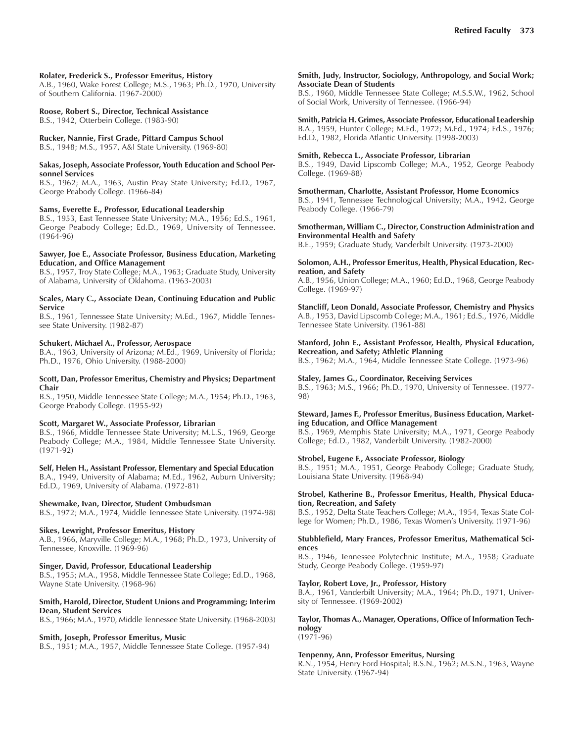**Rolater, Frederick S., Professor Emeritus, History**
A.B., 1960, Wake Forest College; M.S., 1963; Ph.D., 1970, University of Southern California. (1967-2000)

**Roose, Robert S., Director, Technical Assistance**
B.S., 1942, Otterbein College. (1983-90)

**Rucker, Nannie, First Grade, Pittard Campus School**
B.S., 1948; M.S., 1957, A&I State University. (1969-80)

**Sakas, Joseph, Associate Professor, Youth Education and School Personnel Services**
B.S., 1962; M.A., 1963, Austin Peay State University; Ed.D., 1967, George Peabody College. (1966-84)

**Sams, Everette E., Professor, Educational Leadership**
B.S., 1953, East Tennessee State University; M.A., 1956; Ed.S., 1961, George Peabody College; Ed.D., 1969, University of Tennessee. (1964-96)

**Sawyer, Joe E., Associate Professor, Business Education, Marketing Education, and Office Management**
B.S., 1957, Troy State College; M.A., 1963; Graduate Study, University of Alabama, University of Oklahoma. (1963-2003)

**Scales, Mary C., Associate Dean, Continuing Education and Public Service**
B.S., 1961, Tennessee State University; M.Ed., 1967, Middle Tennessee State University. (1982-87)

**Schukert, Michael A., Professor, Aerospace**
B.A., 1963, University of Arizona; M.Ed., 1969, University of Florida; Ph.D., 1976, Ohio University. (1988-2000)

**Scott, Dan, Professor Emeritus, Chemistry and Physics; Department Chair**
B.S., 1950, Middle Tennessee State College; M.A., 1954; Ph.D., 1963, George Peabody College. (1955-92)

**Scott, Margaret W., Associate Professor, Librarian**
B.S., 1966, Middle Tennessee State University; M.L.S., 1969, George Peabody College; M.A., 1984, Middle Tennessee State University. (1971-92)

**Self, Helen H., Assistant Professor, Elementary and Special Education**
B.A., 1949, University of Alabama; M.Ed., 1962, Auburn University; Ed.D., 1969, University of Alabama. (1972-81)

**Shewmake, Ivan, Director, Student Ombudsman**
B.S., 1972; M.A., 1974, Middle Tennessee State University. (1974-98)

**Sikes, Lewright, Professor Emeritus, History**
A.B., 1966, Maryville College; M.A., 1968; Ph.D., 1973, University of Tennessee, Knoxville. (1969-96)

**Singer, David, Professor, Educational Leadership**
B.S., 1955; M.A., 1958, Middle Tennessee State College; Ed.D., 1968, Wayne State University. (1968-96)

**Smith, Harold, Director, Student Unions and Programming; Interim Dean, Student Services**
B.S., 1966; M.A., 1970, Middle Tennessee State University. (1968-2003)

**Smith, Joseph, Professor Emeritus, Music**
B.S., 1951; M.A., 1957, Middle Tennessee State College. (1957-94)

**Smith, Judy, Instructor, Sociology, Anthropology, and Social Work; Associate Dean of Students**
B.S., 1960, Middle Tennessee State College; M.S.S.W., 1962, School of Social Work, University of Tennessee. (1966-94)

**Smith, Patricia H. Grimes, Associate Professor, Educational Leadership**
B.A., 1959, Hunter College; M.Ed., 1972; M.Ed., 1974; Ed.S., 1976; Ed.D., 1982, Florida Atlantic University. (1998-2003)

**Smith, Rebecca L., Associate Professor, Librarian**
B.S., 1949, David Lipscomb College; M.A., 1952, George Peabody College. (1969-88)

**Smotherman, Charlotte, Assistant Professor, Home Economics**
B.S., 1941, Tennessee Technological University; M.A., 1942, George Peabody College. (1966-79)

**Smotherman, William C., Director, Construction Administration and Environmental Health and Safety**
B.E., 1959; Graduate Study, Vanderbilt University. (1973-2000)

**Solomon, A.H., Professor Emeritus, Health, Physical Education, Recreation, and Safety**
A.B., 1956, Union College; M.A., 1960; Ed.D., 1968, George Peabody College. (1969-97)

**Stancliff, Leon Donald, Associate Professor, Chemistry and Physics**
A.B., 1953, David Lipscomb College; M.A., 1961; Ed.S., 1976, Middle Tennessee State University. (1961-88)

**Stanford, John E., Assistant Professor, Health, Physical Education, Recreation, and Safety; Athletic Planning**
B.S., 1962; M.A., 1964, Middle Tennessee State College. (1973-96)

**Staley, James G., Coordinator, Receiving Services**
B.S., 1963; M.S., 1966; Ph.D., 1970, University of Tennessee. (1977-98)

**Steward, James F., Professor Emeritus, Business Education, Marketing Education, and Office Management**
B.S., 1969, Memphis State University; M.A., 1971, George Peabody College; Ed.D., 1982, Vanderbilt University. (1982-2000)

**Strobel, Eugene F., Associate Professor, Biology**
B.S., 1951; M.A., 1951, George Peabody College; Graduate Study, Louisiana State University. (1968-94)

**Strobel, Katherine B., Professor Emeritus, Health, Physical Education, Recreation, and Safety**
B.S., 1952, Delta State Teachers College; M.A., 1954, Texas State College for Women; Ph.D., 1986, Texas Women's University. (1971-96)

**Stubblefield, Mary Frances, Professor Emeritus, Mathematical Sciences**
B.S., 1946, Tennessee Polytechnic Institute; M.A., 1958; Graduate Study, George Peabody College. (1959-97)

**Taylor, Robert Love, Jr., Professor, History**
B.A., 1961, Vanderbilt University; M.A., 1964; Ph.D., 1971, University of Tennessee. (1969-2002)

**Taylor, Thomas A., Manager, Operations, Office of Information Technology**
(1971-96)

**Tenpenny, Ann, Professor Emeritus, Nursing**
R.N., 1954, Henry Ford Hospital; B.S.N., 1962; M.S.N., 1963, Wayne State University. (1967-94)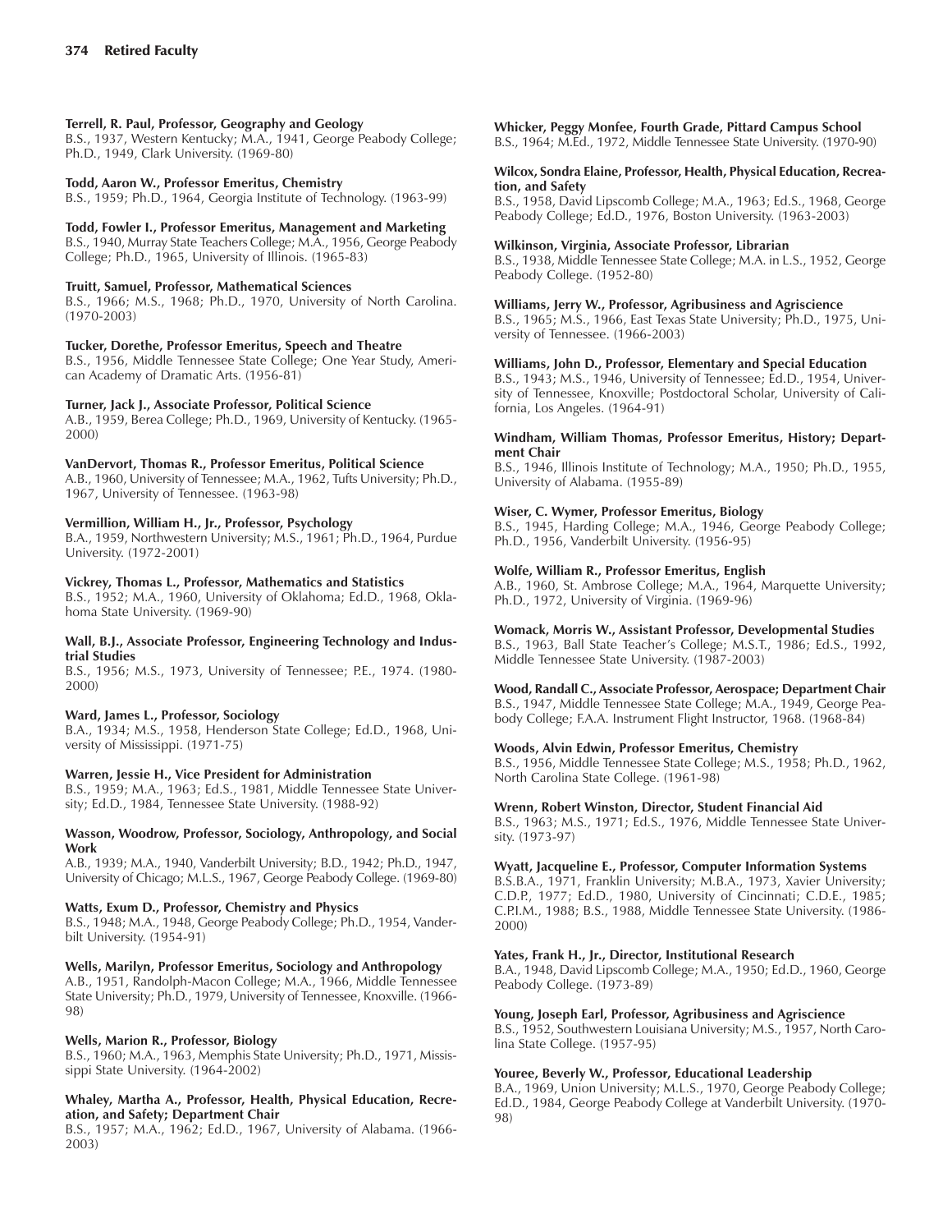**Terrell, R. Paul, Professor, Geography and Geology**
B.S., 1937, Western Kentucky; M.A., 1941, George Peabody College; Ph.D., 1949, Clark University. (1969-80)

**Todd, Aaron W., Professor Emeritus, Chemistry**
B.S., 1959; Ph.D., 1964, Georgia Institute of Technology. (1963-99)

**Todd, Fowler I., Professor Emeritus, Management and Marketing**
B.S., 1940, Murray State Teachers College; M.A., 1956, George Peabody College; Ph.D., 1965, University of Illinois. (1965-83)

**Truitt, Samuel, Professor, Mathematical Sciences**
B.S., 1966; M.S., 1968; Ph.D., 1970, University of North Carolina. (1970-2003)

**Tucker, Dorethe, Professor Emeritus, Speech and Theatre**
B.S., 1956, Middle Tennessee State College; One Year Study, American Academy of Dramatic Arts. (1956-81)

**Turner, Jack J., Associate Professor, Political Science**
A.B., 1959, Berea College; Ph.D., 1969, University of Kentucky. (1965-2000)

**VanDervort, Thomas R., Professor Emeritus, Political Science**
A.B., 1960, University of Tennessee; M.A., 1962, Tufts University; Ph.D., 1967, University of Tennessee. (1963-98)

**Vermillion, William H., Jr., Professor, Psychology**
B.A., 1959, Northwestern University; M.S., 1961; Ph.D., 1964, Purdue University. (1972-2001)

**Vickrey, Thomas L., Professor, Mathematics and Statistics**
B.S., 1952; M.A., 1960, University of Oklahoma; Ed.D., 1968, Oklahoma State University. (1969-90)

**Wall, B.J., Associate Professor, Engineering Technology and Industrial Studies**
B.S., 1956; M.S., 1973, University of Tennessee; P.E., 1974. (1980-2000)

**Ward, James L., Professor, Sociology**
B.A., 1934; M.S., 1958, Henderson State College; Ed.D., 1968, University of Mississippi. (1971-75)

**Warren, Jessie H., Vice President for Administration**
B.S., 1959; M.A., 1963; Ed.S., 1981, Middle Tennessee State University; Ed.D., 1984, Tennessee State University. (1988-92)

**Wasson, Woodrow, Professor, Sociology, Anthropology, and Social Work**
A.B., 1939; M.A., 1940, Vanderbilt University; B.D., 1942; Ph.D., 1947, University of Chicago; M.L.S., 1967, George Peabody College. (1969-80)

**Watts, Exum D., Professor, Chemistry and Physics**
B.S., 1948; M.A., 1948, George Peabody College; Ph.D., 1954, Vanderbilt University. (1954-91)

**Wells, Marilyn, Professor Emeritus, Sociology and Anthropology**
A.B., 1951, Randolph-Macon College; M.A., 1966, Middle Tennessee State University; Ph.D., 1979, University of Tennessee, Knoxville. (1966-98)

**Wells, Marion R., Professor, Biology**
B.S., 1960; M.A., 1963, Memphis State University; Ph.D., 1971, Mississippi State University. (1964-2002)

**Whaley, Martha A., Professor, Health, Physical Education, Recreation, and Safety; Department Chair**
B.S., 1957; M.A., 1962; Ed.D., 1967, University of Alabama. (1966-2003)

**Whicker, Peggy Monfee, Fourth Grade, Pittard Campus School**
B.S., 1964; M.Ed., 1972, Middle Tennessee State University. (1970-90)

**Wilcox, Sondra Elaine, Professor, Health, Physical Education, Recreation, and Safety**
B.S., 1958, David Lipscomb College; M.A., 1963; Ed.S., 1968, George Peabody College; Ed.D., 1976, Boston University. (1963-2003)

**Wilkinson, Virginia, Associate Professor, Librarian**
B.S., 1938, Middle Tennessee State College; M.A. in L.S., 1952, George Peabody College. (1952-80)

**Williams, Jerry W., Professor, Agribusiness and Agriscience**
B.S., 1965; M.S., 1966, East Texas State University; Ph.D., 1975, University of Tennessee. (1966-2003)

**Williams, John D., Professor, Elementary and Special Education**
B.S., 1943; M.S., 1946, University of Tennessee; Ed.D., 1954, University of Tennessee, Knoxville; Postdoctoral Scholar, University of California, Los Angeles. (1964-91)

**Windham, William Thomas, Professor Emeritus, History; Department Chair**
B.S., 1946, Illinois Institute of Technology; M.A., 1950; Ph.D., 1955, University of Alabama. (1955-89)

**Wiser, C. Wymer, Professor Emeritus, Biology**
B.S., 1945, Harding College; M.A., 1946, George Peabody College; Ph.D., 1956, Vanderbilt University. (1956-95)

**Wolfe, William R., Professor Emeritus, English**
A.B., 1960, St. Ambrose College; M.A., 1964, Marquette University; Ph.D., 1972, University of Virginia. (1969-96)

**Womack, Morris W., Assistant Professor, Developmental Studies**
B.S., 1963, Ball State Teacher's College; M.S.T., 1986; Ed.S., 1992, Middle Tennessee State University. (1987-2003)

**Wood, Randall C., Associate Professor, Aerospace; Department Chair**
B.S., 1947, Middle Tennessee State College; M.A., 1949, George Peabody College; F.A.A. Instrument Flight Instructor, 1968. (1968-84)

**Woods, Alvin Edwin, Professor Emeritus, Chemistry**
B.S., 1956, Middle Tennessee State College; M.S., 1958; Ph.D., 1962, North Carolina State College. (1961-98)

**Wrenn, Robert Winston, Director, Student Financial Aid**
B.S., 1963; M.S., 1971; Ed.S., 1976, Middle Tennessee State University. (1973-97)

**Wyatt, Jacqueline E., Professor, Computer Information Systems**
B.S.B.A., 1971, Franklin University; M.B.A., 1973, Xavier University; C.D.P., 1977; Ed.D., 1980, University of Cincinnati; C.D.E., 1985; C.P.I.M., 1988; B.S., 1988, Middle Tennessee State University. (1986-2000)

**Yates, Frank H., Jr., Director, Institutional Research**
B.A., 1948, David Lipscomb College; M.A., 1950; Ed.D., 1960, George Peabody College. (1973-89)

**Young, Joseph Earl, Professor, Agribusiness and Agriscience**
B.S., 1952, Southwestern Louisiana University; M.S., 1957, North Carolina State College. (1957-95)

**Youree, Beverly W., Professor, Educational Leadership**
B.A., 1969, Union University; M.L.S., 1970, George Peabody College; Ed.D., 1984, George Peabody College at Vanderbilt University. (1970-98)